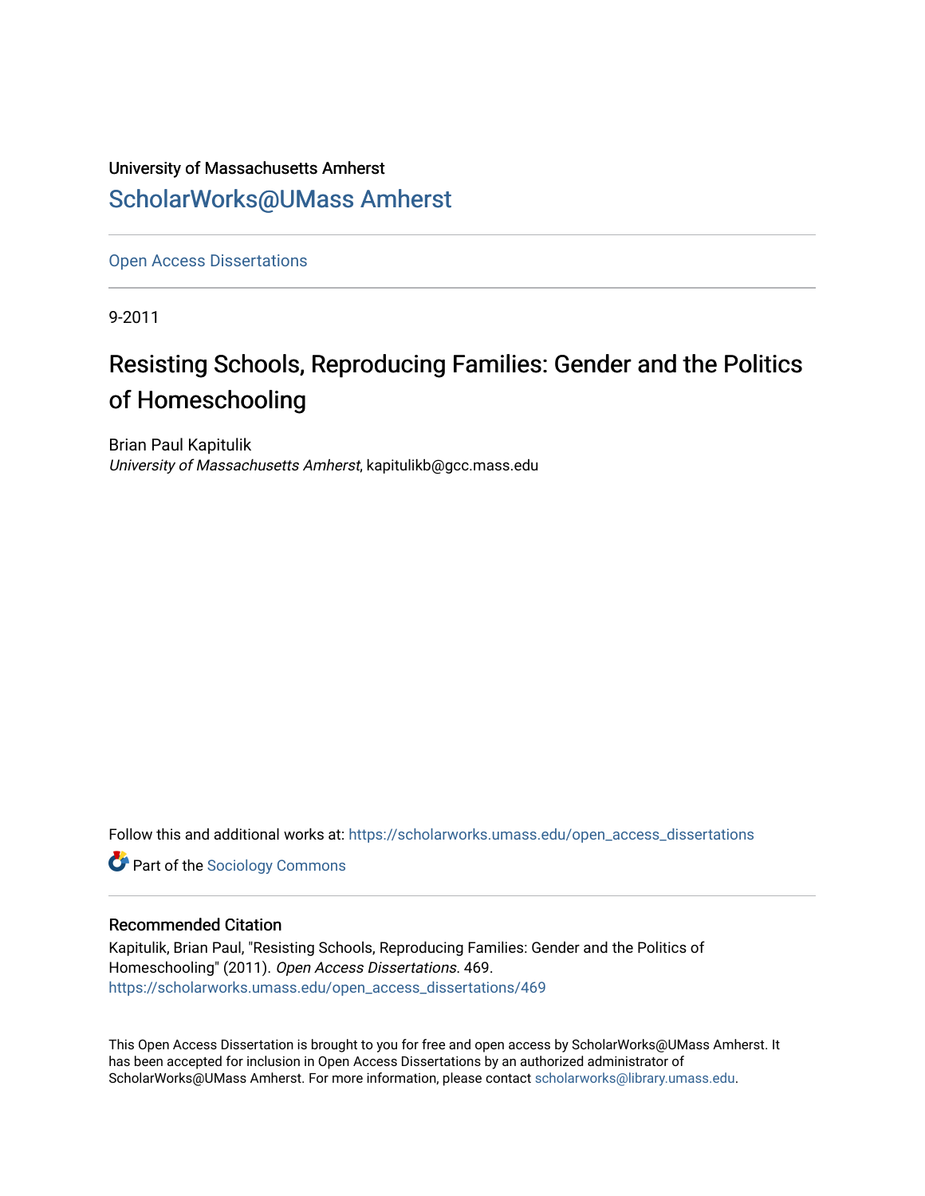University of Massachusetts Amherst

ScholarWorks@UMass Amherst

Open Access Dissertations

9-2011

# Resisting Schools, Reproducing Families: Gender and the Politics of Homeschooling

Brian Paul Kapitulik
*University of Massachusetts Amherst*, kapitulikb@gcc.mass.edu

Follow this and additional works at: https://scholarworks.umass.edu/open_access_dissertations

Part of the Sociology Commons

## Recommended Citation

Kapitulik, Brian Paul, "Resisting Schools, Reproducing Families: Gender and the Politics of Homeschooling" (2011). *Open Access Dissertations*. 469.
https://scholarworks.umass.edu/open_access_dissertations/469

This Open Access Dissertation is brought to you for free and open access by ScholarWorks@UMass Amherst. It has been accepted for inclusion in Open Access Dissertations by an authorized administrator of ScholarWorks@UMass Amherst. For more information, please contact scholarworks@library.umass.edu.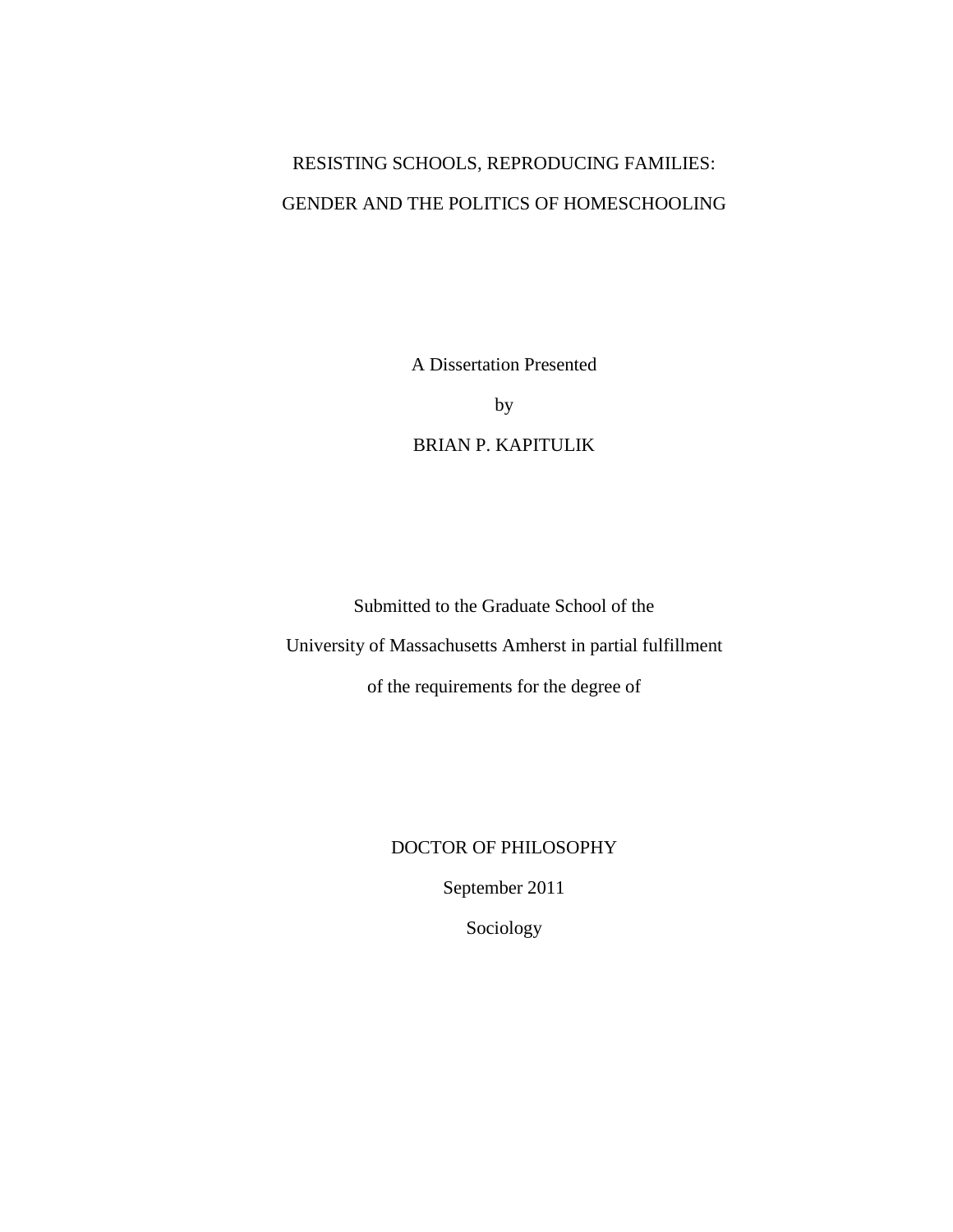# RESISTING SCHOOLS, REPRODUCING FAMILIES:
# GENDER AND THE POLITICS OF HOMESCHOOLING

A Dissertation Presented

by

BRIAN P. KAPITULIK

Submitted to the Graduate School of the

University of Massachusetts Amherst in partial fulfillment

of the requirements for the degree of

DOCTOR OF PHILOSOPHY

September 2011

Sociology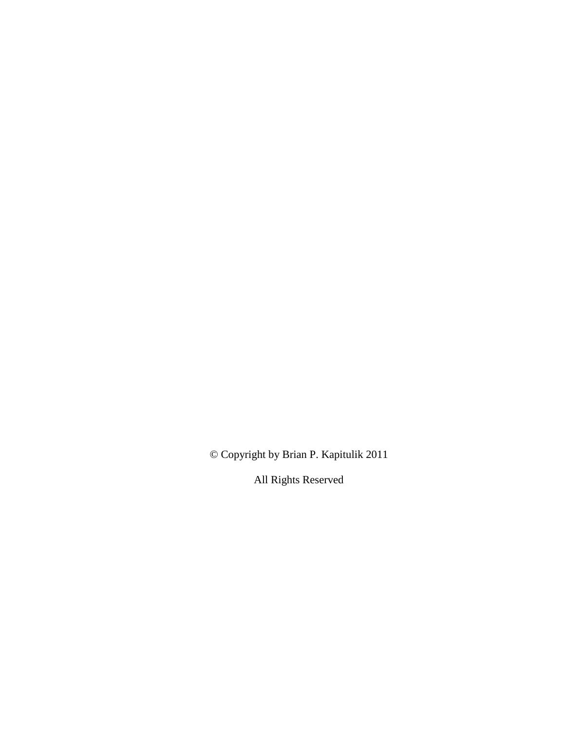© Copyright by Brian P. Kapitulik 2011

All Rights Reserved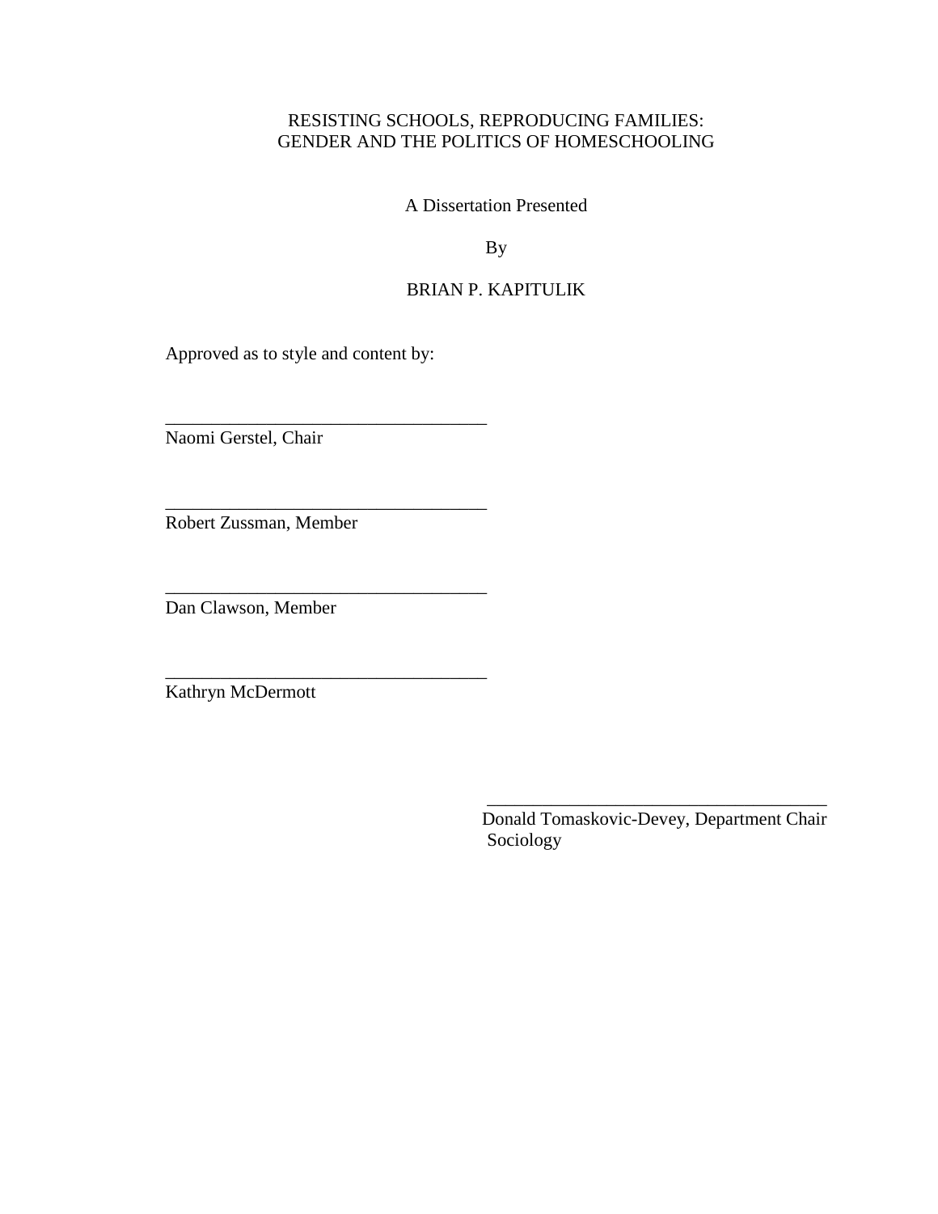RESISTING SCHOOLS, REPRODUCING FAMILIES:
GENDER AND THE POLITICS OF HOMESCHOOLING

A Dissertation Presented

By

BRIAN P. KAPITULIK

Approved as to style and content by:

_______________________________________
Naomi Gerstel, Chair

_______________________________________
Robert Zussman, Member

_______________________________________
Dan Clawson, Member

_______________________________________
Kathryn McDermott

_______________________________________
Donald Tomaskovic-Devey, Department Chair
Sociology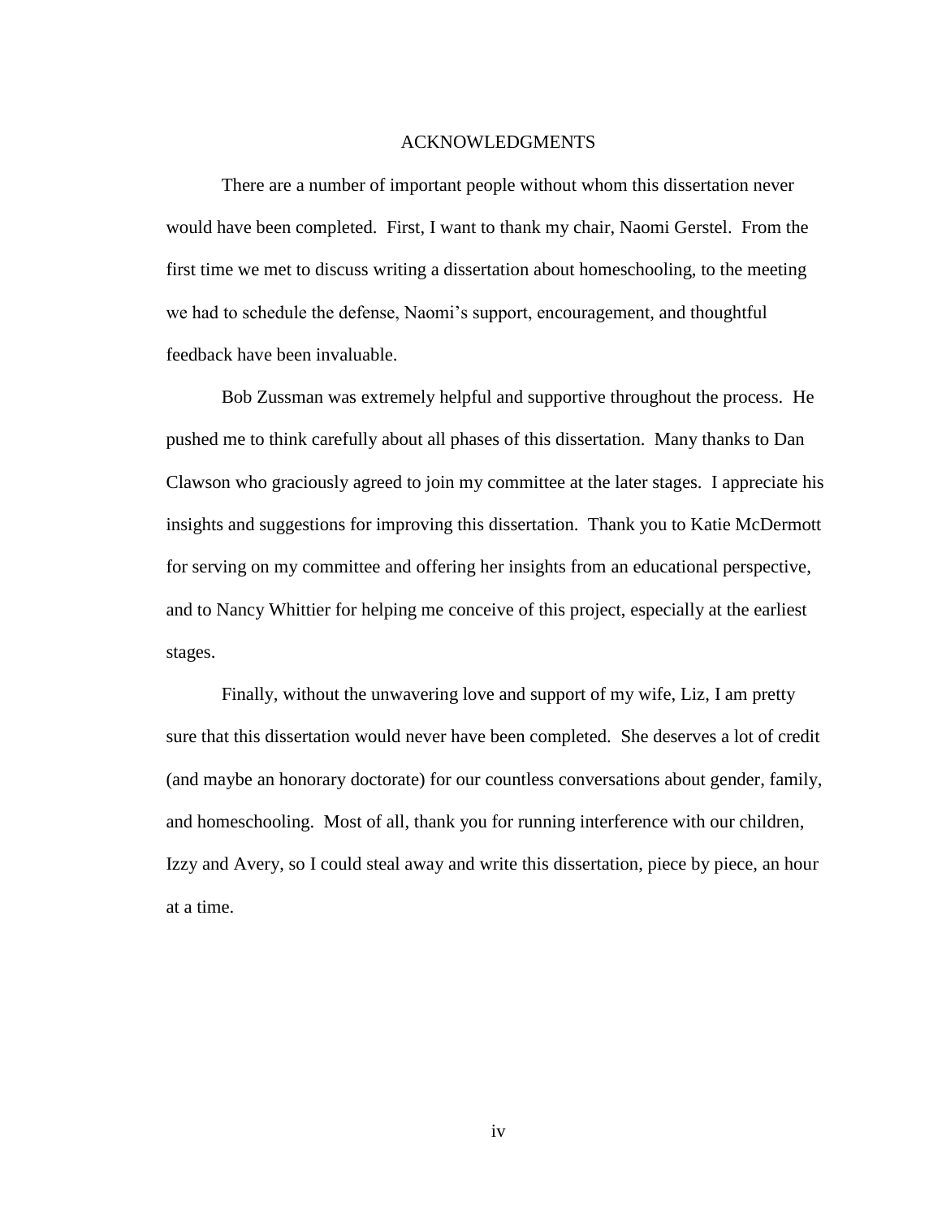# ACKNOWLEDGMENTS

There are a number of important people without whom this dissertation never would have been completed. First, I want to thank my chair, Naomi Gerstel. From the first time we met to discuss writing a dissertation about homeschooling, to the meeting we had to schedule the defense, Naomi's support, encouragement, and thoughtful feedback have been invaluable.

Bob Zussman was extremely helpful and supportive throughout the process. He pushed me to think carefully about all phases of this dissertation. Many thanks to Dan Clawson who graciously agreed to join my committee at the later stages. I appreciate his insights and suggestions for improving this dissertation. Thank you to Katie McDermott for serving on my committee and offering her insights from an educational perspective, and to Nancy Whittier for helping me conceive of this project, especially at the earliest stages.

Finally, without the unwavering love and support of my wife, Liz, I am pretty sure that this dissertation would never have been completed. She deserves a lot of credit (and maybe an honorary doctorate) for our countless conversations about gender, family, and homeschooling. Most of all, thank you for running interference with our children, Izzy and Avery, so I could steal away and write this dissertation, piece by piece, an hour at a time.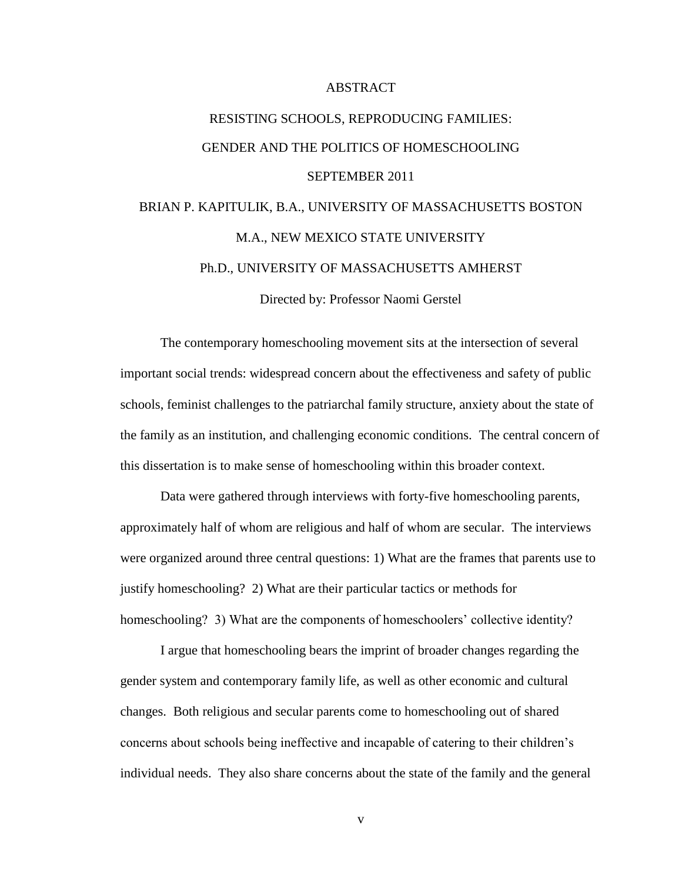# ABSTRACT

## RESISTING SCHOOLS, REPRODUCING FAMILIES:
## GENDER AND THE POLITICS OF HOMESCHOOLING

SEPTEMBER 2011

BRIAN P. KAPITULIK, B.A., UNIVERSITY OF MASSACHUSETTS BOSTON

M.A., NEW MEXICO STATE UNIVERSITY

Ph.D., UNIVERSITY OF MASSACHUSETTS AMHERST

Directed by: Professor Naomi Gerstel

The contemporary homeschooling movement sits at the intersection of several important social trends: widespread concern about the effectiveness and safety of public schools, feminist challenges to the patriarchal family structure, anxiety about the state of the family as an institution, and challenging economic conditions. The central concern of this dissertation is to make sense of homeschooling within this broader context.

Data were gathered through interviews with forty-five homeschooling parents, approximately half of whom are religious and half of whom are secular. The interviews were organized around three central questions: 1) What are the frames that parents use to justify homeschooling? 2) What are their particular tactics or methods for homeschooling? 3) What are the components of homeschoolers' collective identity?

I argue that homeschooling bears the imprint of broader changes regarding the gender system and contemporary family life, as well as other economic and cultural changes. Both religious and secular parents come to homeschooling out of shared concerns about schools being ineffective and incapable of catering to their children's individual needs. They also share concerns about the state of the family and the general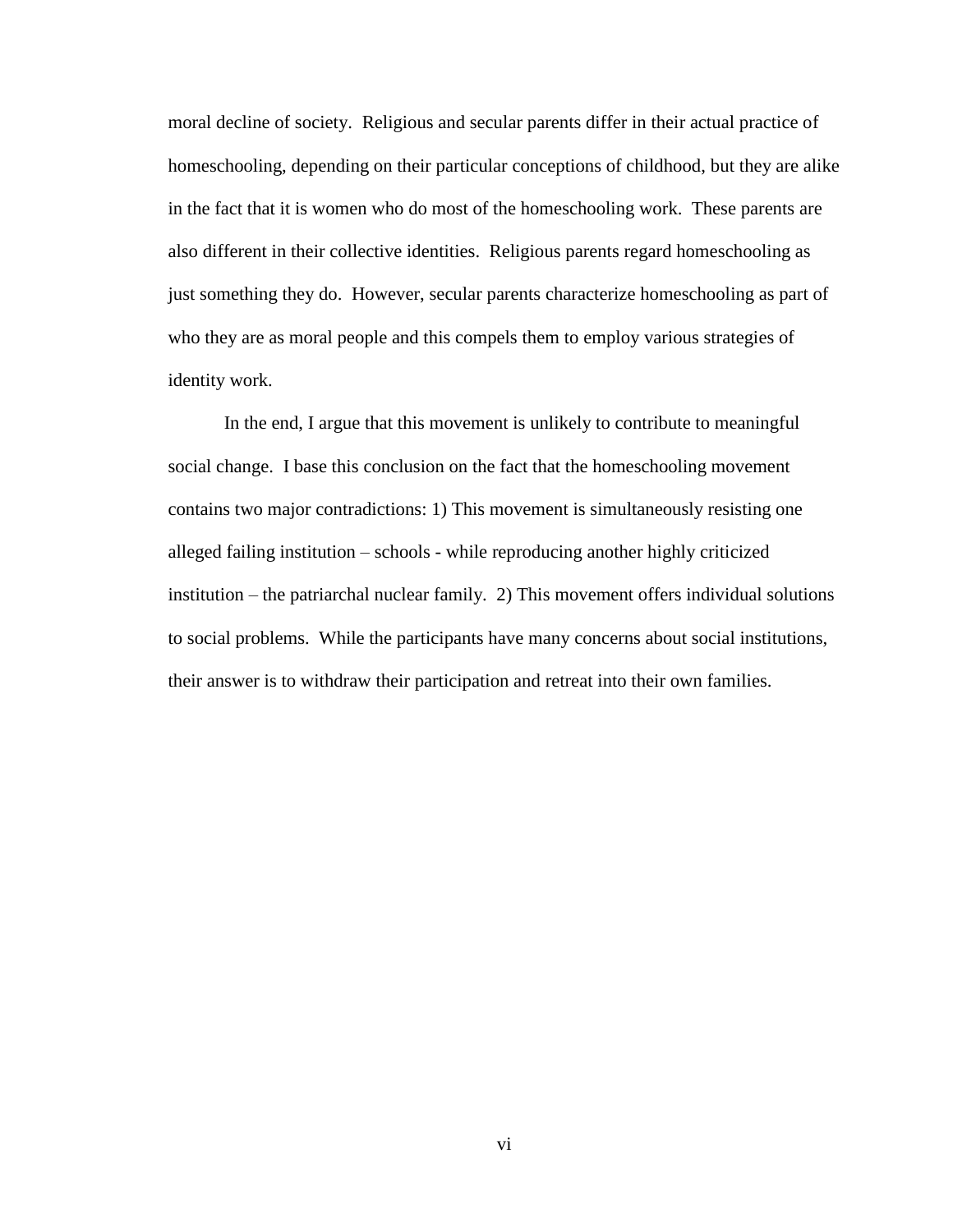moral decline of society. Religious and secular parents differ in their actual practice of homeschooling, depending on their particular conceptions of childhood, but they are alike in the fact that it is women who do most of the homeschooling work. These parents are also different in their collective identities. Religious parents regard homeschooling as just something they do. However, secular parents characterize homeschooling as part of who they are as moral people and this compels them to employ various strategies of identity work.

In the end, I argue that this movement is unlikely to contribute to meaningful social change. I base this conclusion on the fact that the homeschooling movement contains two major contradictions: 1) This movement is simultaneously resisting one alleged failing institution – schools - while reproducing another highly criticized institution – the patriarchal nuclear family. 2) This movement offers individual solutions to social problems. While the participants have many concerns about social institutions, their answer is to withdraw their participation and retreat into their own families.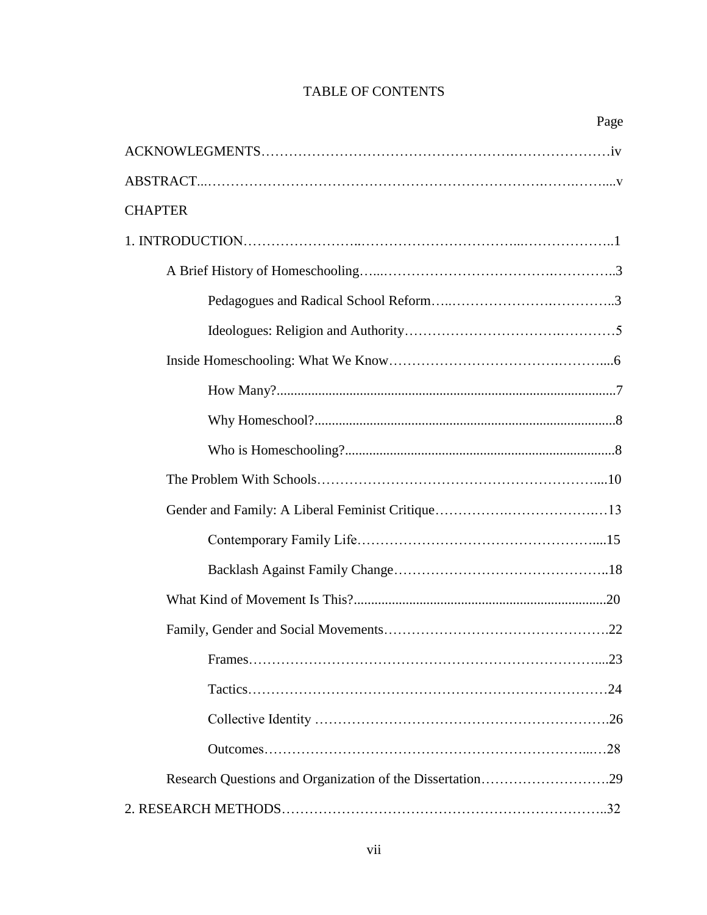# TABLE OF CONTENTS

Page

ACKNOWLEGMENTS……………………………………………….…………………iv

ABSTRACT...……………………………………………………………….…….…....v

CHAPTER

1. INTRODUCTION……………………..……………….…………...………………..1

- A Brief History of Homeschooling…...……………………………….…………..3
  - Pedagogues and Radical School Reform…..………………….…………..3
  - Ideologues: Religion and Authority………………………….…………5
- Inside Homeschooling: What We Know……………………………….……….....6
  - How Many?..................................................................................................7
  - Why Homeschool?.......................................................................................8
  - Who is Homeschooling?..............................................................................8
- The Problem With Schools………………………………………………….....10
- Gender and Family: A Liberal Feminist Critique…………….……………….…13
  - Contemporary Family Life…………………………………………….....15
  - Backlash Against Family Change……………………………………..18
- What Kind of Movement Is This?.........................................................................20
- Family, Gender and Social Movements……………………………………….22
  - Frames…………………………………………………………………....23
  - Tactics………………………………………………………….………24
  - Collective Identity …………………………….……………………….26
  - Outcomes…………………………………………………………...…28
- Research Questions and Organization of the Dissertation……………………….29

2. RESEARCH METHODS………………………………………………………..32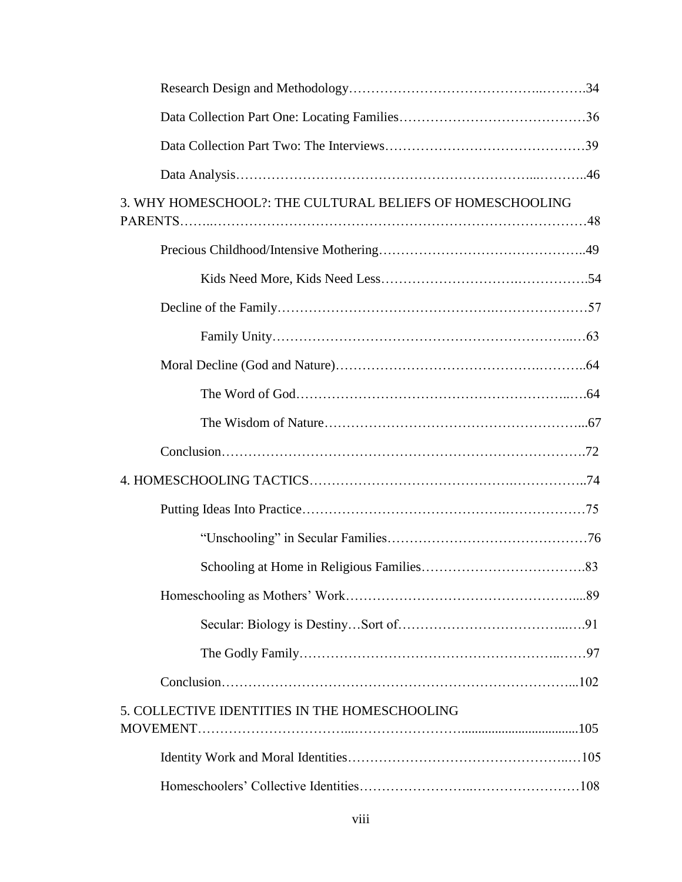Research Design and Methodology……………………………………..……….34

Data Collection Part One: Locating Families…………………………………36

Data Collection Part Two: The Interviews……………………………………39

Data Analysis……………………………………………………………...………..46

3. WHY HOMESCHOOL?: THE CULTURAL BELIEFS OF HOMESCHOOLING PARENTS……..………………………………………………………………………48

Precious Childhood/Intensive Mothering……………………………………..49

Kids Need More, Kids Need Less…………………………….…………….54

Decline of the Family……………………………………….…………………57

Family Unity…………………………………………………………..…63

Moral Decline (God and Nature)………………………………….………..64

The Word of God………………………………………………………..….64

The Wisdom of Nature………………………………………………...67

Conclusion…………………………………………………………………….72

4. HOMESCHOOLING TACTICS…………………………………….……………..74

Putting Ideas Into Practice…………………………………….……………75

"Unschooling" in Secular Families……………………………………76

Schooling at Home in Religious Families……………………………….83

Homeschooling as Mothers' Work……………………………………………...89

Secular: Biology is Destiny…Sort of………………………………...…91

The Godly Family…………………………………………………..……97

Conclusion……………………………………………………………………...102

5. COLLECTIVE IDENTITIES IN THE HOMESCHOOLING MOVEMENT…………………………...……………………..................................105

Identity Work and Moral Identities……………………………………..…105

Homeschoolers' Collective Identities……………………..……………………108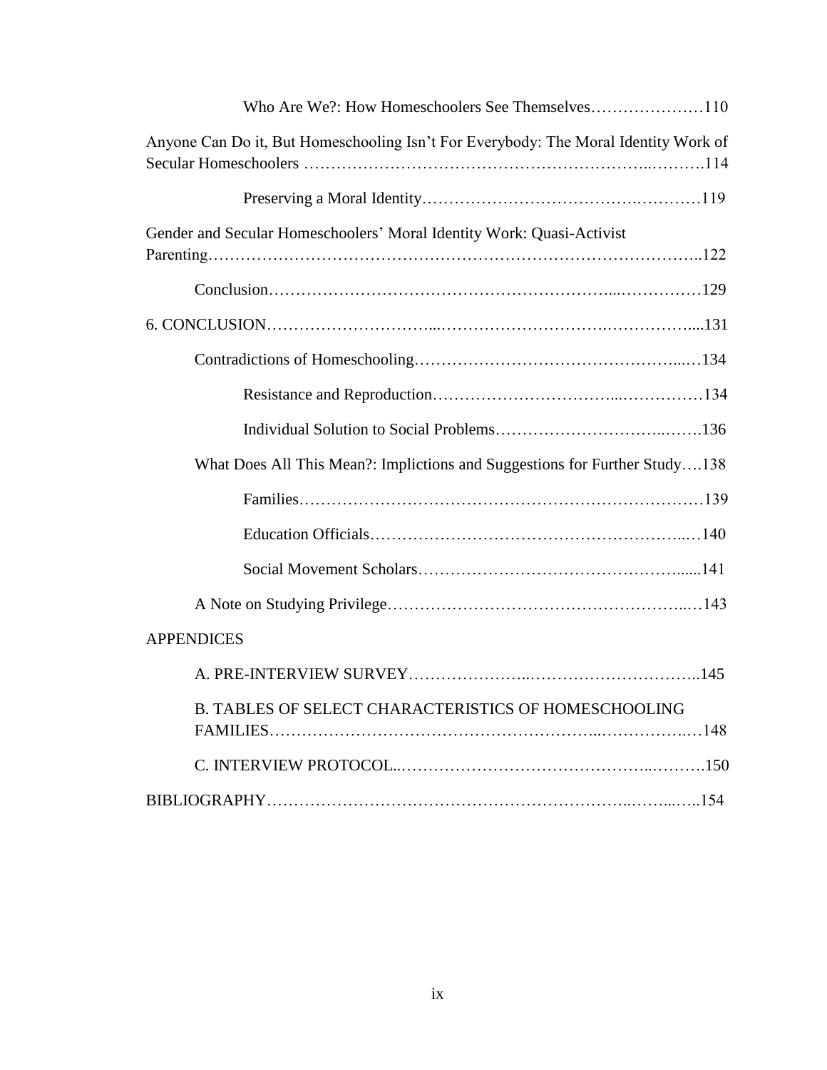Who Are We?: How Homeschoolers See Themselves…………………110

Anyone Can Do it, But Homeschooling Isn't For Everybody: The Moral Identity Work of Secular Homeschoolers ……………………………………………………..……….114

Preserving a Moral Identity……………………………….…………119

Gender and Secular Homeschoolers' Moral Identity Work: Quasi-Activist Parenting……………………………………………………………………………..122

Conclusion……………………………………………………...……………129

6. CONCLUSION…………………………...………………………….……………....131

Contradictions of Homeschooling…………………………………………...…134

Resistance and Reproduction……………………………...……………134

Individual Solution to Social Problems……………………………..…….136

What Does All This Mean?: Implictions and Suggestions for Further Study….138

Families………………………………………………………………139

Education Officials…………………………………………………..…140

Social Movement Scholars…………………………………………......141

A Note on Studying Privilege……………………………………………..…143

APPENDICES

A. PRE-INTERVIEW SURVEY…………………...…………………………..145

B. TABLES OF SELECT CHARACTERISTICS OF HOMESCHOOLING FAMILIES…………………………………………………..……………..…148

C. INTERVIEW PROTOCOL..……………………………………..……….150

BIBLIOGRAPHY…………………………………………………………..……...…..154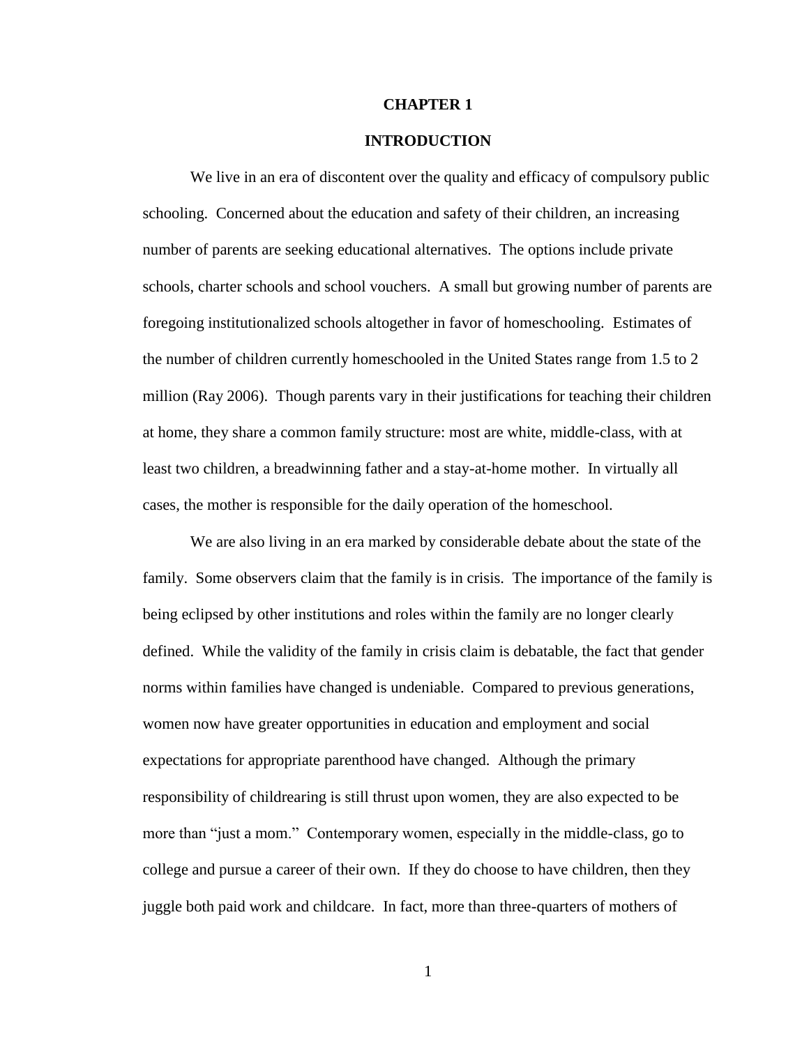# CHAPTER 1

# INTRODUCTION

We live in an era of discontent over the quality and efficacy of compulsory public schooling. Concerned about the education and safety of their children, an increasing number of parents are seeking educational alternatives. The options include private schools, charter schools and school vouchers. A small but growing number of parents are foregoing institutionalized schools altogether in favor of homeschooling. Estimates of the number of children currently homeschooled in the United States range from 1.5 to 2 million (Ray 2006). Though parents vary in their justifications for teaching their children at home, they share a common family structure: most are white, middle-class, with at least two children, a breadwinning father and a stay-at-home mother. In virtually all cases, the mother is responsible for the daily operation of the homeschool.

We are also living in an era marked by considerable debate about the state of the family. Some observers claim that the family is in crisis. The importance of the family is being eclipsed by other institutions and roles within the family are no longer clearly defined. While the validity of the family in crisis claim is debatable, the fact that gender norms within families have changed is undeniable. Compared to previous generations, women now have greater opportunities in education and employment and social expectations for appropriate parenthood have changed. Although the primary responsibility of childrearing is still thrust upon women, they are also expected to be more than "just a mom." Contemporary women, especially in the middle-class, go to college and pursue a career of their own. If they do choose to have children, then they juggle both paid work and childcare. In fact, more than three-quarters of mothers of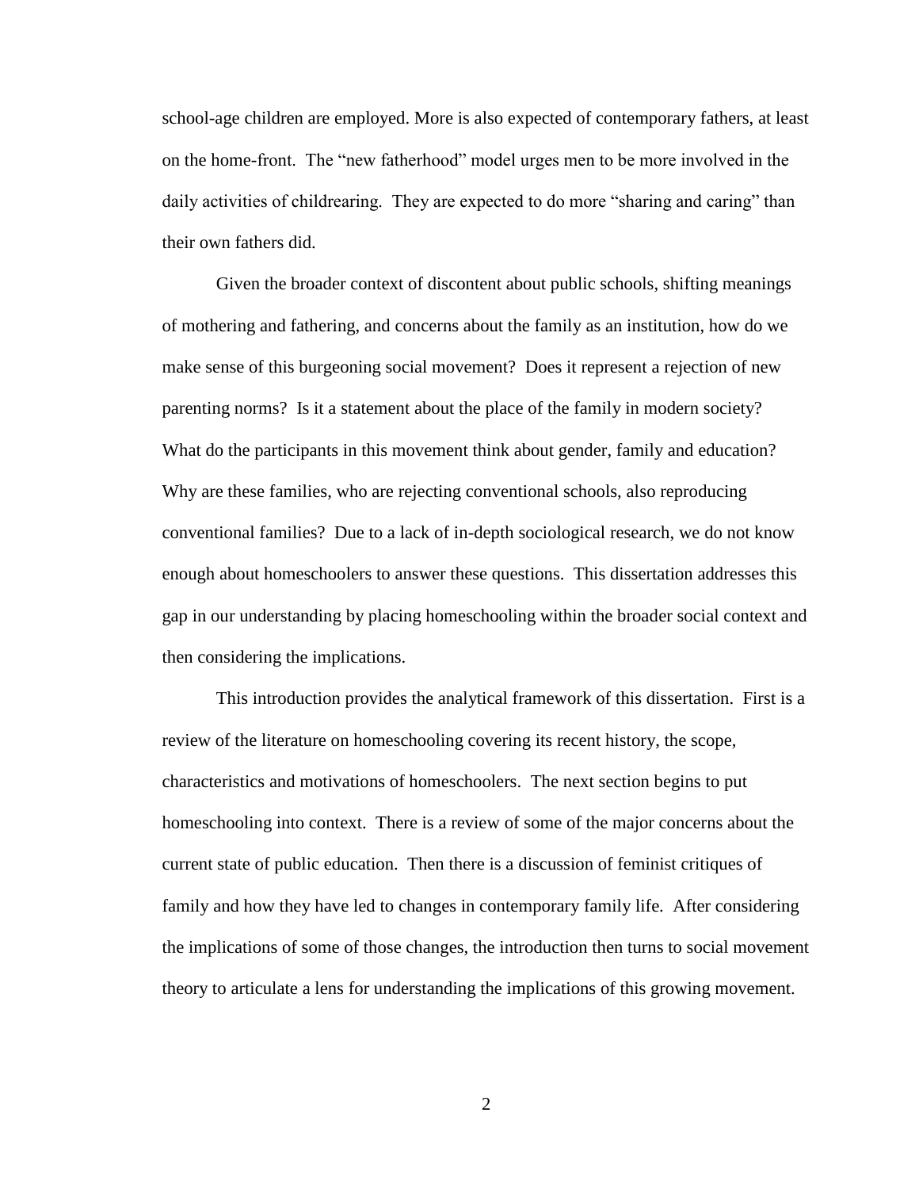school-age children are employed. More is also expected of contemporary fathers, at least on the home-front. The "new fatherhood" model urges men to be more involved in the daily activities of childrearing. They are expected to do more "sharing and caring" than their own fathers did.

Given the broader context of discontent about public schools, shifting meanings of mothering and fathering, and concerns about the family as an institution, how do we make sense of this burgeoning social movement? Does it represent a rejection of new parenting norms? Is it a statement about the place of the family in modern society? What do the participants in this movement think about gender, family and education? Why are these families, who are rejecting conventional schools, also reproducing conventional families? Due to a lack of in-depth sociological research, we do not know enough about homeschoolers to answer these questions. This dissertation addresses this gap in our understanding by placing homeschooling within the broader social context and then considering the implications.

This introduction provides the analytical framework of this dissertation. First is a review of the literature on homeschooling covering its recent history, the scope, characteristics and motivations of homeschoolers. The next section begins to put homeschooling into context. There is a review of some of the major concerns about the current state of public education. Then there is a discussion of feminist critiques of family and how they have led to changes in contemporary family life. After considering the implications of some of those changes, the introduction then turns to social movement theory to articulate a lens for understanding the implications of this growing movement.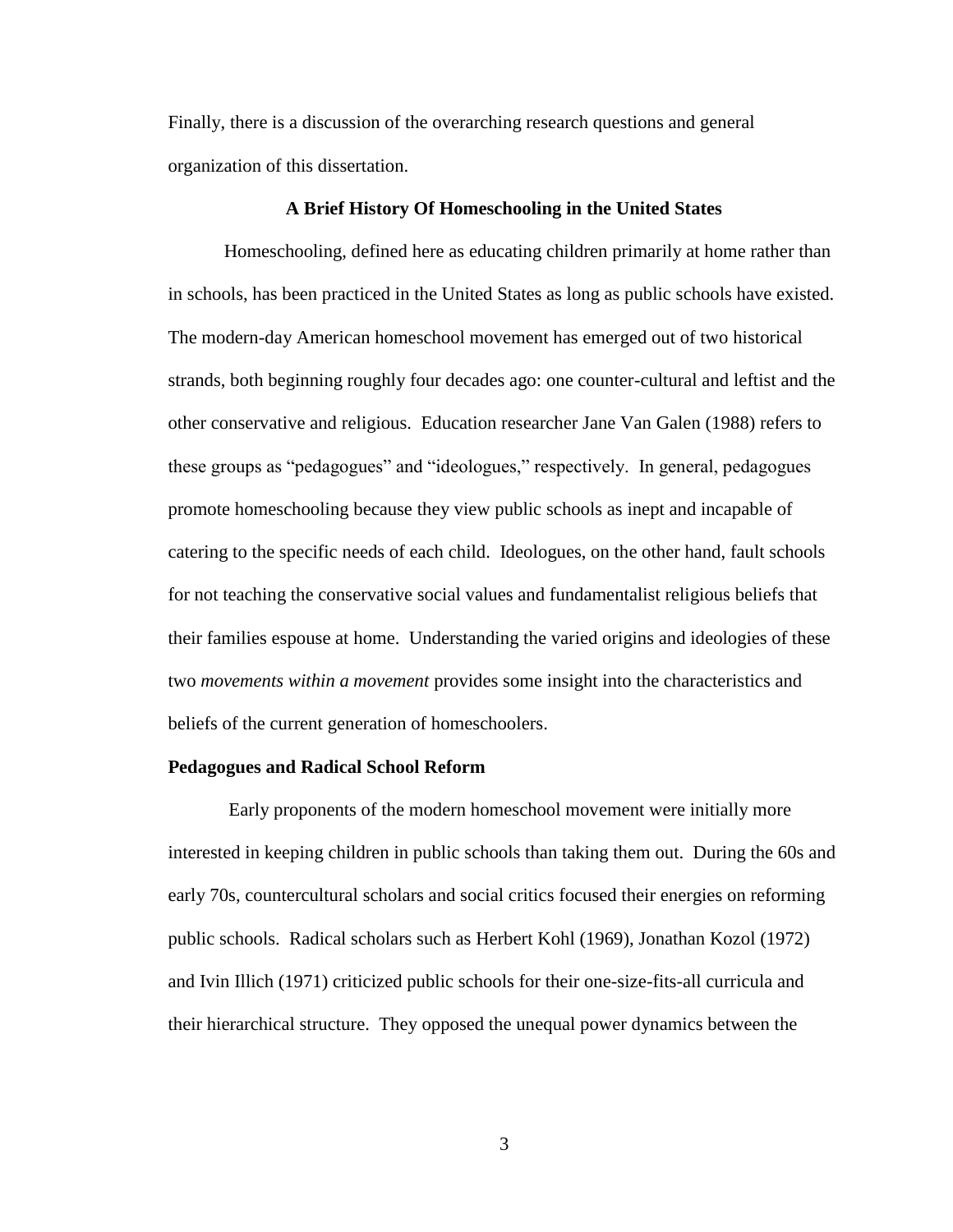Finally, there is a discussion of the overarching research questions and general organization of this dissertation.

## A Brief History Of Homeschooling in the United States

Homeschooling, defined here as educating children primarily at home rather than in schools, has been practiced in the United States as long as public schools have existed. The modern-day American homeschool movement has emerged out of two historical strands, both beginning roughly four decades ago: one counter-cultural and leftist and the other conservative and religious. Education researcher Jane Van Galen (1988) refers to these groups as "pedagogues" and "ideologues," respectively. In general, pedagogues promote homeschooling because they view public schools as inept and incapable of catering to the specific needs of each child. Ideologues, on the other hand, fault schools for not teaching the conservative social values and fundamentalist religious beliefs that their families espouse at home. Understanding the varied origins and ideologies of these two *movements within a movement* provides some insight into the characteristics and beliefs of the current generation of homeschoolers.

### Pedagogues and Radical School Reform

Early proponents of the modern homeschool movement were initially more interested in keeping children in public schools than taking them out. During the 60s and early 70s, countercultural scholars and social critics focused their energies on reforming public schools. Radical scholars such as Herbert Kohl (1969), Jonathan Kozol (1972) and Ivin Illich (1971) criticized public schools for their one-size-fits-all curricula and their hierarchical structure. They opposed the unequal power dynamics between the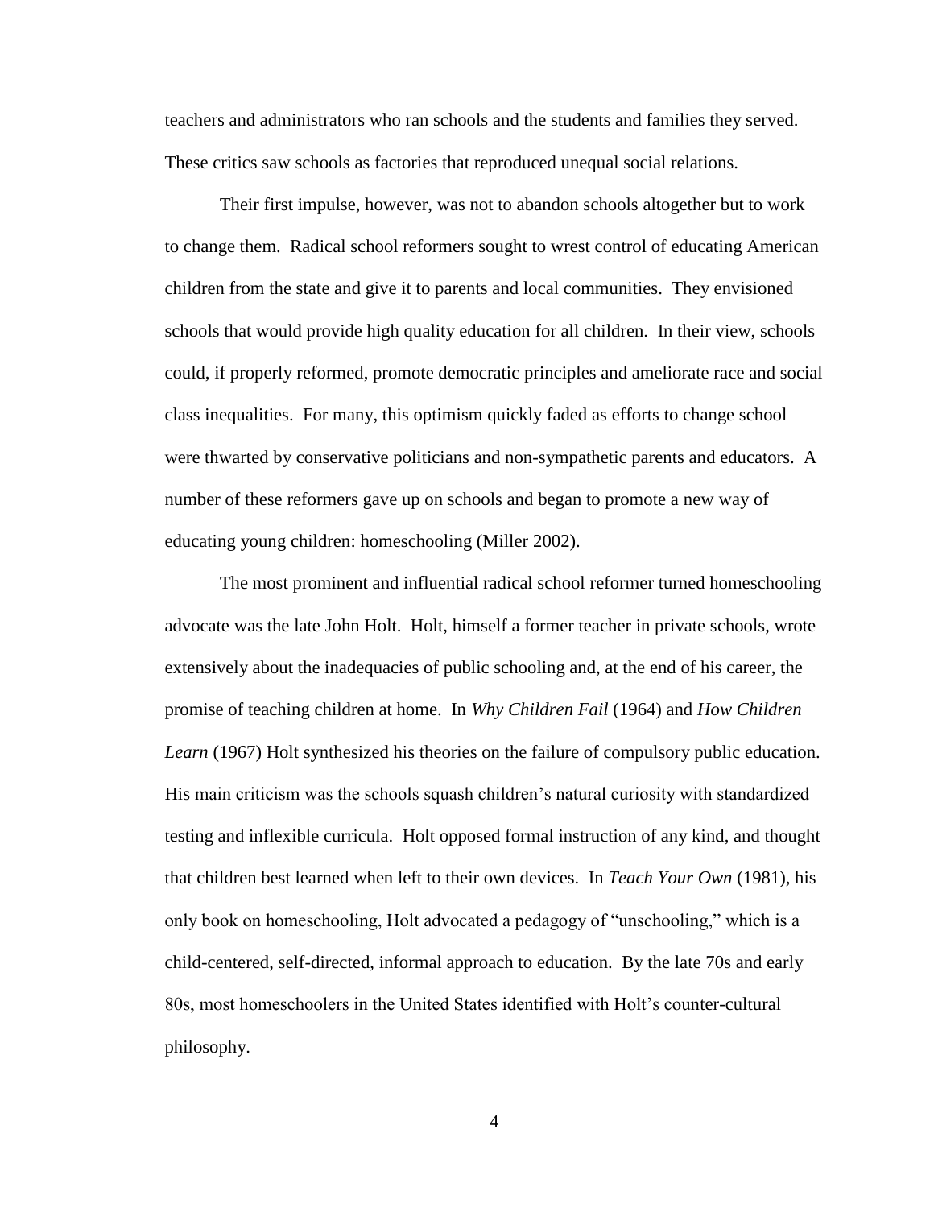teachers and administrators who ran schools and the students and families they served. These critics saw schools as factories that reproduced unequal social relations.

Their first impulse, however, was not to abandon schools altogether but to work to change them. Radical school reformers sought to wrest control of educating American children from the state and give it to parents and local communities. They envisioned schools that would provide high quality education for all children. In their view, schools could, if properly reformed, promote democratic principles and ameliorate race and social class inequalities. For many, this optimism quickly faded as efforts to change school were thwarted by conservative politicians and non-sympathetic parents and educators. A number of these reformers gave up on schools and began to promote a new way of educating young children: homeschooling (Miller 2002).

The most prominent and influential radical school reformer turned homeschooling advocate was the late John Holt. Holt, himself a former teacher in private schools, wrote extensively about the inadequacies of public schooling and, at the end of his career, the promise of teaching children at home. In *Why Children Fail* (1964) and *How Children Learn* (1967) Holt synthesized his theories on the failure of compulsory public education. His main criticism was the schools squash children's natural curiosity with standardized testing and inflexible curricula. Holt opposed formal instruction of any kind, and thought that children best learned when left to their own devices. In *Teach Your Own* (1981), his only book on homeschooling, Holt advocated a pedagogy of "unschooling," which is a child-centered, self-directed, informal approach to education. By the late 70s and early 80s, most homeschoolers in the United States identified with Holt's counter-cultural philosophy.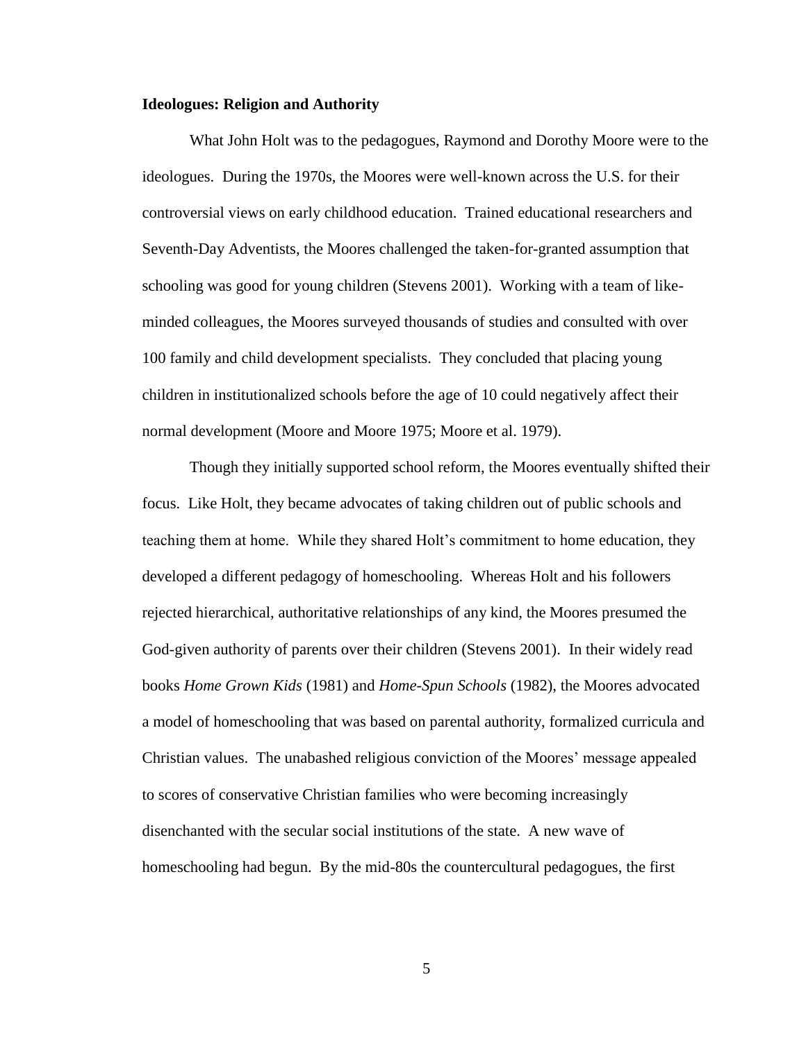**Ideologues: Religion and Authority**

What John Holt was to the pedagogues, Raymond and Dorothy Moore were to the ideologues. During the 1970s, the Moores were well-known across the U.S. for their controversial views on early childhood education. Trained educational researchers and Seventh-Day Adventists, the Moores challenged the taken-for-granted assumption that schooling was good for young children (Stevens 2001). Working with a team of like-minded colleagues, the Moores surveyed thousands of studies and consulted with over 100 family and child development specialists. They concluded that placing young children in institutionalized schools before the age of 10 could negatively affect their normal development (Moore and Moore 1975; Moore et al. 1979).

Though they initially supported school reform, the Moores eventually shifted their focus. Like Holt, they became advocates of taking children out of public schools and teaching them at home. While they shared Holt's commitment to home education, they developed a different pedagogy of homeschooling. Whereas Holt and his followers rejected hierarchical, authoritative relationships of any kind, the Moores presumed the God-given authority of parents over their children (Stevens 2001). In their widely read books *Home Grown Kids* (1981) and *Home-Spun Schools* (1982), the Moores advocated a model of homeschooling that was based on parental authority, formalized curricula and Christian values. The unabashed religious conviction of the Moores' message appealed to scores of conservative Christian families who were becoming increasingly disenchanted with the secular social institutions of the state. A new wave of homeschooling had begun. By the mid-80s the countercultural pedagogues, the first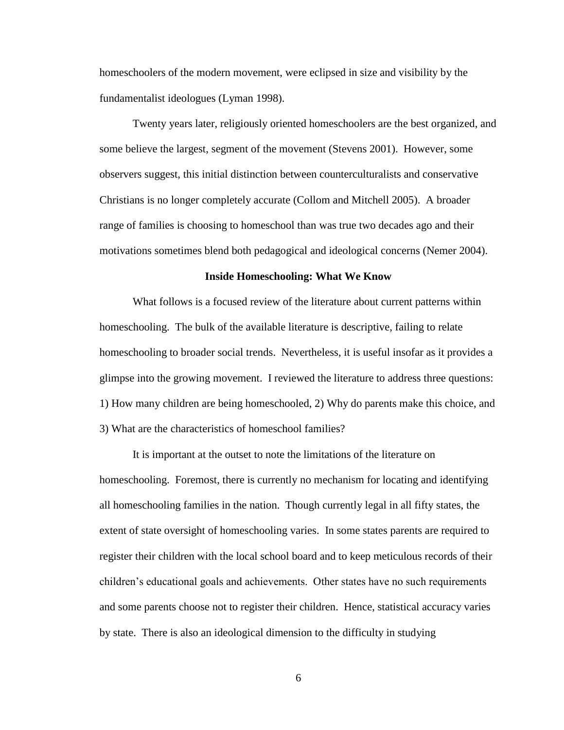homeschoolers of the modern movement, were eclipsed in size and visibility by the fundamentalist ideologues (Lyman 1998).

Twenty years later, religiously oriented homeschoolers are the best organized, and some believe the largest, segment of the movement (Stevens 2001). However, some observers suggest, this initial distinction between counterculturalists and conservative Christians is no longer completely accurate (Collom and Mitchell 2005). A broader range of families is choosing to homeschool than was true two decades ago and their motivations sometimes blend both pedagogical and ideological concerns (Nemer 2004).

## Inside Homeschooling: What We Know

What follows is a focused review of the literature about current patterns within homeschooling. The bulk of the available literature is descriptive, failing to relate homeschooling to broader social trends. Nevertheless, it is useful insofar as it provides a glimpse into the growing movement. I reviewed the literature to address three questions: 1) How many children are being homeschooled, 2) Why do parents make this choice, and 3) What are the characteristics of homeschool families?

It is important at the outset to note the limitations of the literature on homeschooling. Foremost, there is currently no mechanism for locating and identifying all homeschooling families in the nation. Though currently legal in all fifty states, the extent of state oversight of homeschooling varies. In some states parents are required to register their children with the local school board and to keep meticulous records of their children's educational goals and achievements. Other states have no such requirements and some parents choose not to register their children. Hence, statistical accuracy varies by state. There is also an ideological dimension to the difficulty in studying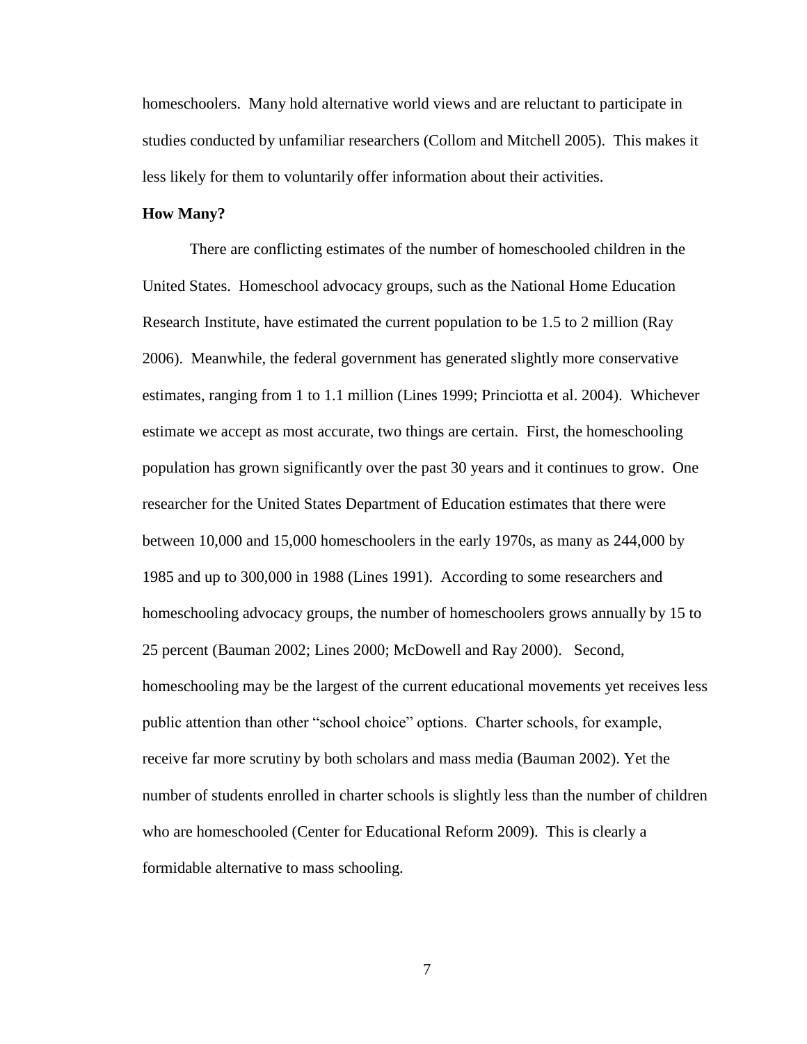homeschoolers. Many hold alternative world views and are reluctant to participate in studies conducted by unfamiliar researchers (Collom and Mitchell 2005). This makes it less likely for them to voluntarily offer information about their activities.

**How Many?**

There are conflicting estimates of the number of homeschooled children in the United States. Homeschool advocacy groups, such as the National Home Education Research Institute, have estimated the current population to be 1.5 to 2 million (Ray 2006). Meanwhile, the federal government has generated slightly more conservative estimates, ranging from 1 to 1.1 million (Lines 1999; Princiotta et al. 2004). Whichever estimate we accept as most accurate, two things are certain. First, the homeschooling population has grown significantly over the past 30 years and it continues to grow. One researcher for the United States Department of Education estimates that there were between 10,000 and 15,000 homeschoolers in the early 1970s, as many as 244,000 by 1985 and up to 300,000 in 1988 (Lines 1991). According to some researchers and homeschooling advocacy groups, the number of homeschoolers grows annually by 15 to 25 percent (Bauman 2002; Lines 2000; McDowell and Ray 2000). Second, homeschooling may be the largest of the current educational movements yet receives less public attention than other "school choice" options. Charter schools, for example, receive far more scrutiny by both scholars and mass media (Bauman 2002). Yet the number of students enrolled in charter schools is slightly less than the number of children who are homeschooled (Center for Educational Reform 2009). This is clearly a formidable alternative to mass schooling.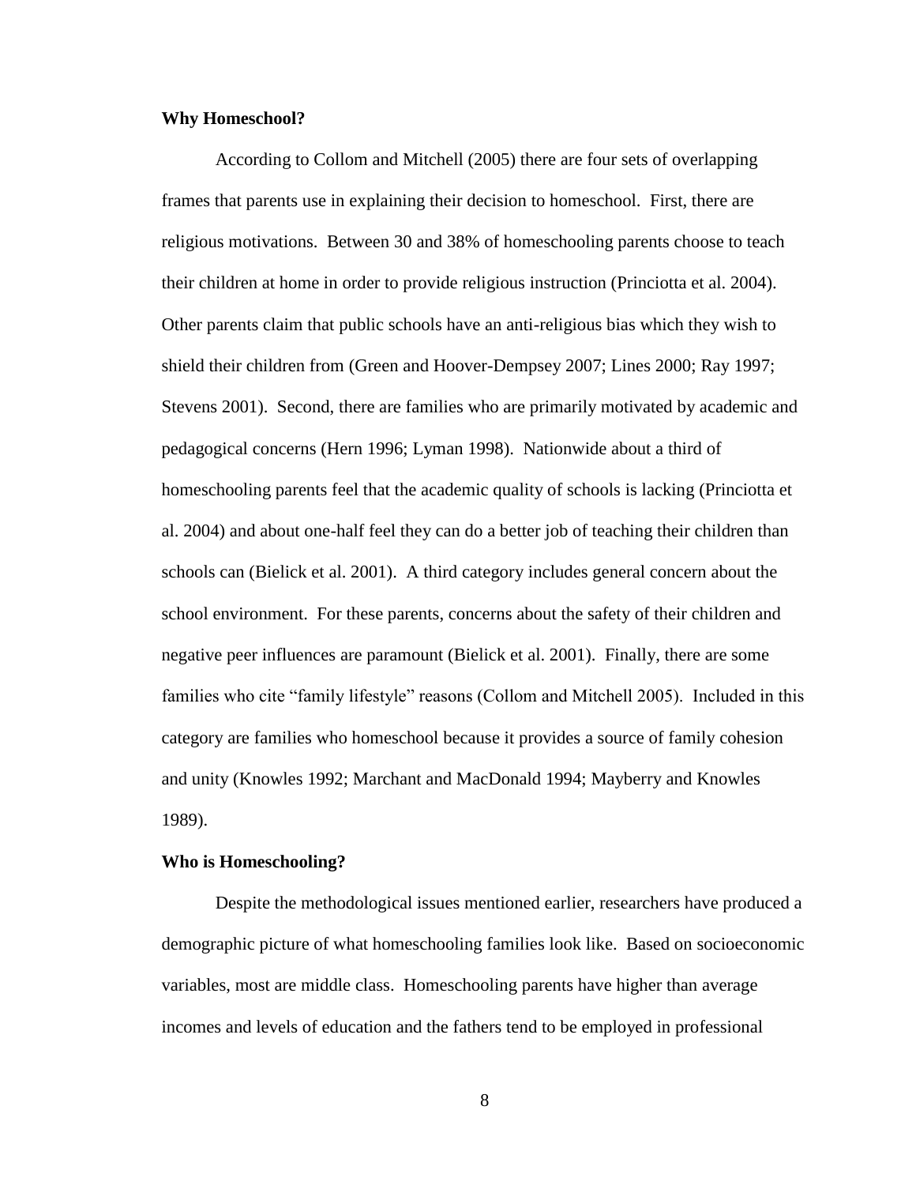**Why Homeschool?**

According to Collom and Mitchell (2005) there are four sets of overlapping frames that parents use in explaining their decision to homeschool. First, there are religious motivations. Between 30 and 38% of homeschooling parents choose to teach their children at home in order to provide religious instruction (Princiotta et al. 2004). Other parents claim that public schools have an anti-religious bias which they wish to shield their children from (Green and Hoover-Dempsey 2007; Lines 2000; Ray 1997; Stevens 2001). Second, there are families who are primarily motivated by academic and pedagogical concerns (Hern 1996; Lyman 1998). Nationwide about a third of homeschooling parents feel that the academic quality of schools is lacking (Princiotta et al. 2004) and about one-half feel they can do a better job of teaching their children than schools can (Bielick et al. 2001). A third category includes general concern about the school environment. For these parents, concerns about the safety of their children and negative peer influences are paramount (Bielick et al. 2001). Finally, there are some families who cite "family lifestyle" reasons (Collom and Mitchell 2005). Included in this category are families who homeschool because it provides a source of family cohesion and unity (Knowles 1992; Marchant and MacDonald 1994; Mayberry and Knowles 1989).

**Who is Homeschooling?**

Despite the methodological issues mentioned earlier, researchers have produced a demographic picture of what homeschooling families look like. Based on socioeconomic variables, most are middle class. Homeschooling parents have higher than average incomes and levels of education and the fathers tend to be employed in professional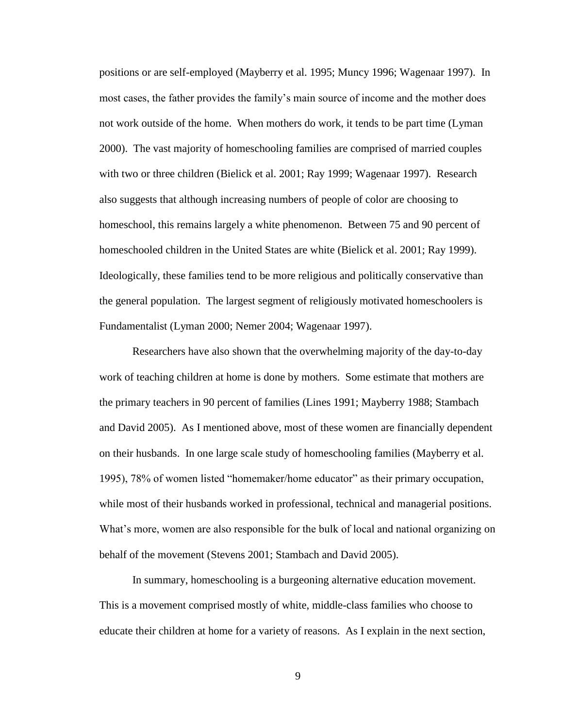positions or are self-employed (Mayberry et al. 1995; Muncy 1996; Wagenaar 1997). In most cases, the father provides the family's main source of income and the mother does not work outside of the home. When mothers do work, it tends to be part time (Lyman 2000). The vast majority of homeschooling families are comprised of married couples with two or three children (Bielick et al. 2001; Ray 1999; Wagenaar 1997). Research also suggests that although increasing numbers of people of color are choosing to homeschool, this remains largely a white phenomenon. Between 75 and 90 percent of homeschooled children in the United States are white (Bielick et al. 2001; Ray 1999). Ideologically, these families tend to be more religious and politically conservative than the general population. The largest segment of religiously motivated homeschoolers is Fundamentalist (Lyman 2000; Nemer 2004; Wagenaar 1997).

Researchers have also shown that the overwhelming majority of the day-to-day work of teaching children at home is done by mothers. Some estimate that mothers are the primary teachers in 90 percent of families (Lines 1991; Mayberry 1988; Stambach and David 2005). As I mentioned above, most of these women are financially dependent on their husbands. In one large scale study of homeschooling families (Mayberry et al. 1995), 78% of women listed "homemaker/home educator" as their primary occupation, while most of their husbands worked in professional, technical and managerial positions. What's more, women are also responsible for the bulk of local and national organizing on behalf of the movement (Stevens 2001; Stambach and David 2005).

In summary, homeschooling is a burgeoning alternative education movement. This is a movement comprised mostly of white, middle-class families who choose to educate their children at home for a variety of reasons. As I explain in the next section,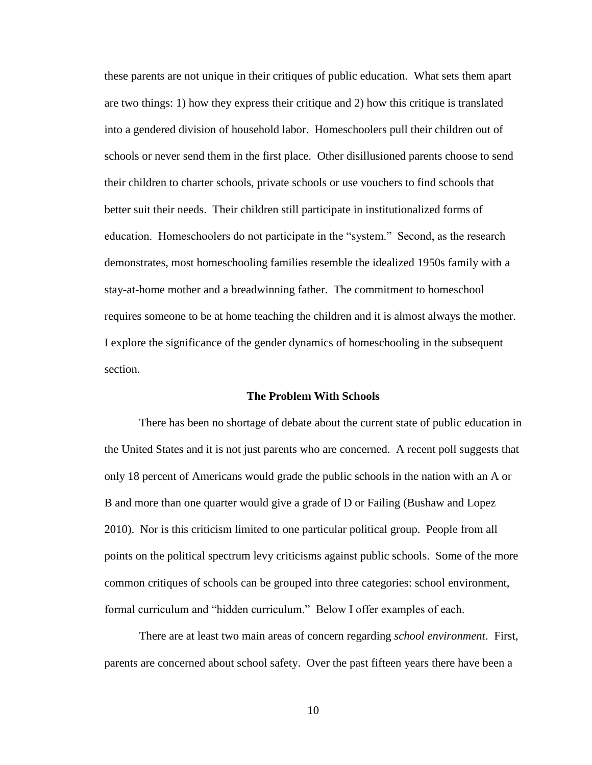these parents are not unique in their critiques of public education. What sets them apart are two things: 1) how they express their critique and 2) how this critique is translated into a gendered division of household labor. Homeschoolers pull their children out of schools or never send them in the first place. Other disillusioned parents choose to send their children to charter schools, private schools or use vouchers to find schools that better suit their needs. Their children still participate in institutionalized forms of education. Homeschoolers do not participate in the "system." Second, as the research demonstrates, most homeschooling families resemble the idealized 1950s family with a stay-at-home mother and a breadwinning father. The commitment to homeschool requires someone to be at home teaching the children and it is almost always the mother. I explore the significance of the gender dynamics of homeschooling in the subsequent section.

## The Problem With Schools

There has been no shortage of debate about the current state of public education in the United States and it is not just parents who are concerned. A recent poll suggests that only 18 percent of Americans would grade the public schools in the nation with an A or B and more than one quarter would give a grade of D or Failing (Bushaw and Lopez 2010). Nor is this criticism limited to one particular political group. People from all points on the political spectrum levy criticisms against public schools. Some of the more common critiques of schools can be grouped into three categories: school environment, formal curriculum and "hidden curriculum." Below I offer examples of each.

There are at least two main areas of concern regarding *school environment*. First, parents are concerned about school safety. Over the past fifteen years there have been a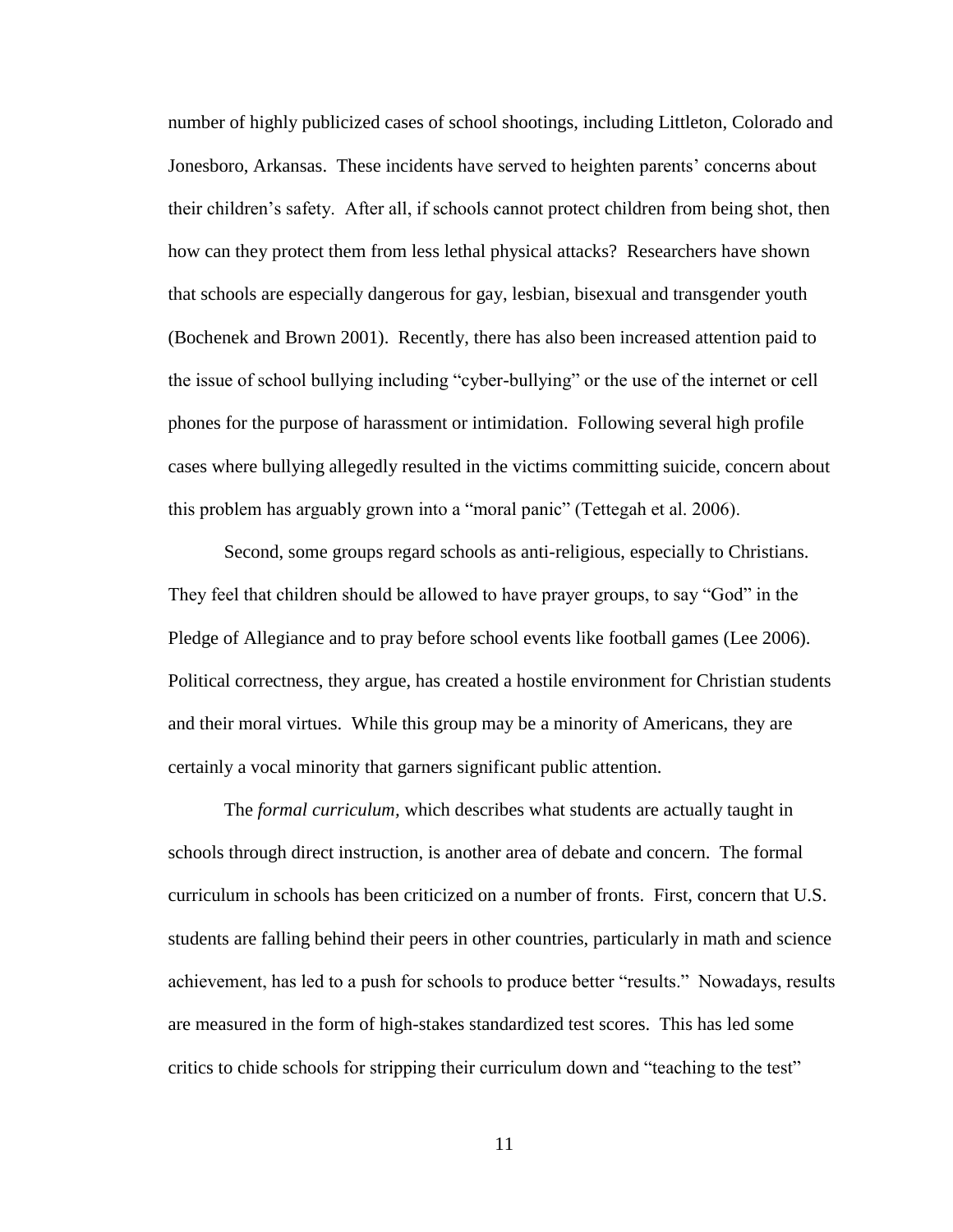number of highly publicized cases of school shootings, including Littleton, Colorado and Jonesboro, Arkansas. These incidents have served to heighten parents' concerns about their children's safety. After all, if schools cannot protect children from being shot, then how can they protect them from less lethal physical attacks? Researchers have shown that schools are especially dangerous for gay, lesbian, bisexual and transgender youth (Bochenek and Brown 2001). Recently, there has also been increased attention paid to the issue of school bullying including "cyber-bullying" or the use of the internet or cell phones for the purpose of harassment or intimidation. Following several high profile cases where bullying allegedly resulted in the victims committing suicide, concern about this problem has arguably grown into a "moral panic" (Tettegah et al. 2006).

Second, some groups regard schools as anti-religious, especially to Christians. They feel that children should be allowed to have prayer groups, to say "God" in the Pledge of Allegiance and to pray before school events like football games (Lee 2006). Political correctness, they argue, has created a hostile environment for Christian students and their moral virtues. While this group may be a minority of Americans, they are certainly a vocal minority that garners significant public attention.

The *formal curriculum*, which describes what students are actually taught in schools through direct instruction, is another area of debate and concern. The formal curriculum in schools has been criticized on a number of fronts. First, concern that U.S. students are falling behind their peers in other countries, particularly in math and science achievement, has led to a push for schools to produce better "results." Nowadays, results are measured in the form of high-stakes standardized test scores. This has led some critics to chide schools for stripping their curriculum down and "teaching to the test"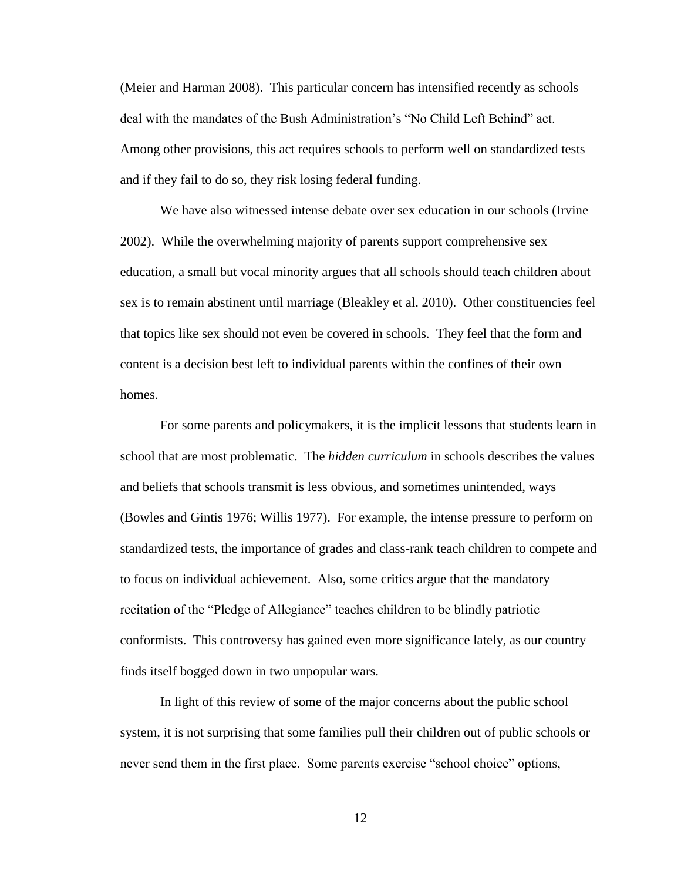(Meier and Harman 2008). This particular concern has intensified recently as schools deal with the mandates of the Bush Administration's "No Child Left Behind" act. Among other provisions, this act requires schools to perform well on standardized tests and if they fail to do so, they risk losing federal funding.

We have also witnessed intense debate over sex education in our schools (Irvine 2002). While the overwhelming majority of parents support comprehensive sex education, a small but vocal minority argues that all schools should teach children about sex is to remain abstinent until marriage (Bleakley et al. 2010). Other constituencies feel that topics like sex should not even be covered in schools. They feel that the form and content is a decision best left to individual parents within the confines of their own homes.

For some parents and policymakers, it is the implicit lessons that students learn in school that are most problematic. The *hidden curriculum* in schools describes the values and beliefs that schools transmit is less obvious, and sometimes unintended, ways (Bowles and Gintis 1976; Willis 1977). For example, the intense pressure to perform on standardized tests, the importance of grades and class-rank teach children to compete and to focus on individual achievement. Also, some critics argue that the mandatory recitation of the "Pledge of Allegiance" teaches children to be blindly patriotic conformists. This controversy has gained even more significance lately, as our country finds itself bogged down in two unpopular wars.

In light of this review of some of the major concerns about the public school system, it is not surprising that some families pull their children out of public schools or never send them in the first place. Some parents exercise "school choice" options,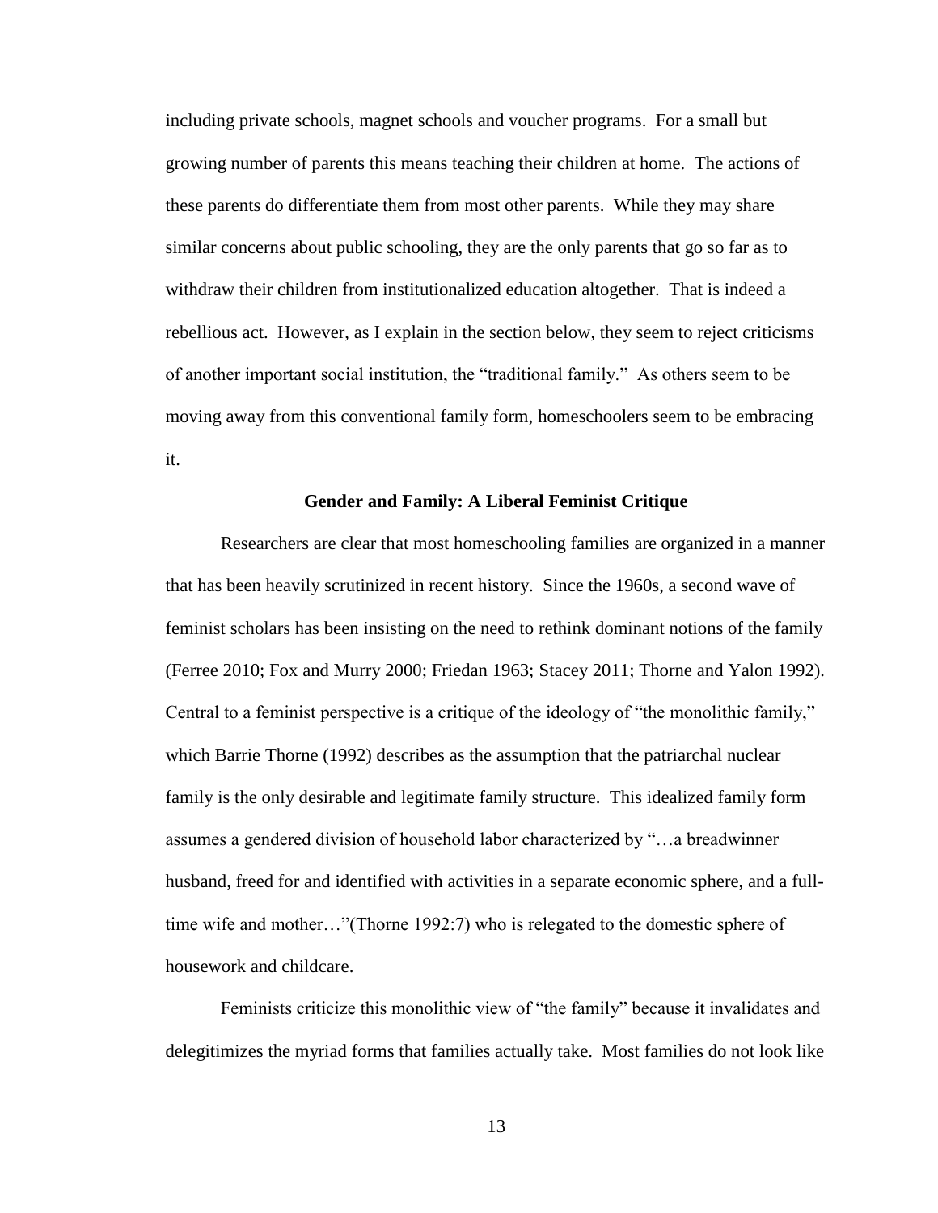including private schools, magnet schools and voucher programs. For a small but growing number of parents this means teaching their children at home. The actions of these parents do differentiate them from most other parents. While they may share similar concerns about public schooling, they are the only parents that go so far as to withdraw their children from institutionalized education altogether. That is indeed a rebellious act. However, as I explain in the section below, they seem to reject criticisms of another important social institution, the "traditional family." As others seem to be moving away from this conventional family form, homeschoolers seem to be embracing it.

## Gender and Family: A Liberal Feminist Critique

Researchers are clear that most homeschooling families are organized in a manner that has been heavily scrutinized in recent history. Since the 1960s, a second wave of feminist scholars has been insisting on the need to rethink dominant notions of the family (Ferree 2010; Fox and Murry 2000; Friedan 1963; Stacey 2011; Thorne and Yalon 1992). Central to a feminist perspective is a critique of the ideology of "the monolithic family," which Barrie Thorne (1992) describes as the assumption that the patriarchal nuclear family is the only desirable and legitimate family structure. This idealized family form assumes a gendered division of household labor characterized by "…a breadwinner husband, freed for and identified with activities in a separate economic sphere, and a full-time wife and mother…"(Thorne 1992:7) who is relegated to the domestic sphere of housework and childcare.

Feminists criticize this monolithic view of "the family" because it invalidates and delegitimizes the myriad forms that families actually take. Most families do not look like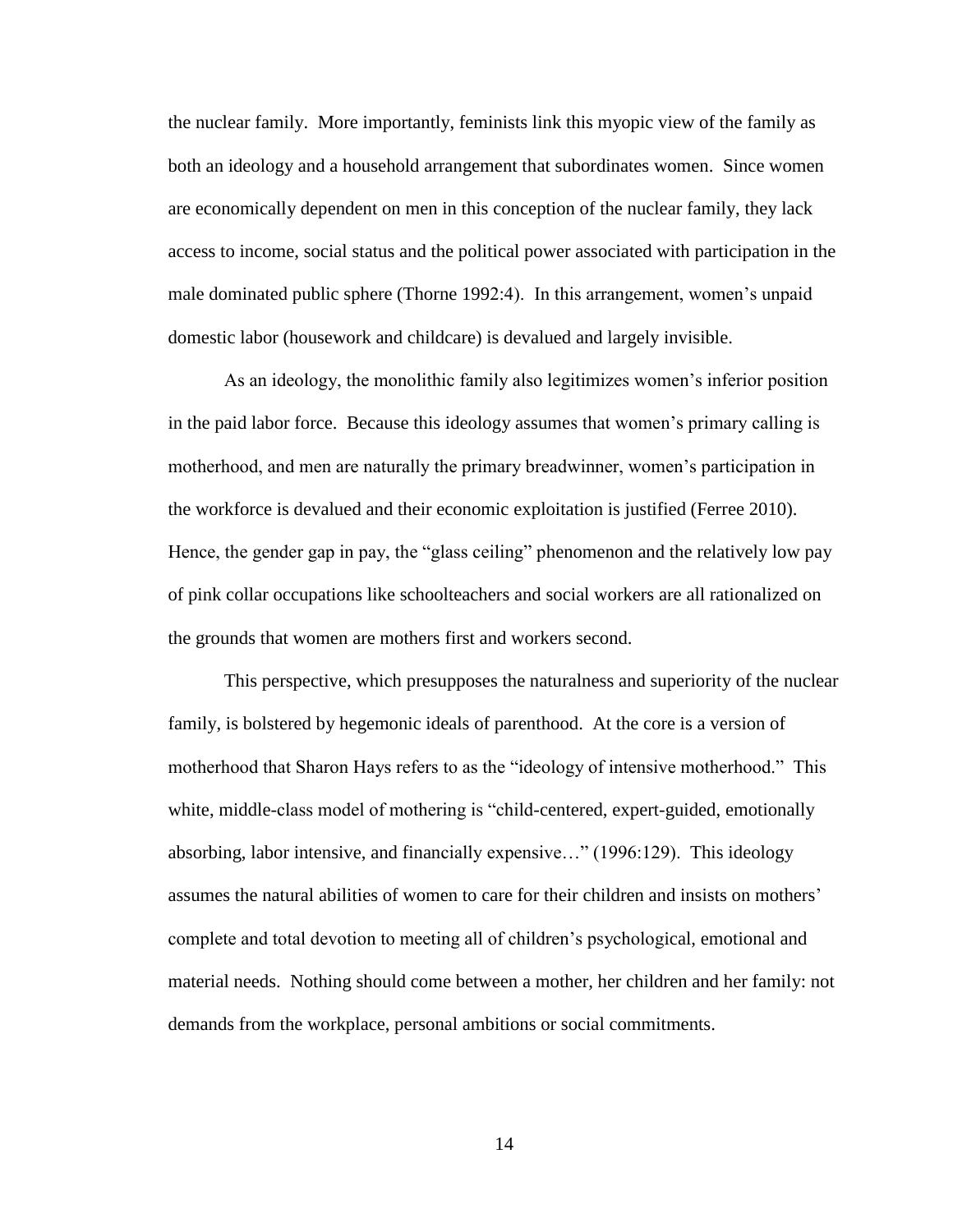the nuclear family. More importantly, feminists link this myopic view of the family as both an ideology and a household arrangement that subordinates women. Since women are economically dependent on men in this conception of the nuclear family, they lack access to income, social status and the political power associated with participation in the male dominated public sphere (Thorne 1992:4). In this arrangement, women's unpaid domestic labor (housework and childcare) is devalued and largely invisible.

As an ideology, the monolithic family also legitimizes women's inferior position in the paid labor force. Because this ideology assumes that women's primary calling is motherhood, and men are naturally the primary breadwinner, women's participation in the workforce is devalued and their economic exploitation is justified (Ferree 2010). Hence, the gender gap in pay, the "glass ceiling" phenomenon and the relatively low pay of pink collar occupations like schoolteachers and social workers are all rationalized on the grounds that women are mothers first and workers second.

This perspective, which presupposes the naturalness and superiority of the nuclear family, is bolstered by hegemonic ideals of parenthood. At the core is a version of motherhood that Sharon Hays refers to as the "ideology of intensive motherhood." This white, middle-class model of mothering is "child-centered, expert-guided, emotionally absorbing, labor intensive, and financially expensive…" (1996:129). This ideology assumes the natural abilities of women to care for their children and insists on mothers' complete and total devotion to meeting all of children's psychological, emotional and material needs. Nothing should come between a mother, her children and her family: not demands from the workplace, personal ambitions or social commitments.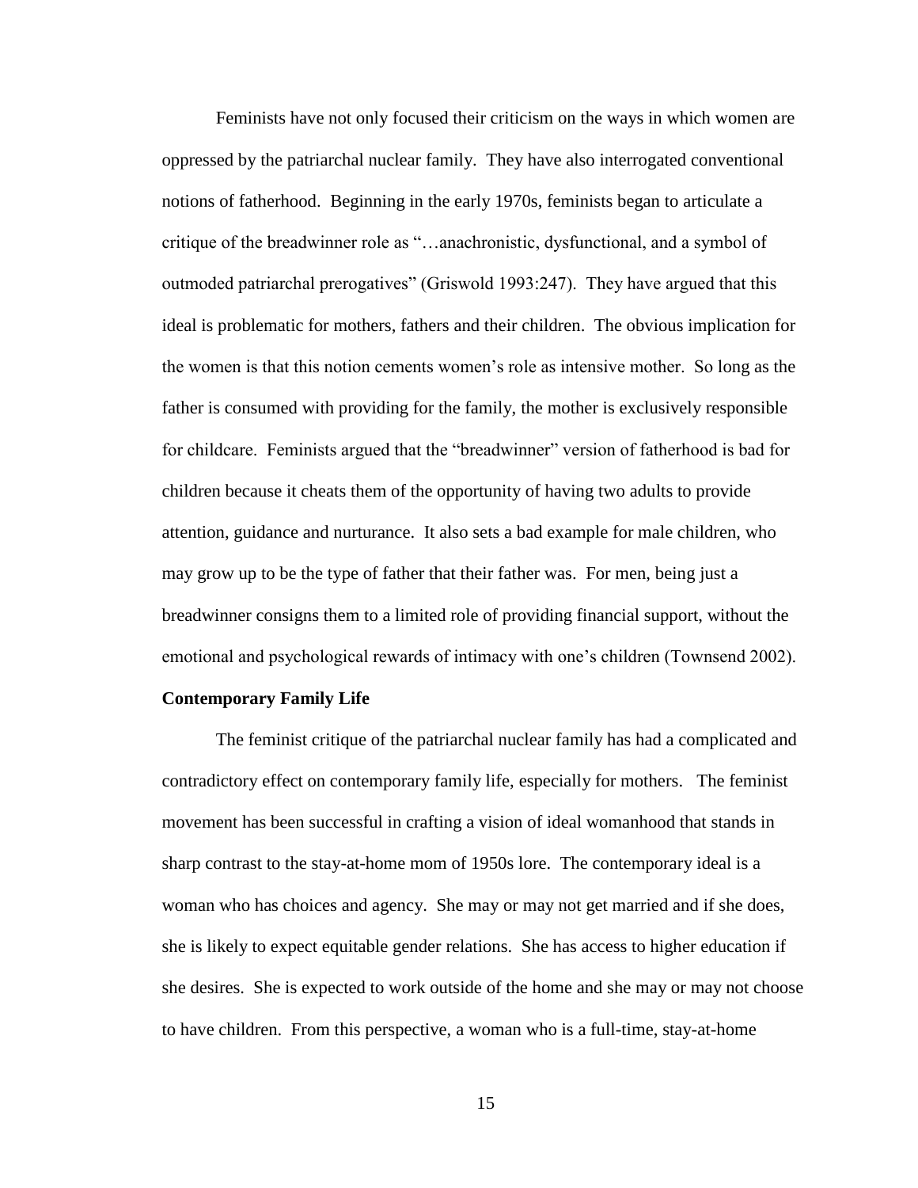Feminists have not only focused their criticism on the ways in which women are oppressed by the patriarchal nuclear family. They have also interrogated conventional notions of fatherhood. Beginning in the early 1970s, feminists began to articulate a critique of the breadwinner role as "…anachronistic, dysfunctional, and a symbol of outmoded patriarchal prerogatives" (Griswold 1993:247). They have argued that this ideal is problematic for mothers, fathers and their children. The obvious implication for the women is that this notion cements women's role as intensive mother. So long as the father is consumed with providing for the family, the mother is exclusively responsible for childcare. Feminists argued that the "breadwinner" version of fatherhood is bad for children because it cheats them of the opportunity of having two adults to provide attention, guidance and nurturance. It also sets a bad example for male children, who may grow up to be the type of father that their father was. For men, being just a breadwinner consigns them to a limited role of providing financial support, without the emotional and psychological rewards of intimacy with one's children (Townsend 2002).

**Contemporary Family Life**

The feminist critique of the patriarchal nuclear family has had a complicated and contradictory effect on contemporary family life, especially for mothers. The feminist movement has been successful in crafting a vision of ideal womanhood that stands in sharp contrast to the stay-at-home mom of 1950s lore. The contemporary ideal is a woman who has choices and agency. She may or may not get married and if she does, she is likely to expect equitable gender relations. She has access to higher education if she desires. She is expected to work outside of the home and she may or may not choose to have children. From this perspective, a woman who is a full-time, stay-at-home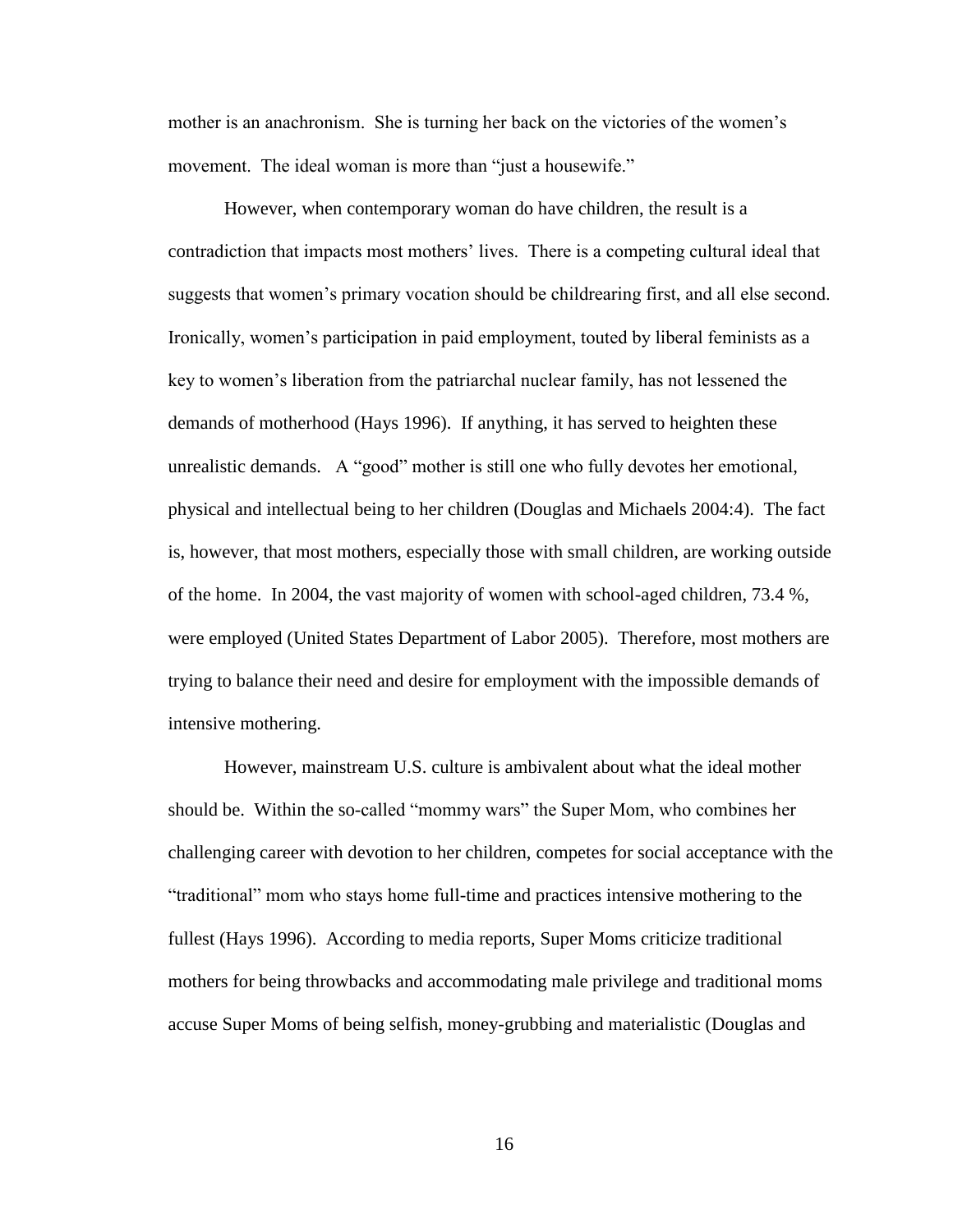mother is an anachronism. She is turning her back on the victories of the women's movement. The ideal woman is more than "just a housewife."

However, when contemporary woman do have children, the result is a contradiction that impacts most mothers' lives. There is a competing cultural ideal that suggests that women's primary vocation should be childrearing first, and all else second. Ironically, women's participation in paid employment, touted by liberal feminists as a key to women's liberation from the patriarchal nuclear family, has not lessened the demands of motherhood (Hays 1996). If anything, it has served to heighten these unrealistic demands. A "good" mother is still one who fully devotes her emotional, physical and intellectual being to her children (Douglas and Michaels 2004:4). The fact is, however, that most mothers, especially those with small children, are working outside of the home. In 2004, the vast majority of women with school-aged children, 73.4 %, were employed (United States Department of Labor 2005). Therefore, most mothers are trying to balance their need and desire for employment with the impossible demands of intensive mothering.

However, mainstream U.S. culture is ambivalent about what the ideal mother should be. Within the so-called "mommy wars" the Super Mom, who combines her challenging career with devotion to her children, competes for social acceptance with the "traditional" mom who stays home full-time and practices intensive mothering to the fullest (Hays 1996). According to media reports, Super Moms criticize traditional mothers for being throwbacks and accommodating male privilege and traditional moms accuse Super Moms of being selfish, money-grubbing and materialistic (Douglas and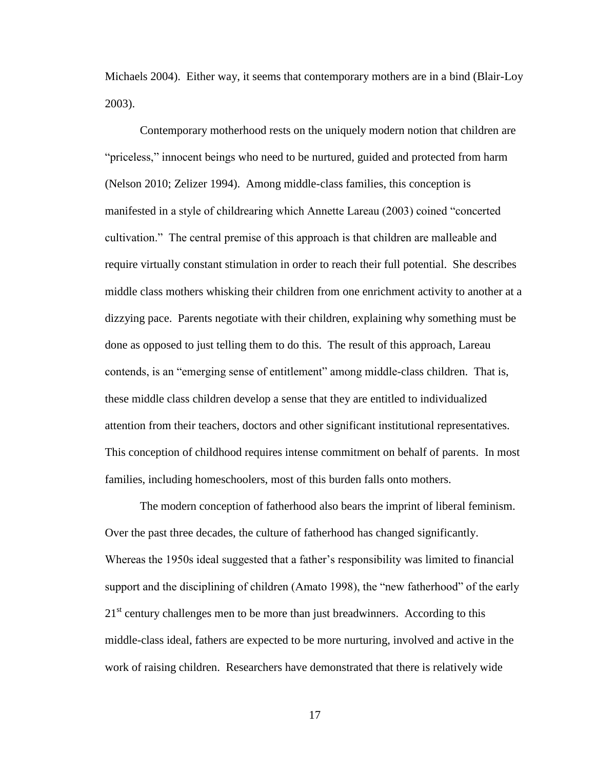Michaels 2004). Either way, it seems that contemporary mothers are in a bind (Blair-Loy 2003).

Contemporary motherhood rests on the uniquely modern notion that children are "priceless," innocent beings who need to be nurtured, guided and protected from harm (Nelson 2010; Zelizer 1994). Among middle-class families, this conception is manifested in a style of childrearing which Annette Lareau (2003) coined "concerted cultivation." The central premise of this approach is that children are malleable and require virtually constant stimulation in order to reach their full potential. She describes middle class mothers whisking their children from one enrichment activity to another at a dizzying pace. Parents negotiate with their children, explaining why something must be done as opposed to just telling them to do this. The result of this approach, Lareau contends, is an "emerging sense of entitlement" among middle-class children. That is, these middle class children develop a sense that they are entitled to individualized attention from their teachers, doctors and other significant institutional representatives. This conception of childhood requires intense commitment on behalf of parents. In most families, including homeschoolers, most of this burden falls onto mothers.

The modern conception of fatherhood also bears the imprint of liberal feminism. Over the past three decades, the culture of fatherhood has changed significantly. Whereas the 1950s ideal suggested that a father's responsibility was limited to financial support and the disciplining of children (Amato 1998), the "new fatherhood" of the early 21st century challenges men to be more than just breadwinners. According to this middle-class ideal, fathers are expected to be more nurturing, involved and active in the work of raising children. Researchers have demonstrated that there is relatively wide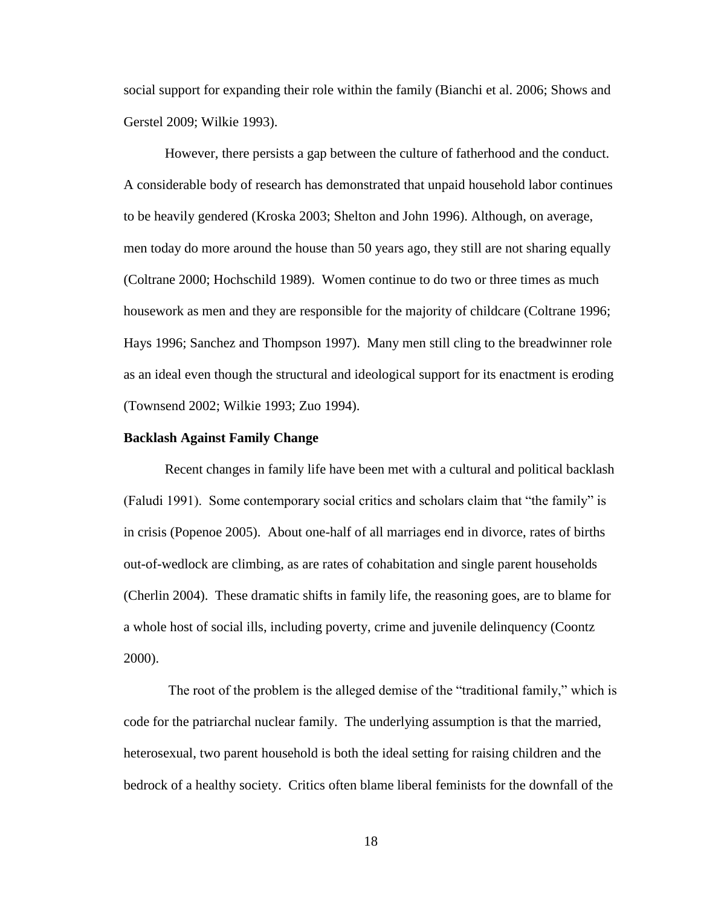social support for expanding their role within the family (Bianchi et al. 2006; Shows and Gerstel 2009; Wilkie 1993).

However, there persists a gap between the culture of fatherhood and the conduct. A considerable body of research has demonstrated that unpaid household labor continues to be heavily gendered (Kroska 2003; Shelton and John 1996). Although, on average, men today do more around the house than 50 years ago, they still are not sharing equally (Coltrane 2000; Hochschild 1989). Women continue to do two or three times as much housework as men and they are responsible for the majority of childcare (Coltrane 1996; Hays 1996; Sanchez and Thompson 1997). Many men still cling to the breadwinner role as an ideal even though the structural and ideological support for its enactment is eroding (Townsend 2002; Wilkie 1993; Zuo 1994).

**Backlash Against Family Change**

Recent changes in family life have been met with a cultural and political backlash (Faludi 1991). Some contemporary social critics and scholars claim that "the family" is in crisis (Popenoe 2005). About one-half of all marriages end in divorce, rates of births out-of-wedlock are climbing, as are rates of cohabitation and single parent households (Cherlin 2004). These dramatic shifts in family life, the reasoning goes, are to blame for a whole host of social ills, including poverty, crime and juvenile delinquency (Coontz 2000).

The root of the problem is the alleged demise of the "traditional family," which is code for the patriarchal nuclear family. The underlying assumption is that the married, heterosexual, two parent household is both the ideal setting for raising children and the bedrock of a healthy society. Critics often blame liberal feminists for the downfall of the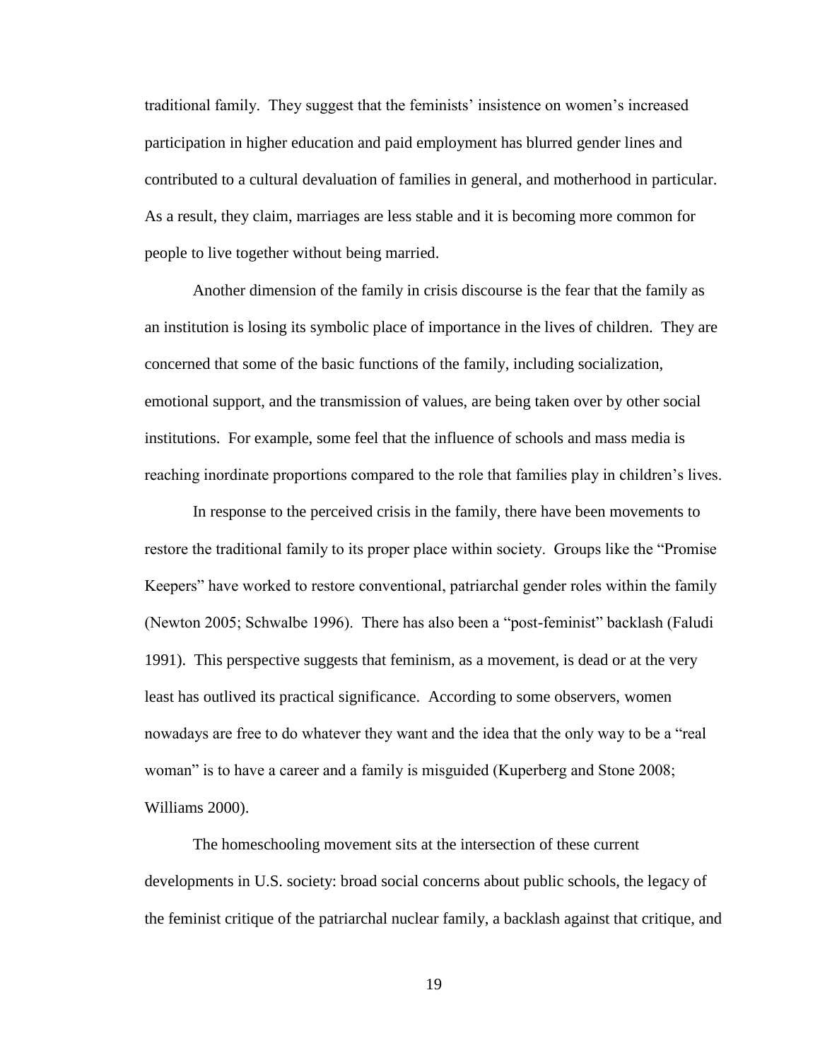traditional family. They suggest that the feminists' insistence on women's increased participation in higher education and paid employment has blurred gender lines and contributed to a cultural devaluation of families in general, and motherhood in particular. As a result, they claim, marriages are less stable and it is becoming more common for people to live together without being married.

Another dimension of the family in crisis discourse is the fear that the family as an institution is losing its symbolic place of importance in the lives of children. They are concerned that some of the basic functions of the family, including socialization, emotional support, and the transmission of values, are being taken over by other social institutions. For example, some feel that the influence of schools and mass media is reaching inordinate proportions compared to the role that families play in children's lives.

In response to the perceived crisis in the family, there have been movements to restore the traditional family to its proper place within society. Groups like the "Promise Keepers" have worked to restore conventional, patriarchal gender roles within the family (Newton 2005; Schwalbe 1996). There has also been a "post-feminist" backlash (Faludi 1991). This perspective suggests that feminism, as a movement, is dead or at the very least has outlived its practical significance. According to some observers, women nowadays are free to do whatever they want and the idea that the only way to be a "real woman" is to have a career and a family is misguided (Kuperberg and Stone 2008; Williams 2000).

The homeschooling movement sits at the intersection of these current developments in U.S. society: broad social concerns about public schools, the legacy of the feminist critique of the patriarchal nuclear family, a backlash against that critique, and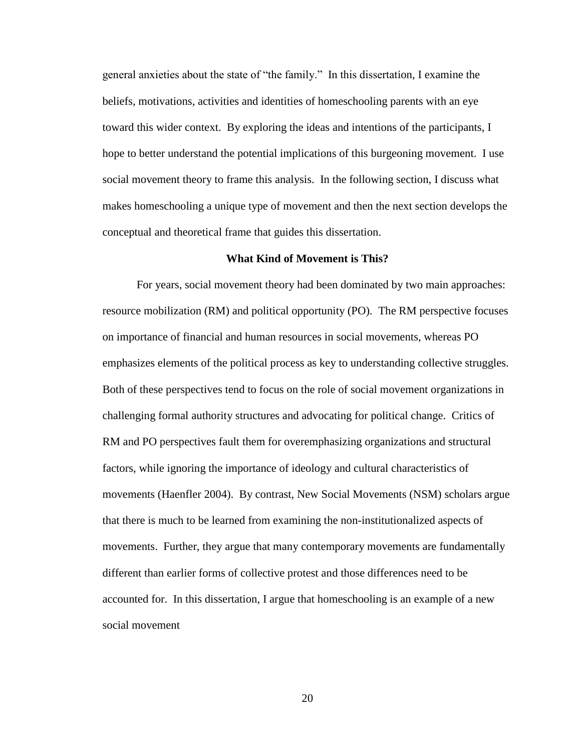general anxieties about the state of "the family." In this dissertation, I examine the beliefs, motivations, activities and identities of homeschooling parents with an eye toward this wider context. By exploring the ideas and intentions of the participants, I hope to better understand the potential implications of this burgeoning movement. I use social movement theory to frame this analysis. In the following section, I discuss what makes homeschooling a unique type of movement and then the next section develops the conceptual and theoretical frame that guides this dissertation.

## What Kind of Movement is This?

For years, social movement theory had been dominated by two main approaches: resource mobilization (RM) and political opportunity (PO). The RM perspective focuses on importance of financial and human resources in social movements, whereas PO emphasizes elements of the political process as key to understanding collective struggles. Both of these perspectives tend to focus on the role of social movement organizations in challenging formal authority structures and advocating for political change. Critics of RM and PO perspectives fault them for overemphasizing organizations and structural factors, while ignoring the importance of ideology and cultural characteristics of movements (Haenfler 2004). By contrast, New Social Movements (NSM) scholars argue that there is much to be learned from examining the non-institutionalized aspects of movements. Further, they argue that many contemporary movements are fundamentally different than earlier forms of collective protest and those differences need to be accounted for. In this dissertation, I argue that homeschooling is an example of a new social movement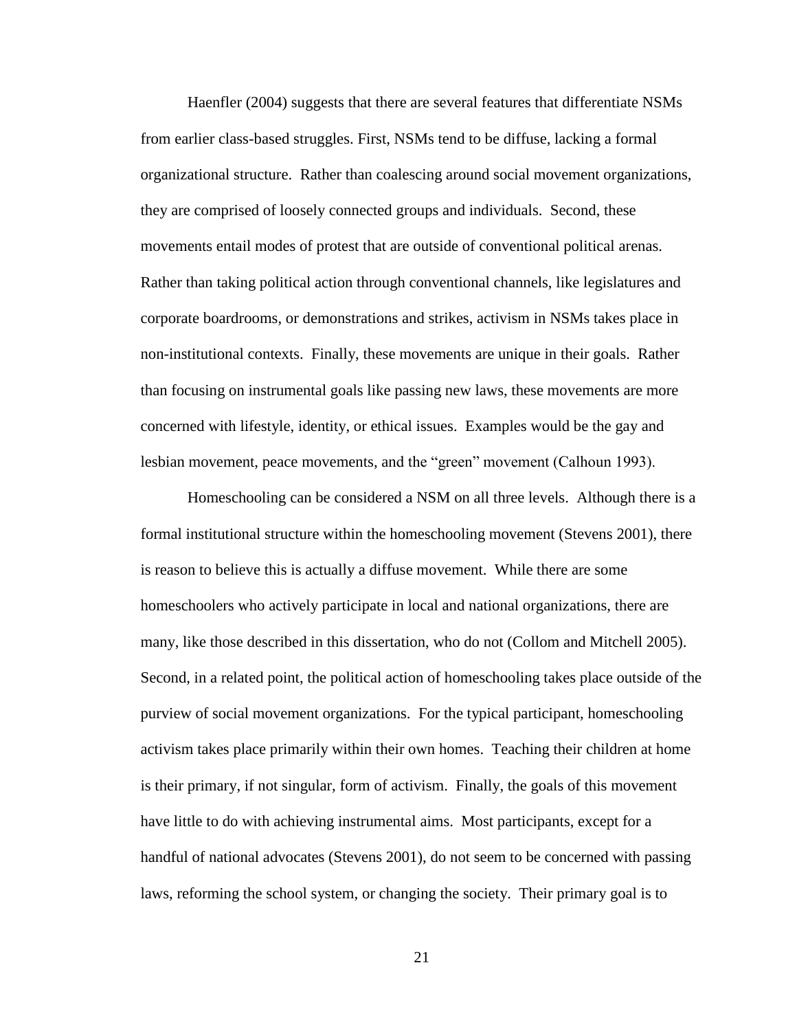Haenfler (2004) suggests that there are several features that differentiate NSMs from earlier class-based struggles. First, NSMs tend to be diffuse, lacking a formal organizational structure. Rather than coalescing around social movement organizations, they are comprised of loosely connected groups and individuals. Second, these movements entail modes of protest that are outside of conventional political arenas. Rather than taking political action through conventional channels, like legislatures and corporate boardrooms, or demonstrations and strikes, activism in NSMs takes place in non-institutional contexts. Finally, these movements are unique in their goals. Rather than focusing on instrumental goals like passing new laws, these movements are more concerned with lifestyle, identity, or ethical issues. Examples would be the gay and lesbian movement, peace movements, and the "green" movement (Calhoun 1993).

Homeschooling can be considered a NSM on all three levels. Although there is a formal institutional structure within the homeschooling movement (Stevens 2001), there is reason to believe this is actually a diffuse movement. While there are some homeschoolers who actively participate in local and national organizations, there are many, like those described in this dissertation, who do not (Collom and Mitchell 2005). Second, in a related point, the political action of homeschooling takes place outside of the purview of social movement organizations. For the typical participant, homeschooling activism takes place primarily within their own homes. Teaching their children at home is their primary, if not singular, form of activism. Finally, the goals of this movement have little to do with achieving instrumental aims. Most participants, except for a handful of national advocates (Stevens 2001), do not seem to be concerned with passing laws, reforming the school system, or changing the society. Their primary goal is to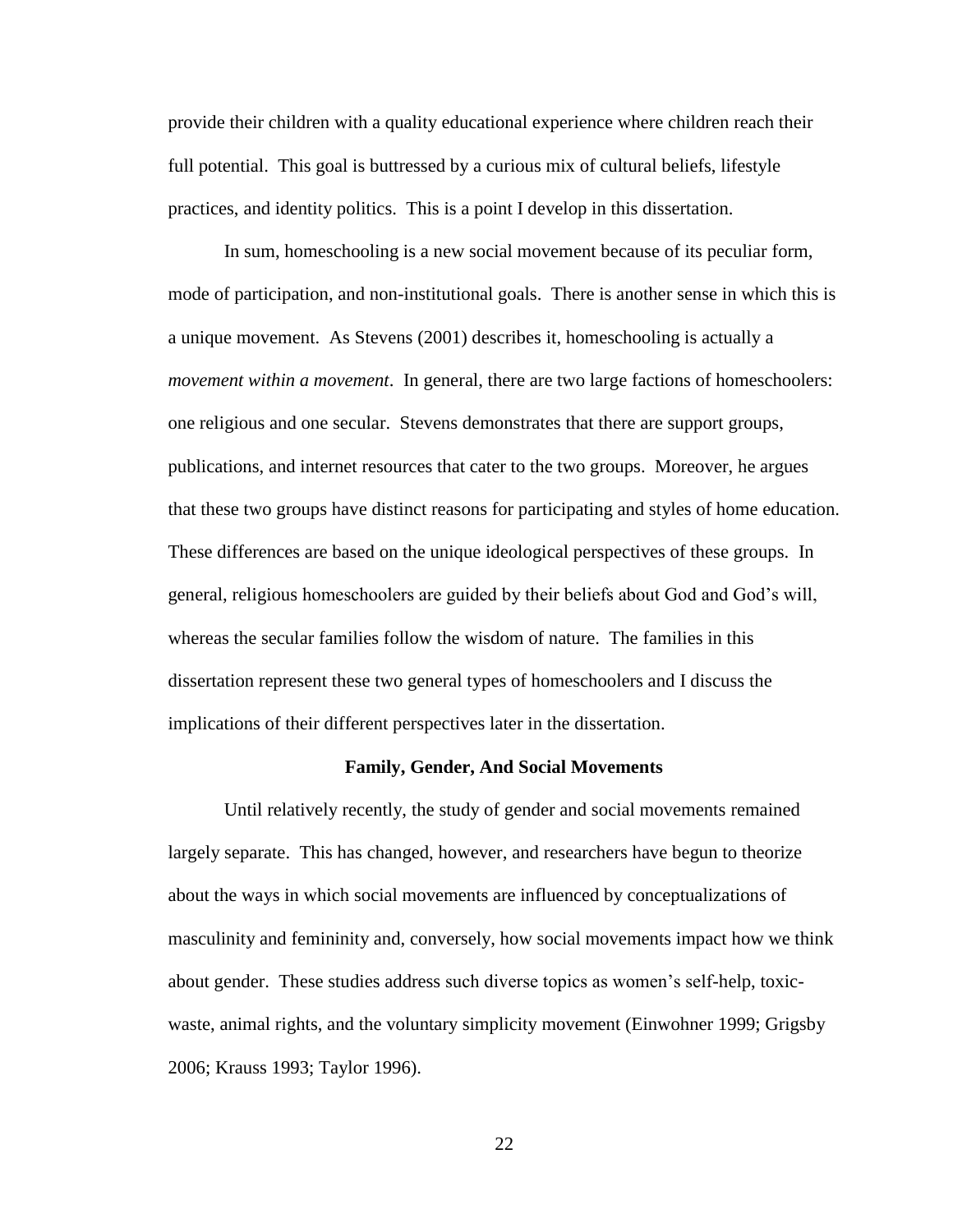provide their children with a quality educational experience where children reach their full potential. This goal is buttressed by a curious mix of cultural beliefs, lifestyle practices, and identity politics. This is a point I develop in this dissertation.

In sum, homeschooling is a new social movement because of its peculiar form, mode of participation, and non-institutional goals. There is another sense in which this is a unique movement. As Stevens (2001) describes it, homeschooling is actually a *movement within a movement*. In general, there are two large factions of homeschoolers: one religious and one secular. Stevens demonstrates that there are support groups, publications, and internet resources that cater to the two groups. Moreover, he argues that these two groups have distinct reasons for participating and styles of home education. These differences are based on the unique ideological perspectives of these groups. In general, religious homeschoolers are guided by their beliefs about God and God's will, whereas the secular families follow the wisdom of nature. The families in this dissertation represent these two general types of homeschoolers and I discuss the implications of their different perspectives later in the dissertation.

## Family, Gender, And Social Movements

Until relatively recently, the study of gender and social movements remained largely separate. This has changed, however, and researchers have begun to theorize about the ways in which social movements are influenced by conceptualizations of masculinity and femininity and, conversely, how social movements impact how we think about gender. These studies address such diverse topics as women's self-help, toxic-waste, animal rights, and the voluntary simplicity movement (Einwohner 1999; Grigsby 2006; Krauss 1993; Taylor 1996).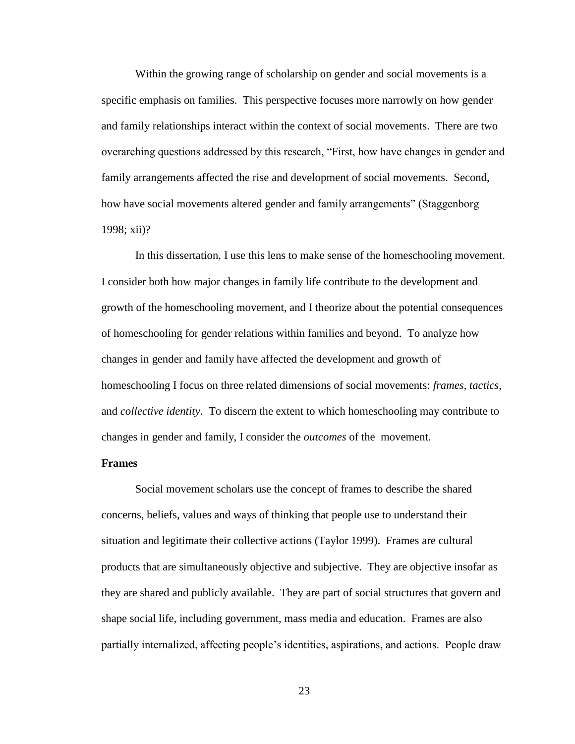Within the growing range of scholarship on gender and social movements is a specific emphasis on families. This perspective focuses more narrowly on how gender and family relationships interact within the context of social movements. There are two overarching questions addressed by this research, "First, how have changes in gender and family arrangements affected the rise and development of social movements. Second, how have social movements altered gender and family arrangements" (Staggenborg 1998; xii)?

In this dissertation, I use this lens to make sense of the homeschooling movement. I consider both how major changes in family life contribute to the development and growth of the homeschooling movement, and I theorize about the potential consequences of homeschooling for gender relations within families and beyond. To analyze how changes in gender and family have affected the development and growth of homeschooling I focus on three related dimensions of social movements: *frames*, *tactics*, and *collective identity*. To discern the extent to which homeschooling may contribute to changes in gender and family, I consider the *outcomes* of the movement.

**Frames**

Social movement scholars use the concept of frames to describe the shared concerns, beliefs, values and ways of thinking that people use to understand their situation and legitimate their collective actions (Taylor 1999). Frames are cultural products that are simultaneously objective and subjective. They are objective insofar as they are shared and publicly available. They are part of social structures that govern and shape social life, including government, mass media and education. Frames are also partially internalized, affecting people's identities, aspirations, and actions. People draw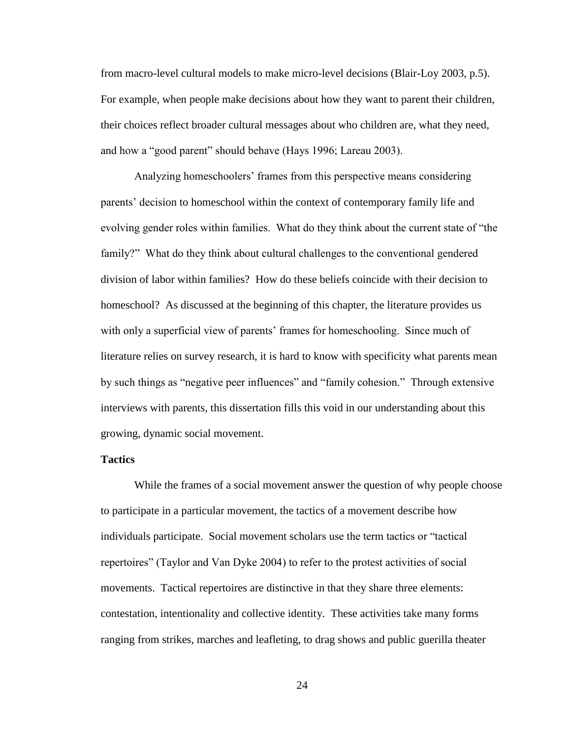from macro-level cultural models to make micro-level decisions (Blair-Loy 2003, p.5). For example, when people make decisions about how they want to parent their children, their choices reflect broader cultural messages about who children are, what they need, and how a "good parent" should behave (Hays 1996; Lareau 2003).

Analyzing homeschoolers' frames from this perspective means considering parents' decision to homeschool within the context of contemporary family life and evolving gender roles within families. What do they think about the current state of "the family?" What do they think about cultural challenges to the conventional gendered division of labor within families? How do these beliefs coincide with their decision to homeschool? As discussed at the beginning of this chapter, the literature provides us with only a superficial view of parents' frames for homeschooling. Since much of literature relies on survey research, it is hard to know with specificity what parents mean by such things as "negative peer influences" and "family cohesion." Through extensive interviews with parents, this dissertation fills this void in our understanding about this growing, dynamic social movement.

**Tactics**

While the frames of a social movement answer the question of why people choose to participate in a particular movement, the tactics of a movement describe how individuals participate. Social movement scholars use the term tactics or "tactical repertoires" (Taylor and Van Dyke 2004) to refer to the protest activities of social movements. Tactical repertoires are distinctive in that they share three elements: contestation, intentionality and collective identity. These activities take many forms ranging from strikes, marches and leafleting, to drag shows and public guerilla theater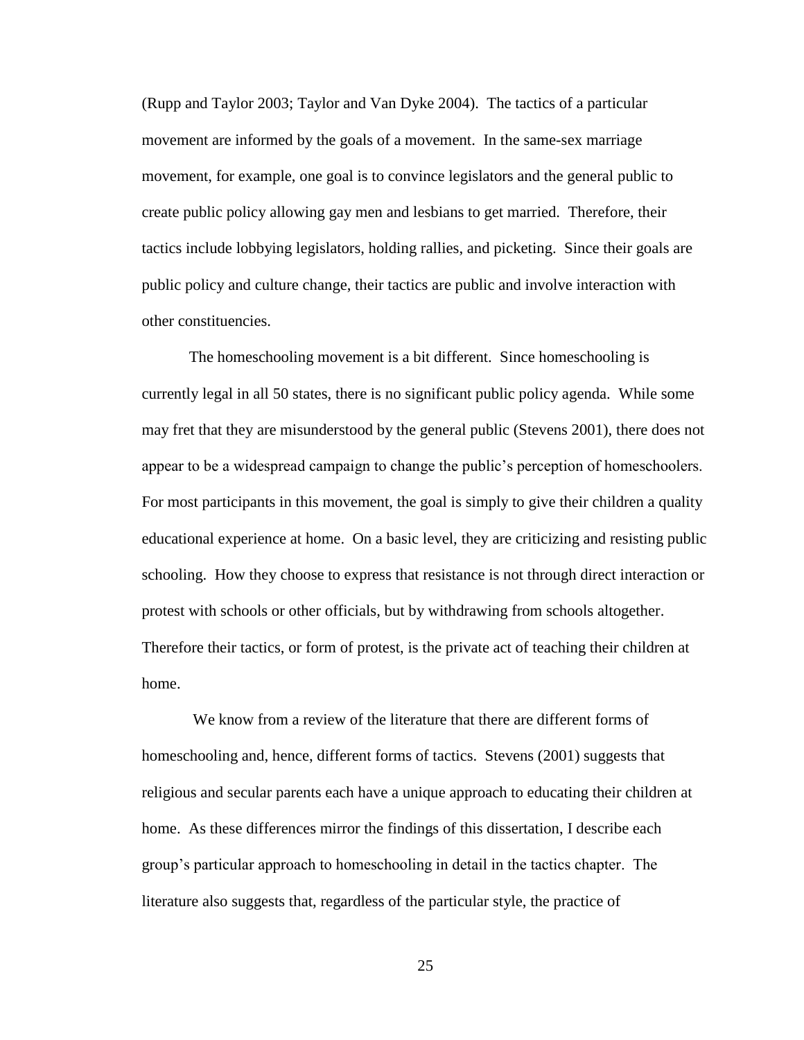(Rupp and Taylor 2003; Taylor and Van Dyke 2004). The tactics of a particular movement are informed by the goals of a movement. In the same-sex marriage movement, for example, one goal is to convince legislators and the general public to create public policy allowing gay men and lesbians to get married. Therefore, their tactics include lobbying legislators, holding rallies, and picketing. Since their goals are public policy and culture change, their tactics are public and involve interaction with other constituencies.

The homeschooling movement is a bit different. Since homeschooling is currently legal in all 50 states, there is no significant public policy agenda. While some may fret that they are misunderstood by the general public (Stevens 2001), there does not appear to be a widespread campaign to change the public's perception of homeschoolers. For most participants in this movement, the goal is simply to give their children a quality educational experience at home. On a basic level, they are criticizing and resisting public schooling. How they choose to express that resistance is not through direct interaction or protest with schools or other officials, but by withdrawing from schools altogether. Therefore their tactics, or form of protest, is the private act of teaching their children at home.

We know from a review of the literature that there are different forms of homeschooling and, hence, different forms of tactics. Stevens (2001) suggests that religious and secular parents each have a unique approach to educating their children at home. As these differences mirror the findings of this dissertation, I describe each group's particular approach to homeschooling in detail in the tactics chapter. The literature also suggests that, regardless of the particular style, the practice of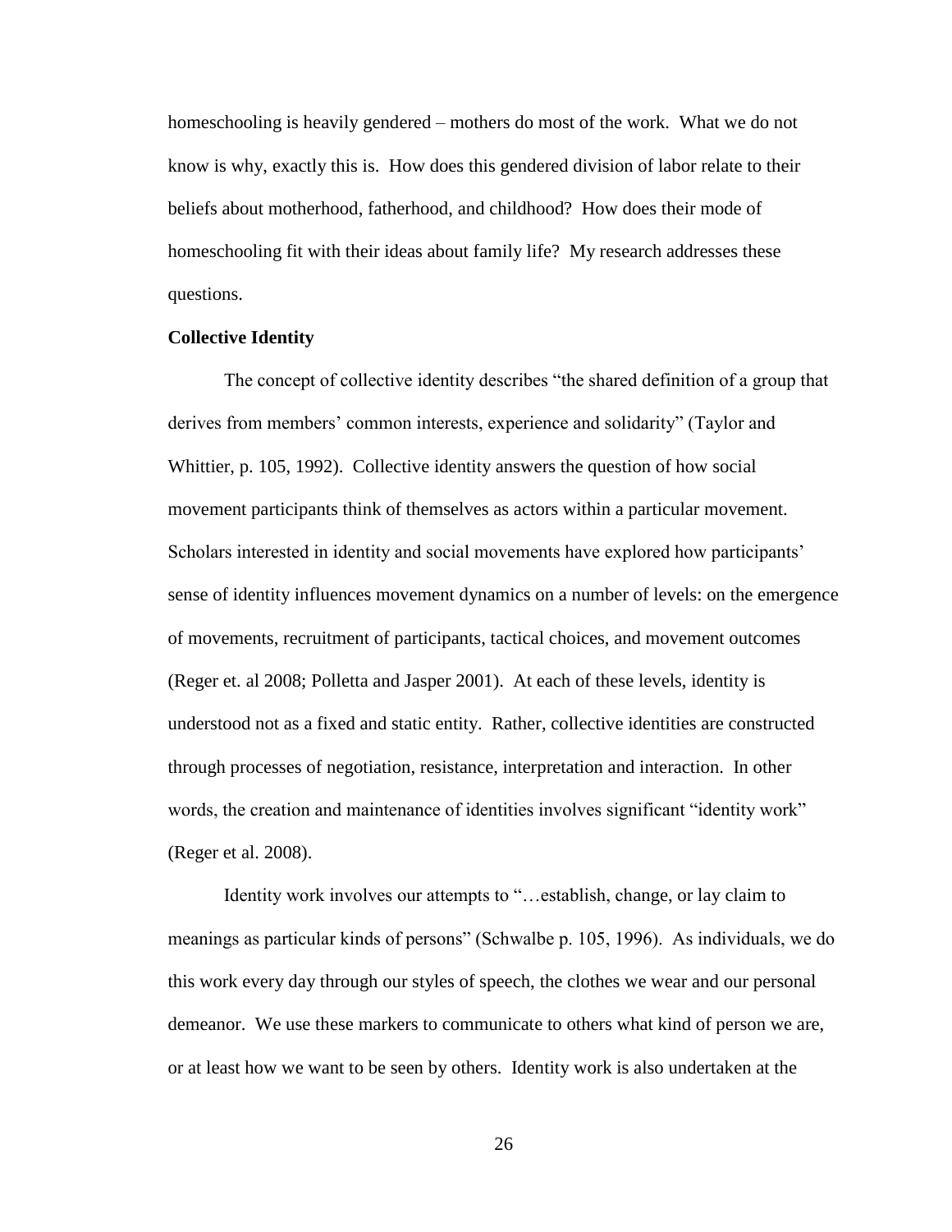homeschooling is heavily gendered – mothers do most of the work. What we do not know is why, exactly this is. How does this gendered division of labor relate to their beliefs about motherhood, fatherhood, and childhood? How does their mode of homeschooling fit with their ideas about family life? My research addresses these questions.

**Collective Identity**

The concept of collective identity describes "the shared definition of a group that derives from members' common interests, experience and solidarity" (Taylor and Whittier, p. 105, 1992). Collective identity answers the question of how social movement participants think of themselves as actors within a particular movement. Scholars interested in identity and social movements have explored how participants' sense of identity influences movement dynamics on a number of levels: on the emergence of movements, recruitment of participants, tactical choices, and movement outcomes (Reger et. al 2008; Polletta and Jasper 2001). At each of these levels, identity is understood not as a fixed and static entity. Rather, collective identities are constructed through processes of negotiation, resistance, interpretation and interaction. In other words, the creation and maintenance of identities involves significant "identity work" (Reger et al. 2008).

Identity work involves our attempts to "…establish, change, or lay claim to meanings as particular kinds of persons" (Schwalbe p. 105, 1996). As individuals, we do this work every day through our styles of speech, the clothes we wear and our personal demeanor. We use these markers to communicate to others what kind of person we are, or at least how we want to be seen by others. Identity work is also undertaken at the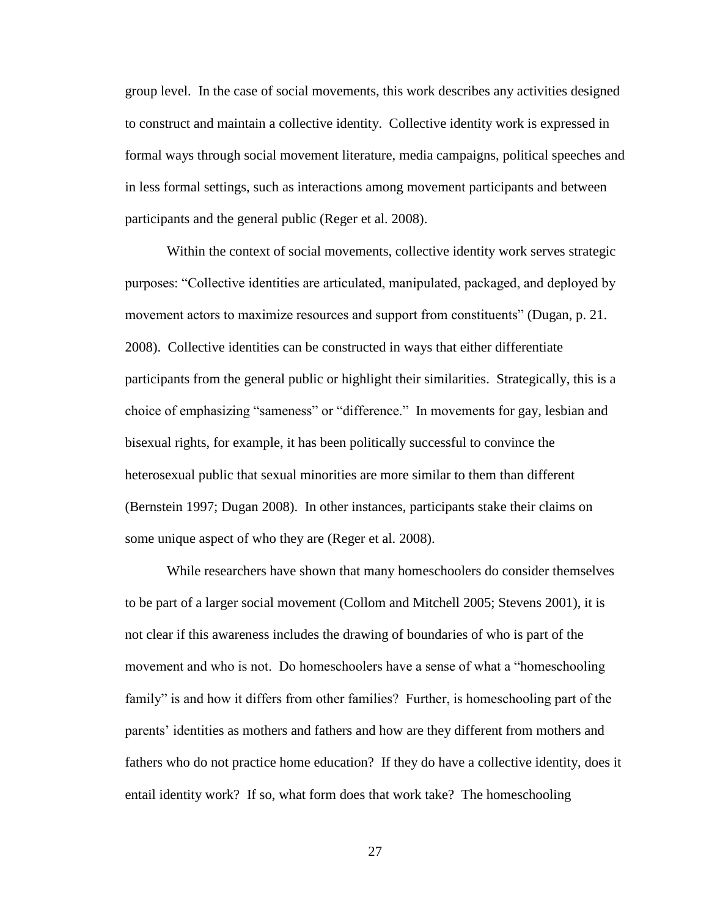group level. In the case of social movements, this work describes any activities designed to construct and maintain a collective identity. Collective identity work is expressed in formal ways through social movement literature, media campaigns, political speeches and in less formal settings, such as interactions among movement participants and between participants and the general public (Reger et al. 2008).

Within the context of social movements, collective identity work serves strategic purposes: "Collective identities are articulated, manipulated, packaged, and deployed by movement actors to maximize resources and support from constituents" (Dugan, p. 21. 2008). Collective identities can be constructed in ways that either differentiate participants from the general public or highlight their similarities. Strategically, this is a choice of emphasizing "sameness" or "difference." In movements for gay, lesbian and bisexual rights, for example, it has been politically successful to convince the heterosexual public that sexual minorities are more similar to them than different (Bernstein 1997; Dugan 2008). In other instances, participants stake their claims on some unique aspect of who they are (Reger et al. 2008).

While researchers have shown that many homeschoolers do consider themselves to be part of a larger social movement (Collom and Mitchell 2005; Stevens 2001), it is not clear if this awareness includes the drawing of boundaries of who is part of the movement and who is not. Do homeschoolers have a sense of what a "homeschooling family" is and how it differs from other families? Further, is homeschooling part of the parents' identities as mothers and fathers and how are they different from mothers and fathers who do not practice home education? If they do have a collective identity, does it entail identity work? If so, what form does that work take? The homeschooling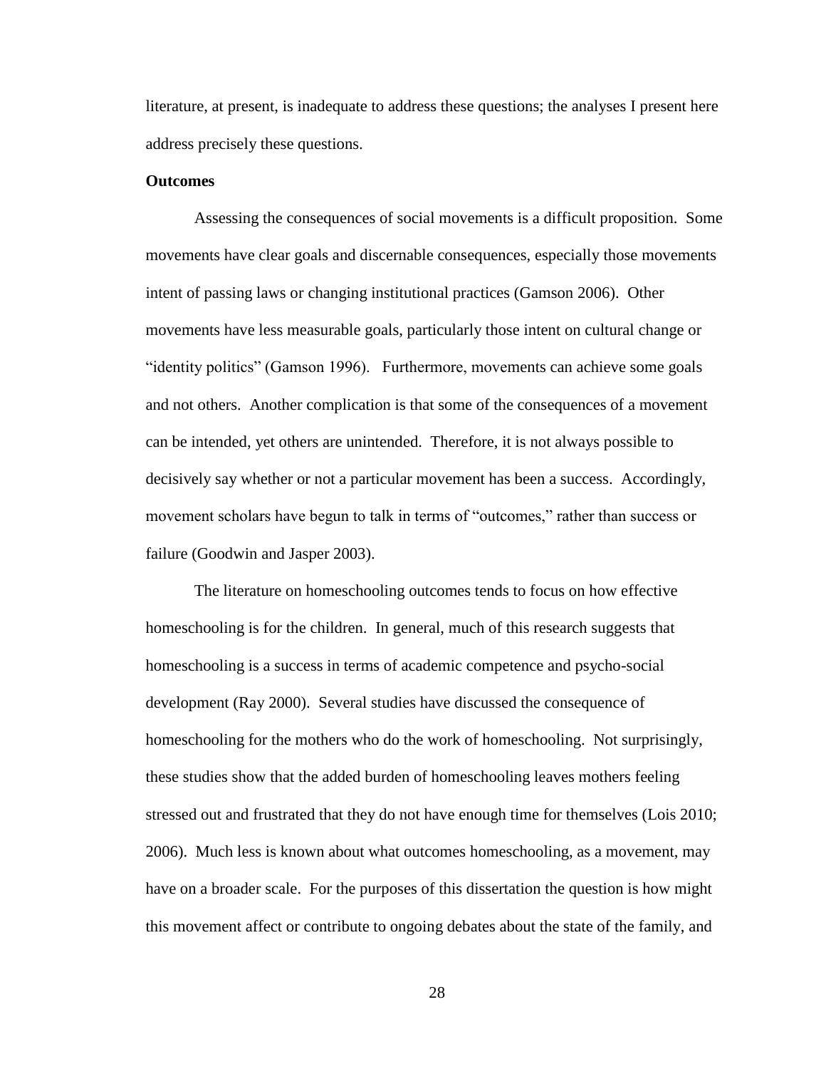literature, at present, is inadequate to address these questions; the analyses I present here address precisely these questions.

**Outcomes**

Assessing the consequences of social movements is a difficult proposition. Some movements have clear goals and discernable consequences, especially those movements intent of passing laws or changing institutional practices (Gamson 2006). Other movements have less measurable goals, particularly those intent on cultural change or "identity politics" (Gamson 1996). Furthermore, movements can achieve some goals and not others. Another complication is that some of the consequences of a movement can be intended, yet others are unintended. Therefore, it is not always possible to decisively say whether or not a particular movement has been a success. Accordingly, movement scholars have begun to talk in terms of "outcomes," rather than success or failure (Goodwin and Jasper 2003).

The literature on homeschooling outcomes tends to focus on how effective homeschooling is for the children. In general, much of this research suggests that homeschooling is a success in terms of academic competence and psycho-social development (Ray 2000). Several studies have discussed the consequence of homeschooling for the mothers who do the work of homeschooling. Not surprisingly, these studies show that the added burden of homeschooling leaves mothers feeling stressed out and frustrated that they do not have enough time for themselves (Lois 2010; 2006). Much less is known about what outcomes homeschooling, as a movement, may have on a broader scale. For the purposes of this dissertation the question is how might this movement affect or contribute to ongoing debates about the state of the family, and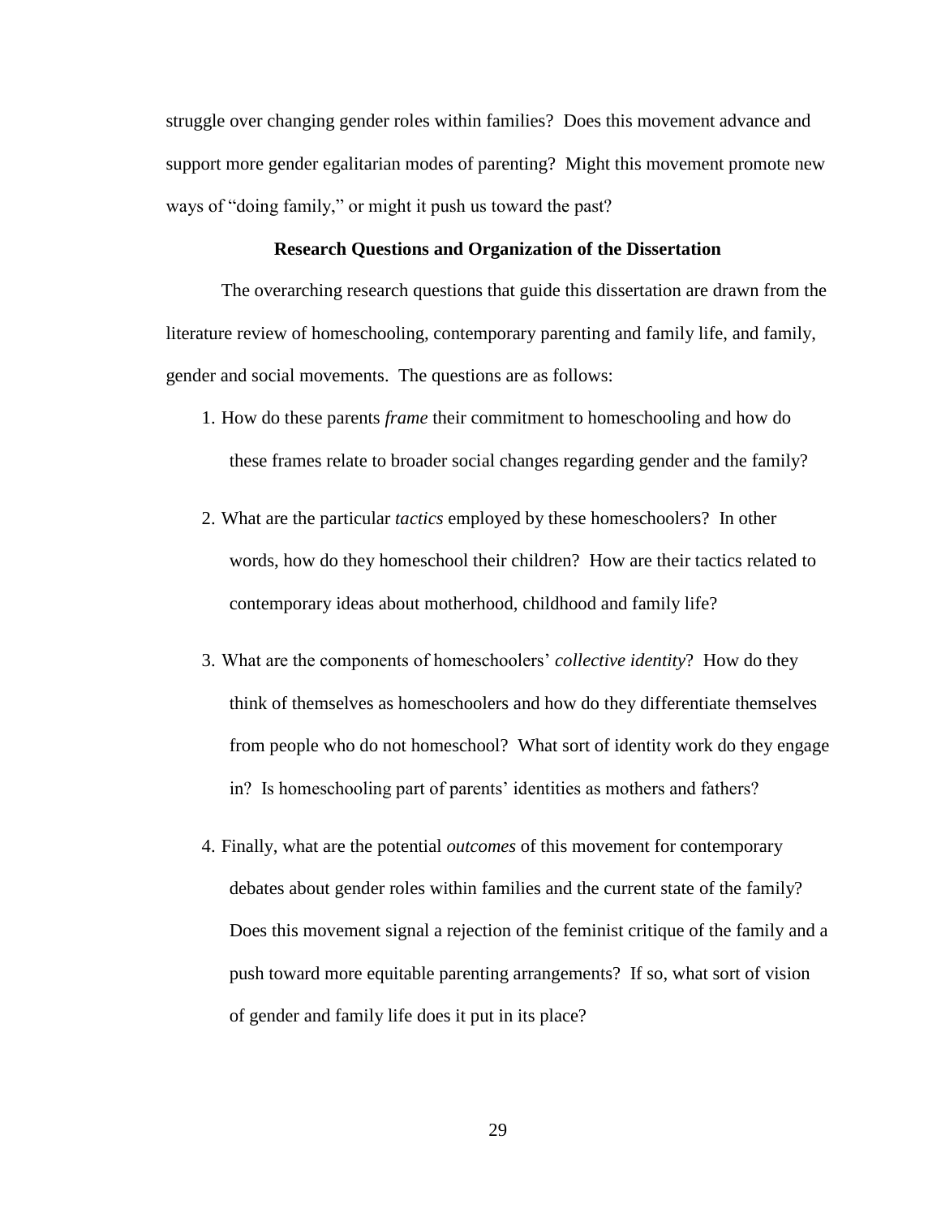struggle over changing gender roles within families? Does this movement advance and support more gender egalitarian modes of parenting? Might this movement promote new ways of "doing family," or might it push us toward the past?

## Research Questions and Organization of the Dissertation

The overarching research questions that guide this dissertation are drawn from the literature review of homeschooling, contemporary parenting and family life, and family, gender and social movements. The questions are as follows:

1. How do these parents *frame* their commitment to homeschooling and how do these frames relate to broader social changes regarding gender and the family?

2. What are the particular *tactics* employed by these homeschoolers? In other words, how do they homeschool their children? How are their tactics related to contemporary ideas about motherhood, childhood and family life?

3. What are the components of homeschoolers' *collective identity*? How do they think of themselves as homeschoolers and how do they differentiate themselves from people who do not homeschool? What sort of identity work do they engage in? Is homeschooling part of parents' identities as mothers and fathers?

4. Finally, what are the potential *outcomes* of this movement for contemporary debates about gender roles within families and the current state of the family? Does this movement signal a rejection of the feminist critique of the family and a push toward more equitable parenting arrangements? If so, what sort of vision of gender and family life does it put in its place?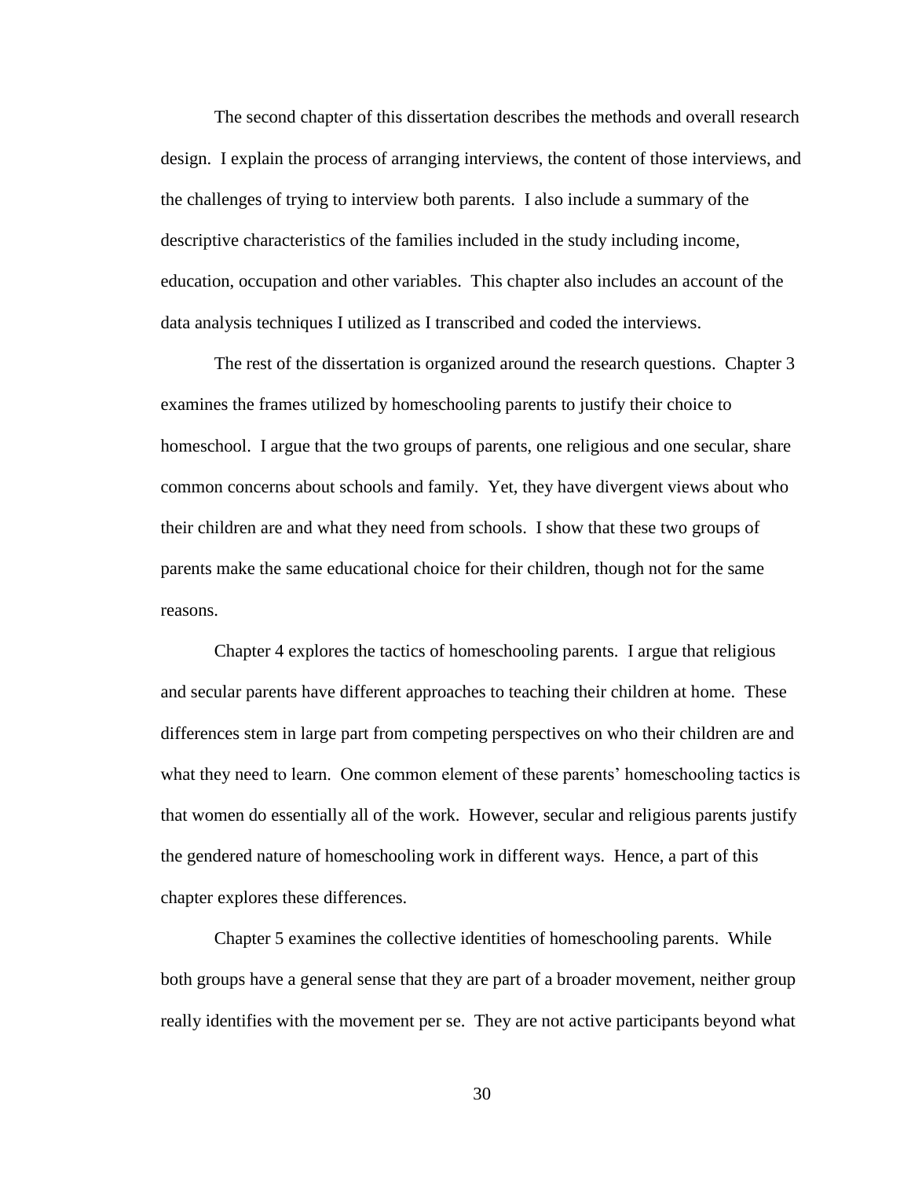The second chapter of this dissertation describes the methods and overall research design. I explain the process of arranging interviews, the content of those interviews, and the challenges of trying to interview both parents. I also include a summary of the descriptive characteristics of the families included in the study including income, education, occupation and other variables. This chapter also includes an account of the data analysis techniques I utilized as I transcribed and coded the interviews.

The rest of the dissertation is organized around the research questions. Chapter 3 examines the frames utilized by homeschooling parents to justify their choice to homeschool. I argue that the two groups of parents, one religious and one secular, share common concerns about schools and family. Yet, they have divergent views about who their children are and what they need from schools. I show that these two groups of parents make the same educational choice for their children, though not for the same reasons.

Chapter 4 explores the tactics of homeschooling parents. I argue that religious and secular parents have different approaches to teaching their children at home. These differences stem in large part from competing perspectives on who their children are and what they need to learn. One common element of these parents' homeschooling tactics is that women do essentially all of the work. However, secular and religious parents justify the gendered nature of homeschooling work in different ways. Hence, a part of this chapter explores these differences.

Chapter 5 examines the collective identities of homeschooling parents. While both groups have a general sense that they are part of a broader movement, neither group really identifies with the movement per se. They are not active participants beyond what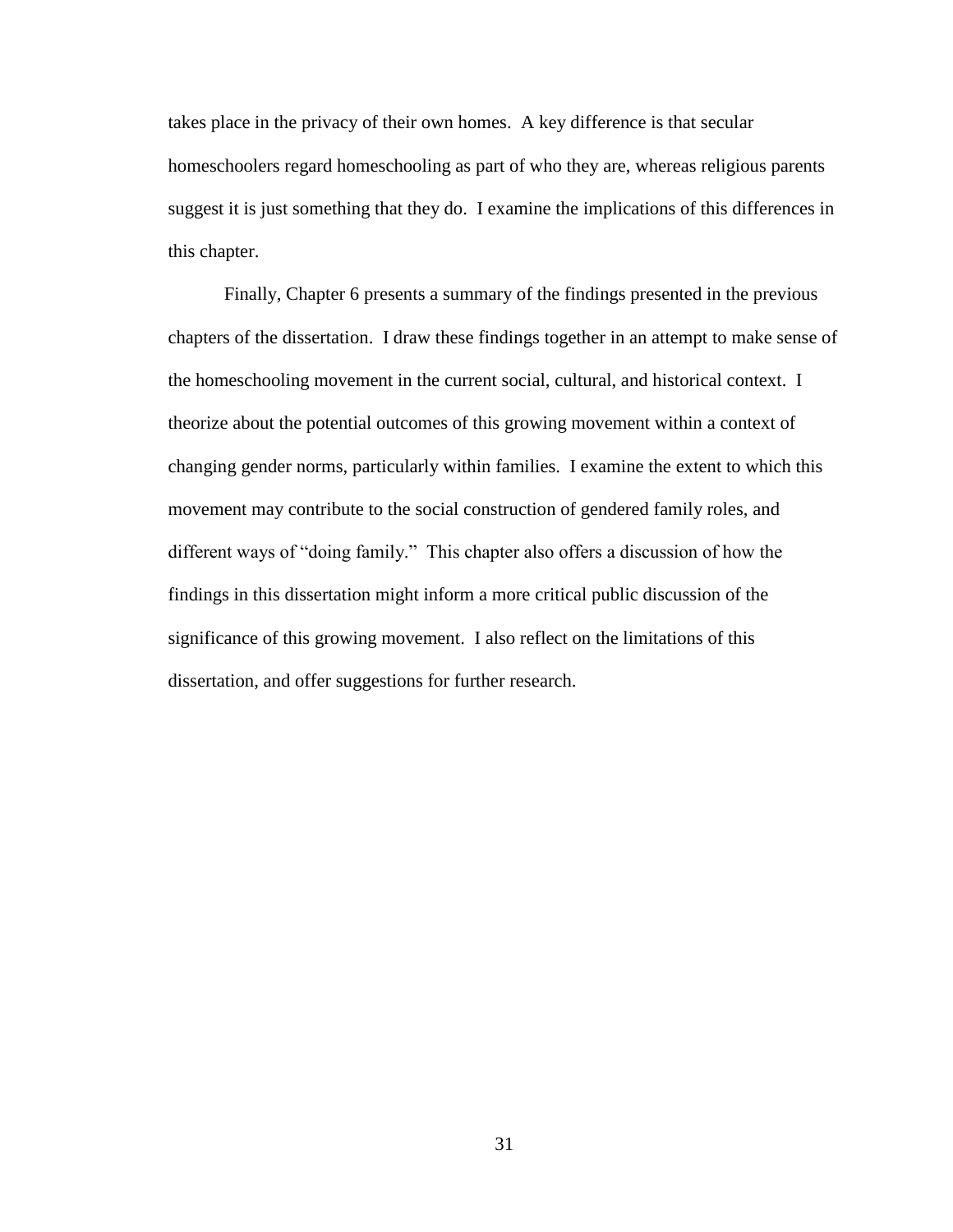takes place in the privacy of their own homes. A key difference is that secular homeschoolers regard homeschooling as part of who they are, whereas religious parents suggest it is just something that they do. I examine the implications of this differences in this chapter.

Finally, Chapter 6 presents a summary of the findings presented in the previous chapters of the dissertation. I draw these findings together in an attempt to make sense of the homeschooling movement in the current social, cultural, and historical context. I theorize about the potential outcomes of this growing movement within a context of changing gender norms, particularly within families. I examine the extent to which this movement may contribute to the social construction of gendered family roles, and different ways of "doing family." This chapter also offers a discussion of how the findings in this dissertation might inform a more critical public discussion of the significance of this growing movement. I also reflect on the limitations of this dissertation, and offer suggestions for further research.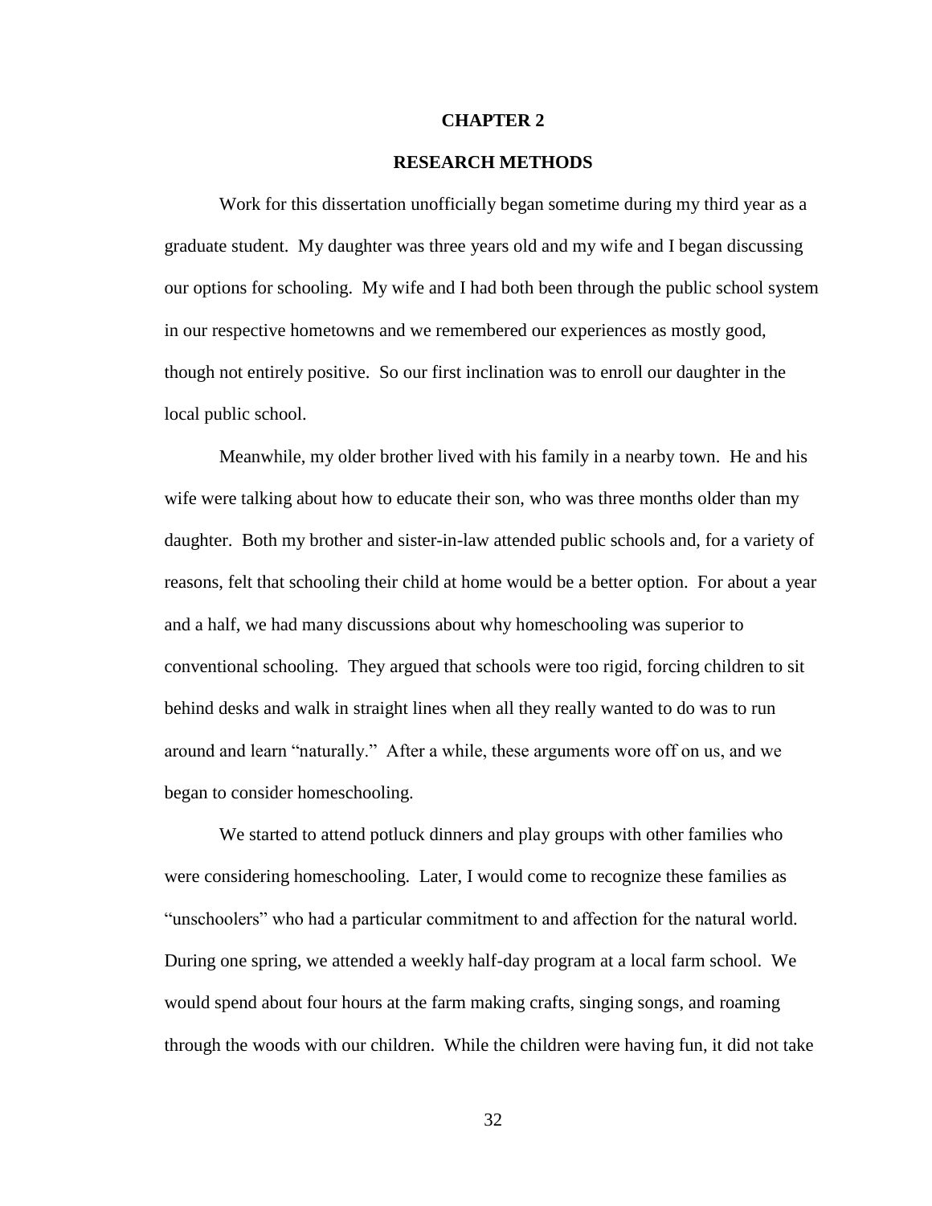# CHAPTER 2

## RESEARCH METHODS

Work for this dissertation unofficially began sometime during my third year as a graduate student. My daughter was three years old and my wife and I began discussing our options for schooling. My wife and I had both been through the public school system in our respective hometowns and we remembered our experiences as mostly good, though not entirely positive. So our first inclination was to enroll our daughter in the local public school.

Meanwhile, my older brother lived with his family in a nearby town. He and his wife were talking about how to educate their son, who was three months older than my daughter. Both my brother and sister-in-law attended public schools and, for a variety of reasons, felt that schooling their child at home would be a better option. For about a year and a half, we had many discussions about why homeschooling was superior to conventional schooling. They argued that schools were too rigid, forcing children to sit behind desks and walk in straight lines when all they really wanted to do was to run around and learn "naturally." After a while, these arguments wore off on us, and we began to consider homeschooling.

We started to attend potluck dinners and play groups with other families who were considering homeschooling. Later, I would come to recognize these families as "unschoolers" who had a particular commitment to and affection for the natural world. During one spring, we attended a weekly half-day program at a local farm school. We would spend about four hours at the farm making crafts, singing songs, and roaming through the woods with our children. While the children were having fun, it did not take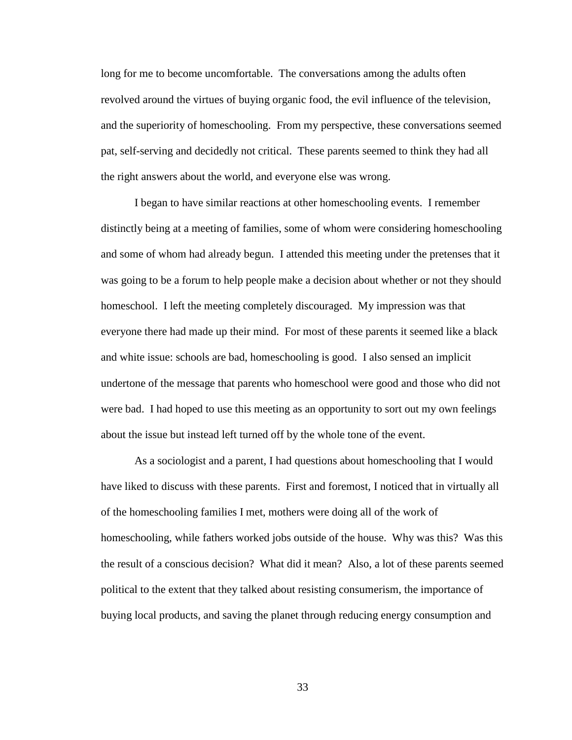long for me to become uncomfortable. The conversations among the adults often revolved around the virtues of buying organic food, the evil influence of the television, and the superiority of homeschooling. From my perspective, these conversations seemed pat, self-serving and decidedly not critical. These parents seemed to think they had all the right answers about the world, and everyone else was wrong.

I began to have similar reactions at other homeschooling events. I remember distinctly being at a meeting of families, some of whom were considering homeschooling and some of whom had already begun. I attended this meeting under the pretenses that it was going to be a forum to help people make a decision about whether or not they should homeschool. I left the meeting completely discouraged. My impression was that everyone there had made up their mind. For most of these parents it seemed like a black and white issue: schools are bad, homeschooling is good. I also sensed an implicit undertone of the message that parents who homeschool were good and those who did not were bad. I had hoped to use this meeting as an opportunity to sort out my own feelings about the issue but instead left turned off by the whole tone of the event.

As a sociologist and a parent, I had questions about homeschooling that I would have liked to discuss with these parents. First and foremost, I noticed that in virtually all of the homeschooling families I met, mothers were doing all of the work of homeschooling, while fathers worked jobs outside of the house. Why was this? Was this the result of a conscious decision? What did it mean? Also, a lot of these parents seemed political to the extent that they talked about resisting consumerism, the importance of buying local products, and saving the planet through reducing energy consumption and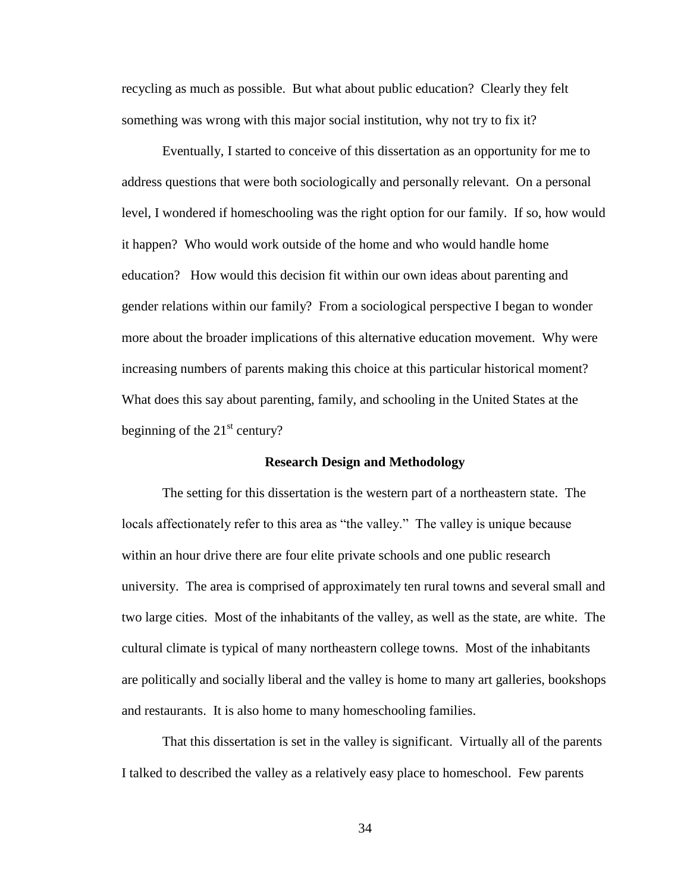recycling as much as possible. But what about public education? Clearly they felt something was wrong with this major social institution, why not try to fix it?

Eventually, I started to conceive of this dissertation as an opportunity for me to address questions that were both sociologically and personally relevant. On a personal level, I wondered if homeschooling was the right option for our family. If so, how would it happen? Who would work outside of the home and who would handle home education? How would this decision fit within our own ideas about parenting and gender relations within our family? From a sociological perspective I began to wonder more about the broader implications of this alternative education movement. Why were increasing numbers of parents making this choice at this particular historical moment? What does this say about parenting, family, and schooling in the United States at the beginning of the 21st century?

## Research Design and Methodology

The setting for this dissertation is the western part of a northeastern state. The locals affectionately refer to this area as "the valley." The valley is unique because within an hour drive there are four elite private schools and one public research university. The area is comprised of approximately ten rural towns and several small and two large cities. Most of the inhabitants of the valley, as well as the state, are white. The cultural climate is typical of many northeastern college towns. Most of the inhabitants are politically and socially liberal and the valley is home to many art galleries, bookshops and restaurants. It is also home to many homeschooling families.

That this dissertation is set in the valley is significant. Virtually all of the parents I talked to described the valley as a relatively easy place to homeschool. Few parents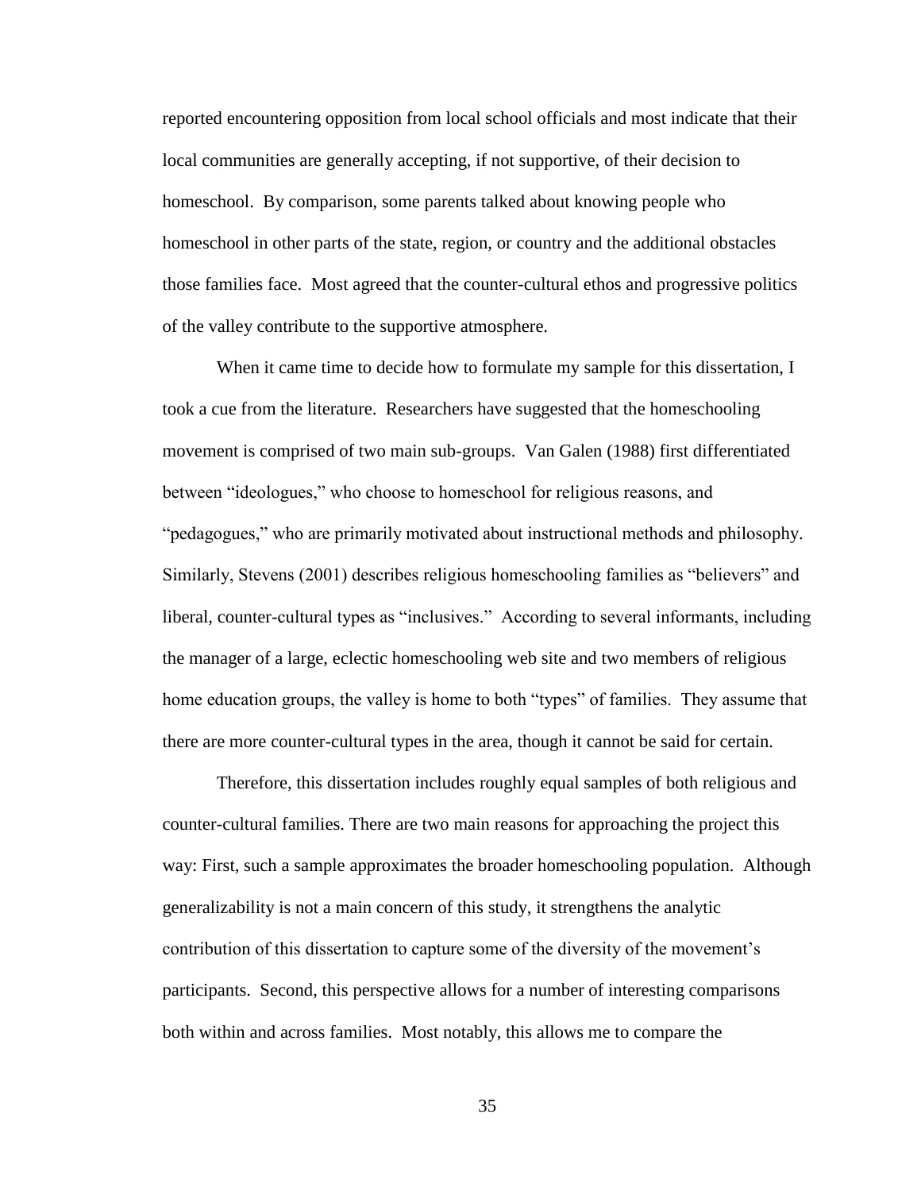reported encountering opposition from local school officials and most indicate that their local communities are generally accepting, if not supportive, of their decision to homeschool. By comparison, some parents talked about knowing people who homeschool in other parts of the state, region, or country and the additional obstacles those families face. Most agreed that the counter-cultural ethos and progressive politics of the valley contribute to the supportive atmosphere.

When it came time to decide how to formulate my sample for this dissertation, I took a cue from the literature. Researchers have suggested that the homeschooling movement is comprised of two main sub-groups. Van Galen (1988) first differentiated between "ideologues," who choose to homeschool for religious reasons, and "pedagogues," who are primarily motivated about instructional methods and philosophy. Similarly, Stevens (2001) describes religious homeschooling families as "believers" and liberal, counter-cultural types as "inclusives." According to several informants, including the manager of a large, eclectic homeschooling web site and two members of religious home education groups, the valley is home to both "types" of families. They assume that there are more counter-cultural types in the area, though it cannot be said for certain.

Therefore, this dissertation includes roughly equal samples of both religious and counter-cultural families. There are two main reasons for approaching the project this way: First, such a sample approximates the broader homeschooling population. Although generalizability is not a main concern of this study, it strengthens the analytic contribution of this dissertation to capture some of the diversity of the movement's participants. Second, this perspective allows for a number of interesting comparisons both within and across families. Most notably, this allows me to compare the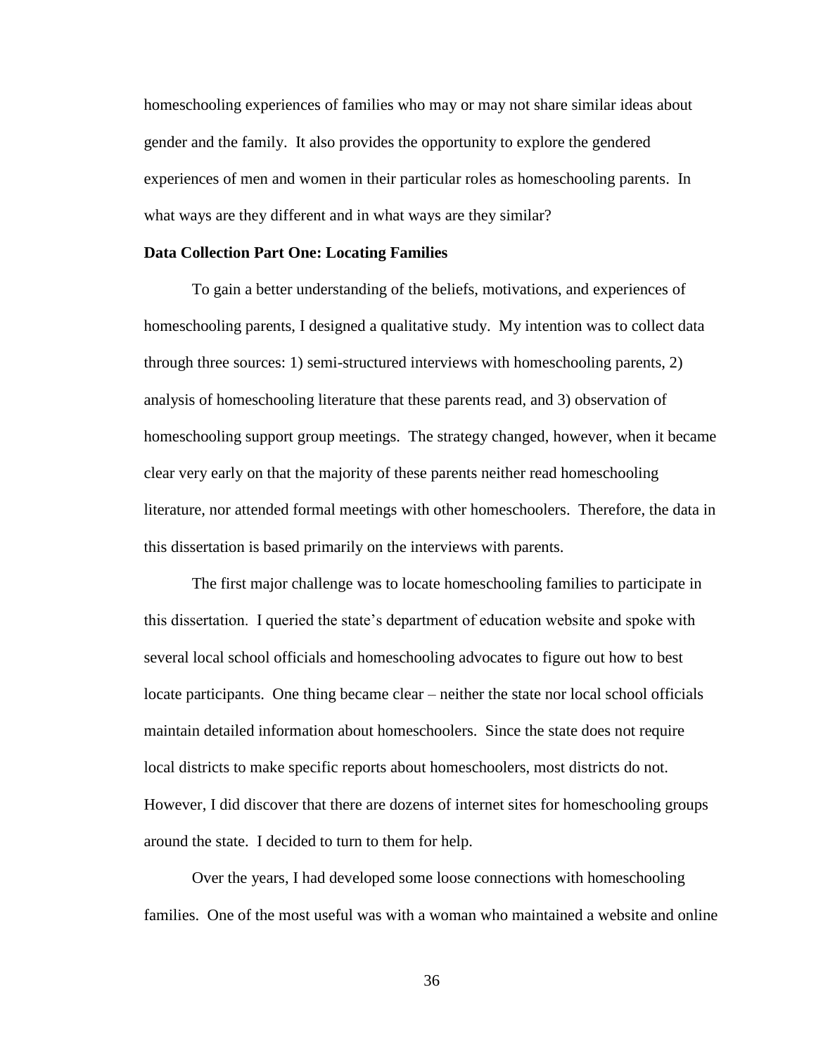homeschooling experiences of families who may or may not share similar ideas about gender and the family. It also provides the opportunity to explore the gendered experiences of men and women in their particular roles as homeschooling parents. In what ways are they different and in what ways are they similar?

**Data Collection Part One: Locating Families**

To gain a better understanding of the beliefs, motivations, and experiences of homeschooling parents, I designed a qualitative study. My intention was to collect data through three sources: 1) semi-structured interviews with homeschooling parents, 2) analysis of homeschooling literature that these parents read, and 3) observation of homeschooling support group meetings. The strategy changed, however, when it became clear very early on that the majority of these parents neither read homeschooling literature, nor attended formal meetings with other homeschoolers. Therefore, the data in this dissertation is based primarily on the interviews with parents.

The first major challenge was to locate homeschooling families to participate in this dissertation. I queried the state's department of education website and spoke with several local school officials and homeschooling advocates to figure out how to best locate participants. One thing became clear – neither the state nor local school officials maintain detailed information about homeschoolers. Since the state does not require local districts to make specific reports about homeschoolers, most districts do not. However, I did discover that there are dozens of internet sites for homeschooling groups around the state. I decided to turn to them for help.

Over the years, I had developed some loose connections with homeschooling families. One of the most useful was with a woman who maintained a website and online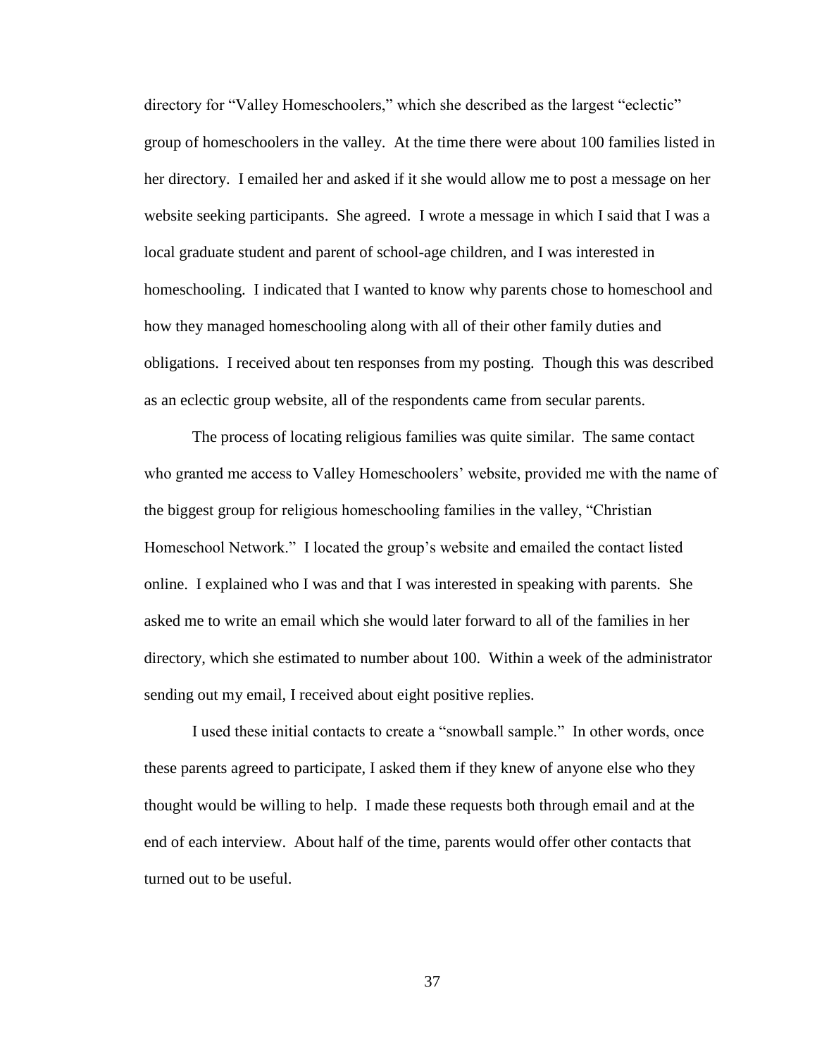directory for "Valley Homeschoolers," which she described as the largest "eclectic" group of homeschoolers in the valley. At the time there were about 100 families listed in her directory. I emailed her and asked if it she would allow me to post a message on her website seeking participants. She agreed. I wrote a message in which I said that I was a local graduate student and parent of school-age children, and I was interested in homeschooling. I indicated that I wanted to know why parents chose to homeschool and how they managed homeschooling along with all of their other family duties and obligations. I received about ten responses from my posting. Though this was described as an eclectic group website, all of the respondents came from secular parents.

The process of locating religious families was quite similar. The same contact who granted me access to Valley Homeschoolers' website, provided me with the name of the biggest group for religious homeschooling families in the valley, "Christian Homeschool Network." I located the group's website and emailed the contact listed online. I explained who I was and that I was interested in speaking with parents. She asked me to write an email which she would later forward to all of the families in her directory, which she estimated to number about 100. Within a week of the administrator sending out my email, I received about eight positive replies.

I used these initial contacts to create a "snowball sample." In other words, once these parents agreed to participate, I asked them if they knew of anyone else who they thought would be willing to help. I made these requests both through email and at the end of each interview. About half of the time, parents would offer other contacts that turned out to be useful.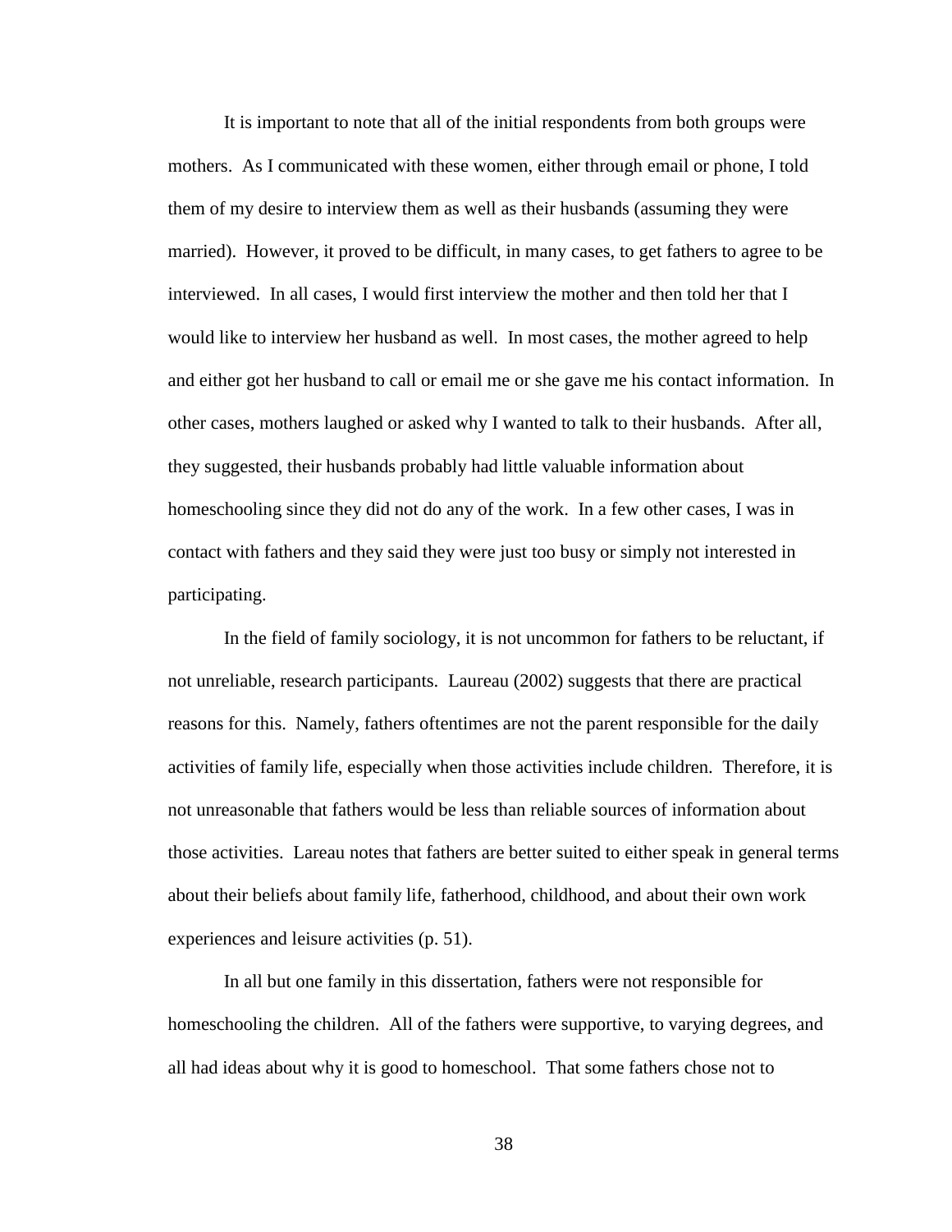It is important to note that all of the initial respondents from both groups were mothers. As I communicated with these women, either through email or phone, I told them of my desire to interview them as well as their husbands (assuming they were married). However, it proved to be difficult, in many cases, to get fathers to agree to be interviewed. In all cases, I would first interview the mother and then told her that I would like to interview her husband as well. In most cases, the mother agreed to help and either got her husband to call or email me or she gave me his contact information. In other cases, mothers laughed or asked why I wanted to talk to their husbands. After all, they suggested, their husbands probably had little valuable information about homeschooling since they did not do any of the work. In a few other cases, I was in contact with fathers and they said they were just too busy or simply not interested in participating.

In the field of family sociology, it is not uncommon for fathers to be reluctant, if not unreliable, research participants. Laureau (2002) suggests that there are practical reasons for this. Namely, fathers oftentimes are not the parent responsible for the daily activities of family life, especially when those activities include children. Therefore, it is not unreasonable that fathers would be less than reliable sources of information about those activities. Lareau notes that fathers are better suited to either speak in general terms about their beliefs about family life, fatherhood, childhood, and about their own work experiences and leisure activities (p. 51).

In all but one family in this dissertation, fathers were not responsible for homeschooling the children. All of the fathers were supportive, to varying degrees, and all had ideas about why it is good to homeschool. That some fathers chose not to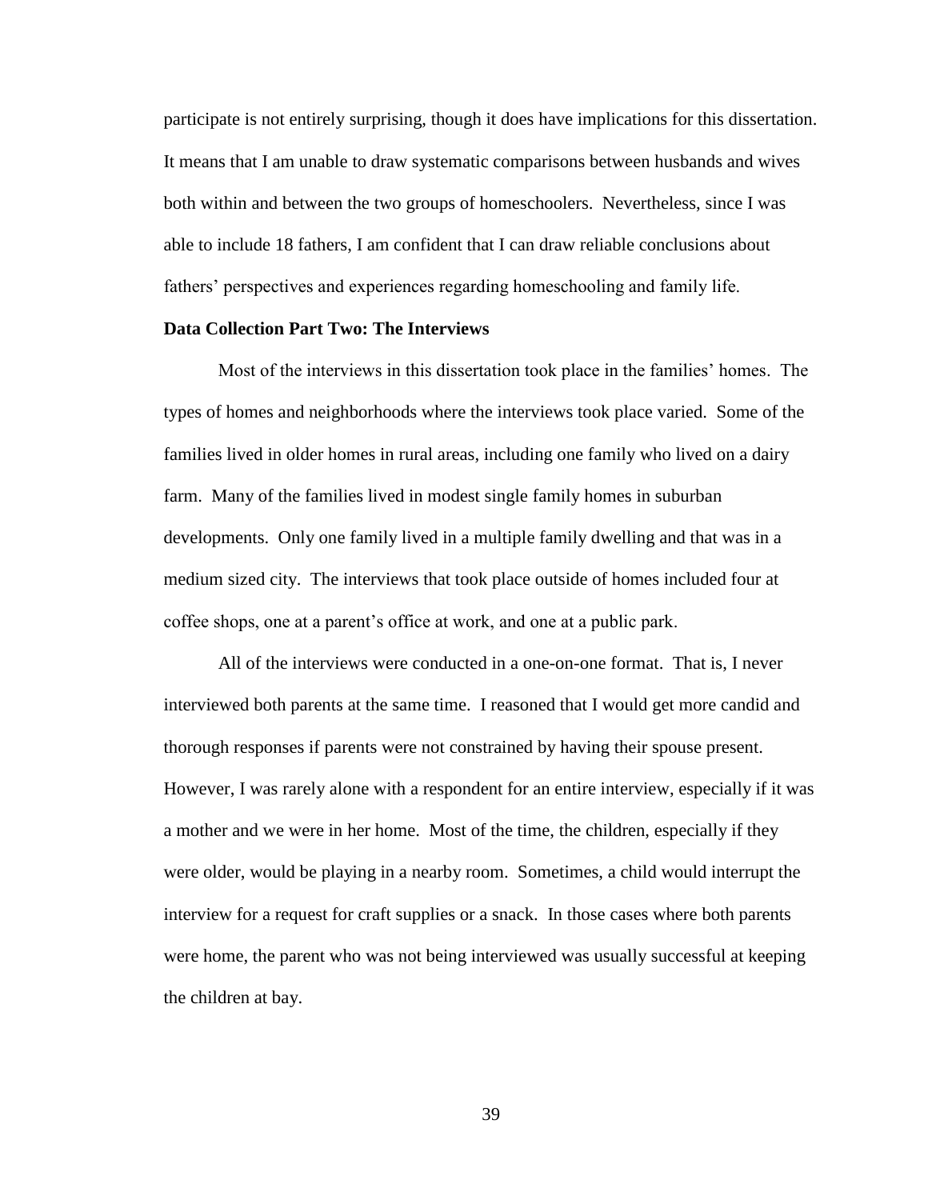participate is not entirely surprising, though it does have implications for this dissertation. It means that I am unable to draw systematic comparisons between husbands and wives both within and between the two groups of homeschoolers. Nevertheless, since I was able to include 18 fathers, I am confident that I can draw reliable conclusions about fathers' perspectives and experiences regarding homeschooling and family life.

**Data Collection Part Two: The Interviews**

Most of the interviews in this dissertation took place in the families' homes. The types of homes and neighborhoods where the interviews took place varied. Some of the families lived in older homes in rural areas, including one family who lived on a dairy farm. Many of the families lived in modest single family homes in suburban developments. Only one family lived in a multiple family dwelling and that was in a medium sized city. The interviews that took place outside of homes included four at coffee shops, one at a parent's office at work, and one at a public park.

All of the interviews were conducted in a one-on-one format. That is, I never interviewed both parents at the same time. I reasoned that I would get more candid and thorough responses if parents were not constrained by having their spouse present. However, I was rarely alone with a respondent for an entire interview, especially if it was a mother and we were in her home. Most of the time, the children, especially if they were older, would be playing in a nearby room. Sometimes, a child would interrupt the interview for a request for craft supplies or a snack. In those cases where both parents were home, the parent who was not being interviewed was usually successful at keeping the children at bay.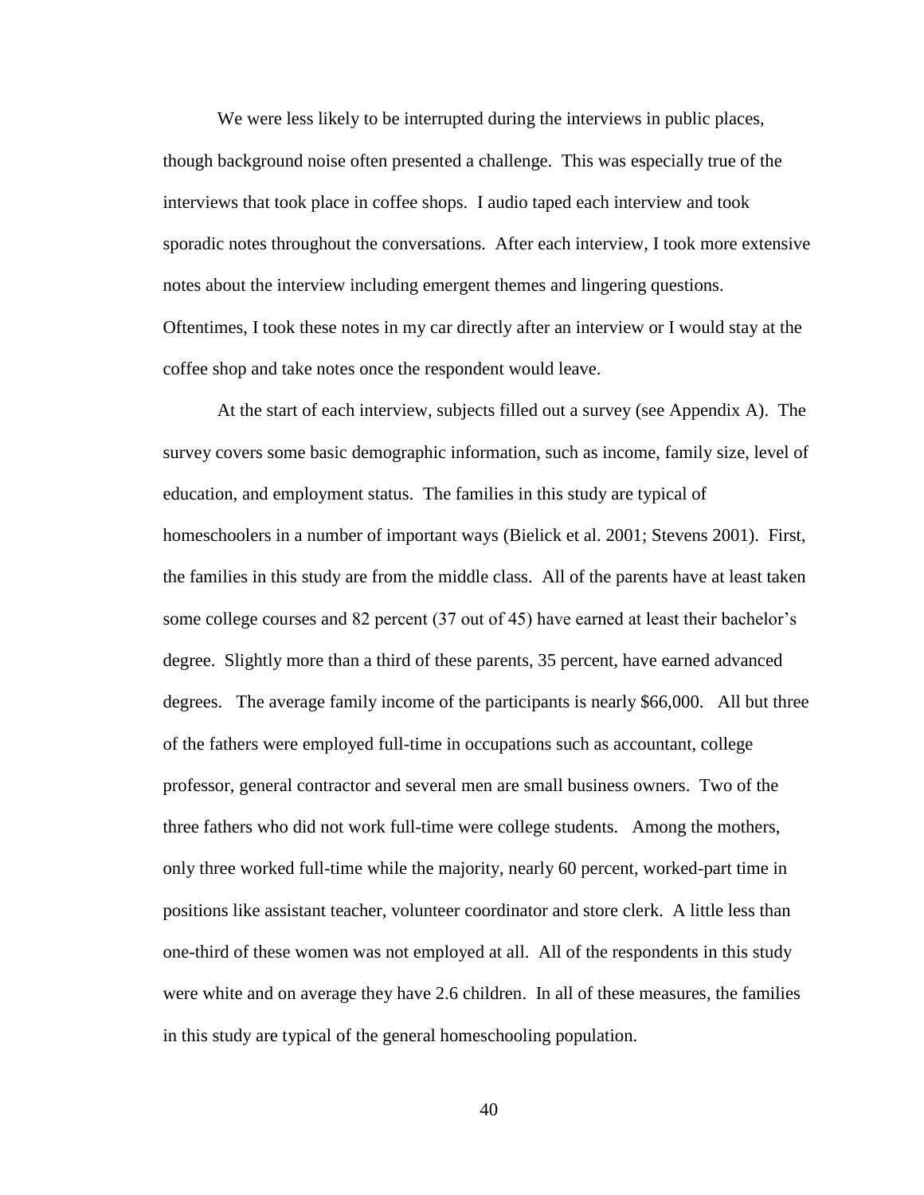We were less likely to be interrupted during the interviews in public places, though background noise often presented a challenge. This was especially true of the interviews that took place in coffee shops. I audio taped each interview and took sporadic notes throughout the conversations. After each interview, I took more extensive notes about the interview including emergent themes and lingering questions. Oftentimes, I took these notes in my car directly after an interview or I would stay at the coffee shop and take notes once the respondent would leave.

At the start of each interview, subjects filled out a survey (see Appendix A). The survey covers some basic demographic information, such as income, family size, level of education, and employment status. The families in this study are typical of homeschoolers in a number of important ways (Bielick et al. 2001; Stevens 2001). First, the families in this study are from the middle class. All of the parents have at least taken some college courses and 82 percent (37 out of 45) have earned at least their bachelor's degree. Slightly more than a third of these parents, 35 percent, have earned advanced degrees. The average family income of the participants is nearly $66,000. All but three of the fathers were employed full-time in occupations such as accountant, college professor, general contractor and several men are small business owners. Two of the three fathers who did not work full-time were college students. Among the mothers, only three worked full-time while the majority, nearly 60 percent, worked-part time in positions like assistant teacher, volunteer coordinator and store clerk. A little less than one-third of these women was not employed at all. All of the respondents in this study were white and on average they have 2.6 children. In all of these measures, the families in this study are typical of the general homeschooling population.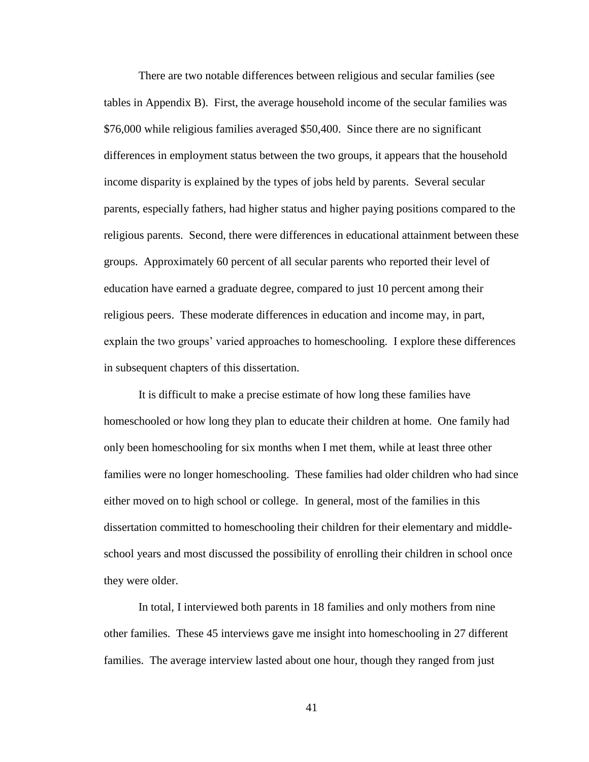There are two notable differences between religious and secular families (see tables in Appendix B). First, the average household income of the secular families was $76,000 while religious families averaged $50,400. Since there are no significant differences in employment status between the two groups, it appears that the household income disparity is explained by the types of jobs held by parents. Several secular parents, especially fathers, had higher status and higher paying positions compared to the religious parents. Second, there were differences in educational attainment between these groups. Approximately 60 percent of all secular parents who reported their level of education have earned a graduate degree, compared to just 10 percent among their religious peers. These moderate differences in education and income may, in part, explain the two groups' varied approaches to homeschooling. I explore these differences in subsequent chapters of this dissertation.

It is difficult to make a precise estimate of how long these families have homeschooled or how long they plan to educate their children at home. One family had only been homeschooling for six months when I met them, while at least three other families were no longer homeschooling. These families had older children who had since either moved on to high school or college. In general, most of the families in this dissertation committed to homeschooling their children for their elementary and middle-school years and most discussed the possibility of enrolling their children in school once they were older.

In total, I interviewed both parents in 18 families and only mothers from nine other families. These 45 interviews gave me insight into homeschooling in 27 different families. The average interview lasted about one hour, though they ranged from just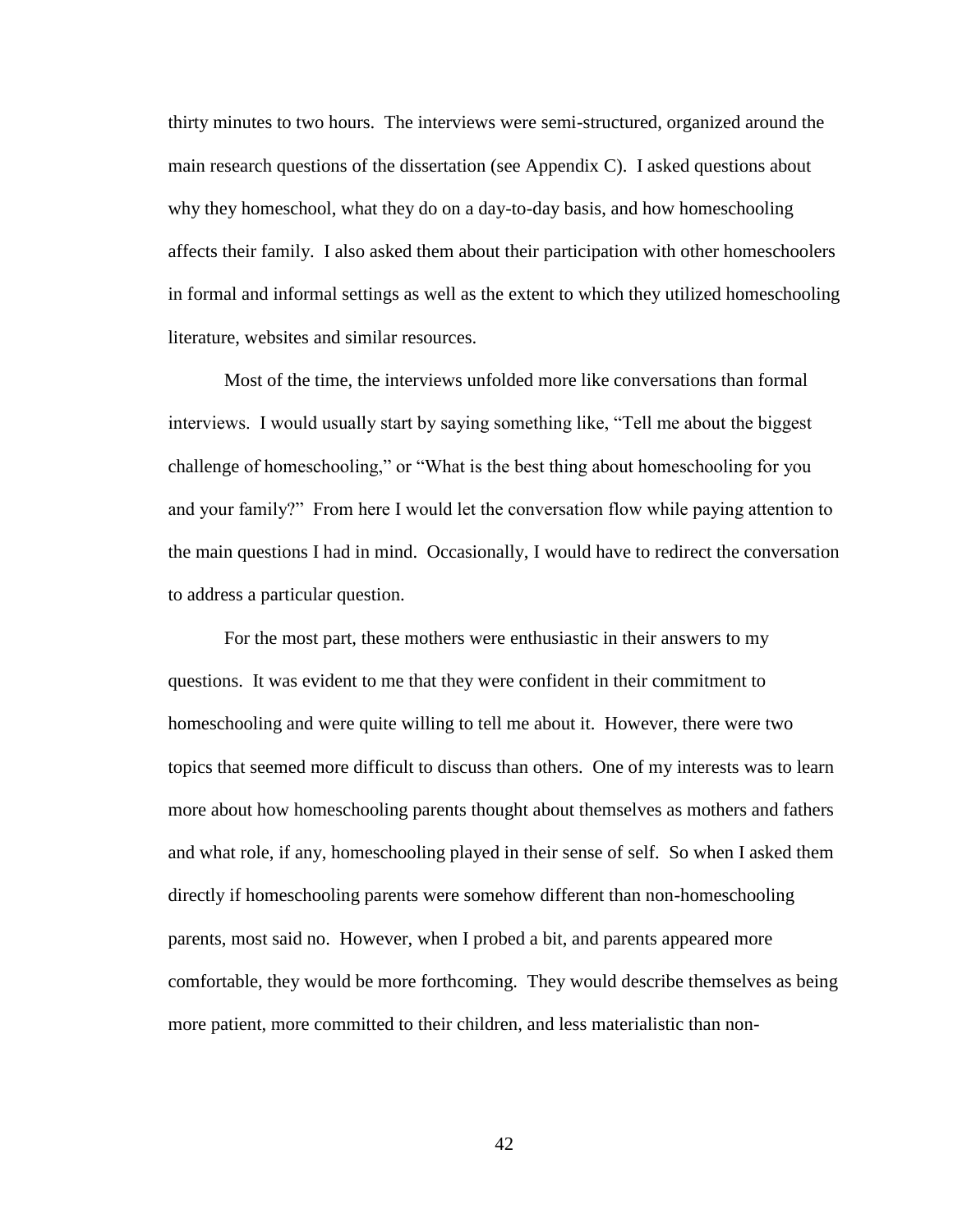thirty minutes to two hours. The interviews were semi-structured, organized around the main research questions of the dissertation (see Appendix C). I asked questions about why they homeschool, what they do on a day-to-day basis, and how homeschooling affects their family. I also asked them about their participation with other homeschoolers in formal and informal settings as well as the extent to which they utilized homeschooling literature, websites and similar resources.

Most of the time, the interviews unfolded more like conversations than formal interviews. I would usually start by saying something like, "Tell me about the biggest challenge of homeschooling," or "What is the best thing about homeschooling for you and your family?" From here I would let the conversation flow while paying attention to the main questions I had in mind. Occasionally, I would have to redirect the conversation to address a particular question.

For the most part, these mothers were enthusiastic in their answers to my questions. It was evident to me that they were confident in their commitment to homeschooling and were quite willing to tell me about it. However, there were two topics that seemed more difficult to discuss than others. One of my interests was to learn more about how homeschooling parents thought about themselves as mothers and fathers and what role, if any, homeschooling played in their sense of self. So when I asked them directly if homeschooling parents were somehow different than non-homeschooling parents, most said no. However, when I probed a bit, and parents appeared more comfortable, they would be more forthcoming. They would describe themselves as being more patient, more committed to their children, and less materialistic than non-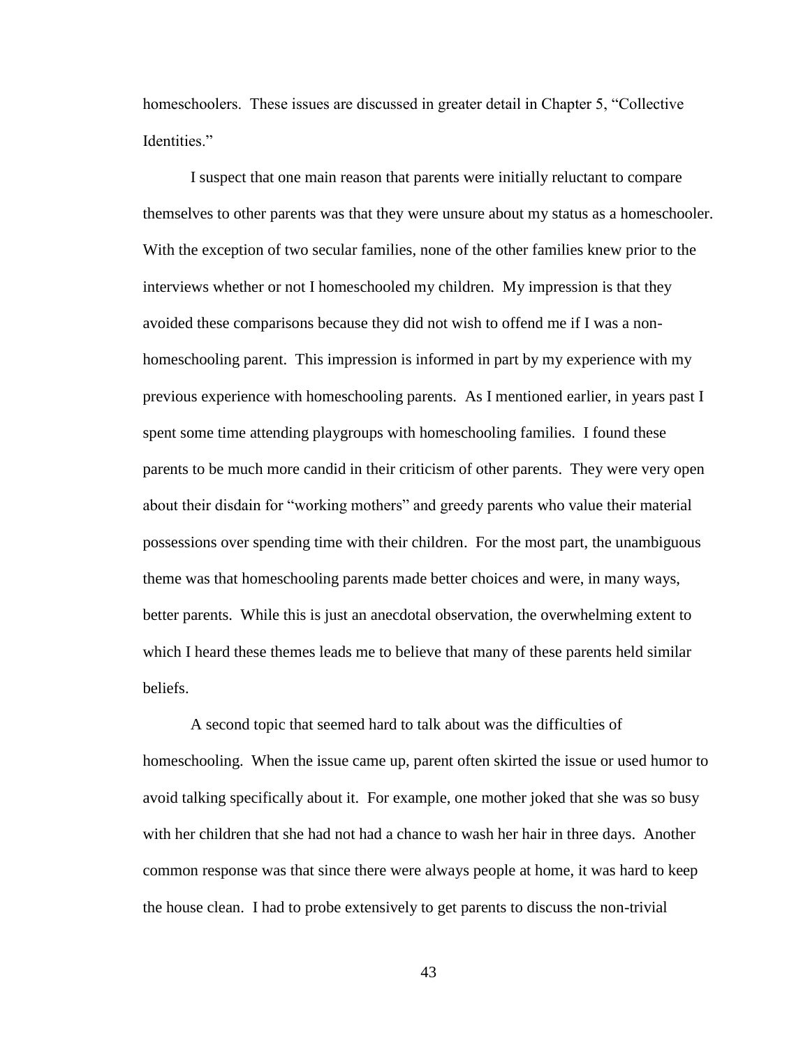homeschoolers. These issues are discussed in greater detail in Chapter 5, "Collective Identities."

I suspect that one main reason that parents were initially reluctant to compare themselves to other parents was that they were unsure about my status as a homeschooler. With the exception of two secular families, none of the other families knew prior to the interviews whether or not I homeschooled my children. My impression is that they avoided these comparisons because they did not wish to offend me if I was a non-homeschooling parent. This impression is informed in part by my experience with my previous experience with homeschooling parents. As I mentioned earlier, in years past I spent some time attending playgroups with homeschooling families. I found these parents to be much more candid in their criticism of other parents. They were very open about their disdain for "working mothers" and greedy parents who value their material possessions over spending time with their children. For the most part, the unambiguous theme was that homeschooling parents made better choices and were, in many ways, better parents. While this is just an anecdotal observation, the overwhelming extent to which I heard these themes leads me to believe that many of these parents held similar beliefs.

A second topic that seemed hard to talk about was the difficulties of homeschooling. When the issue came up, parent often skirted the issue or used humor to avoid talking specifically about it. For example, one mother joked that she was so busy with her children that she had not had a chance to wash her hair in three days. Another common response was that since there were always people at home, it was hard to keep the house clean. I had to probe extensively to get parents to discuss the non-trivial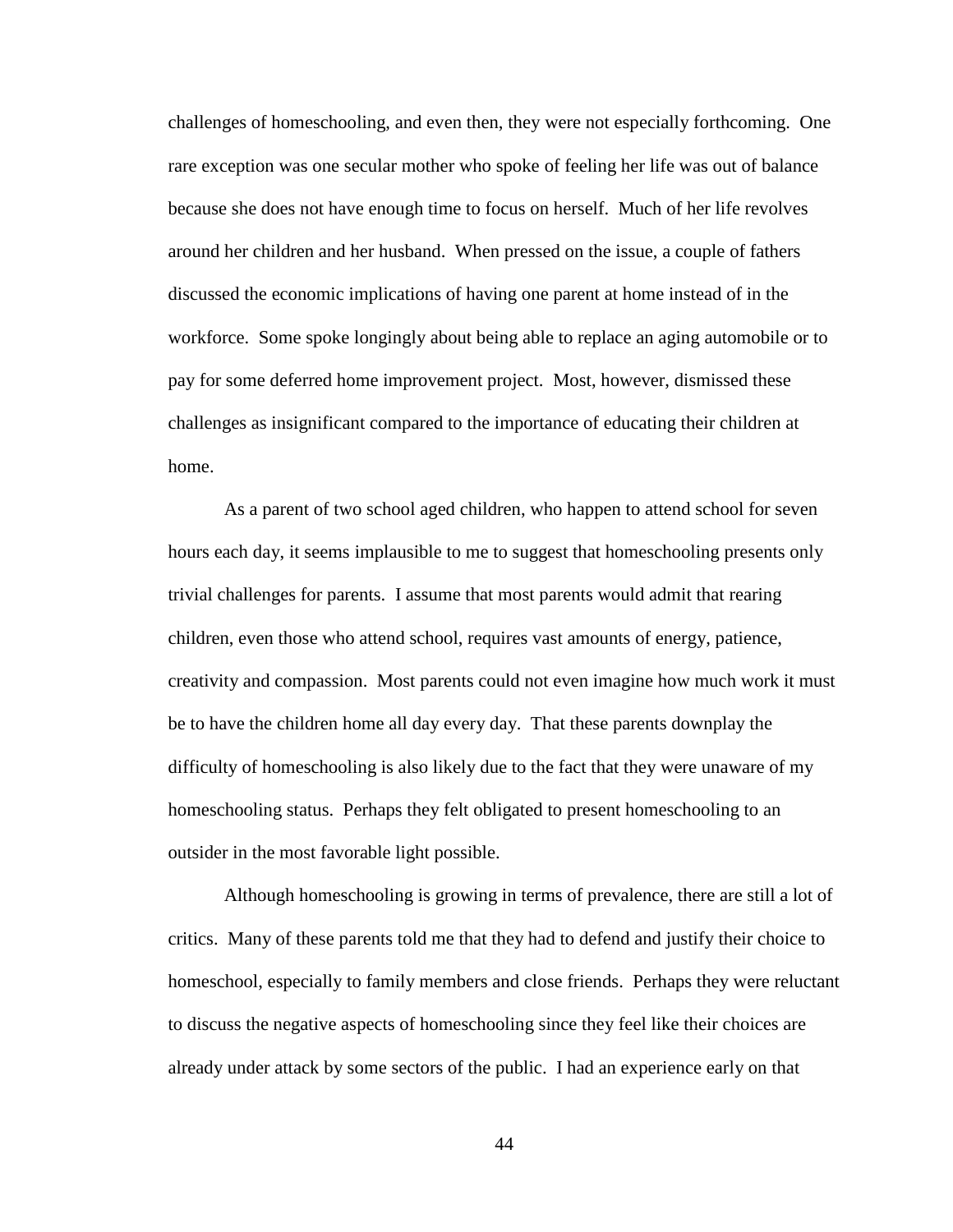challenges of homeschooling, and even then, they were not especially forthcoming. One rare exception was one secular mother who spoke of feeling her life was out of balance because she does not have enough time to focus on herself. Much of her life revolves around her children and her husband. When pressed on the issue, a couple of fathers discussed the economic implications of having one parent at home instead of in the workforce. Some spoke longingly about being able to replace an aging automobile or to pay for some deferred home improvement project. Most, however, dismissed these challenges as insignificant compared to the importance of educating their children at home.

As a parent of two school aged children, who happen to attend school for seven hours each day, it seems implausible to me to suggest that homeschooling presents only trivial challenges for parents. I assume that most parents would admit that rearing children, even those who attend school, requires vast amounts of energy, patience, creativity and compassion. Most parents could not even imagine how much work it must be to have the children home all day every day. That these parents downplay the difficulty of homeschooling is also likely due to the fact that they were unaware of my homeschooling status. Perhaps they felt obligated to present homeschooling to an outsider in the most favorable light possible.

Although homeschooling is growing in terms of prevalence, there are still a lot of critics. Many of these parents told me that they had to defend and justify their choice to homeschool, especially to family members and close friends. Perhaps they were reluctant to discuss the negative aspects of homeschooling since they feel like their choices are already under attack by some sectors of the public. I had an experience early on that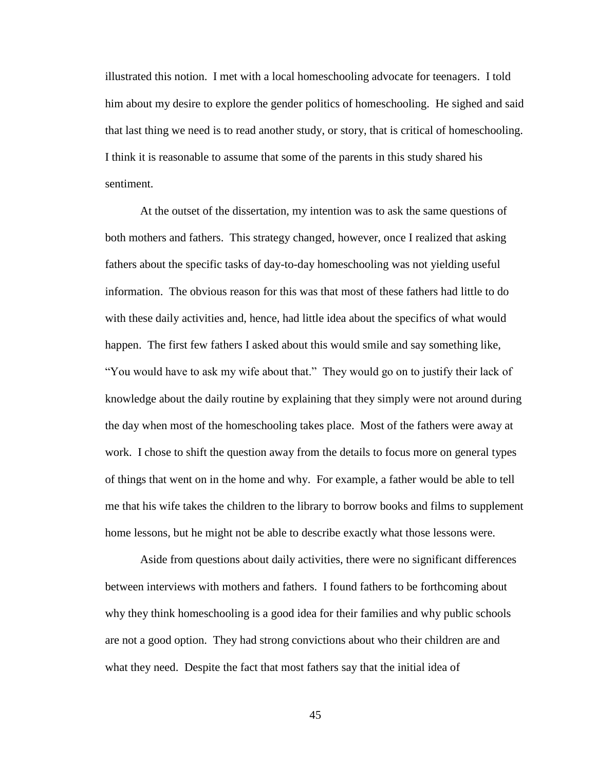illustrated this notion. I met with a local homeschooling advocate for teenagers. I told him about my desire to explore the gender politics of homeschooling. He sighed and said that last thing we need is to read another study, or story, that is critical of homeschooling. I think it is reasonable to assume that some of the parents in this study shared his sentiment.

At the outset of the dissertation, my intention was to ask the same questions of both mothers and fathers. This strategy changed, however, once I realized that asking fathers about the specific tasks of day-to-day homeschooling was not yielding useful information. The obvious reason for this was that most of these fathers had little to do with these daily activities and, hence, had little idea about the specifics of what would happen. The first few fathers I asked about this would smile and say something like, "You would have to ask my wife about that." They would go on to justify their lack of knowledge about the daily routine by explaining that they simply were not around during the day when most of the homeschooling takes place. Most of the fathers were away at work. I chose to shift the question away from the details to focus more on general types of things that went on in the home and why. For example, a father would be able to tell me that his wife takes the children to the library to borrow books and films to supplement home lessons, but he might not be able to describe exactly what those lessons were.

Aside from questions about daily activities, there were no significant differences between interviews with mothers and fathers. I found fathers to be forthcoming about why they think homeschooling is a good idea for their families and why public schools are not a good option. They had strong convictions about who their children are and what they need. Despite the fact that most fathers say that the initial idea of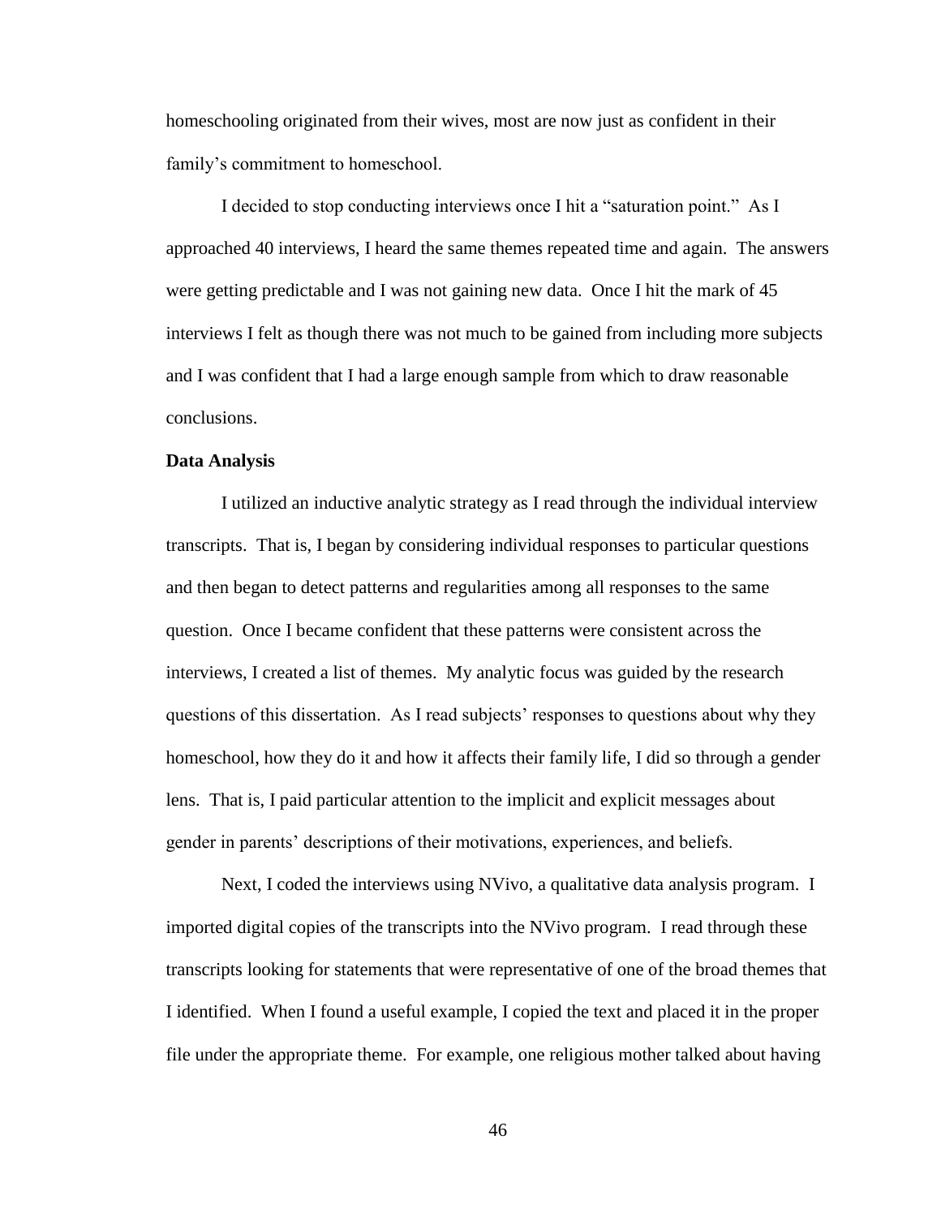homeschooling originated from their wives, most are now just as confident in their family's commitment to homeschool.

I decided to stop conducting interviews once I hit a "saturation point." As I approached 40 interviews, I heard the same themes repeated time and again. The answers were getting predictable and I was not gaining new data. Once I hit the mark of 45 interviews I felt as though there was not much to be gained from including more subjects and I was confident that I had a large enough sample from which to draw reasonable conclusions.

**Data Analysis**

I utilized an inductive analytic strategy as I read through the individual interview transcripts. That is, I began by considering individual responses to particular questions and then began to detect patterns and regularities among all responses to the same question. Once I became confident that these patterns were consistent across the interviews, I created a list of themes. My analytic focus was guided by the research questions of this dissertation. As I read subjects' responses to questions about why they homeschool, how they do it and how it affects their family life, I did so through a gender lens. That is, I paid particular attention to the implicit and explicit messages about gender in parents' descriptions of their motivations, experiences, and beliefs.

Next, I coded the interviews using NVivo, a qualitative data analysis program. I imported digital copies of the transcripts into the NVivo program. I read through these transcripts looking for statements that were representative of one of the broad themes that I identified. When I found a useful example, I copied the text and placed it in the proper file under the appropriate theme. For example, one religious mother talked about having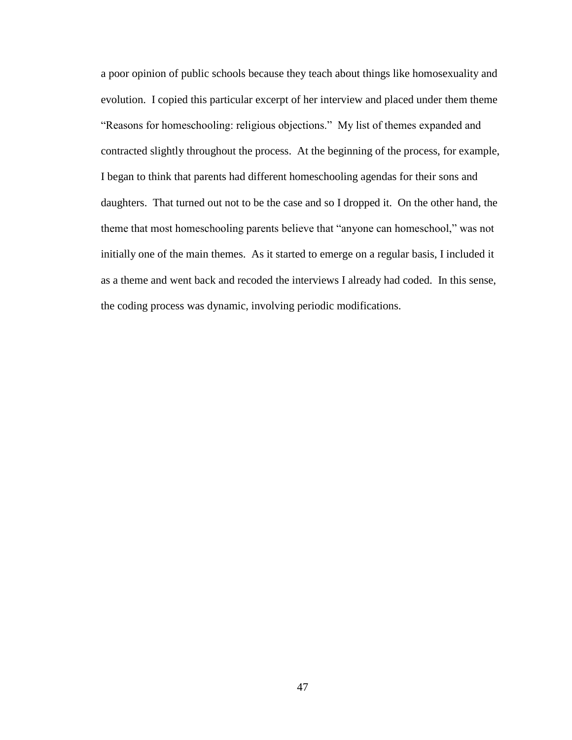a poor opinion of public schools because they teach about things like homosexuality and evolution. I copied this particular excerpt of her interview and placed under them theme "Reasons for homeschooling: religious objections." My list of themes expanded and contracted slightly throughout the process. At the beginning of the process, for example, I began to think that parents had different homeschooling agendas for their sons and daughters. That turned out not to be the case and so I dropped it. On the other hand, the theme that most homeschooling parents believe that "anyone can homeschool," was not initially one of the main themes. As it started to emerge on a regular basis, I included it as a theme and went back and recoded the interviews I already had coded. In this sense, the coding process was dynamic, involving periodic modifications.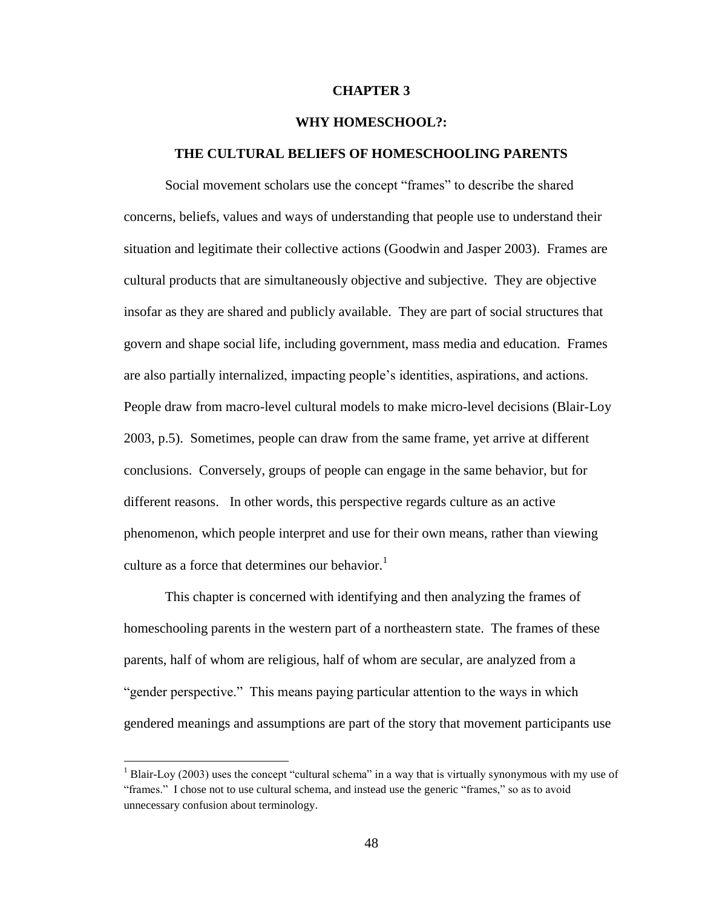# CHAPTER 3

## WHY HOMESCHOOL?:

## THE CULTURAL BELIEFS OF HOMESCHOOLING PARENTS

Social movement scholars use the concept "frames" to describe the shared concerns, beliefs, values and ways of understanding that people use to understand their situation and legitimate their collective actions (Goodwin and Jasper 2003). Frames are cultural products that are simultaneously objective and subjective. They are objective insofar as they are shared and publicly available. They are part of social structures that govern and shape social life, including government, mass media and education. Frames are also partially internalized, impacting people's identities, aspirations, and actions. People draw from macro-level cultural models to make micro-level decisions (Blair-Loy 2003, p.5). Sometimes, people can draw from the same frame, yet arrive at different conclusions. Conversely, groups of people can engage in the same behavior, but for different reasons. In other words, this perspective regards culture as an active phenomenon, which people interpret and use for their own means, rather than viewing culture as a force that determines our behavior.[1]

This chapter is concerned with identifying and then analyzing the frames of homeschooling parents in the western part of a northeastern state. The frames of these parents, half of whom are religious, half of whom are secular, are analyzed from a "gender perspective." This means paying particular attention to the ways in which gendered meanings and assumptions are part of the story that movement participants use

[1] Blair-Loy (2003) uses the concept "cultural schema" in a way that is virtually synonymous with my use of "frames." I chose not to use cultural schema, and instead use the generic "frames," so as to avoid unnecessary confusion about terminology.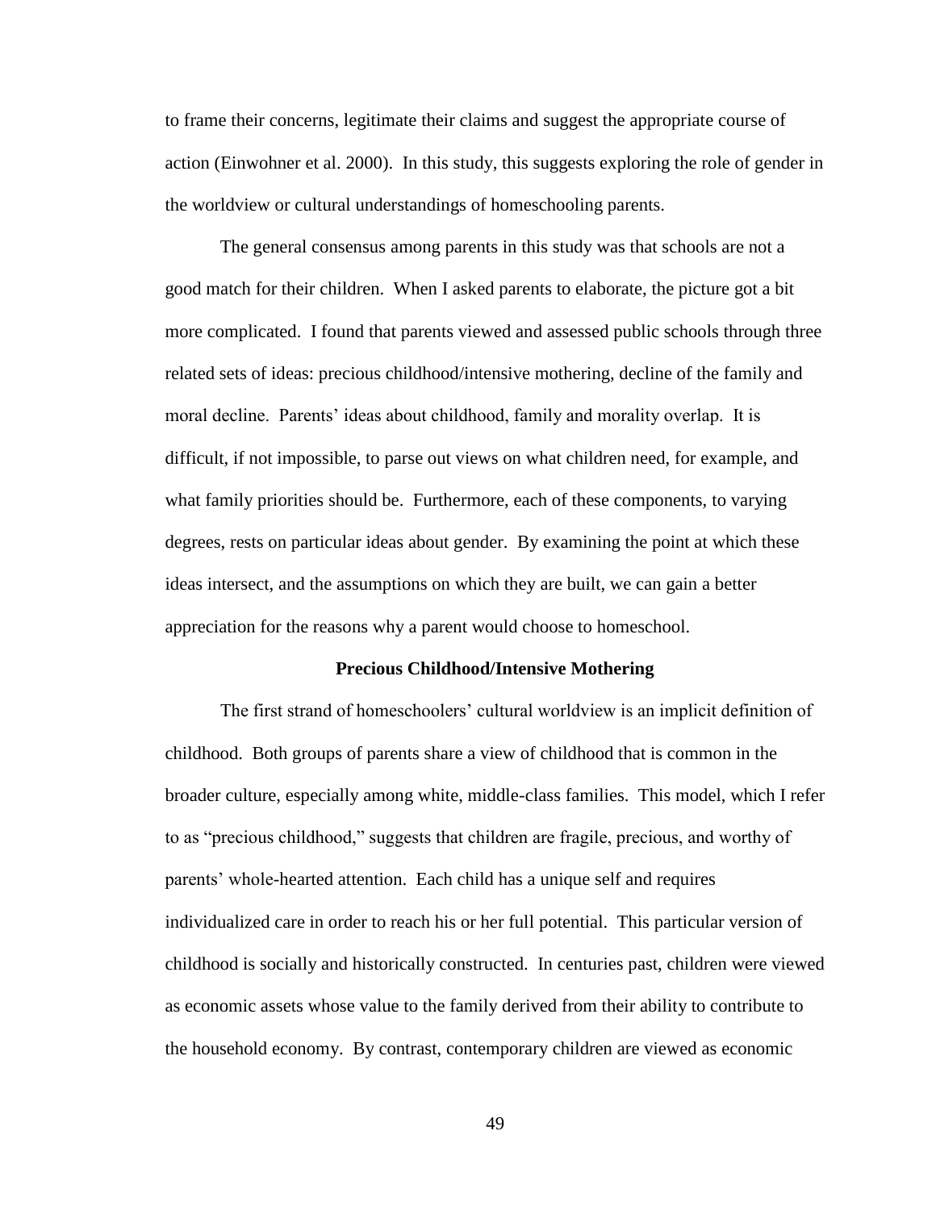to frame their concerns, legitimate their claims and suggest the appropriate course of action (Einwohner et al. 2000). In this study, this suggests exploring the role of gender in the worldview or cultural understandings of homeschooling parents.

The general consensus among parents in this study was that schools are not a good match for their children. When I asked parents to elaborate, the picture got a bit more complicated. I found that parents viewed and assessed public schools through three related sets of ideas: precious childhood/intensive mothering, decline of the family and moral decline. Parents' ideas about childhood, family and morality overlap. It is difficult, if not impossible, to parse out views on what children need, for example, and what family priorities should be. Furthermore, each of these components, to varying degrees, rests on particular ideas about gender. By examining the point at which these ideas intersect, and the assumptions on which they are built, we can gain a better appreciation for the reasons why a parent would choose to homeschool.

## Precious Childhood/Intensive Mothering

The first strand of homeschoolers' cultural worldview is an implicit definition of childhood. Both groups of parents share a view of childhood that is common in the broader culture, especially among white, middle-class families. This model, which I refer to as "precious childhood," suggests that children are fragile, precious, and worthy of parents' whole-hearted attention. Each child has a unique self and requires individualized care in order to reach his or her full potential. This particular version of childhood is socially and historically constructed. In centuries past, children were viewed as economic assets whose value to the family derived from their ability to contribute to the household economy. By contrast, contemporary children are viewed as economic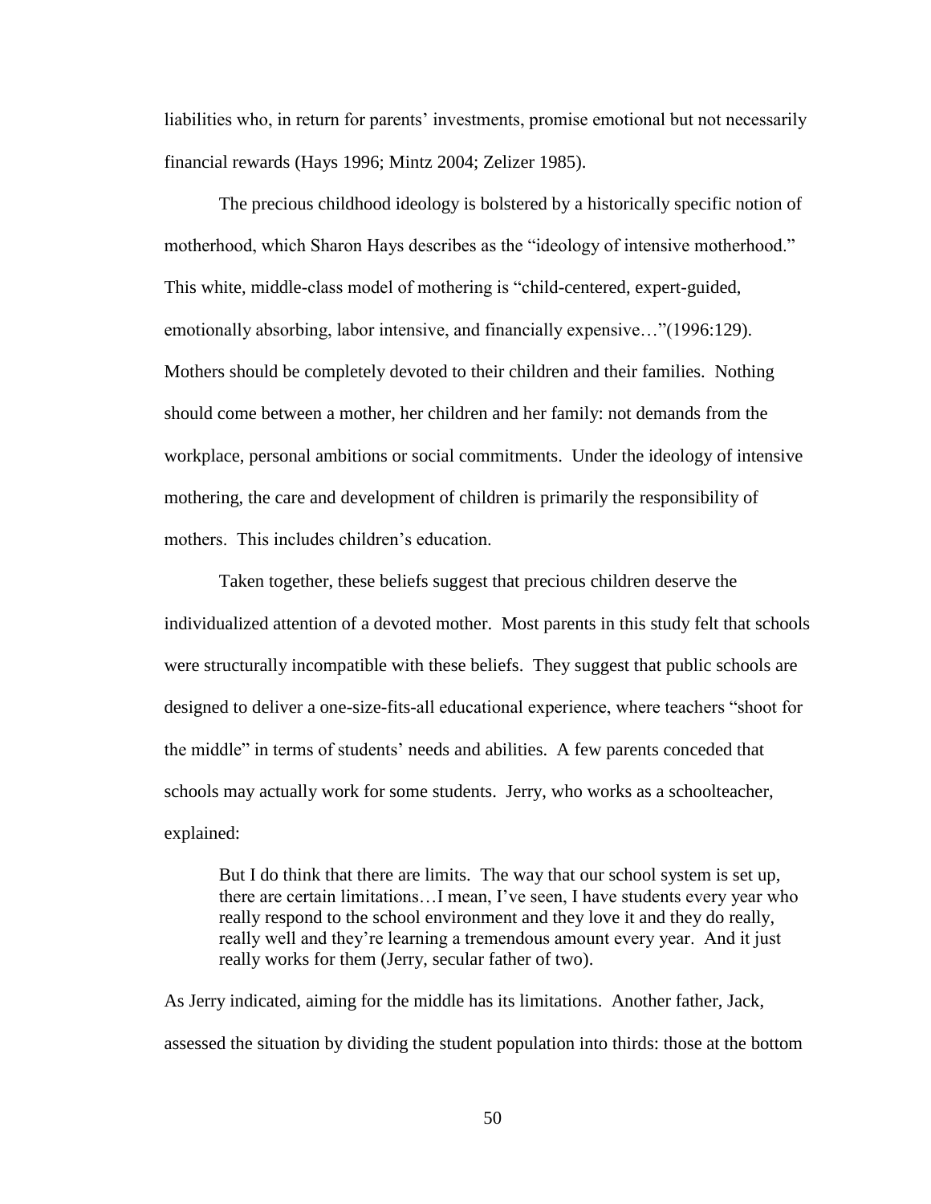liabilities who, in return for parents' investments, promise emotional but not necessarily financial rewards (Hays 1996; Mintz 2004; Zelizer 1985).

The precious childhood ideology is bolstered by a historically specific notion of motherhood, which Sharon Hays describes as the "ideology of intensive motherhood." This white, middle-class model of mothering is "child-centered, expert-guided, emotionally absorbing, labor intensive, and financially expensive…"(1996:129). Mothers should be completely devoted to their children and their families. Nothing should come between a mother, her children and her family: not demands from the workplace, personal ambitions or social commitments. Under the ideology of intensive mothering, the care and development of children is primarily the responsibility of mothers. This includes children's education.

Taken together, these beliefs suggest that precious children deserve the individualized attention of a devoted mother. Most parents in this study felt that schools were structurally incompatible with these beliefs. They suggest that public schools are designed to deliver a one-size-fits-all educational experience, where teachers "shoot for the middle" in terms of students' needs and abilities. A few parents conceded that schools may actually work for some students. Jerry, who works as a schoolteacher, explained:

> But I do think that there are limits. The way that our school system is set up, there are certain limitations…I mean, I've seen, I have students every year who really respond to the school environment and they love it and they do really, really well and they're learning a tremendous amount every year. And it just really works for them (Jerry, secular father of two).

As Jerry indicated, aiming for the middle has its limitations. Another father, Jack, assessed the situation by dividing the student population into thirds: those at the bottom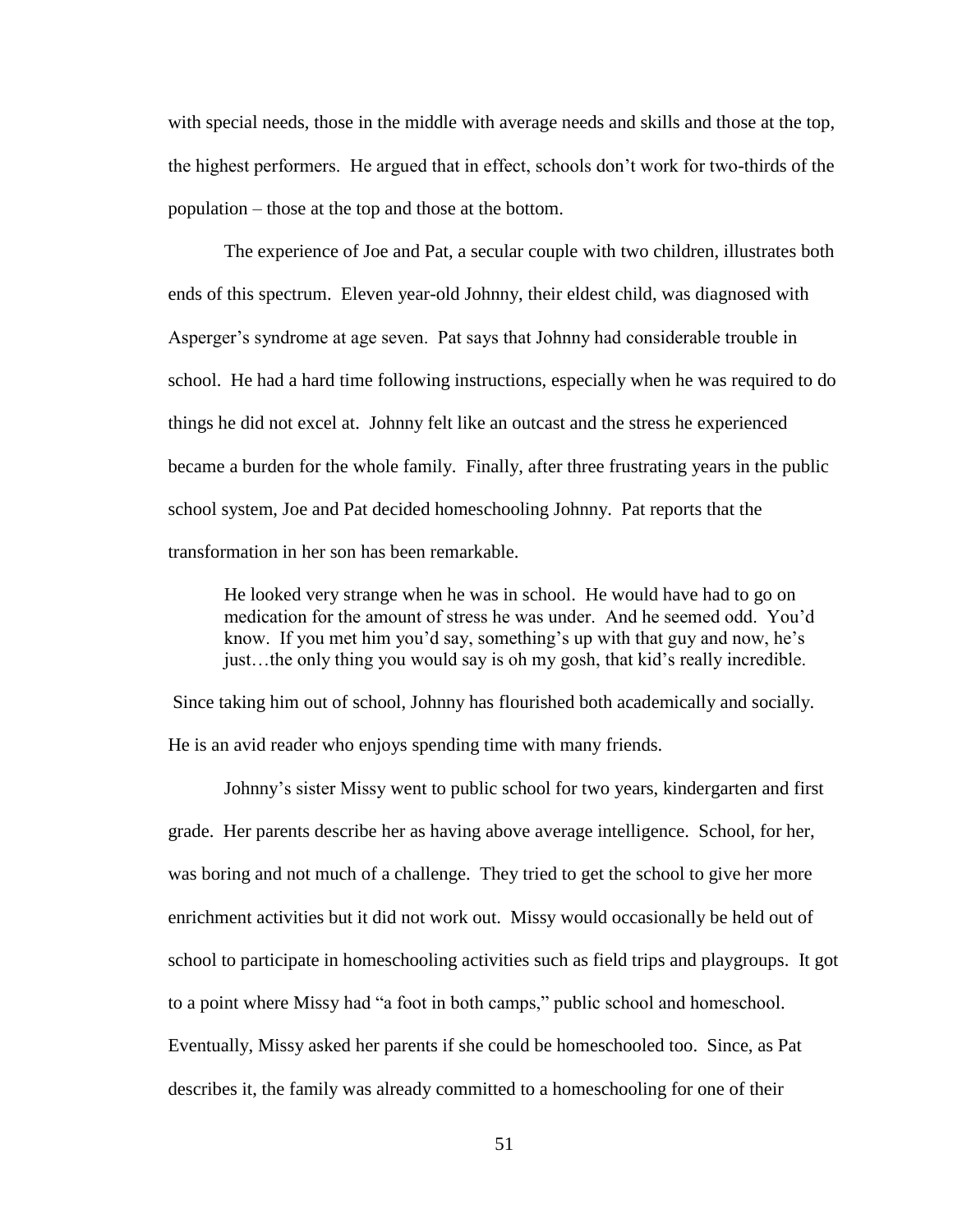with special needs, those in the middle with average needs and skills and those at the top, the highest performers. He argued that in effect, schools don't work for two-thirds of the population – those at the top and those at the bottom.

The experience of Joe and Pat, a secular couple with two children, illustrates both ends of this spectrum. Eleven year-old Johnny, their eldest child, was diagnosed with Asperger's syndrome at age seven. Pat says that Johnny had considerable trouble in school. He had a hard time following instructions, especially when he was required to do things he did not excel at. Johnny felt like an outcast and the stress he experienced became a burden for the whole family. Finally, after three frustrating years in the public school system, Joe and Pat decided homeschooling Johnny. Pat reports that the transformation in her son has been remarkable.

> He looked very strange when he was in school. He would have had to go on medication for the amount of stress he was under. And he seemed odd. You'd know. If you met him you'd say, something's up with that guy and now, he's just…the only thing you would say is oh my gosh, that kid's really incredible.

Since taking him out of school, Johnny has flourished both academically and socially. He is an avid reader who enjoys spending time with many friends.

Johnny's sister Missy went to public school for two years, kindergarten and first grade. Her parents describe her as having above average intelligence. School, for her, was boring and not much of a challenge. They tried to get the school to give her more enrichment activities but it did not work out. Missy would occasionally be held out of school to participate in homeschooling activities such as field trips and playgroups. It got to a point where Missy had "a foot in both camps," public school and homeschool. Eventually, Missy asked her parents if she could be homeschooled too. Since, as Pat describes it, the family was already committed to a homeschooling for one of their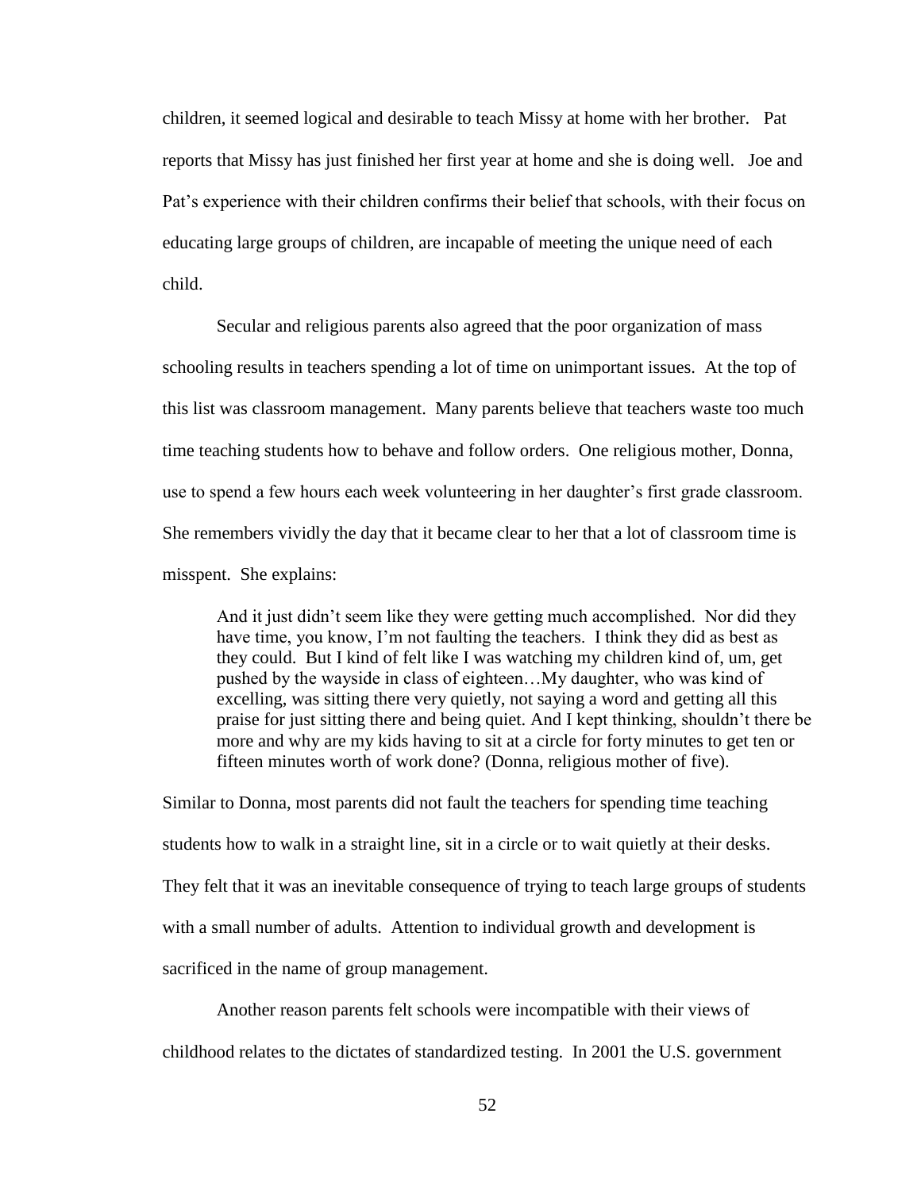children, it seemed logical and desirable to teach Missy at home with her brother. Pat reports that Missy has just finished her first year at home and she is doing well. Joe and Pat's experience with their children confirms their belief that schools, with their focus on educating large groups of children, are incapable of meeting the unique need of each child.

Secular and religious parents also agreed that the poor organization of mass schooling results in teachers spending a lot of time on unimportant issues. At the top of this list was classroom management. Many parents believe that teachers waste too much time teaching students how to behave and follow orders. One religious mother, Donna, use to spend a few hours each week volunteering in her daughter's first grade classroom. She remembers vividly the day that it became clear to her that a lot of classroom time is misspent. She explains:

> And it just didn't seem like they were getting much accomplished. Nor did they have time, you know, I'm not faulting the teachers. I think they did as best as they could. But I kind of felt like I was watching my children kind of, um, get pushed by the wayside in class of eighteen…My daughter, who was kind of excelling, was sitting there very quietly, not saying a word and getting all this praise for just sitting there and being quiet. And I kept thinking, shouldn't there be more and why are my kids having to sit at a circle for forty minutes to get ten or fifteen minutes worth of work done? (Donna, religious mother of five).

Similar to Donna, most parents did not fault the teachers for spending time teaching students how to walk in a straight line, sit in a circle or to wait quietly at their desks. They felt that it was an inevitable consequence of trying to teach large groups of students with a small number of adults. Attention to individual growth and development is sacrificed in the name of group management.

Another reason parents felt schools were incompatible with their views of childhood relates to the dictates of standardized testing. In 2001 the U.S. government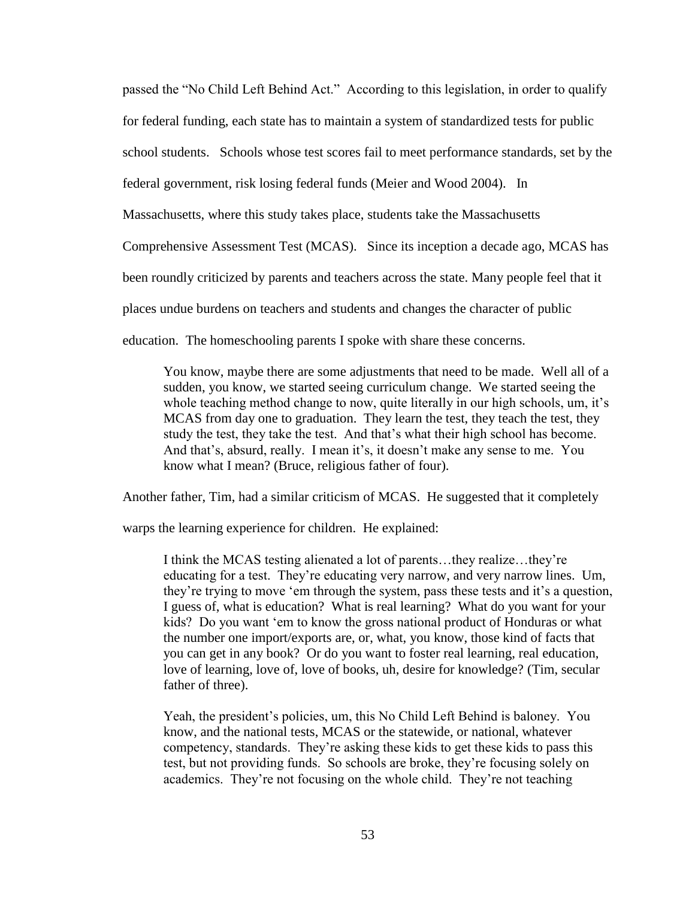passed the "No Child Left Behind Act." According to this legislation, in order to qualify for federal funding, each state has to maintain a system of standardized tests for public school students. Schools whose test scores fail to meet performance standards, set by the federal government, risk losing federal funds (Meier and Wood 2004). In Massachusetts, where this study takes place, students take the Massachusetts Comprehensive Assessment Test (MCAS). Since its inception a decade ago, MCAS has been roundly criticized by parents and teachers across the state. Many people feel that it places undue burdens on teachers and students and changes the character of public education. The homeschooling parents I spoke with share these concerns.

> You know, maybe there are some adjustments that need to be made. Well all of a sudden, you know, we started seeing curriculum change. We started seeing the whole teaching method change to now, quite literally in our high schools, um, it's MCAS from day one to graduation. They learn the test, they teach the test, they study the test, they take the test. And that's what their high school has become. And that's, absurd, really. I mean it's, it doesn't make any sense to me. You know what I mean? (Bruce, religious father of four).

Another father, Tim, had a similar criticism of MCAS. He suggested that it completely warps the learning experience for children. He explained:

> I think the MCAS testing alienated a lot of parents…they realize…they're educating for a test. They're educating very narrow, and very narrow lines. Um, they're trying to move 'em through the system, pass these tests and it's a question, I guess of, what is education? What is real learning? What do you want for your kids? Do you want 'em to know the gross national product of Honduras or what the number one import/exports are, or, what, you know, those kind of facts that you can get in any book? Or do you want to foster real learning, real education, love of learning, love of, love of books, uh, desire for knowledge? (Tim, secular father of three).

> Yeah, the president's policies, um, this No Child Left Behind is baloney. You know, and the national tests, MCAS or the statewide, or national, whatever competency, standards. They're asking these kids to get these kids to pass this test, but not providing funds. So schools are broke, they're focusing solely on academics. They're not focusing on the whole child. They're not teaching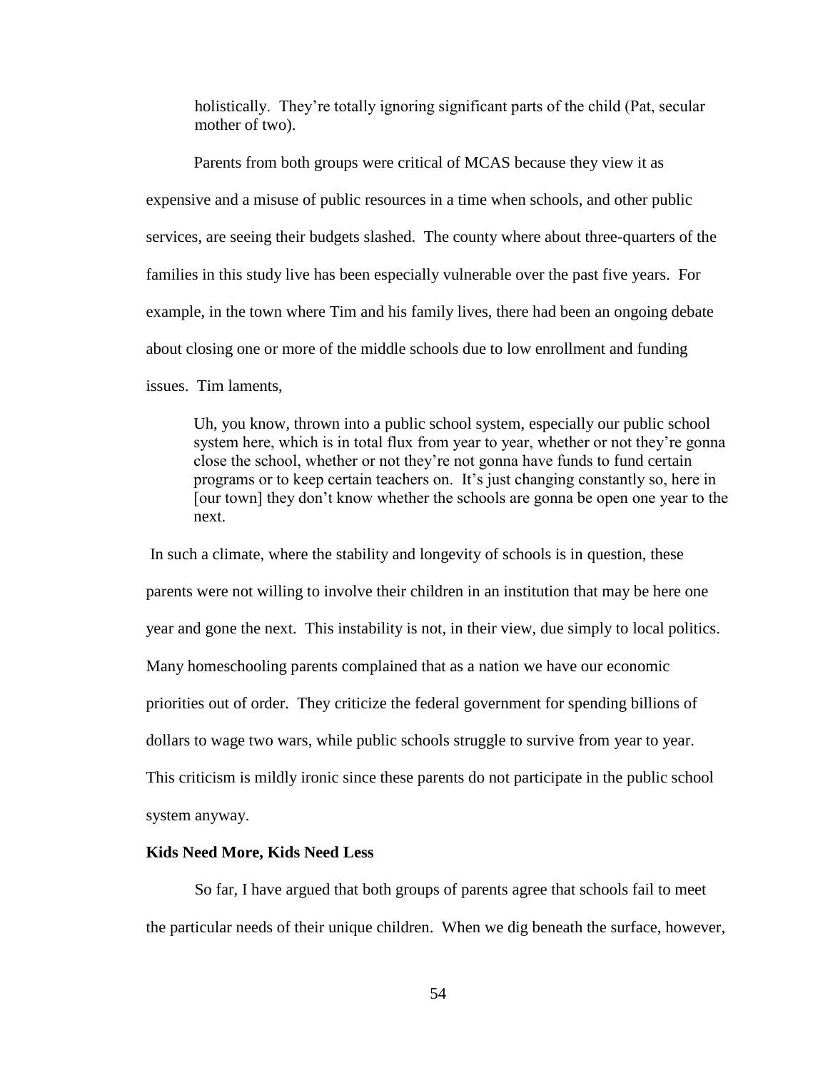> holistically. They're totally ignoring significant parts of the child (Pat, secular mother of two).

Parents from both groups were critical of MCAS because they view it as expensive and a misuse of public resources in a time when schools, and other public services, are seeing their budgets slashed. The county where about three-quarters of the families in this study live has been especially vulnerable over the past five years. For example, in the town where Tim and his family lives, there had been an ongoing debate about closing one or more of the middle schools due to low enrollment and funding issues. Tim laments,

> Uh, you know, thrown into a public school system, especially our public school system here, which is in total flux from year to year, whether or not they're gonna close the school, whether or not they're not gonna have funds to fund certain programs or to keep certain teachers on. It's just changing constantly so, here in [our town] they don't know whether the schools are gonna be open one year to the next.

In such a climate, where the stability and longevity of schools is in question, these parents were not willing to involve their children in an institution that may be here one year and gone the next. This instability is not, in their view, due simply to local politics. Many homeschooling parents complained that as a nation we have our economic priorities out of order. They criticize the federal government for spending billions of dollars to wage two wars, while public schools struggle to survive from year to year. This criticism is mildly ironic since these parents do not participate in the public school system anyway.

**Kids Need More, Kids Need Less**

So far, I have argued that both groups of parents agree that schools fail to meet the particular needs of their unique children. When we dig beneath the surface, however,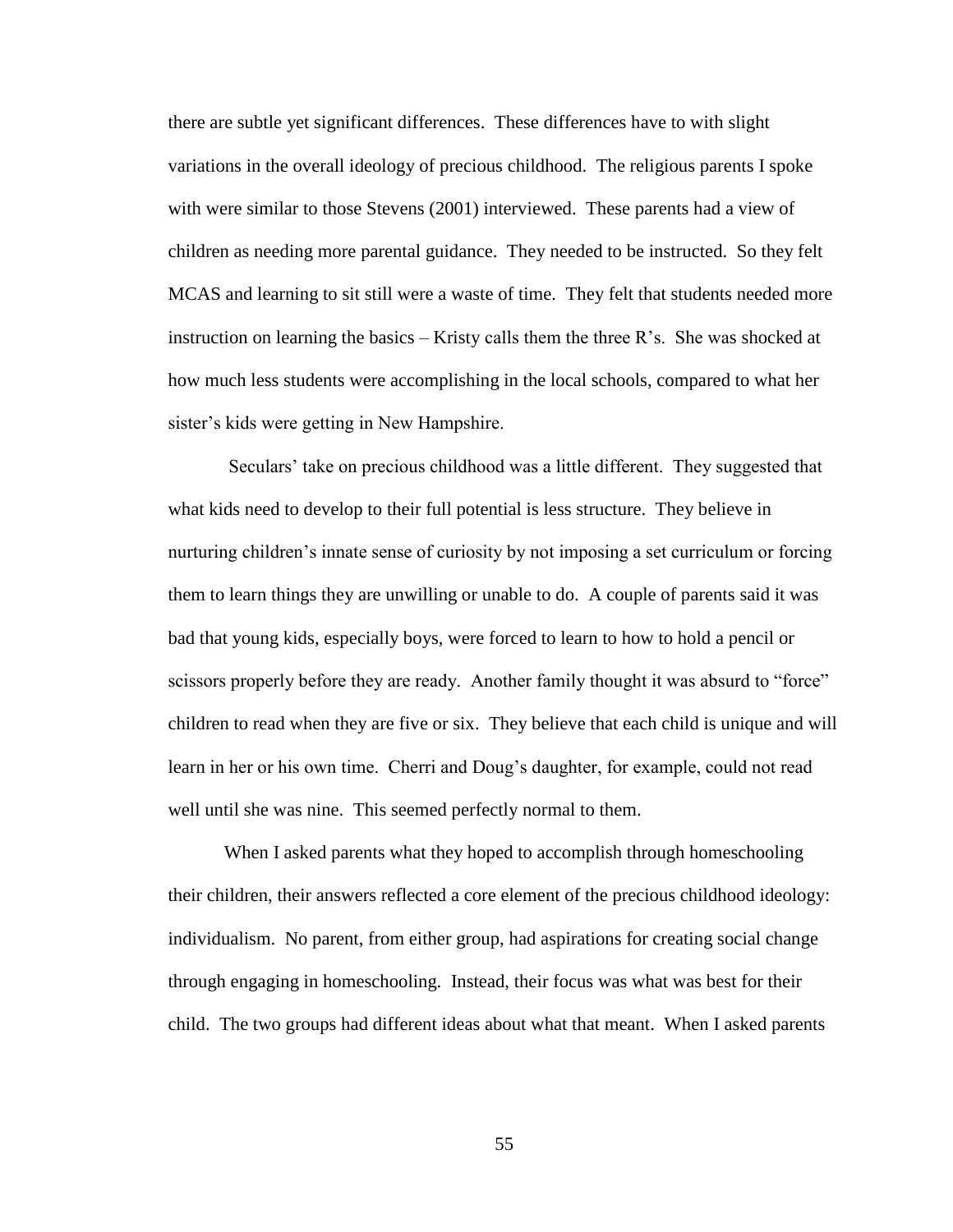there are subtle yet significant differences. These differences have to with slight variations in the overall ideology of precious childhood. The religious parents I spoke with were similar to those Stevens (2001) interviewed. These parents had a view of children as needing more parental guidance. They needed to be instructed. So they felt MCAS and learning to sit still were a waste of time. They felt that students needed more instruction on learning the basics – Kristy calls them the three R's. She was shocked at how much less students were accomplishing in the local schools, compared to what her sister's kids were getting in New Hampshire.

Seculars' take on precious childhood was a little different. They suggested that what kids need to develop to their full potential is less structure. They believe in nurturing children's innate sense of curiosity by not imposing a set curriculum or forcing them to learn things they are unwilling or unable to do. A couple of parents said it was bad that young kids, especially boys, were forced to learn to how to hold a pencil or scissors properly before they are ready. Another family thought it was absurd to "force" children to read when they are five or six. They believe that each child is unique and will learn in her or his own time. Cherri and Doug's daughter, for example, could not read well until she was nine. This seemed perfectly normal to them.

When I asked parents what they hoped to accomplish through homeschooling their children, their answers reflected a core element of the precious childhood ideology: individualism. No parent, from either group, had aspirations for creating social change through engaging in homeschooling. Instead, their focus was what was best for their child. The two groups had different ideas about what that meant. When I asked parents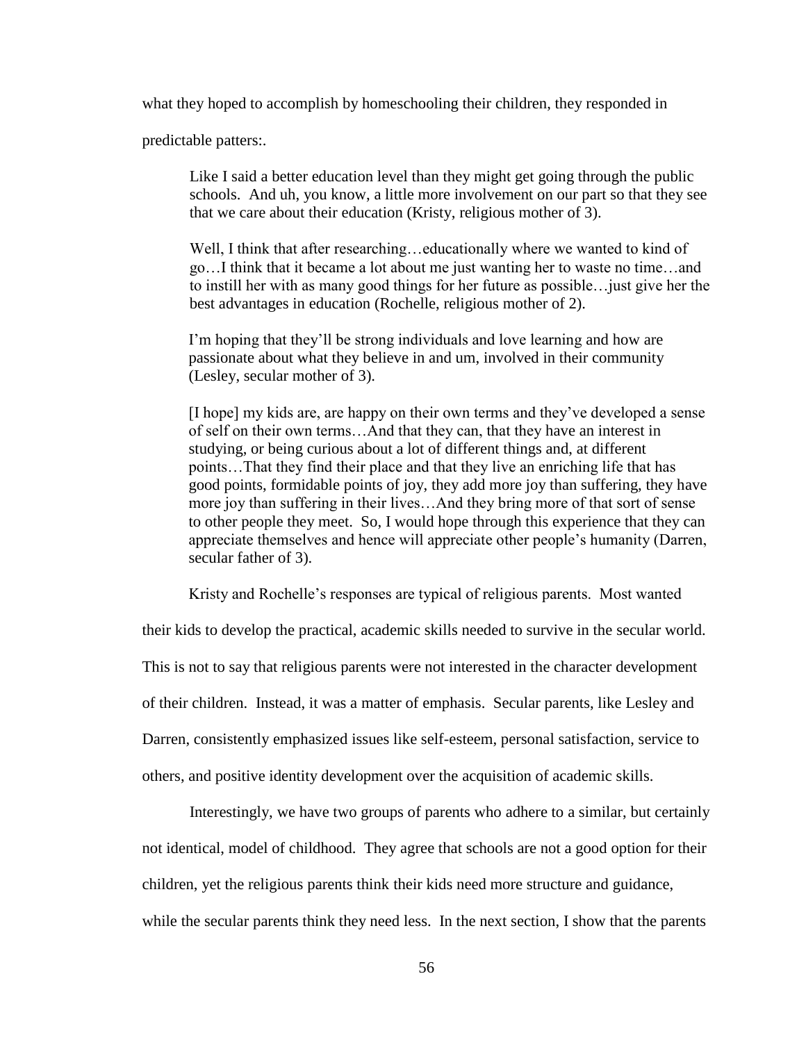what they hoped to accomplish by homeschooling their children, they responded in predictable patters:.

> Like I said a better education level than they might get going through the public schools. And uh, you know, a little more involvement on our part so that they see that we care about their education (Kristy, religious mother of 3).

> Well, I think that after researching…educationally where we wanted to kind of go…I think that it became a lot about me just wanting her to waste no time…and to instill her with as many good things for her future as possible…just give her the best advantages in education (Rochelle, religious mother of 2).

> I'm hoping that they'll be strong individuals and love learning and how are passionate about what they believe in and um, involved in their community (Lesley, secular mother of 3).

> [I hope] my kids are, are happy on their own terms and they've developed a sense of self on their own terms…And that they can, that they have an interest in studying, or being curious about a lot of different things and, at different points…That they find their place and that they live an enriching life that has good points, formidable points of joy, they add more joy than suffering, they have more joy than suffering in their lives…And they bring more of that sort of sense to other people they meet. So, I would hope through this experience that they can appreciate themselves and hence will appreciate other people's humanity (Darren, secular father of 3).

Kristy and Rochelle's responses are typical of religious parents. Most wanted their kids to develop the practical, academic skills needed to survive in the secular world. This is not to say that religious parents were not interested in the character development of their children. Instead, it was a matter of emphasis. Secular parents, like Lesley and Darren, consistently emphasized issues like self-esteem, personal satisfaction, service to others, and positive identity development over the acquisition of academic skills.

Interestingly, we have two groups of parents who adhere to a similar, but certainly not identical, model of childhood. They agree that schools are not a good option for their children, yet the religious parents think their kids need more structure and guidance, while the secular parents think they need less. In the next section, I show that the parents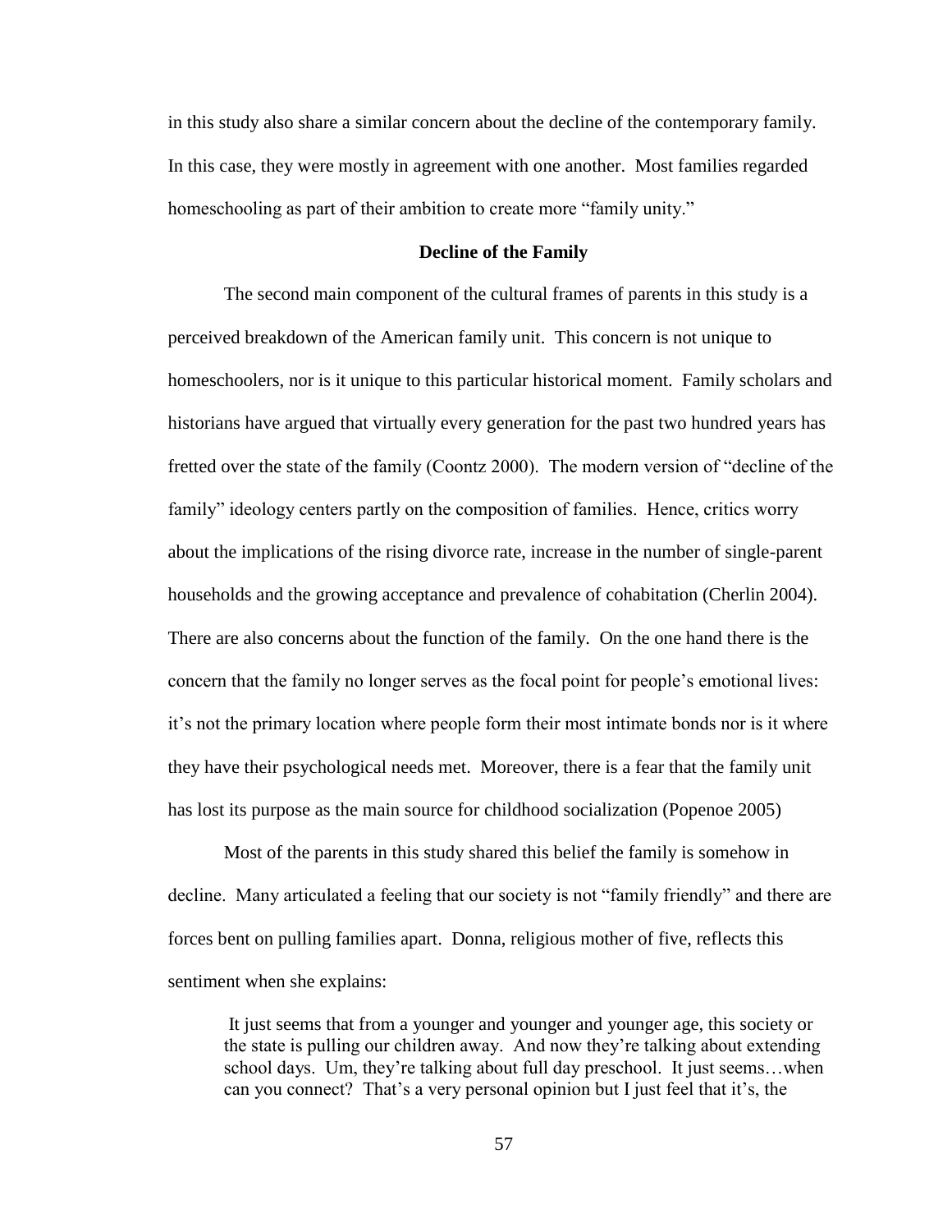in this study also share a similar concern about the decline of the contemporary family. In this case, they were mostly in agreement with one another. Most families regarded homeschooling as part of their ambition to create more "family unity."

## Decline of the Family

The second main component of the cultural frames of parents in this study is a perceived breakdown of the American family unit. This concern is not unique to homeschoolers, nor is it unique to this particular historical moment. Family scholars and historians have argued that virtually every generation for the past two hundred years has fretted over the state of the family (Coontz 2000). The modern version of "decline of the family" ideology centers partly on the composition of families. Hence, critics worry about the implications of the rising divorce rate, increase in the number of single-parent households and the growing acceptance and prevalence of cohabitation (Cherlin 2004). There are also concerns about the function of the family. On the one hand there is the concern that the family no longer serves as the focal point for people's emotional lives: it's not the primary location where people form their most intimate bonds nor is it where they have their psychological needs met. Moreover, there is a fear that the family unit has lost its purpose as the main source for childhood socialization (Popenoe 2005)

Most of the parents in this study shared this belief the family is somehow in decline. Many articulated a feeling that our society is not "family friendly" and there are forces bent on pulling families apart. Donna, religious mother of five, reflects this sentiment when she explains:

> It just seems that from a younger and younger and younger age, this society or the state is pulling our children away. And now they're talking about extending school days. Um, they're talking about full day preschool. It just seems…when can you connect? That's a very personal opinion but I just feel that it's, the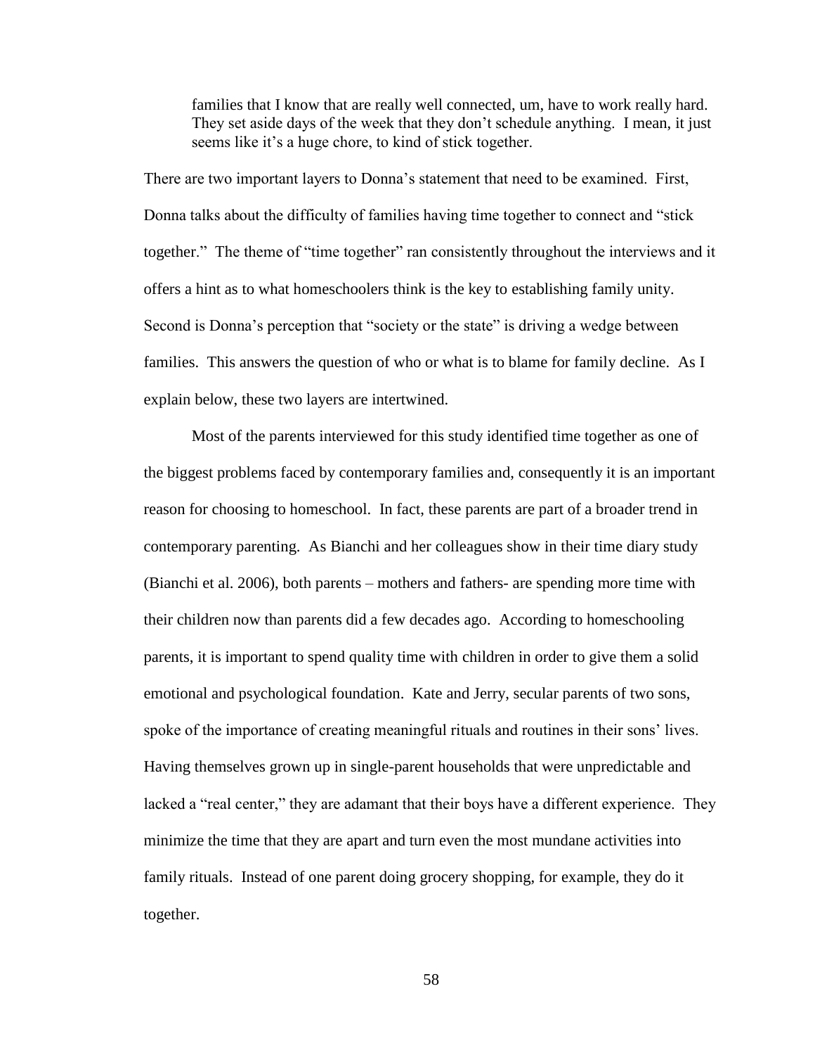> families that I know that are really well connected, um, have to work really hard. They set aside days of the week that they don't schedule anything. I mean, it just seems like it's a huge chore, to kind of stick together.

There are two important layers to Donna's statement that need to be examined. First, Donna talks about the difficulty of families having time together to connect and "stick together." The theme of "time together" ran consistently throughout the interviews and it offers a hint as to what homeschoolers think is the key to establishing family unity. Second is Donna's perception that "society or the state" is driving a wedge between families. This answers the question of who or what is to blame for family decline. As I explain below, these two layers are intertwined.

Most of the parents interviewed for this study identified time together as one of the biggest problems faced by contemporary families and, consequently it is an important reason for choosing to homeschool. In fact, these parents are part of a broader trend in contemporary parenting. As Bianchi and her colleagues show in their time diary study (Bianchi et al. 2006), both parents – mothers and fathers- are spending more time with their children now than parents did a few decades ago. According to homeschooling parents, it is important to spend quality time with children in order to give them a solid emotional and psychological foundation. Kate and Jerry, secular parents of two sons, spoke of the importance of creating meaningful rituals and routines in their sons' lives. Having themselves grown up in single-parent households that were unpredictable and lacked a "real center," they are adamant that their boys have a different experience. They minimize the time that they are apart and turn even the most mundane activities into family rituals. Instead of one parent doing grocery shopping, for example, they do it together.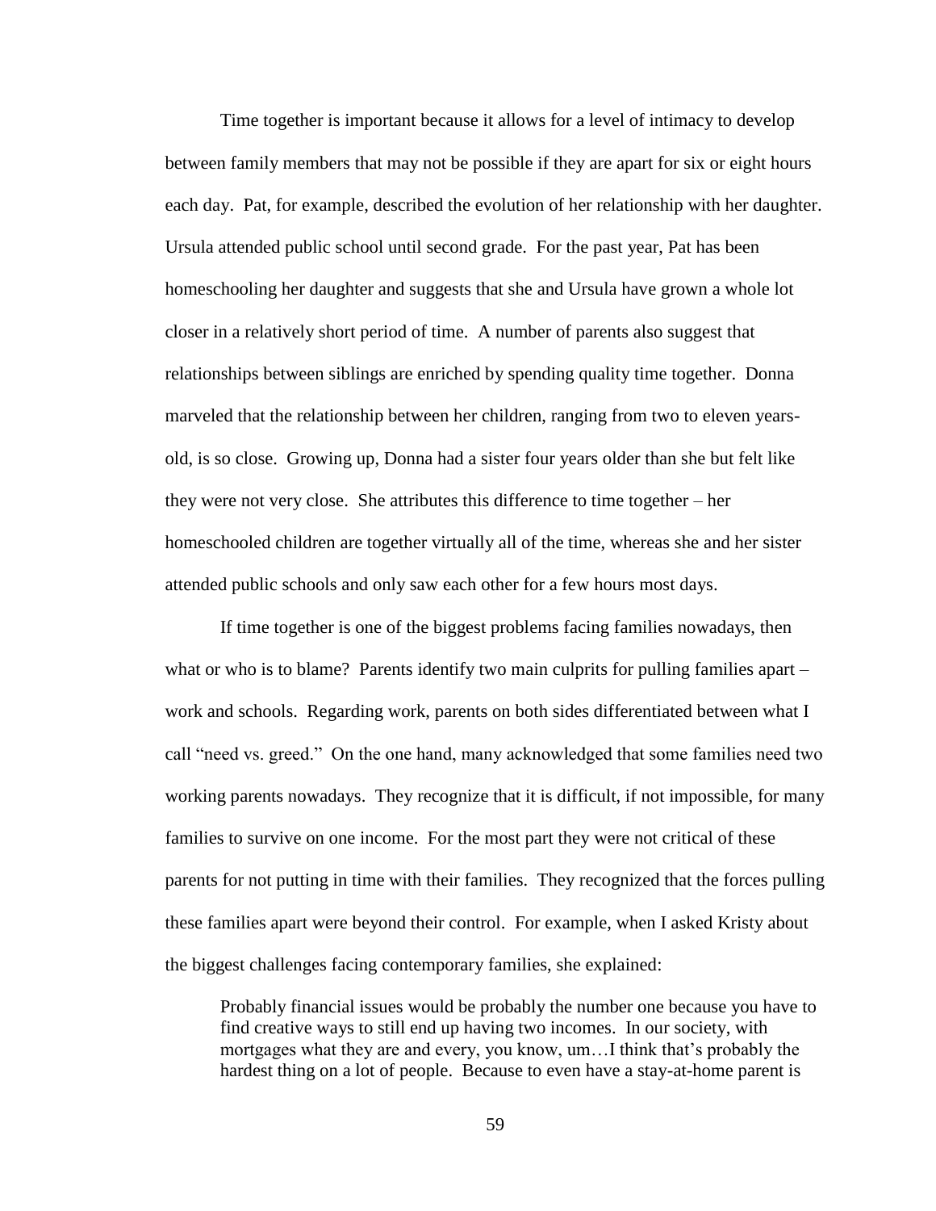Time together is important because it allows for a level of intimacy to develop between family members that may not be possible if they are apart for six or eight hours each day. Pat, for example, described the evolution of her relationship with her daughter. Ursula attended public school until second grade. For the past year, Pat has been homeschooling her daughter and suggests that she and Ursula have grown a whole lot closer in a relatively short period of time. A number of parents also suggest that relationships between siblings are enriched by spending quality time together. Donna marveled that the relationship between her children, ranging from two to eleven years-old, is so close. Growing up, Donna had a sister four years older than she but felt like they were not very close. She attributes this difference to time together – her homeschooled children are together virtually all of the time, whereas she and her sister attended public schools and only saw each other for a few hours most days.

If time together is one of the biggest problems facing families nowadays, then what or who is to blame? Parents identify two main culprits for pulling families apart – work and schools. Regarding work, parents on both sides differentiated between what I call "need vs. greed." On the one hand, many acknowledged that some families need two working parents nowadays. They recognize that it is difficult, if not impossible, for many families to survive on one income. For the most part they were not critical of these parents for not putting in time with their families. They recognized that the forces pulling these families apart were beyond their control. For example, when I asked Kristy about the biggest challenges facing contemporary families, she explained:

> Probably financial issues would be probably the number one because you have to find creative ways to still end up having two incomes. In our society, with mortgages what they are and every, you know, um…I think that's probably the hardest thing on a lot of people. Because to even have a stay-at-home parent is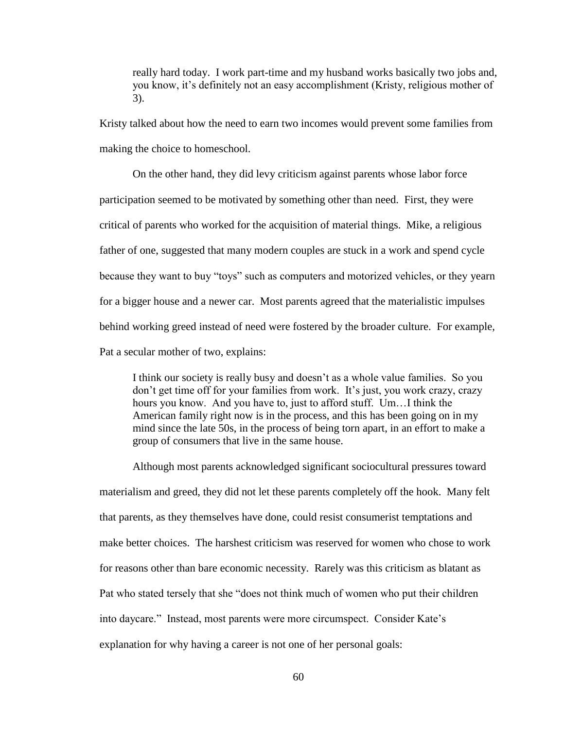> really hard today. I work part-time and my husband works basically two jobs and, you know, it's definitely not an easy accomplishment (Kristy, religious mother of 3).

Kristy talked about how the need to earn two incomes would prevent some families from making the choice to homeschool.

On the other hand, they did levy criticism against parents whose labor force participation seemed to be motivated by something other than need. First, they were critical of parents who worked for the acquisition of material things. Mike, a religious father of one, suggested that many modern couples are stuck in a work and spend cycle because they want to buy "toys" such as computers and motorized vehicles, or they yearn for a bigger house and a newer car. Most parents agreed that the materialistic impulses behind working greed instead of need were fostered by the broader culture. For example, Pat a secular mother of two, explains:

> I think our society is really busy and doesn't as a whole value families. So you don't get time off for your families from work. It's just, you work crazy, crazy hours you know. And you have to, just to afford stuff. Um…I think the American family right now is in the process, and this has been going on in my mind since the late 50s, in the process of being torn apart, in an effort to make a group of consumers that live in the same house.

Although most parents acknowledged significant sociocultural pressures toward materialism and greed, they did not let these parents completely off the hook. Many felt that parents, as they themselves have done, could resist consumerist temptations and make better choices. The harshest criticism was reserved for women who chose to work for reasons other than bare economic necessity. Rarely was this criticism as blatant as Pat who stated tersely that she "does not think much of women who put their children into daycare." Instead, most parents were more circumspect. Consider Kate's explanation for why having a career is not one of her personal goals: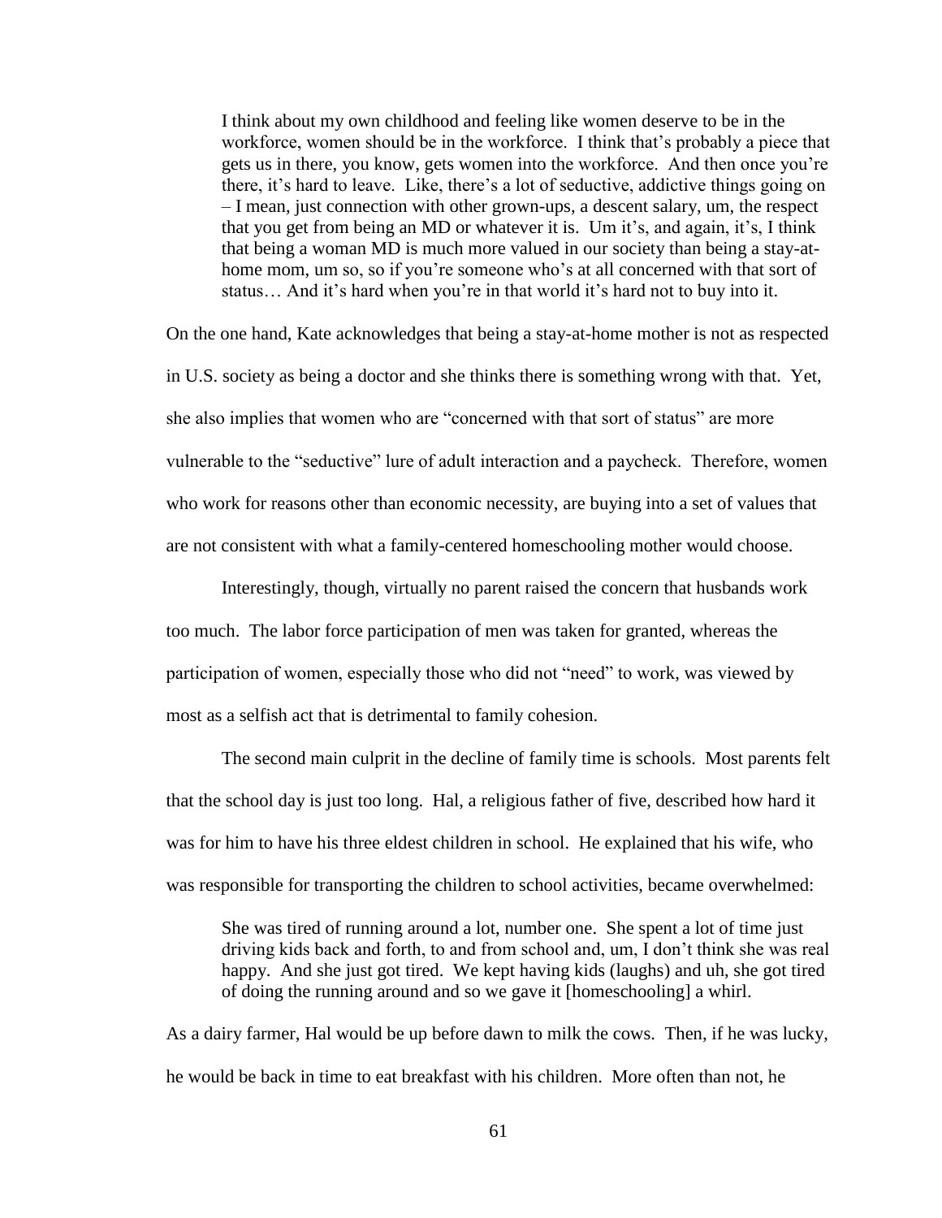> I think about my own childhood and feeling like women deserve to be in the workforce, women should be in the workforce. I think that's probably a piece that gets us in there, you know, gets women into the workforce. And then once you're there, it's hard to leave. Like, there's a lot of seductive, addictive things going on – I mean, just connection with other grown-ups, a descent salary, um, the respect that you get from being an MD or whatever it is. Um it's, and again, it's, I think that being a woman MD is much more valued in our society than being a stay-at-home mom, um so, so if you're someone who's at all concerned with that sort of status… And it's hard when you're in that world it's hard not to buy into it.

On the one hand, Kate acknowledges that being a stay-at-home mother is not as respected in U.S. society as being a doctor and she thinks there is something wrong with that. Yet, she also implies that women who are "concerned with that sort of status" are more vulnerable to the "seductive" lure of adult interaction and a paycheck. Therefore, women who work for reasons other than economic necessity, are buying into a set of values that are not consistent with what a family-centered homeschooling mother would choose.

Interestingly, though, virtually no parent raised the concern that husbands work too much. The labor force participation of men was taken for granted, whereas the participation of women, especially those who did not "need" to work, was viewed by most as a selfish act that is detrimental to family cohesion.

The second main culprit in the decline of family time is schools. Most parents felt that the school day is just too long. Hal, a religious father of five, described how hard it was for him to have his three eldest children in school. He explained that his wife, who was responsible for transporting the children to school activities, became overwhelmed:

> She was tired of running around a lot, number one. She spent a lot of time just driving kids back and forth, to and from school and, um, I don't think she was real happy. And she just got tired. We kept having kids (laughs) and uh, she got tired of doing the running around and so we gave it [homeschooling] a whirl.

As a dairy farmer, Hal would be up before dawn to milk the cows. Then, if he was lucky, he would be back in time to eat breakfast with his children. More often than not, he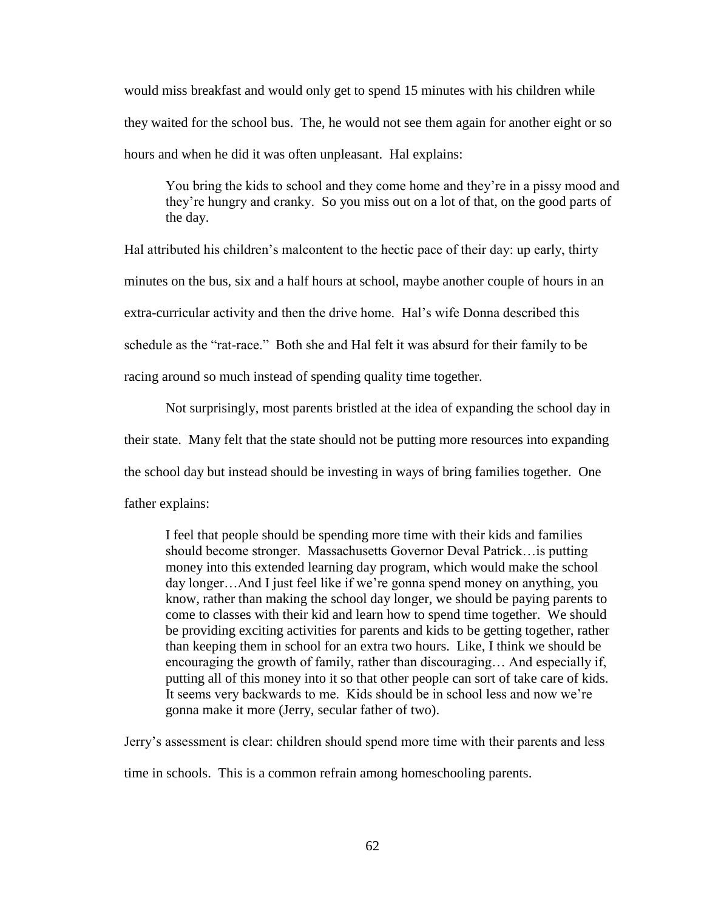would miss breakfast and would only get to spend 15 minutes with his children while they waited for the school bus. The, he would not see them again for another eight or so hours and when he did it was often unpleasant. Hal explains:

> You bring the kids to school and they come home and they're in a pissy mood and they're hungry and cranky. So you miss out on a lot of that, on the good parts of the day.

Hal attributed his children's malcontent to the hectic pace of their day: up early, thirty minutes on the bus, six and a half hours at school, maybe another couple of hours in an extra-curricular activity and then the drive home. Hal's wife Donna described this schedule as the "rat-race." Both she and Hal felt it was absurd for their family to be racing around so much instead of spending quality time together.

Not surprisingly, most parents bristled at the idea of expanding the school day in their state. Many felt that the state should not be putting more resources into expanding the school day but instead should be investing in ways of bring families together. One father explains:

> I feel that people should be spending more time with their kids and families should become stronger. Massachusetts Governor Deval Patrick…is putting money into this extended learning day program, which would make the school day longer…And I just feel like if we're gonna spend money on anything, you know, rather than making the school day longer, we should be paying parents to come to classes with their kid and learn how to spend time together. We should be providing exciting activities for parents and kids to be getting together, rather than keeping them in school for an extra two hours. Like, I think we should be encouraging the growth of family, rather than discouraging… And especially if, putting all of this money into it so that other people can sort of take care of kids. It seems very backwards to me. Kids should be in school less and now we're gonna make it more (Jerry, secular father of two).

Jerry's assessment is clear: children should spend more time with their parents and less time in schools. This is a common refrain among homeschooling parents.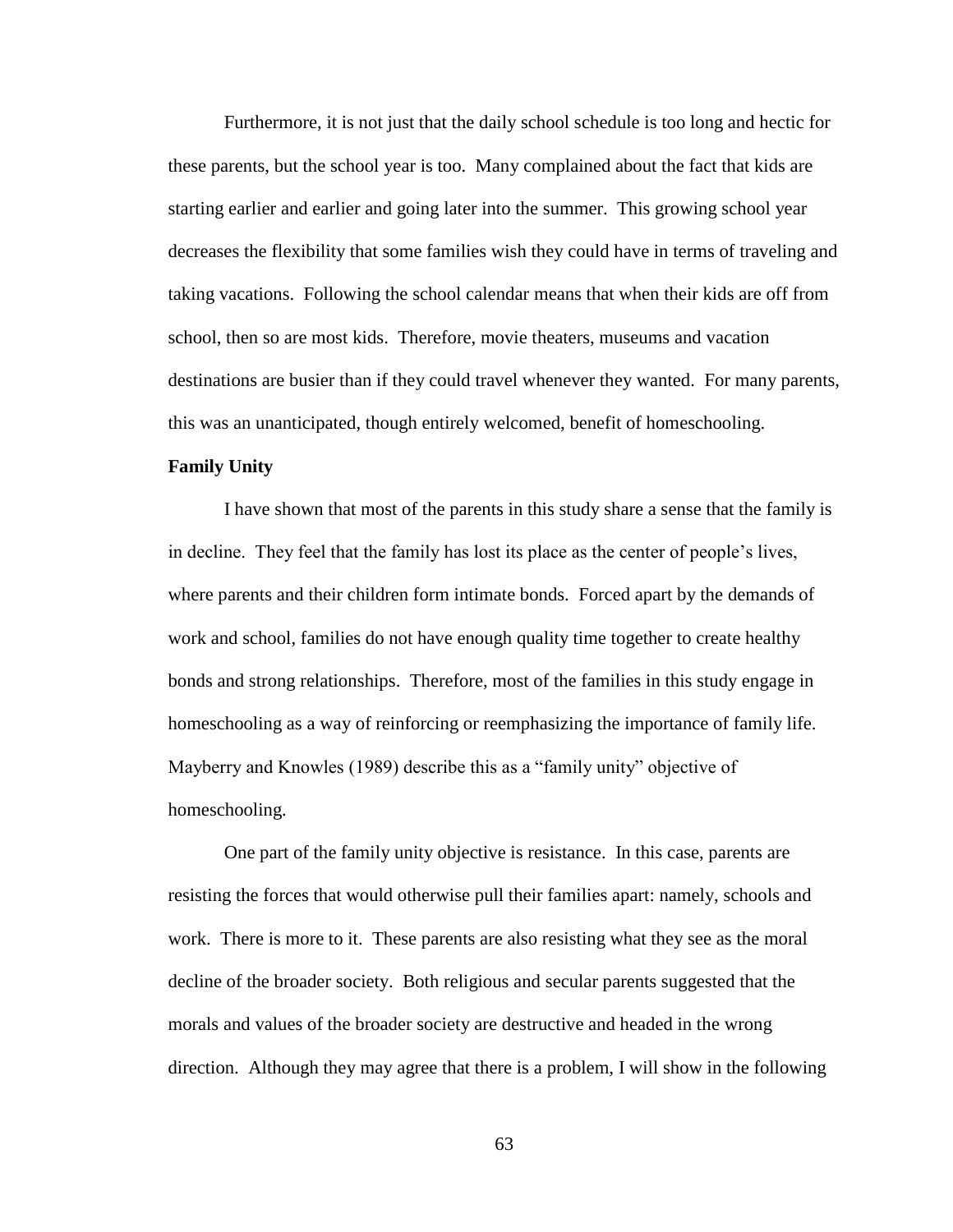Furthermore, it is not just that the daily school schedule is too long and hectic for these parents, but the school year is too. Many complained about the fact that kids are starting earlier and earlier and going later into the summer. This growing school year decreases the flexibility that some families wish they could have in terms of traveling and taking vacations. Following the school calendar means that when their kids are off from school, then so are most kids. Therefore, movie theaters, museums and vacation destinations are busier than if they could travel whenever they wanted. For many parents, this was an unanticipated, though entirely welcomed, benefit of homeschooling.

**Family Unity**

I have shown that most of the parents in this study share a sense that the family is in decline. They feel that the family has lost its place as the center of people's lives, where parents and their children form intimate bonds. Forced apart by the demands of work and school, families do not have enough quality time together to create healthy bonds and strong relationships. Therefore, most of the families in this study engage in homeschooling as a way of reinforcing or reemphasizing the importance of family life. Mayberry and Knowles (1989) describe this as a "family unity" objective of homeschooling.

One part of the family unity objective is resistance. In this case, parents are resisting the forces that would otherwise pull their families apart: namely, schools and work. There is more to it. These parents are also resisting what they see as the moral decline of the broader society. Both religious and secular parents suggested that the morals and values of the broader society are destructive and headed in the wrong direction. Although they may agree that there is a problem, I will show in the following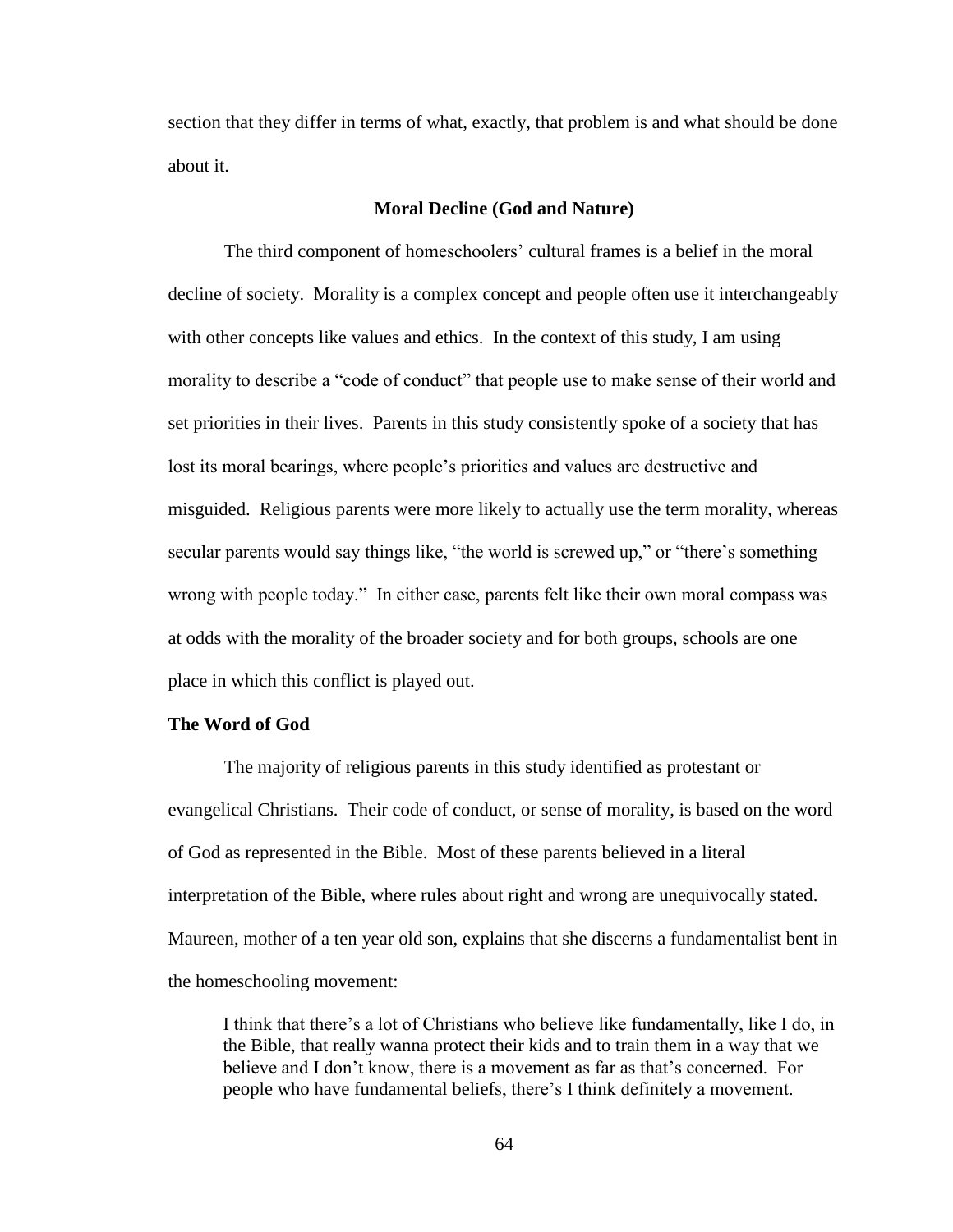section that they differ in terms of what, exactly, that problem is and what should be done about it.

## Moral Decline (God and Nature)

The third component of homeschoolers' cultural frames is a belief in the moral decline of society. Morality is a complex concept and people often use it interchangeably with other concepts like values and ethics. In the context of this study, I am using morality to describe a "code of conduct" that people use to make sense of their world and set priorities in their lives. Parents in this study consistently spoke of a society that has lost its moral bearings, where people's priorities and values are destructive and misguided. Religious parents were more likely to actually use the term morality, whereas secular parents would say things like, "the world is screwed up," or "there's something wrong with people today." In either case, parents felt like their own moral compass was at odds with the morality of the broader society and for both groups, schools are one place in which this conflict is played out.

### The Word of God

The majority of religious parents in this study identified as protestant or evangelical Christians. Their code of conduct, or sense of morality, is based on the word of God as represented in the Bible. Most of these parents believed in a literal interpretation of the Bible, where rules about right and wrong are unequivocally stated. Maureen, mother of a ten year old son, explains that she discerns a fundamentalist bent in the homeschooling movement:

> I think that there's a lot of Christians who believe like fundamentally, like I do, in the Bible, that really wanna protect their kids and to train them in a way that we believe and I don't know, there is a movement as far as that's concerned. For people who have fundamental beliefs, there's I think definitely a movement.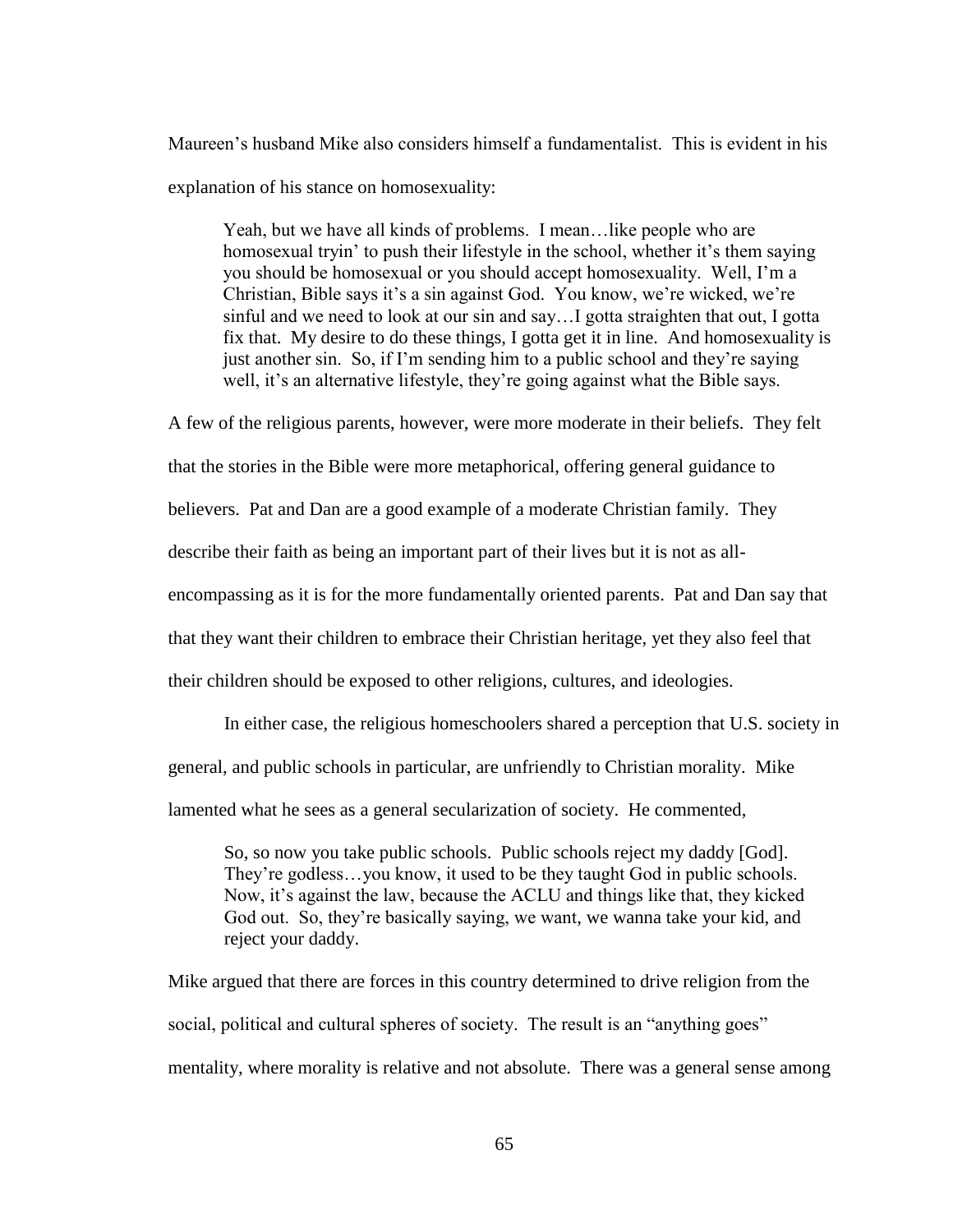Maureen's husband Mike also considers himself a fundamentalist. This is evident in his explanation of his stance on homosexuality:

> Yeah, but we have all kinds of problems. I mean…like people who are homosexual tryin' to push their lifestyle in the school, whether it's them saying you should be homosexual or you should accept homosexuality. Well, I'm a Christian, Bible says it's a sin against God. You know, we're wicked, we're sinful and we need to look at our sin and say…I gotta straighten that out, I gotta fix that. My desire to do these things, I gotta get it in line. And homosexuality is just another sin. So, if I'm sending him to a public school and they're saying well, it's an alternative lifestyle, they're going against what the Bible says.

A few of the religious parents, however, were more moderate in their beliefs. They felt that the stories in the Bible were more metaphorical, offering general guidance to believers. Pat and Dan are a good example of a moderate Christian family. They describe their faith as being an important part of their lives but it is not as all-encompassing as it is for the more fundamentally oriented parents. Pat and Dan say that that they want their children to embrace their Christian heritage, yet they also feel that their children should be exposed to other religions, cultures, and ideologies.

In either case, the religious homeschoolers shared a perception that U.S. society in general, and public schools in particular, are unfriendly to Christian morality. Mike lamented what he sees as a general secularization of society. He commented,

> So, so now you take public schools. Public schools reject my daddy [God]. They're godless…you know, it used to be they taught God in public schools. Now, it's against the law, because the ACLU and things like that, they kicked God out. So, they're basically saying, we want, we wanna take your kid, and reject your daddy.

Mike argued that there are forces in this country determined to drive religion from the social, political and cultural spheres of society. The result is an "anything goes" mentality, where morality is relative and not absolute. There was a general sense among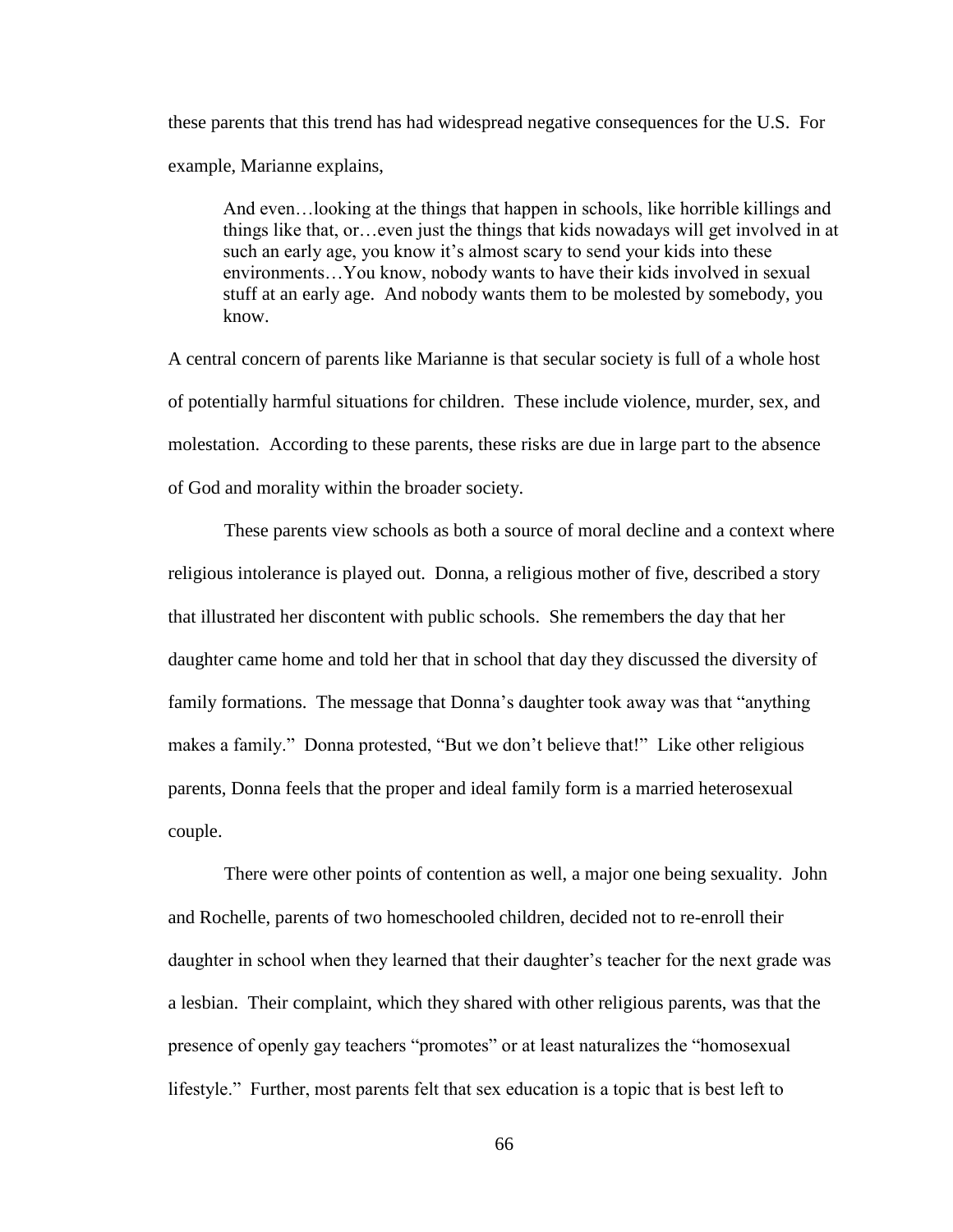these parents that this trend has had widespread negative consequences for the U.S. For example, Marianne explains,

> And even…looking at the things that happen in schools, like horrible killings and things like that, or…even just the things that kids nowadays will get involved in at such an early age, you know it's almost scary to send your kids into these environments…You know, nobody wants to have their kids involved in sexual stuff at an early age. And nobody wants them to be molested by somebody, you know.

A central concern of parents like Marianne is that secular society is full of a whole host of potentially harmful situations for children. These include violence, murder, sex, and molestation. According to these parents, these risks are due in large part to the absence of God and morality within the broader society.

These parents view schools as both a source of moral decline and a context where religious intolerance is played out. Donna, a religious mother of five, described a story that illustrated her discontent with public schools. She remembers the day that her daughter came home and told her that in school that day they discussed the diversity of family formations. The message that Donna's daughter took away was that "anything makes a family." Donna protested, "But we don't believe that!" Like other religious parents, Donna feels that the proper and ideal family form is a married heterosexual couple.

There were other points of contention as well, a major one being sexuality. John and Rochelle, parents of two homeschooled children, decided not to re-enroll their daughter in school when they learned that their daughter's teacher for the next grade was a lesbian. Their complaint, which they shared with other religious parents, was that the presence of openly gay teachers "promotes" or at least naturalizes the "homosexual lifestyle." Further, most parents felt that sex education is a topic that is best left to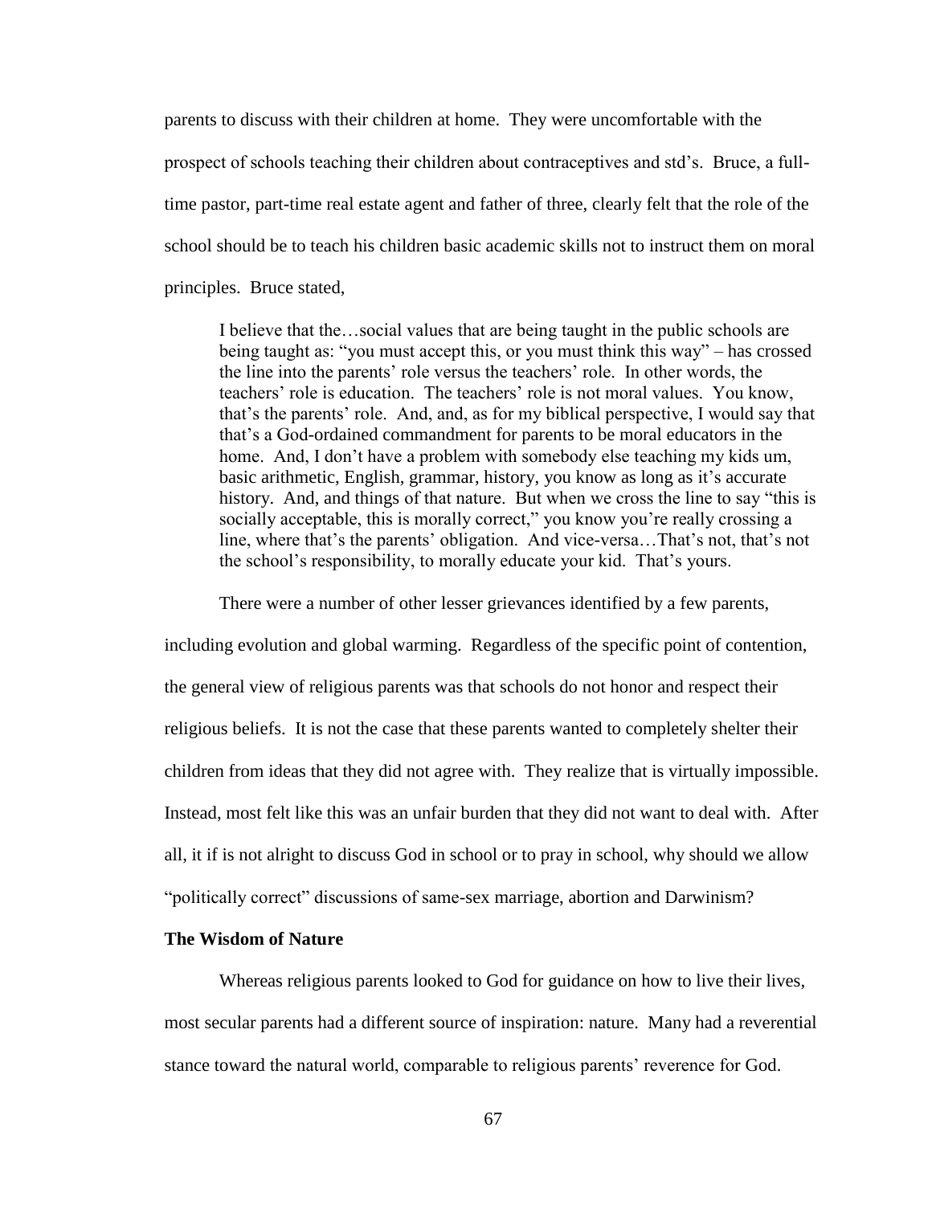parents to discuss with their children at home. They were uncomfortable with the prospect of schools teaching their children about contraceptives and std's. Bruce, a full-time pastor, part-time real estate agent and father of three, clearly felt that the role of the school should be to teach his children basic academic skills not to instruct them on moral principles. Bruce stated,

> I believe that the…social values that are being taught in the public schools are being taught as: "you must accept this, or you must think this way" – has crossed the line into the parents' role versus the teachers' role. In other words, the teachers' role is education. The teachers' role is not moral values. You know, that's the parents' role. And, and, as for my biblical perspective, I would say that that's a God-ordained commandment for parents to be moral educators in the home. And, I don't have a problem with somebody else teaching my kids um, basic arithmetic, English, grammar, history, you know as long as it's accurate history. And, and things of that nature. But when we cross the line to say "this is socially acceptable, this is morally correct," you know you're really crossing a line, where that's the parents' obligation. And vice-versa…That's not, that's not the school's responsibility, to morally educate your kid. That's yours.

There were a number of other lesser grievances identified by a few parents, including evolution and global warming. Regardless of the specific point of contention, the general view of religious parents was that schools do not honor and respect their religious beliefs. It is not the case that these parents wanted to completely shelter their children from ideas that they did not agree with. They realize that is virtually impossible. Instead, most felt like this was an unfair burden that they did not want to deal with. After all, it if is not alright to discuss God in school or to pray in school, why should we allow "politically correct" discussions of same-sex marriage, abortion and Darwinism?

**The Wisdom of Nature**

Whereas religious parents looked to God for guidance on how to live their lives, most secular parents had a different source of inspiration: nature. Many had a reverential stance toward the natural world, comparable to religious parents' reverence for God.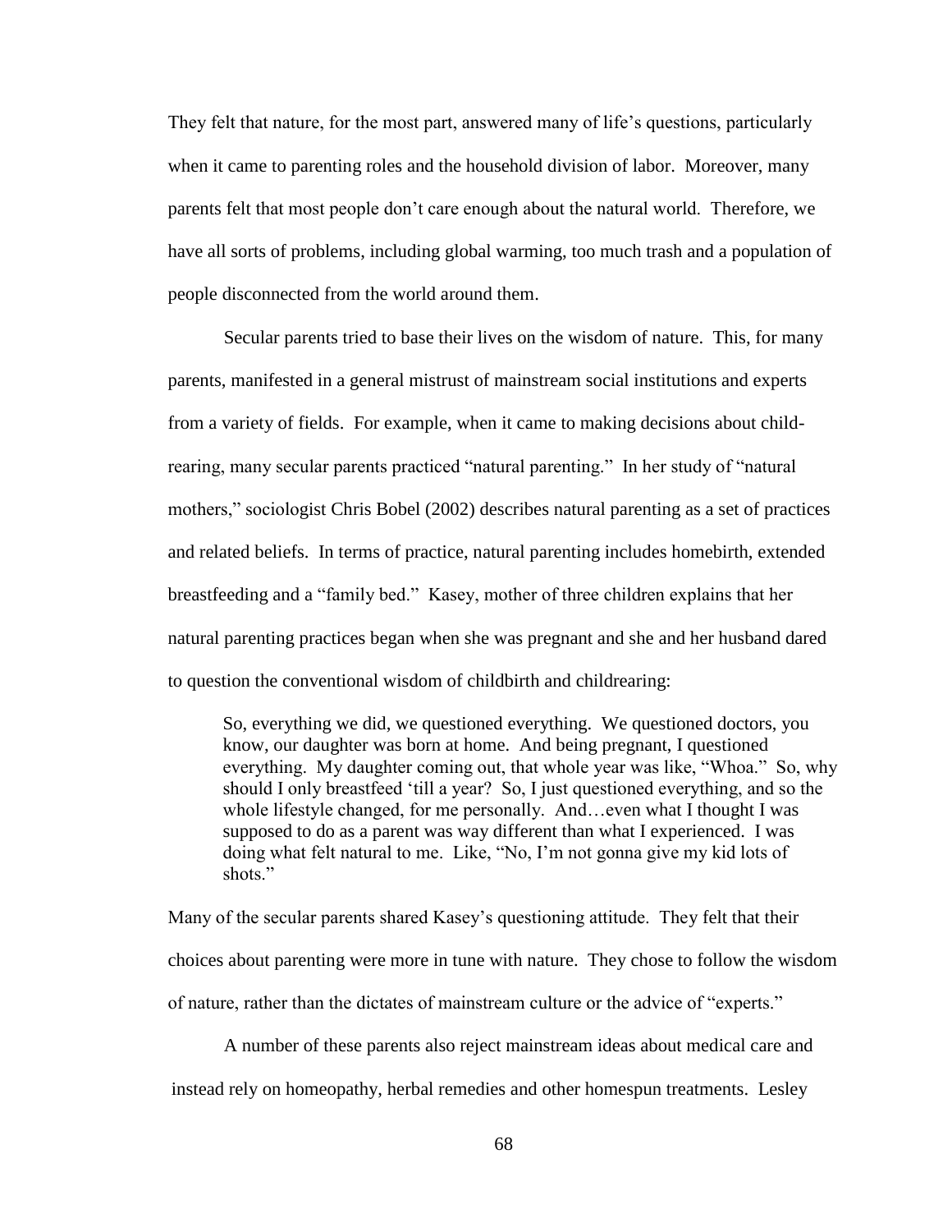They felt that nature, for the most part, answered many of life's questions, particularly when it came to parenting roles and the household division of labor. Moreover, many parents felt that most people don't care enough about the natural world. Therefore, we have all sorts of problems, including global warming, too much trash and a population of people disconnected from the world around them.

Secular parents tried to base their lives on the wisdom of nature. This, for many parents, manifested in a general mistrust of mainstream social institutions and experts from a variety of fields. For example, when it came to making decisions about child-rearing, many secular parents practiced "natural parenting." In her study of "natural mothers," sociologist Chris Bobel (2002) describes natural parenting as a set of practices and related beliefs. In terms of practice, natural parenting includes homebirth, extended breastfeeding and a "family bed." Kasey, mother of three children explains that her natural parenting practices began when she was pregnant and she and her husband dared to question the conventional wisdom of childbirth and childrearing:

> So, everything we did, we questioned everything. We questioned doctors, you know, our daughter was born at home. And being pregnant, I questioned everything. My daughter coming out, that whole year was like, "Whoa." So, why should I only breastfeed 'till a year? So, I just questioned everything, and so the whole lifestyle changed, for me personally. And…even what I thought I was supposed to do as a parent was way different than what I experienced. I was doing what felt natural to me. Like, "No, I'm not gonna give my kid lots of shots."

Many of the secular parents shared Kasey's questioning attitude. They felt that their choices about parenting were more in tune with nature. They chose to follow the wisdom of nature, rather than the dictates of mainstream culture or the advice of "experts."

A number of these parents also reject mainstream ideas about medical care and instead rely on homeopathy, herbal remedies and other homespun treatments. Lesley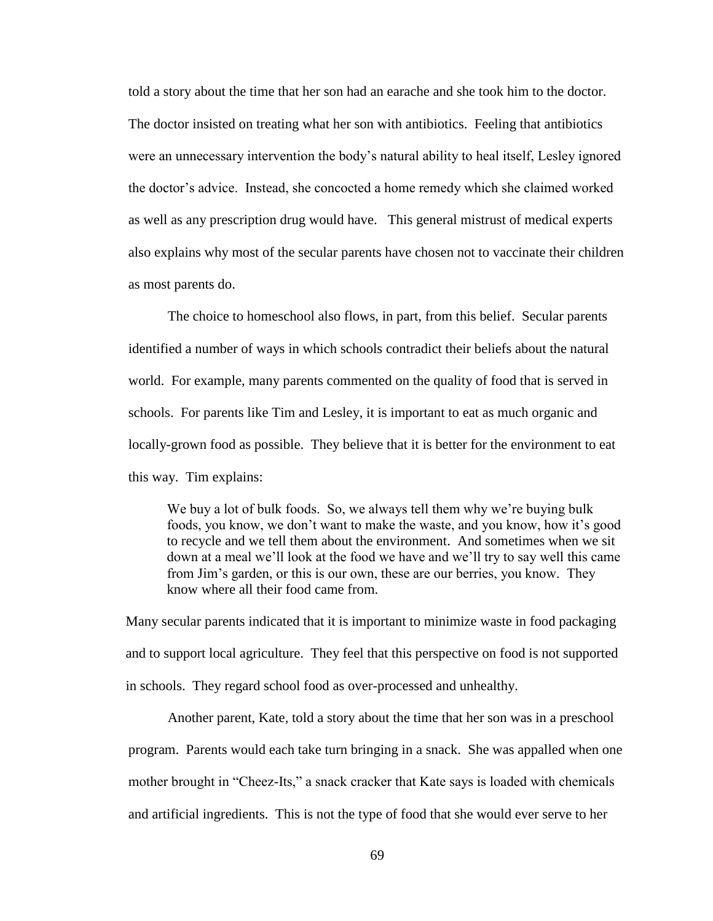told a story about the time that her son had an earache and she took him to the doctor. The doctor insisted on treating what her son with antibiotics. Feeling that antibiotics were an unnecessary intervention the body's natural ability to heal itself, Lesley ignored the doctor's advice. Instead, she concocted a home remedy which she claimed worked as well as any prescription drug would have. This general mistrust of medical experts also explains why most of the secular parents have chosen not to vaccinate their children as most parents do.

The choice to homeschool also flows, in part, from this belief. Secular parents identified a number of ways in which schools contradict their beliefs about the natural world. For example, many parents commented on the quality of food that is served in schools. For parents like Tim and Lesley, it is important to eat as much organic and locally-grown food as possible. They believe that it is better for the environment to eat this way. Tim explains:

> We buy a lot of bulk foods. So, we always tell them why we're buying bulk foods, you know, we don't want to make the waste, and you know, how it's good to recycle and we tell them about the environment. And sometimes when we sit down at a meal we'll look at the food we have and we'll try to say well this came from Jim's garden, or this is our own, these are our berries, you know. They know where all their food came from.

Many secular parents indicated that it is important to minimize waste in food packaging and to support local agriculture. They feel that this perspective on food is not supported in schools. They regard school food as over-processed and unhealthy.

Another parent, Kate, told a story about the time that her son was in a preschool program. Parents would each take turn bringing in a snack. She was appalled when one mother brought in "Cheez-Its," a snack cracker that Kate says is loaded with chemicals and artificial ingredients. This is not the type of food that she would ever serve to her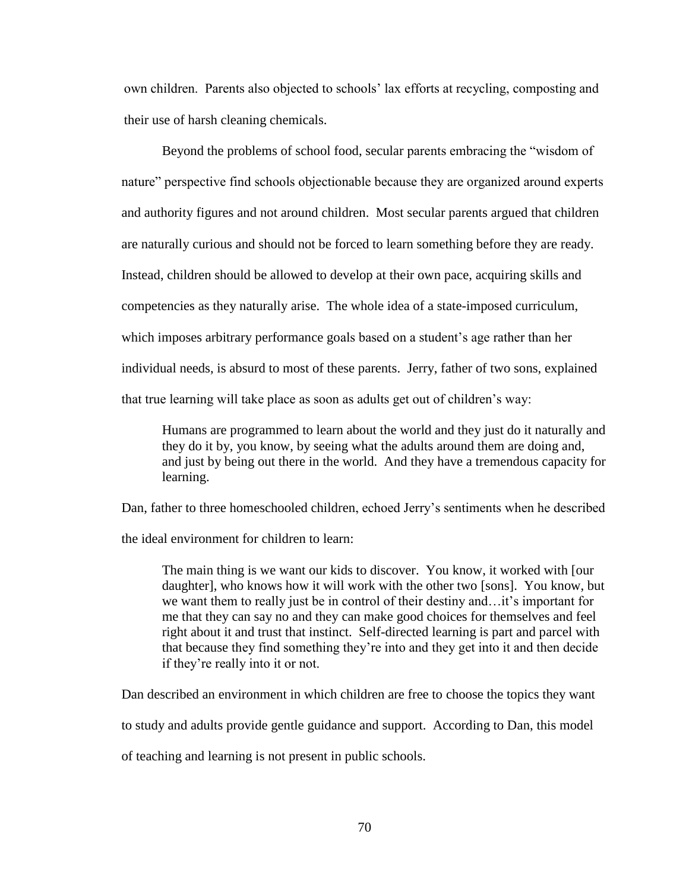own children. Parents also objected to schools' lax efforts at recycling, composting and their use of harsh cleaning chemicals.

Beyond the problems of school food, secular parents embracing the "wisdom of nature" perspective find schools objectionable because they are organized around experts and authority figures and not around children. Most secular parents argued that children are naturally curious and should not be forced to learn something before they are ready. Instead, children should be allowed to develop at their own pace, acquiring skills and competencies as they naturally arise. The whole idea of a state-imposed curriculum, which imposes arbitrary performance goals based on a student's age rather than her individual needs, is absurd to most of these parents. Jerry, father of two sons, explained that true learning will take place as soon as adults get out of children's way:

> Humans are programmed to learn about the world and they just do it naturally and they do it by, you know, by seeing what the adults around them are doing and, and just by being out there in the world. And they have a tremendous capacity for learning.

Dan, father to three homeschooled children, echoed Jerry's sentiments when he described the ideal environment for children to learn:

> The main thing is we want our kids to discover. You know, it worked with [our daughter], who knows how it will work with the other two [sons]. You know, but we want them to really just be in control of their destiny and…it's important for me that they can say no and they can make good choices for themselves and feel right about it and trust that instinct. Self-directed learning is part and parcel with that because they find something they're into and they get into it and then decide if they're really into it or not.

Dan described an environment in which children are free to choose the topics they want to study and adults provide gentle guidance and support. According to Dan, this model of teaching and learning is not present in public schools.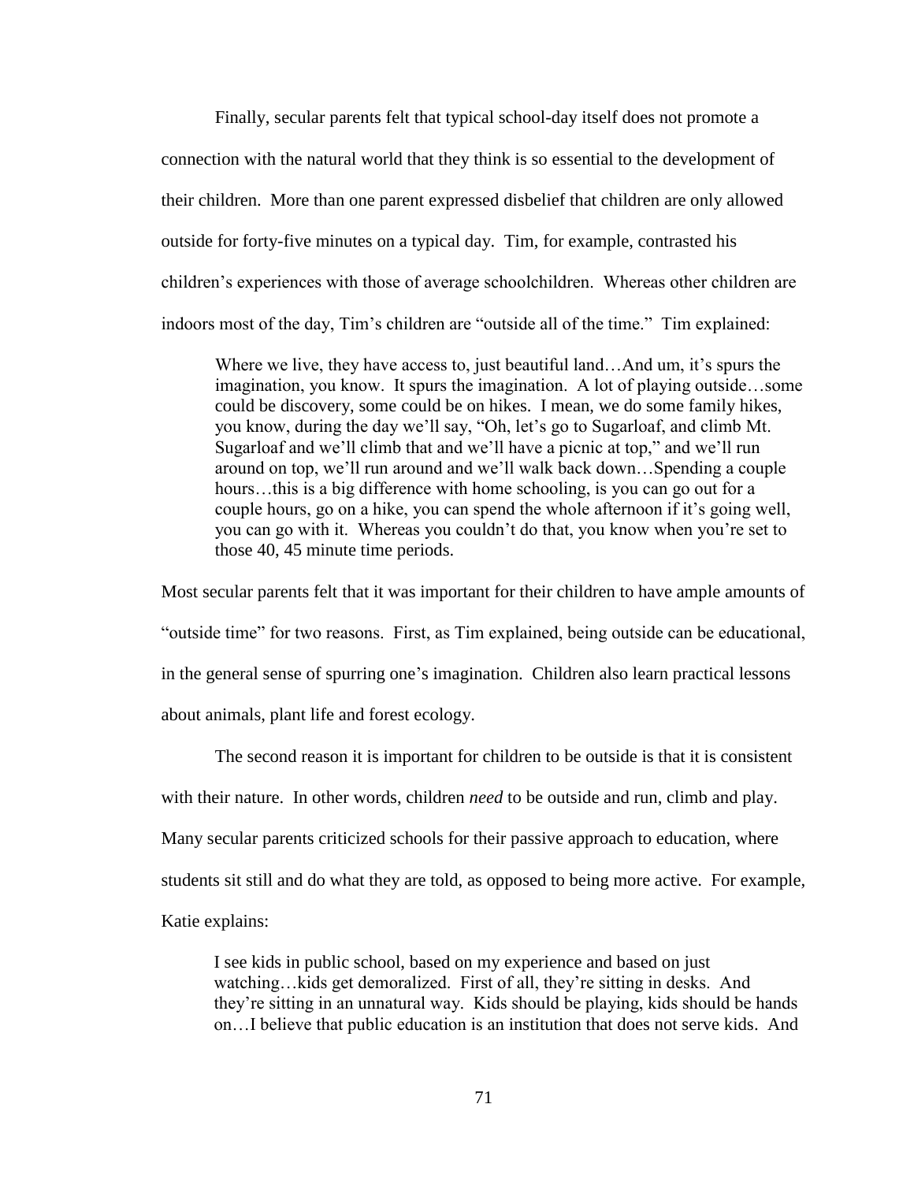Finally, secular parents felt that typical school-day itself does not promote a connection with the natural world that they think is so essential to the development of their children. More than one parent expressed disbelief that children are only allowed outside for forty-five minutes on a typical day. Tim, for example, contrasted his children's experiences with those of average schoolchildren. Whereas other children are indoors most of the day, Tim's children are "outside all of the time." Tim explained:

> Where we live, they have access to, just beautiful land…And um, it's spurs the imagination, you know. It spurs the imagination. A lot of playing outside…some could be discovery, some could be on hikes. I mean, we do some family hikes, you know, during the day we'll say, "Oh, let's go to Sugarloaf, and climb Mt. Sugarloaf and we'll climb that and we'll have a picnic at top," and we'll run around on top, we'll run around and we'll walk back down…Spending a couple hours…this is a big difference with home schooling, is you can go out for a couple hours, go on a hike, you can spend the whole afternoon if it's going well, you can go with it. Whereas you couldn't do that, you know when you're set to those 40, 45 minute time periods.

Most secular parents felt that it was important for their children to have ample amounts of "outside time" for two reasons. First, as Tim explained, being outside can be educational, in the general sense of spurring one's imagination. Children also learn practical lessons about animals, plant life and forest ecology.

The second reason it is important for children to be outside is that it is consistent with their nature. In other words, children *need* to be outside and run, climb and play. Many secular parents criticized schools for their passive approach to education, where students sit still and do what they are told, as opposed to being more active. For example, Katie explains:

> I see kids in public school, based on my experience and based on just watching…kids get demoralized. First of all, they're sitting in desks. And they're sitting in an unnatural way. Kids should be playing, kids should be hands on…I believe that public education is an institution that does not serve kids. And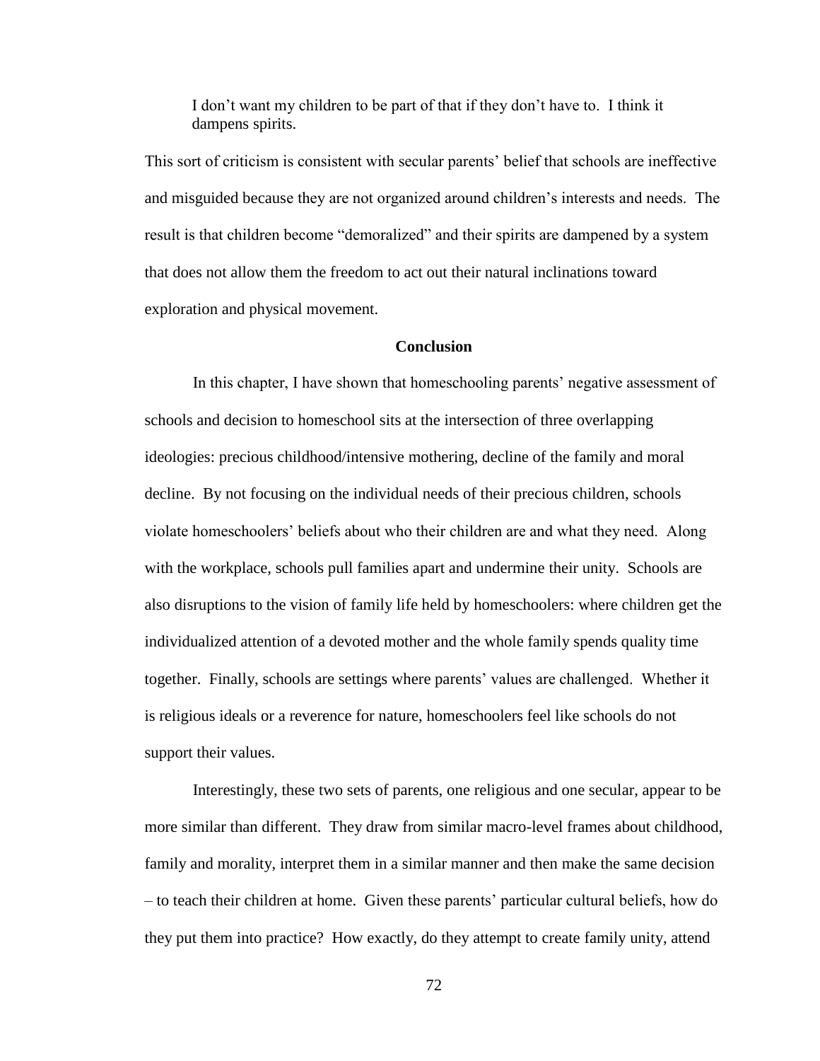> I don't want my children to be part of that if they don't have to. I think it dampens spirits.

This sort of criticism is consistent with secular parents' belief that schools are ineffective and misguided because they are not organized around children's interests and needs. The result is that children become "demoralized" and their spirits are dampened by a system that does not allow them the freedom to act out their natural inclinations toward exploration and physical movement.

## Conclusion

In this chapter, I have shown that homeschooling parents' negative assessment of schools and decision to homeschool sits at the intersection of three overlapping ideologies: precious childhood/intensive mothering, decline of the family and moral decline. By not focusing on the individual needs of their precious children, schools violate homeschoolers' beliefs about who their children are and what they need. Along with the workplace, schools pull families apart and undermine their unity. Schools are also disruptions to the vision of family life held by homeschoolers: where children get the individualized attention of a devoted mother and the whole family spends quality time together. Finally, schools are settings where parents' values are challenged. Whether it is religious ideals or a reverence for nature, homeschoolers feel like schools do not support their values.

Interestingly, these two sets of parents, one religious and one secular, appear to be more similar than different. They draw from similar macro-level frames about childhood, family and morality, interpret them in a similar manner and then make the same decision – to teach their children at home. Given these parents' particular cultural beliefs, how do they put them into practice? How exactly, do they attempt to create family unity, attend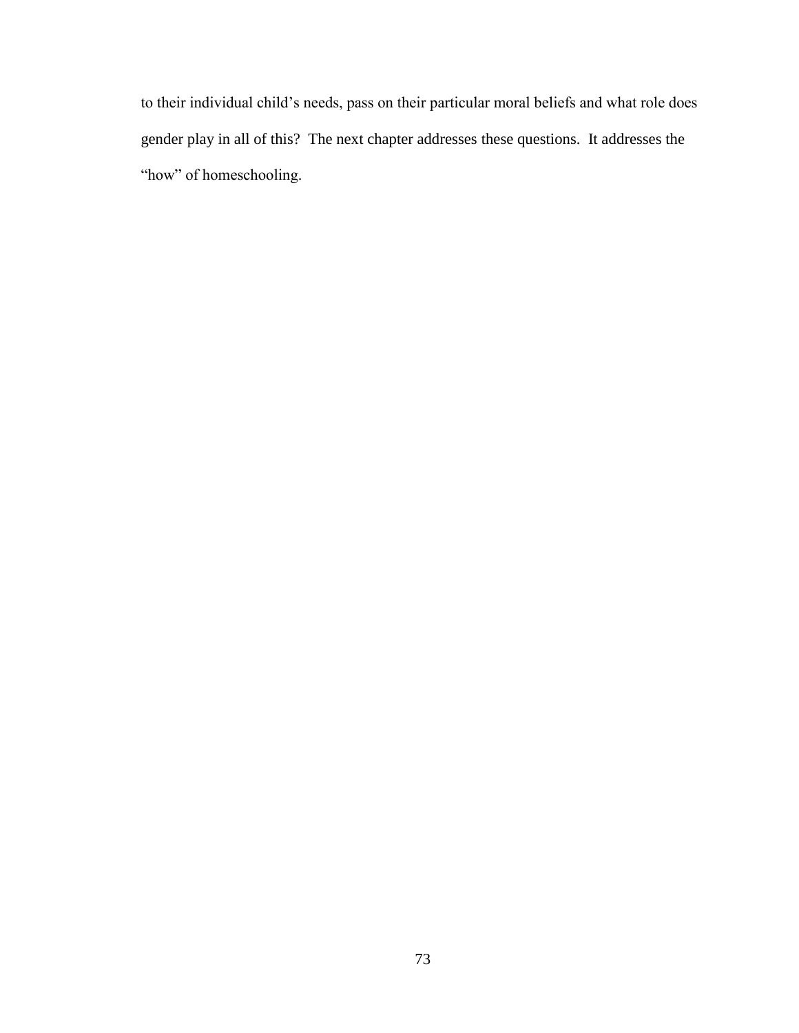to their individual child's needs, pass on their particular moral beliefs and what role does gender play in all of this? The next chapter addresses these questions. It addresses the "how" of homeschooling.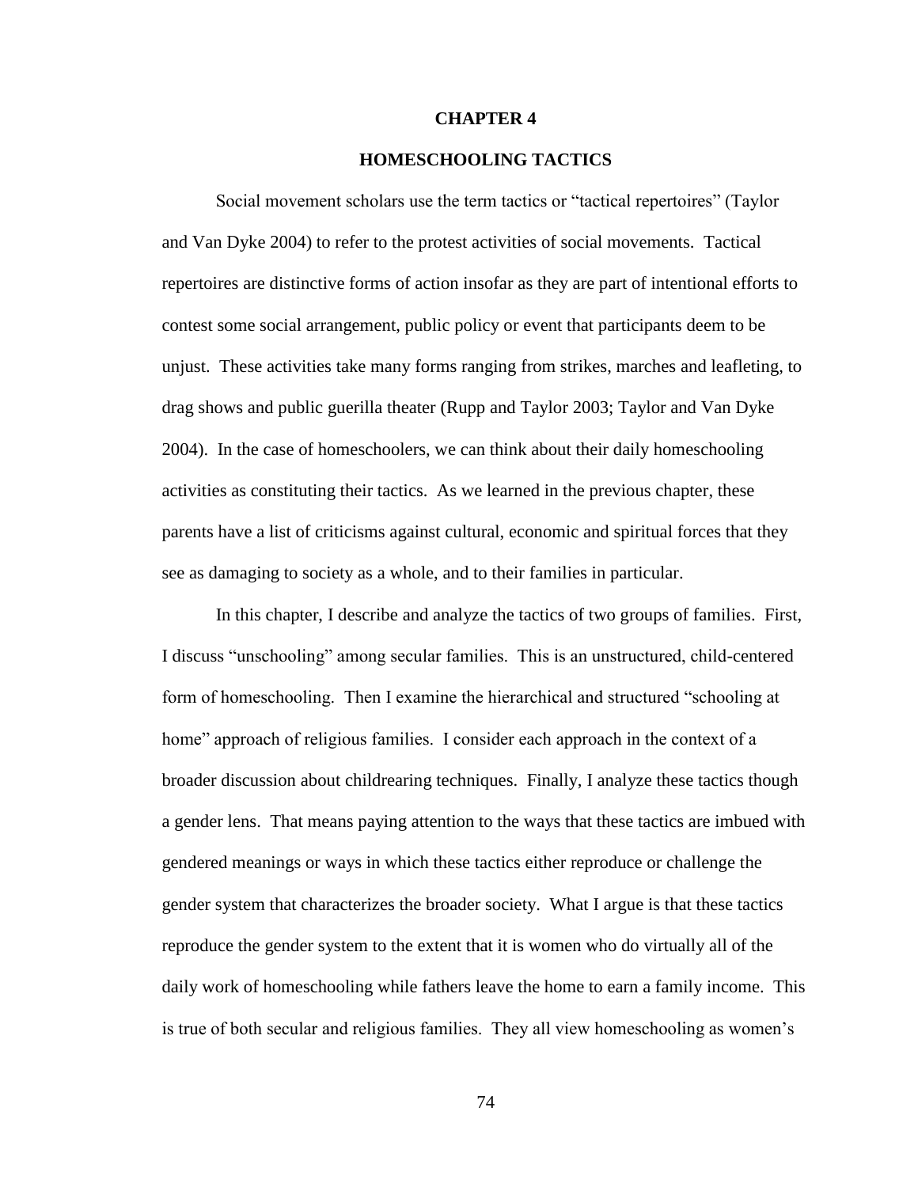# CHAPTER 4

## HOMESCHOOLING TACTICS

Social movement scholars use the term tactics or "tactical repertoires" (Taylor and Van Dyke 2004) to refer to the protest activities of social movements. Tactical repertoires are distinctive forms of action insofar as they are part of intentional efforts to contest some social arrangement, public policy or event that participants deem to be unjust. These activities take many forms ranging from strikes, marches and leafleting, to drag shows and public guerilla theater (Rupp and Taylor 2003; Taylor and Van Dyke 2004). In the case of homeschoolers, we can think about their daily homeschooling activities as constituting their tactics. As we learned in the previous chapter, these parents have a list of criticisms against cultural, economic and spiritual forces that they see as damaging to society as a whole, and to their families in particular.

In this chapter, I describe and analyze the tactics of two groups of families. First, I discuss "unschooling" among secular families. This is an unstructured, child-centered form of homeschooling. Then I examine the hierarchical and structured "schooling at home" approach of religious families. I consider each approach in the context of a broader discussion about childrearing techniques. Finally, I analyze these tactics though a gender lens. That means paying attention to the ways that these tactics are imbued with gendered meanings or ways in which these tactics either reproduce or challenge the gender system that characterizes the broader society. What I argue is that these tactics reproduce the gender system to the extent that it is women who do virtually all of the daily work of homeschooling while fathers leave the home to earn a family income. This is true of both secular and religious families. They all view homeschooling as women's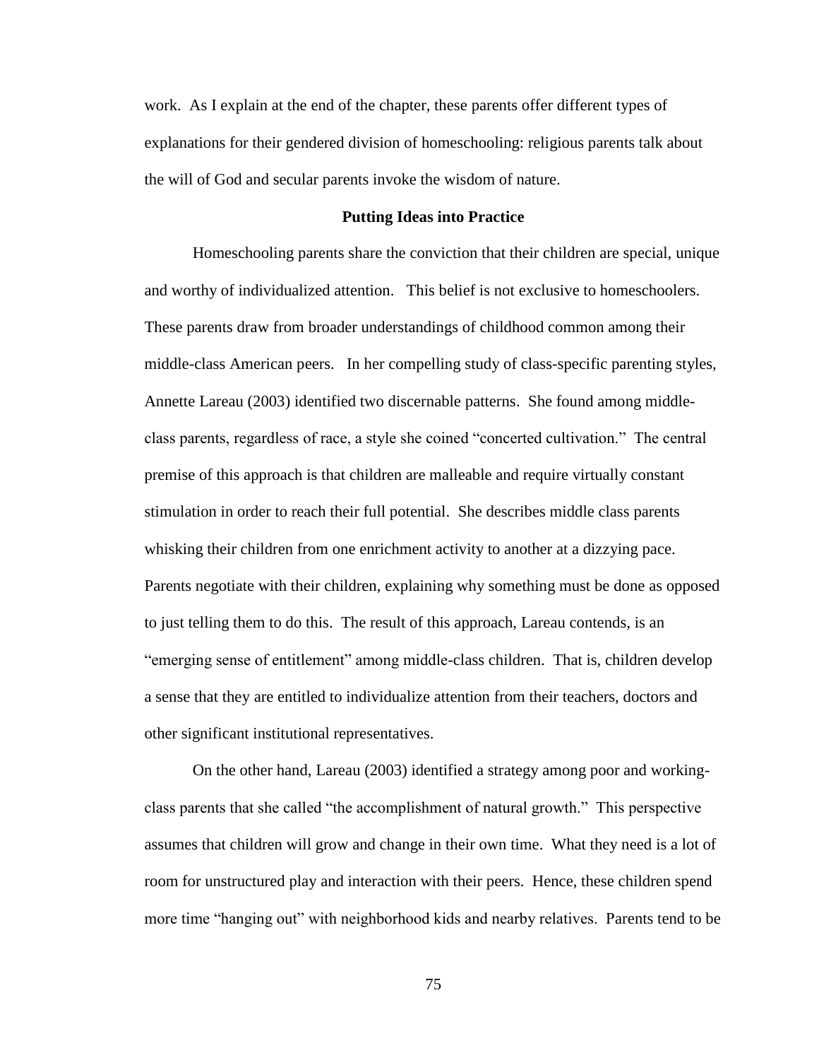work. As I explain at the end of the chapter, these parents offer different types of explanations for their gendered division of homeschooling: religious parents talk about the will of God and secular parents invoke the wisdom of nature.

### Putting Ideas into Practice

Homeschooling parents share the conviction that their children are special, unique and worthy of individualized attention. This belief is not exclusive to homeschoolers. These parents draw from broader understandings of childhood common among their middle-class American peers. In her compelling study of class-specific parenting styles, Annette Lareau (2003) identified two discernable patterns. She found among middle-class parents, regardless of race, a style she coined "concerted cultivation." The central premise of this approach is that children are malleable and require virtually constant stimulation in order to reach their full potential. She describes middle class parents whisking their children from one enrichment activity to another at a dizzying pace. Parents negotiate with their children, explaining why something must be done as opposed to just telling them to do this. The result of this approach, Lareau contends, is an "emerging sense of entitlement" among middle-class children. That is, children develop a sense that they are entitled to individualize attention from their teachers, doctors and other significant institutional representatives.

On the other hand, Lareau (2003) identified a strategy among poor and working-class parents that she called "the accomplishment of natural growth." This perspective assumes that children will grow and change in their own time. What they need is a lot of room for unstructured play and interaction with their peers. Hence, these children spend more time "hanging out" with neighborhood kids and nearby relatives. Parents tend to be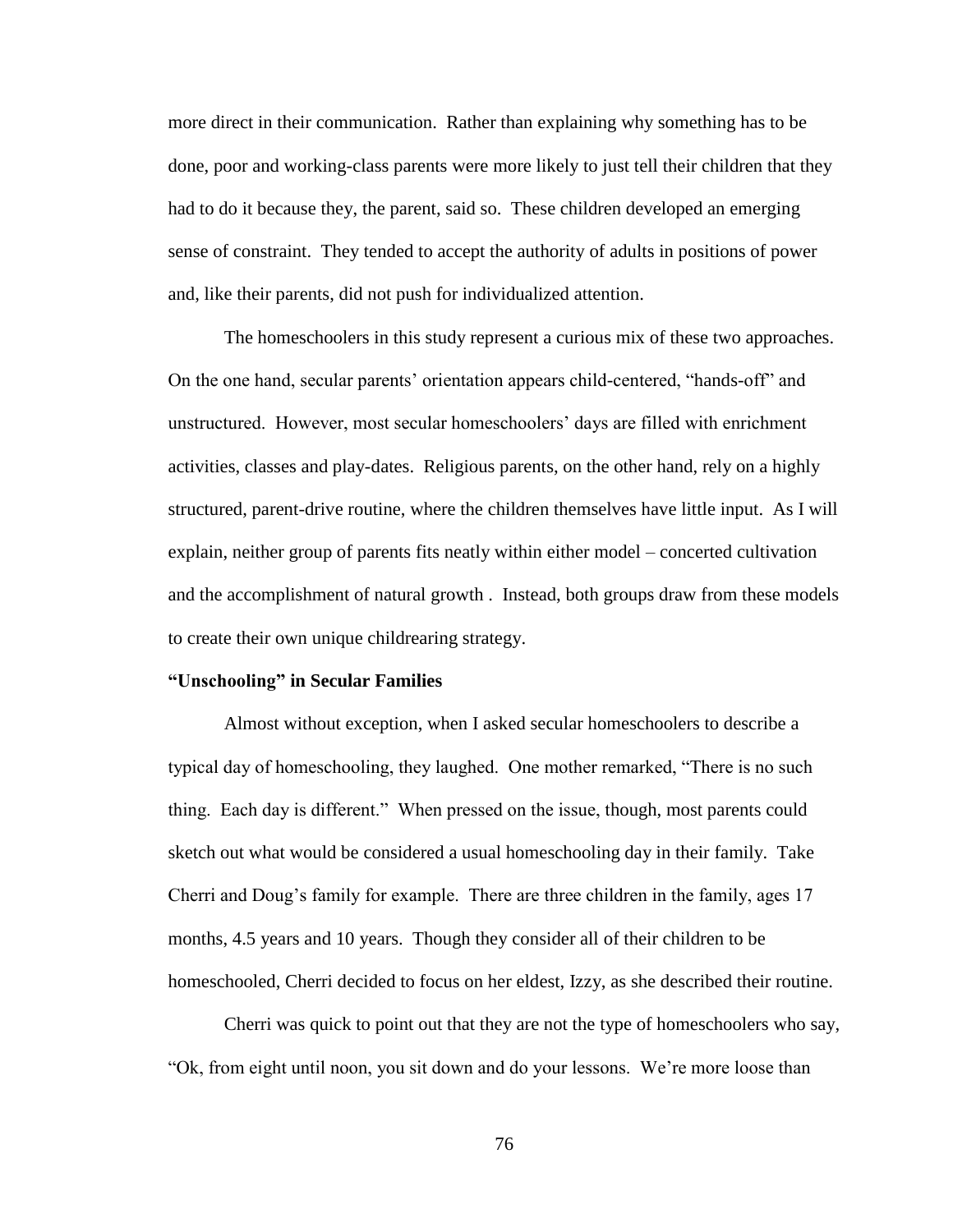more direct in their communication. Rather than explaining why something has to be done, poor and working-class parents were more likely to just tell their children that they had to do it because they, the parent, said so. These children developed an emerging sense of constraint. They tended to accept the authority of adults in positions of power and, like their parents, did not push for individualized attention.

The homeschoolers in this study represent a curious mix of these two approaches. On the one hand, secular parents' orientation appears child-centered, "hands-off" and unstructured. However, most secular homeschoolers' days are filled with enrichment activities, classes and play-dates. Religious parents, on the other hand, rely on a highly structured, parent-drive routine, where the children themselves have little input. As I will explain, neither group of parents fits neatly within either model – concerted cultivation and the accomplishment of natural growth . Instead, both groups draw from these models to create their own unique childrearing strategy.

**"Unschooling" in Secular Families**

Almost without exception, when I asked secular homeschoolers to describe a typical day of homeschooling, they laughed. One mother remarked, "There is no such thing. Each day is different." When pressed on the issue, though, most parents could sketch out what would be considered a usual homeschooling day in their family. Take Cherri and Doug's family for example. There are three children in the family, ages 17 months, 4.5 years and 10 years. Though they consider all of their children to be homeschooled, Cherri decided to focus on her eldest, Izzy, as she described their routine.

Cherri was quick to point out that they are not the type of homeschoolers who say, "Ok, from eight until noon, you sit down and do your lessons. We're more loose than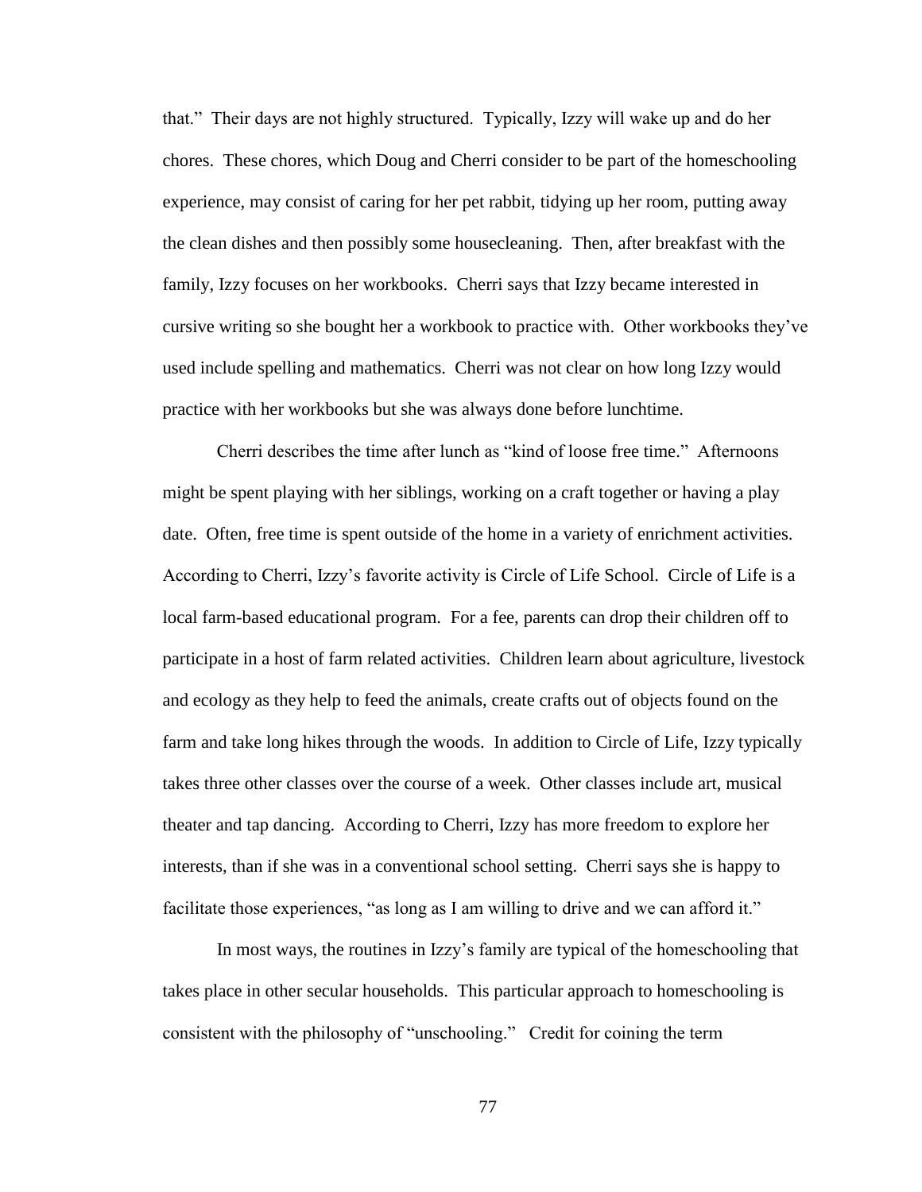that." Their days are not highly structured. Typically, Izzy will wake up and do her chores. These chores, which Doug and Cherri consider to be part of the homeschooling experience, may consist of caring for her pet rabbit, tidying up her room, putting away the clean dishes and then possibly some housecleaning. Then, after breakfast with the family, Izzy focuses on her workbooks. Cherri says that Izzy became interested in cursive writing so she bought her a workbook to practice with. Other workbooks they've used include spelling and mathematics. Cherri was not clear on how long Izzy would practice with her workbooks but she was always done before lunchtime.

Cherri describes the time after lunch as "kind of loose free time." Afternoons might be spent playing with her siblings, working on a craft together or having a play date. Often, free time is spent outside of the home in a variety of enrichment activities. According to Cherri, Izzy's favorite activity is Circle of Life School. Circle of Life is a local farm-based educational program. For a fee, parents can drop their children off to participate in a host of farm related activities. Children learn about agriculture, livestock and ecology as they help to feed the animals, create crafts out of objects found on the farm and take long hikes through the woods. In addition to Circle of Life, Izzy typically takes three other classes over the course of a week. Other classes include art, musical theater and tap dancing. According to Cherri, Izzy has more freedom to explore her interests, than if she was in a conventional school setting. Cherri says she is happy to facilitate those experiences, "as long as I am willing to drive and we can afford it."

In most ways, the routines in Izzy's family are typical of the homeschooling that takes place in other secular households. This particular approach to homeschooling is consistent with the philosophy of "unschooling." Credit for coining the term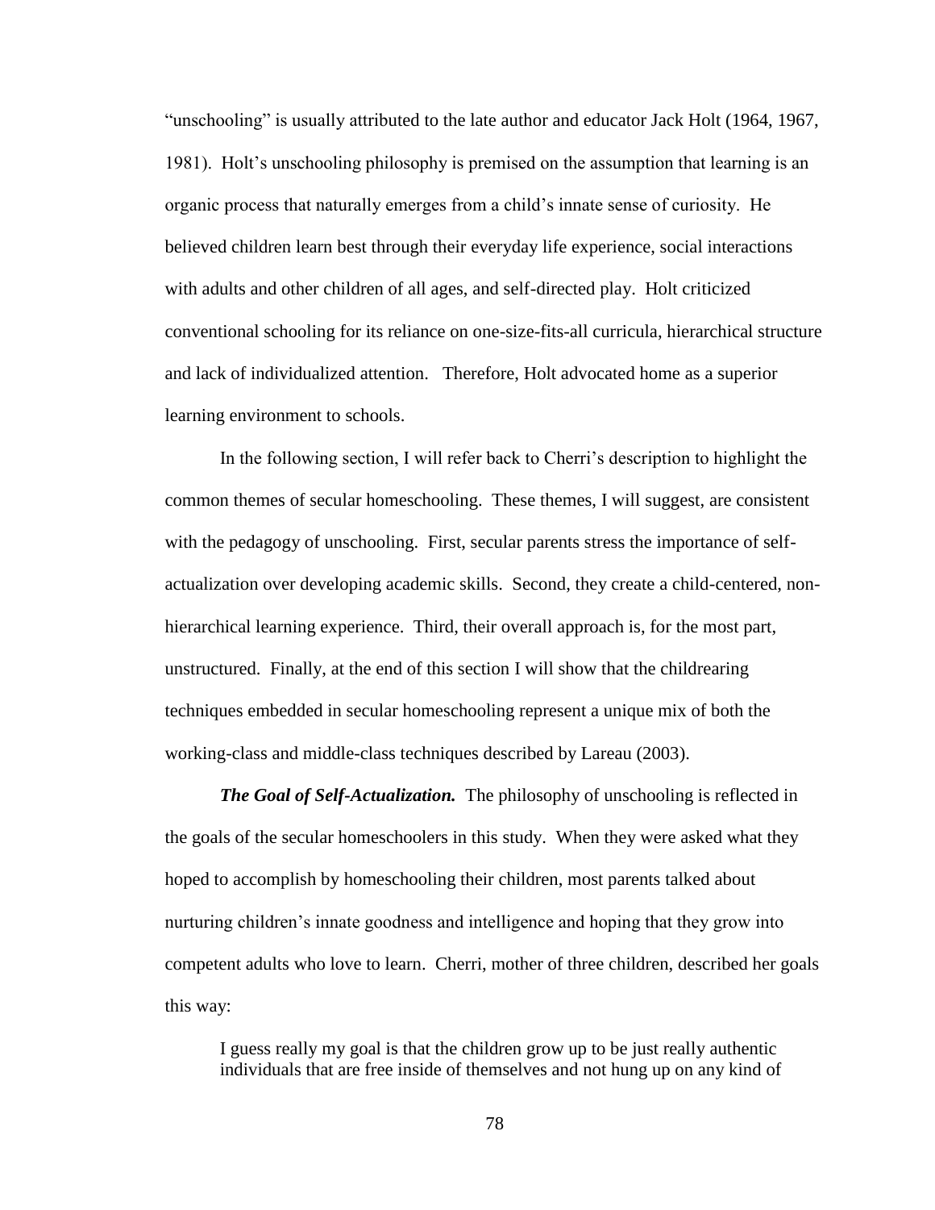"unschooling" is usually attributed to the late author and educator Jack Holt (1964, 1967, 1981). Holt's unschooling philosophy is premised on the assumption that learning is an organic process that naturally emerges from a child's innate sense of curiosity. He believed children learn best through their everyday life experience, social interactions with adults and other children of all ages, and self-directed play. Holt criticized conventional schooling for its reliance on one-size-fits-all curricula, hierarchical structure and lack of individualized attention. Therefore, Holt advocated home as a superior learning environment to schools.

In the following section, I will refer back to Cherri's description to highlight the common themes of secular homeschooling. These themes, I will suggest, are consistent with the pedagogy of unschooling. First, secular parents stress the importance of self-actualization over developing academic skills. Second, they create a child-centered, non-hierarchical learning experience. Third, their overall approach is, for the most part, unstructured. Finally, at the end of this section I will show that the childrearing techniques embedded in secular homeschooling represent a unique mix of both the working-class and middle-class techniques described by Lareau (2003).

***The Goal of Self-Actualization.*** The philosophy of unschooling is reflected in the goals of the secular homeschoolers in this study. When they were asked what they hoped to accomplish by homeschooling their children, most parents talked about nurturing children's innate goodness and intelligence and hoping that they grow into competent adults who love to learn. Cherri, mother of three children, described her goals this way:

> I guess really my goal is that the children grow up to be just really authentic individuals that are free inside of themselves and not hung up on any kind of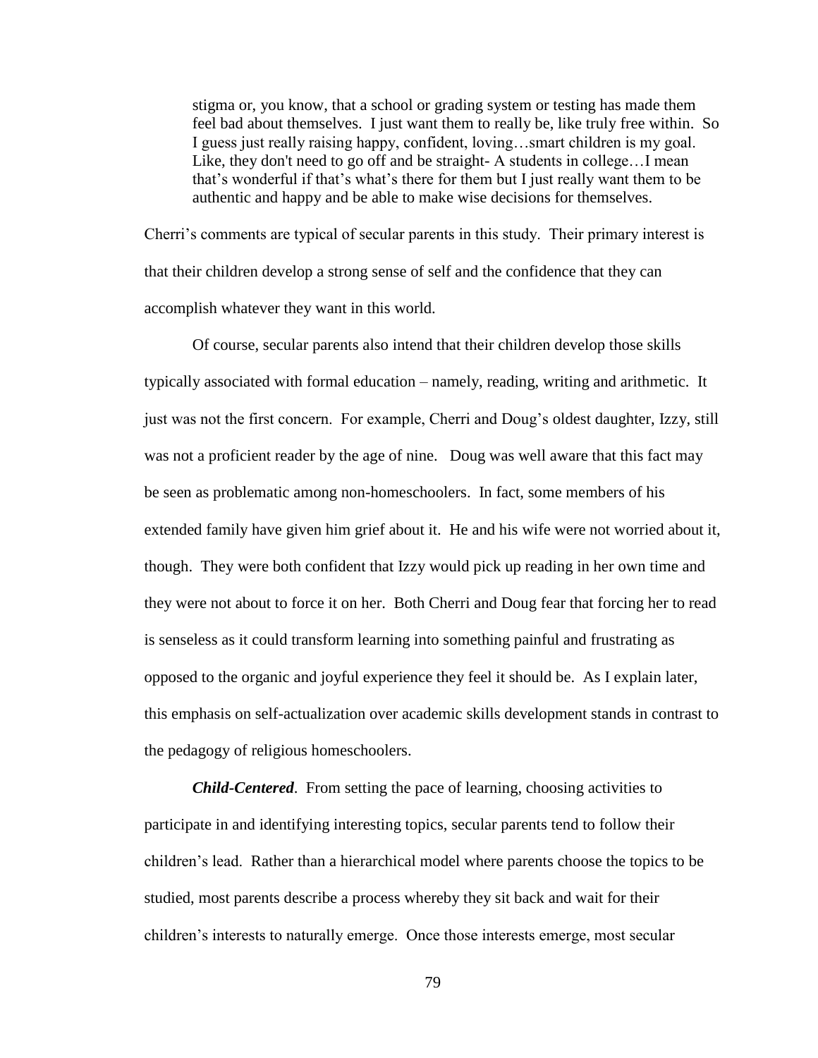> stigma or, you know, that a school or grading system or testing has made them feel bad about themselves. I just want them to really be, like truly free within. So I guess just really raising happy, confident, loving…smart children is my goal. Like, they don't need to go off and be straight- A students in college…I mean that's wonderful if that's what's there for them but I just really want them to be authentic and happy and be able to make wise decisions for themselves.

Cherri's comments are typical of secular parents in this study. Their primary interest is that their children develop a strong sense of self and the confidence that they can accomplish whatever they want in this world.

Of course, secular parents also intend that their children develop those skills typically associated with formal education – namely, reading, writing and arithmetic. It just was not the first concern. For example, Cherri and Doug's oldest daughter, Izzy, still was not a proficient reader by the age of nine. Doug was well aware that this fact may be seen as problematic among non-homeschoolers. In fact, some members of his extended family have given him grief about it. He and his wife were not worried about it, though. They were both confident that Izzy would pick up reading in her own time and they were not about to force it on her. Both Cherri and Doug fear that forcing her to read is senseless as it could transform learning into something painful and frustrating as opposed to the organic and joyful experience they feel it should be. As I explain later, this emphasis on self-actualization over academic skills development stands in contrast to the pedagogy of religious homeschoolers.

***Child-Centered***. From setting the pace of learning, choosing activities to participate in and identifying interesting topics, secular parents tend to follow their children's lead. Rather than a hierarchical model where parents choose the topics to be studied, most parents describe a process whereby they sit back and wait for their children's interests to naturally emerge. Once those interests emerge, most secular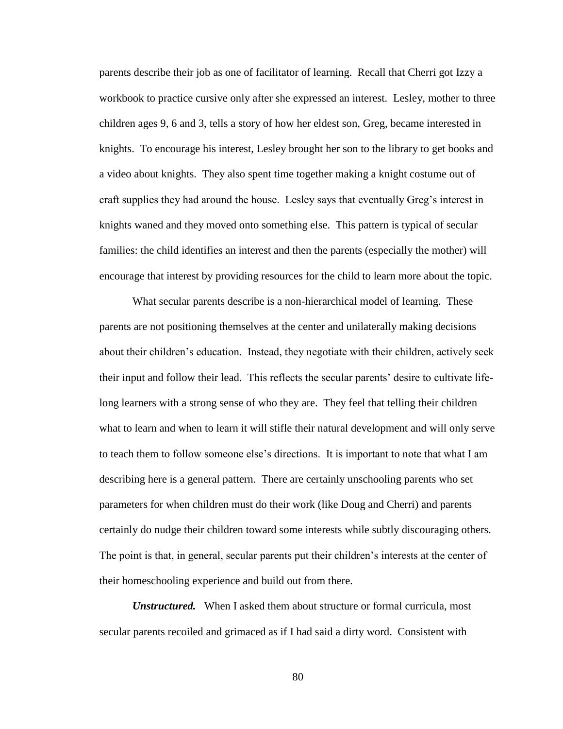parents describe their job as one of facilitator of learning. Recall that Cherri got Izzy a workbook to practice cursive only after she expressed an interest. Lesley, mother to three children ages 9, 6 and 3, tells a story of how her eldest son, Greg, became interested in knights. To encourage his interest, Lesley brought her son to the library to get books and a video about knights. They also spent time together making a knight costume out of craft supplies they had around the house. Lesley says that eventually Greg's interest in knights waned and they moved onto something else. This pattern is typical of secular families: the child identifies an interest and then the parents (especially the mother) will encourage that interest by providing resources for the child to learn more about the topic.

What secular parents describe is a non-hierarchical model of learning. These parents are not positioning themselves at the center and unilaterally making decisions about their children's education. Instead, they negotiate with their children, actively seek their input and follow their lead. This reflects the secular parents' desire to cultivate life-long learners with a strong sense of who they are. They feel that telling their children what to learn and when to learn it will stifle their natural development and will only serve to teach them to follow someone else's directions. It is important to note that what I am describing here is a general pattern. There are certainly unschooling parents who set parameters for when children must do their work (like Doug and Cherri) and parents certainly do nudge their children toward some interests while subtly discouraging others. The point is that, in general, secular parents put their children's interests at the center of their homeschooling experience and build out from there.

***Unstructured.*** When I asked them about structure or formal curricula, most secular parents recoiled and grimaced as if I had said a dirty word. Consistent with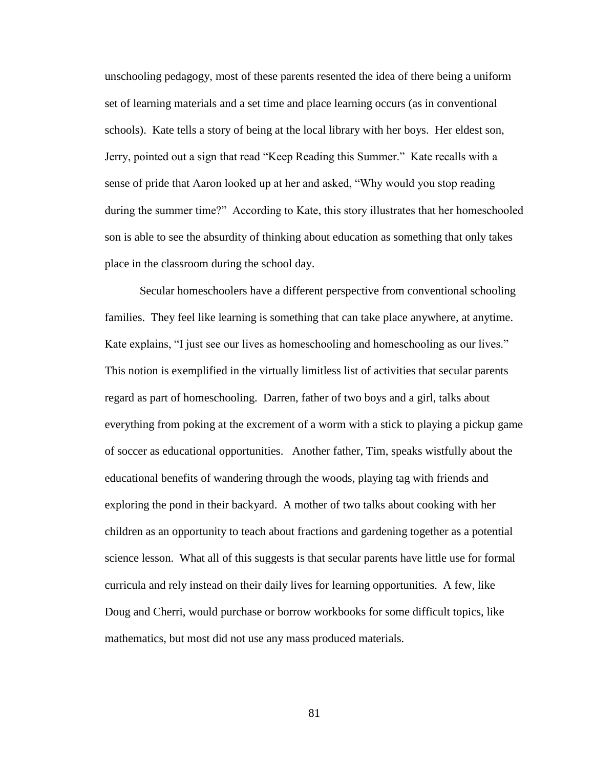unschooling pedagogy, most of these parents resented the idea of there being a uniform set of learning materials and a set time and place learning occurs (as in conventional schools). Kate tells a story of being at the local library with her boys. Her eldest son, Jerry, pointed out a sign that read "Keep Reading this Summer." Kate recalls with a sense of pride that Aaron looked up at her and asked, "Why would you stop reading during the summer time?" According to Kate, this story illustrates that her homeschooled son is able to see the absurdity of thinking about education as something that only takes place in the classroom during the school day.

Secular homeschoolers have a different perspective from conventional schooling families. They feel like learning is something that can take place anywhere, at anytime. Kate explains, "I just see our lives as homeschooling and homeschooling as our lives." This notion is exemplified in the virtually limitless list of activities that secular parents regard as part of homeschooling. Darren, father of two boys and a girl, talks about everything from poking at the excrement of a worm with a stick to playing a pickup game of soccer as educational opportunities. Another father, Tim, speaks wistfully about the educational benefits of wandering through the woods, playing tag with friends and exploring the pond in their backyard. A mother of two talks about cooking with her children as an opportunity to teach about fractions and gardening together as a potential science lesson. What all of this suggests is that secular parents have little use for formal curricula and rely instead on their daily lives for learning opportunities. A few, like Doug and Cherri, would purchase or borrow workbooks for some difficult topics, like mathematics, but most did not use any mass produced materials.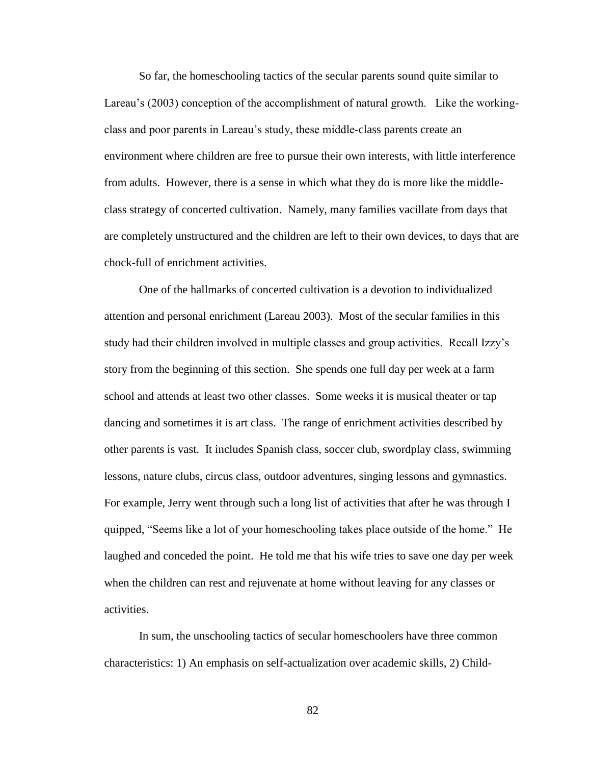So far, the homeschooling tactics of the secular parents sound quite similar to Lareau's (2003) conception of the accomplishment of natural growth. Like the working-class and poor parents in Lareau's study, these middle-class parents create an environment where children are free to pursue their own interests, with little interference from adults. However, there is a sense in which what they do is more like the middle-class strategy of concerted cultivation. Namely, many families vacillate from days that are completely unstructured and the children are left to their own devices, to days that are chock-full of enrichment activities.

One of the hallmarks of concerted cultivation is a devotion to individualized attention and personal enrichment (Lareau 2003). Most of the secular families in this study had their children involved in multiple classes and group activities. Recall Izzy's story from the beginning of this section. She spends one full day per week at a farm school and attends at least two other classes. Some weeks it is musical theater or tap dancing and sometimes it is art class. The range of enrichment activities described by other parents is vast. It includes Spanish class, soccer club, swordplay class, swimming lessons, nature clubs, circus class, outdoor adventures, singing lessons and gymnastics. For example, Jerry went through such a long list of activities that after he was through I quipped, "Seems like a lot of your homeschooling takes place outside of the home." He laughed and conceded the point. He told me that his wife tries to save one day per week when the children can rest and rejuvenate at home without leaving for any classes or activities.

In sum, the unschooling tactics of secular homeschoolers have three common characteristics: 1) An emphasis on self-actualization over academic skills, 2) Child-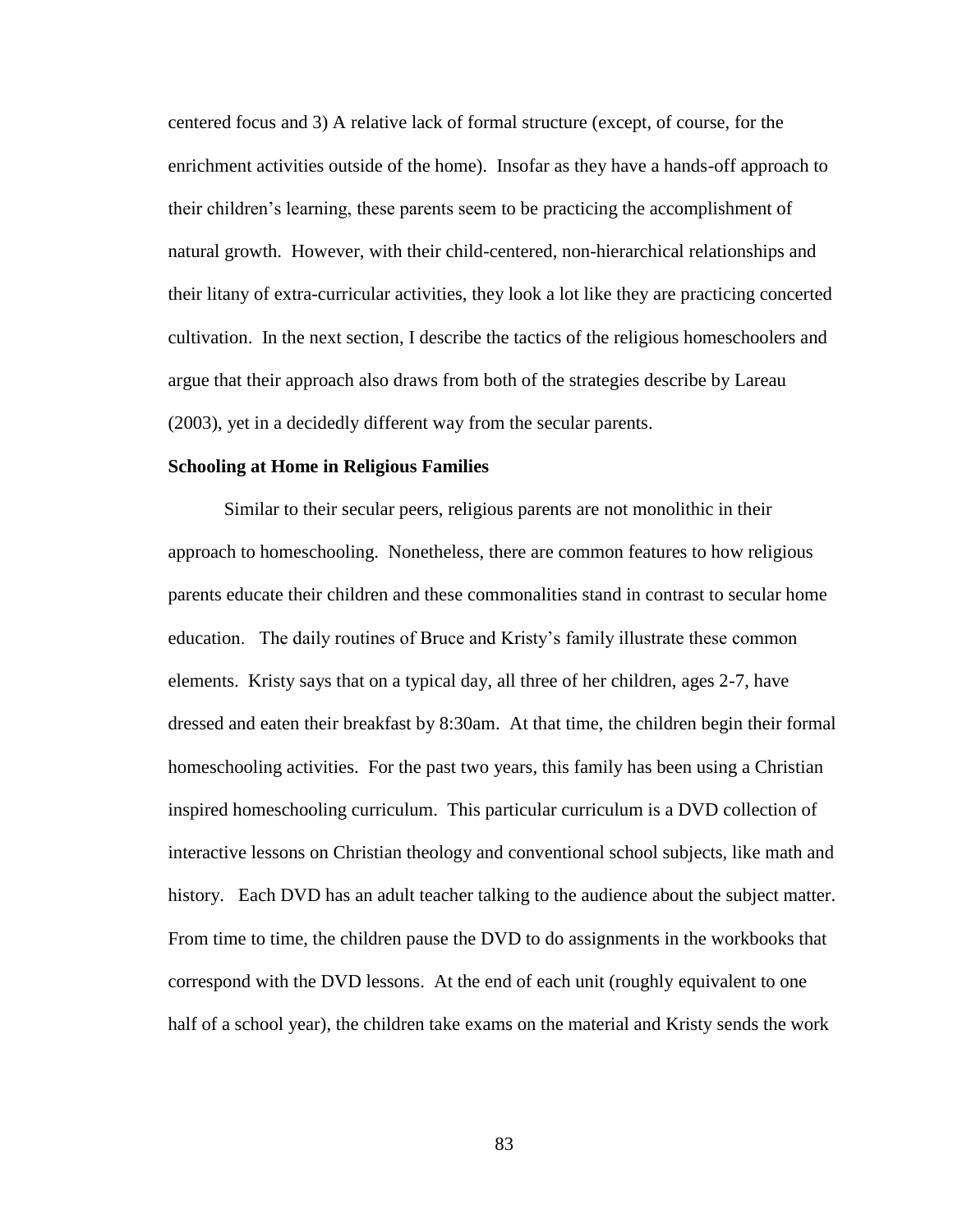centered focus and 3) A relative lack of formal structure (except, of course, for the enrichment activities outside of the home). Insofar as they have a hands-off approach to their children's learning, these parents seem to be practicing the accomplishment of natural growth. However, with their child-centered, non-hierarchical relationships and their litany of extra-curricular activities, they look a lot like they are practicing concerted cultivation. In the next section, I describe the tactics of the religious homeschoolers and argue that their approach also draws from both of the strategies describe by Lareau (2003), yet in a decidedly different way from the secular parents.

**Schooling at Home in Religious Families**

Similar to their secular peers, religious parents are not monolithic in their approach to homeschooling. Nonetheless, there are common features to how religious parents educate their children and these commonalities stand in contrast to secular home education. The daily routines of Bruce and Kristy's family illustrate these common elements. Kristy says that on a typical day, all three of her children, ages 2-7, have dressed and eaten their breakfast by 8:30am. At that time, the children begin their formal homeschooling activities. For the past two years, this family has been using a Christian inspired homeschooling curriculum. This particular curriculum is a DVD collection of interactive lessons on Christian theology and conventional school subjects, like math and history. Each DVD has an adult teacher talking to the audience about the subject matter. From time to time, the children pause the DVD to do assignments in the workbooks that correspond with the DVD lessons. At the end of each unit (roughly equivalent to one half of a school year), the children take exams on the material and Kristy sends the work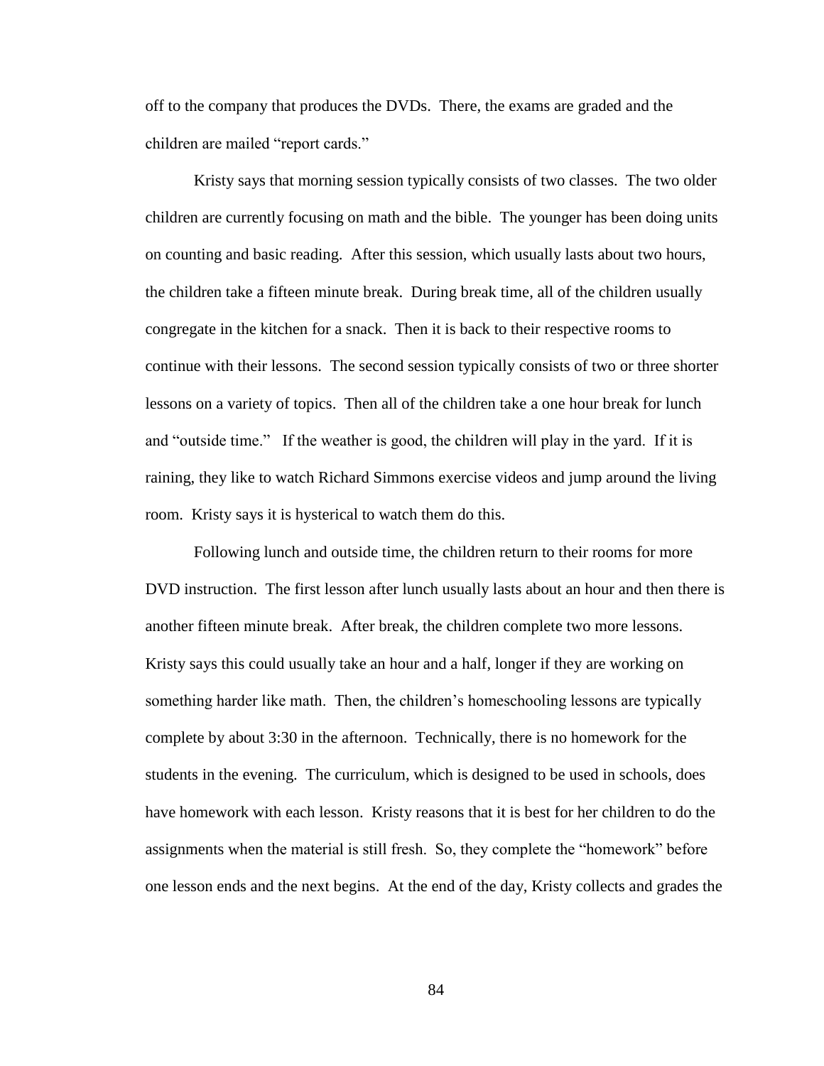off to the company that produces the DVDs. There, the exams are graded and the children are mailed "report cards."

Kristy says that morning session typically consists of two classes. The two older children are currently focusing on math and the bible. The younger has been doing units on counting and basic reading. After this session, which usually lasts about two hours, the children take a fifteen minute break. During break time, all of the children usually congregate in the kitchen for a snack. Then it is back to their respective rooms to continue with their lessons. The second session typically consists of two or three shorter lessons on a variety of topics. Then all of the children take a one hour break for lunch and "outside time." If the weather is good, the children will play in the yard. If it is raining, they like to watch Richard Simmons exercise videos and jump around the living room. Kristy says it is hysterical to watch them do this.

Following lunch and outside time, the children return to their rooms for more DVD instruction. The first lesson after lunch usually lasts about an hour and then there is another fifteen minute break. After break, the children complete two more lessons. Kristy says this could usually take an hour and a half, longer if they are working on something harder like math. Then, the children's homeschooling lessons are typically complete by about 3:30 in the afternoon. Technically, there is no homework for the students in the evening. The curriculum, which is designed to be used in schools, does have homework with each lesson. Kristy reasons that it is best for her children to do the assignments when the material is still fresh. So, they complete the "homework" before one lesson ends and the next begins. At the end of the day, Kristy collects and grades the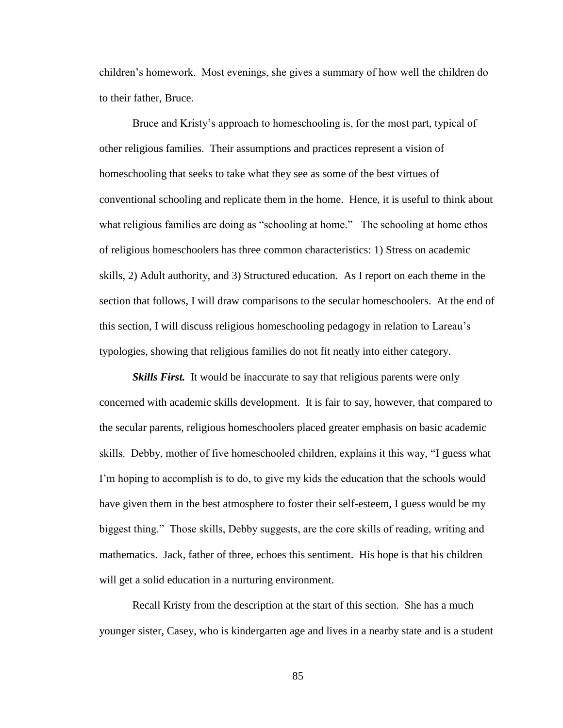children's homework. Most evenings, she gives a summary of how well the children do to their father, Bruce.

Bruce and Kristy's approach to homeschooling is, for the most part, typical of other religious families. Their assumptions and practices represent a vision of homeschooling that seeks to take what they see as some of the best virtues of conventional schooling and replicate them in the home. Hence, it is useful to think about what religious families are doing as "schooling at home." The schooling at home ethos of religious homeschoolers has three common characteristics: 1) Stress on academic skills, 2) Adult authority, and 3) Structured education. As I report on each theme in the section that follows, I will draw comparisons to the secular homeschoolers. At the end of this section, I will discuss religious homeschooling pedagogy in relation to Lareau's typologies, showing that religious families do not fit neatly into either category.

***Skills First.*** It would be inaccurate to say that religious parents were only concerned with academic skills development. It is fair to say, however, that compared to the secular parents, religious homeschoolers placed greater emphasis on basic academic skills. Debby, mother of five homeschooled children, explains it this way, "I guess what I'm hoping to accomplish is to do, to give my kids the education that the schools would have given them in the best atmosphere to foster their self-esteem, I guess would be my biggest thing." Those skills, Debby suggests, are the core skills of reading, writing and mathematics. Jack, father of three, echoes this sentiment. His hope is that his children will get a solid education in a nurturing environment.

Recall Kristy from the description at the start of this section. She has a much younger sister, Casey, who is kindergarten age and lives in a nearby state and is a student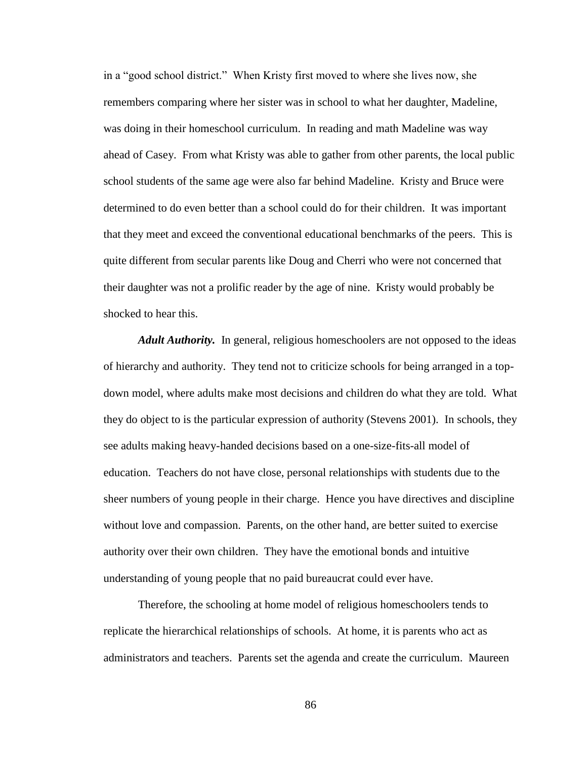in a "good school district." When Kristy first moved to where she lives now, she remembers comparing where her sister was in school to what her daughter, Madeline, was doing in their homeschool curriculum. In reading and math Madeline was way ahead of Casey. From what Kristy was able to gather from other parents, the local public school students of the same age were also far behind Madeline. Kristy and Bruce were determined to do even better than a school could do for their children. It was important that they meet and exceed the conventional educational benchmarks of the peers. This is quite different from secular parents like Doug and Cherri who were not concerned that their daughter was not a prolific reader by the age of nine. Kristy would probably be shocked to hear this.

***Adult Authority.*** In general, religious homeschoolers are not opposed to the ideas of hierarchy and authority. They tend not to criticize schools for being arranged in a top-down model, where adults make most decisions and children do what they are told. What they do object to is the particular expression of authority (Stevens 2001). In schools, they see adults making heavy-handed decisions based on a one-size-fits-all model of education. Teachers do not have close, personal relationships with students due to the sheer numbers of young people in their charge. Hence you have directives and discipline without love and compassion. Parents, on the other hand, are better suited to exercise authority over their own children. They have the emotional bonds and intuitive understanding of young people that no paid bureaucrat could ever have.

Therefore, the schooling at home model of religious homeschoolers tends to replicate the hierarchical relationships of schools. At home, it is parents who act as administrators and teachers. Parents set the agenda and create the curriculum. Maureen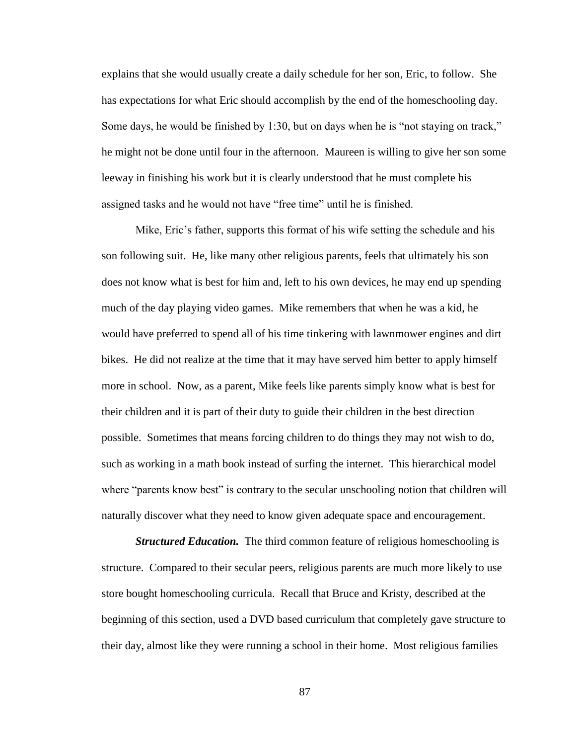explains that she would usually create a daily schedule for her son, Eric, to follow. She has expectations for what Eric should accomplish by the end of the homeschooling day. Some days, he would be finished by 1:30, but on days when he is "not staying on track," he might not be done until four in the afternoon. Maureen is willing to give her son some leeway in finishing his work but it is clearly understood that he must complete his assigned tasks and he would not have "free time" until he is finished.

Mike, Eric's father, supports this format of his wife setting the schedule and his son following suit. He, like many other religious parents, feels that ultimately his son does not know what is best for him and, left to his own devices, he may end up spending much of the day playing video games. Mike remembers that when he was a kid, he would have preferred to spend all of his time tinkering with lawnmower engines and dirt bikes. He did not realize at the time that it may have served him better to apply himself more in school. Now, as a parent, Mike feels like parents simply know what is best for their children and it is part of their duty to guide their children in the best direction possible. Sometimes that means forcing children to do things they may not wish to do, such as working in a math book instead of surfing the internet. This hierarchical model where "parents know best" is contrary to the secular unschooling notion that children will naturally discover what they need to know given adequate space and encouragement.

***Structured Education.*** The third common feature of religious homeschooling is structure. Compared to their secular peers, religious parents are much more likely to use store bought homeschooling curricula. Recall that Bruce and Kristy, described at the beginning of this section, used a DVD based curriculum that completely gave structure to their day, almost like they were running a school in their home. Most religious families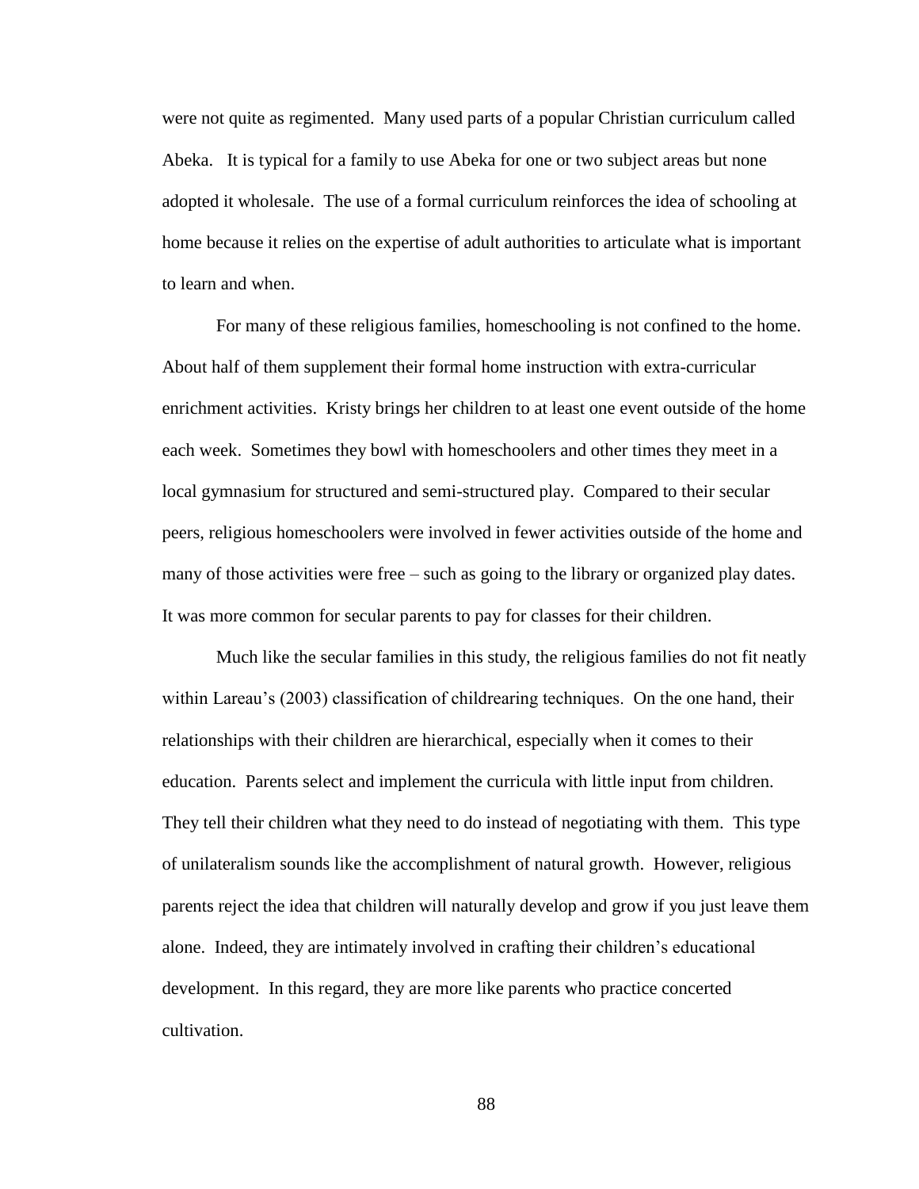were not quite as regimented. Many used parts of a popular Christian curriculum called Abeka. It is typical for a family to use Abeka for one or two subject areas but none adopted it wholesale. The use of a formal curriculum reinforces the idea of schooling at home because it relies on the expertise of adult authorities to articulate what is important to learn and when.

For many of these religious families, homeschooling is not confined to the home. About half of them supplement their formal home instruction with extra-curricular enrichment activities. Kristy brings her children to at least one event outside of the home each week. Sometimes they bowl with homeschoolers and other times they meet in a local gymnasium for structured and semi-structured play. Compared to their secular peers, religious homeschoolers were involved in fewer activities outside of the home and many of those activities were free – such as going to the library or organized play dates. It was more common for secular parents to pay for classes for their children.

Much like the secular families in this study, the religious families do not fit neatly within Lareau's (2003) classification of childrearing techniques. On the one hand, their relationships with their children are hierarchical, especially when it comes to their education. Parents select and implement the curricula with little input from children. They tell their children what they need to do instead of negotiating with them. This type of unilateralism sounds like the accomplishment of natural growth. However, religious parents reject the idea that children will naturally develop and grow if you just leave them alone. Indeed, they are intimately involved in crafting their children's educational development. In this regard, they are more like parents who practice concerted cultivation.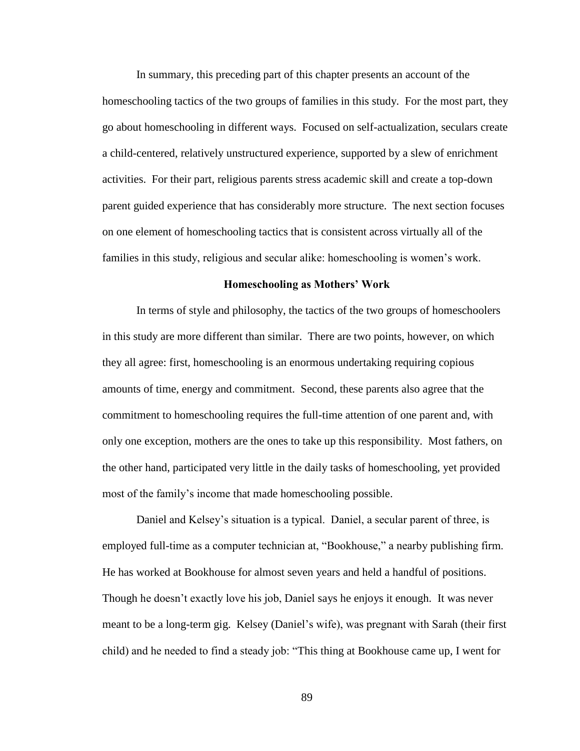In summary, this preceding part of this chapter presents an account of the homeschooling tactics of the two groups of families in this study. For the most part, they go about homeschooling in different ways. Focused on self-actualization, seculars create a child-centered, relatively unstructured experience, supported by a slew of enrichment activities. For their part, religious parents stress academic skill and create a top-down parent guided experience that has considerably more structure. The next section focuses on one element of homeschooling tactics that is consistent across virtually all of the families in this study, religious and secular alike: homeschooling is women's work.

## Homeschooling as Mothers' Work

In terms of style and philosophy, the tactics of the two groups of homeschoolers in this study are more different than similar. There are two points, however, on which they all agree: first, homeschooling is an enormous undertaking requiring copious amounts of time, energy and commitment. Second, these parents also agree that the commitment to homeschooling requires the full-time attention of one parent and, with only one exception, mothers are the ones to take up this responsibility. Most fathers, on the other hand, participated very little in the daily tasks of homeschooling, yet provided most of the family's income that made homeschooling possible.

Daniel and Kelsey's situation is a typical. Daniel, a secular parent of three, is employed full-time as a computer technician at, "Bookhouse," a nearby publishing firm. He has worked at Bookhouse for almost seven years and held a handful of positions. Though he doesn't exactly love his job, Daniel says he enjoys it enough. It was never meant to be a long-term gig. Kelsey (Daniel's wife), was pregnant with Sarah (their first child) and he needed to find a steady job: "This thing at Bookhouse came up, I went for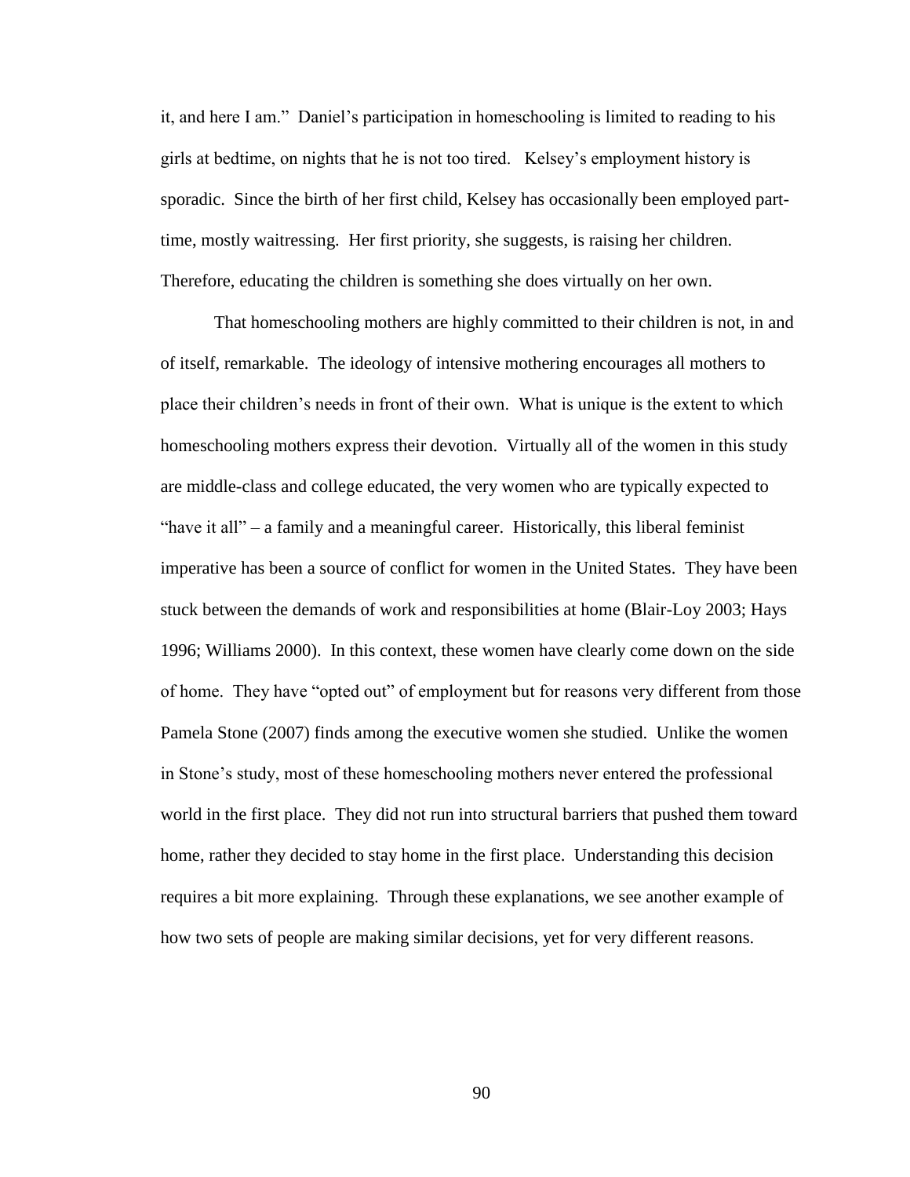it, and here I am." Daniel's participation in homeschooling is limited to reading to his girls at bedtime, on nights that he is not too tired. Kelsey's employment history is sporadic. Since the birth of her first child, Kelsey has occasionally been employed part-time, mostly waitressing. Her first priority, she suggests, is raising her children. Therefore, educating the children is something she does virtually on her own.

That homeschooling mothers are highly committed to their children is not, in and of itself, remarkable. The ideology of intensive mothering encourages all mothers to place their children's needs in front of their own. What is unique is the extent to which homeschooling mothers express their devotion. Virtually all of the women in this study are middle-class and college educated, the very women who are typically expected to "have it all" – a family and a meaningful career. Historically, this liberal feminist imperative has been a source of conflict for women in the United States. They have been stuck between the demands of work and responsibilities at home (Blair-Loy 2003; Hays 1996; Williams 2000). In this context, these women have clearly come down on the side of home. They have "opted out" of employment but for reasons very different from those Pamela Stone (2007) finds among the executive women she studied. Unlike the women in Stone's study, most of these homeschooling mothers never entered the professional world in the first place. They did not run into structural barriers that pushed them toward home, rather they decided to stay home in the first place. Understanding this decision requires a bit more explaining. Through these explanations, we see another example of how two sets of people are making similar decisions, yet for very different reasons.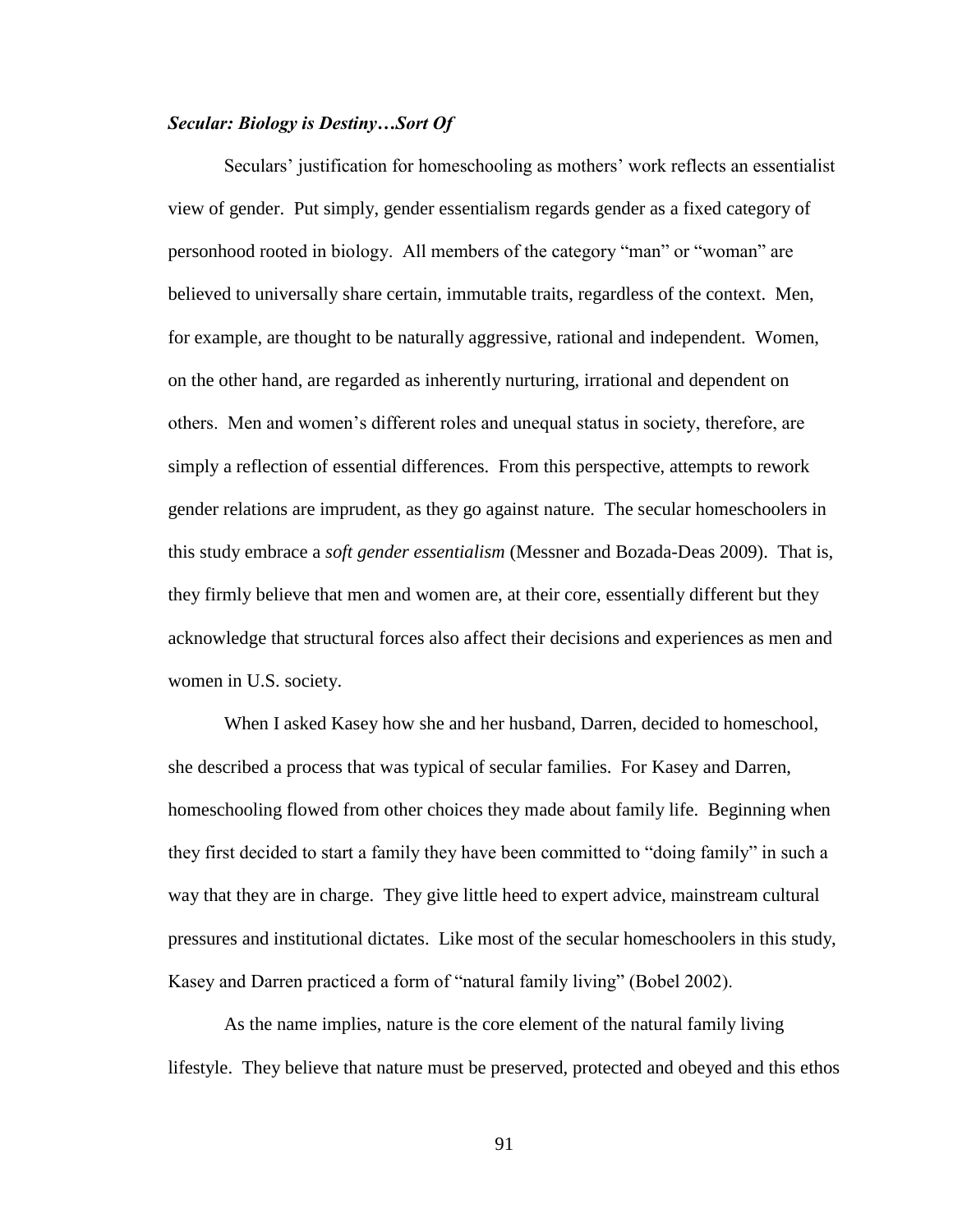### *Secular: Biology is Destiny…Sort Of*

Seculars' justification for homeschooling as mothers' work reflects an essentialist view of gender. Put simply, gender essentialism regards gender as a fixed category of personhood rooted in biology. All members of the category "man" or "woman" are believed to universally share certain, immutable traits, regardless of the context. Men, for example, are thought to be naturally aggressive, rational and independent. Women, on the other hand, are regarded as inherently nurturing, irrational and dependent on others. Men and women's different roles and unequal status in society, therefore, are simply a reflection of essential differences. From this perspective, attempts to rework gender relations are imprudent, as they go against nature. The secular homeschoolers in this study embrace a *soft gender essentialism* (Messner and Bozada-Deas 2009). That is, they firmly believe that men and women are, at their core, essentially different but they acknowledge that structural forces also affect their decisions and experiences as men and women in U.S. society.

When I asked Kasey how she and her husband, Darren, decided to homeschool, she described a process that was typical of secular families. For Kasey and Darren, homeschooling flowed from other choices they made about family life. Beginning when they first decided to start a family they have been committed to "doing family" in such a way that they are in charge. They give little heed to expert advice, mainstream cultural pressures and institutional dictates. Like most of the secular homeschoolers in this study, Kasey and Darren practiced a form of "natural family living" (Bobel 2002).

As the name implies, nature is the core element of the natural family living lifestyle. They believe that nature must be preserved, protected and obeyed and this ethos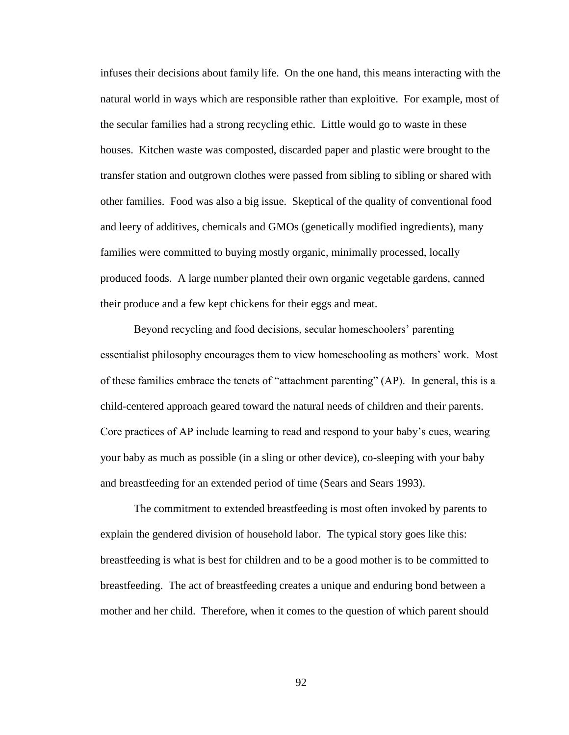infuses their decisions about family life. On the one hand, this means interacting with the natural world in ways which are responsible rather than exploitive. For example, most of the secular families had a strong recycling ethic. Little would go to waste in these houses. Kitchen waste was composted, discarded paper and plastic were brought to the transfer station and outgrown clothes were passed from sibling to sibling or shared with other families. Food was also a big issue. Skeptical of the quality of conventional food and leery of additives, chemicals and GMOs (genetically modified ingredients), many families were committed to buying mostly organic, minimally processed, locally produced foods. A large number planted their own organic vegetable gardens, canned their produce and a few kept chickens for their eggs and meat.

Beyond recycling and food decisions, secular homeschoolers' parenting essentialist philosophy encourages them to view homeschooling as mothers' work. Most of these families embrace the tenets of "attachment parenting" (AP). In general, this is a child-centered approach geared toward the natural needs of children and their parents. Core practices of AP include learning to read and respond to your baby's cues, wearing your baby as much as possible (in a sling or other device), co-sleeping with your baby and breastfeeding for an extended period of time (Sears and Sears 1993).

The commitment to extended breastfeeding is most often invoked by parents to explain the gendered division of household labor. The typical story goes like this: breastfeeding is what is best for children and to be a good mother is to be committed to breastfeeding. The act of breastfeeding creates a unique and enduring bond between a mother and her child. Therefore, when it comes to the question of which parent should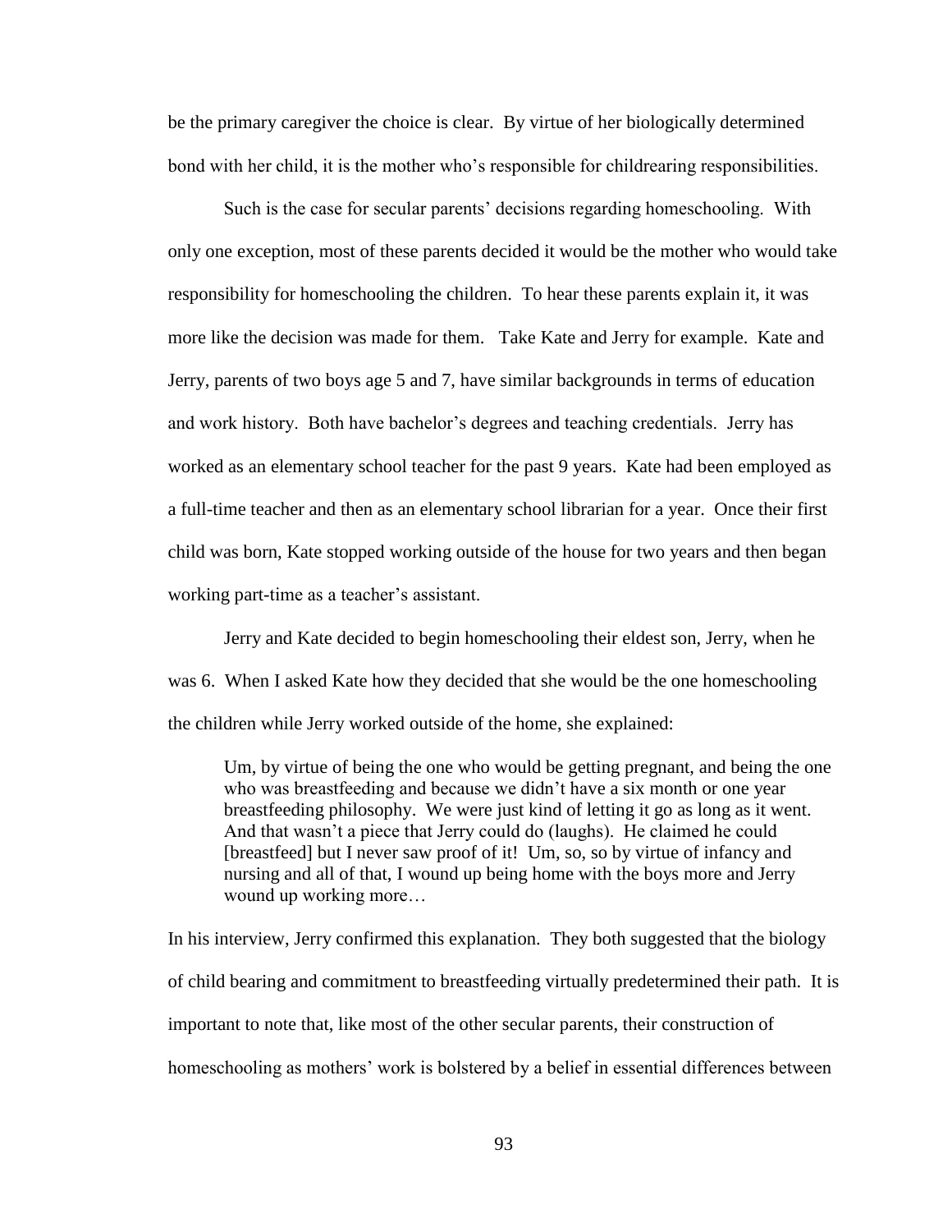be the primary caregiver the choice is clear. By virtue of her biologically determined bond with her child, it is the mother who's responsible for childrearing responsibilities.

Such is the case for secular parents' decisions regarding homeschooling. With only one exception, most of these parents decided it would be the mother who would take responsibility for homeschooling the children. To hear these parents explain it, it was more like the decision was made for them. Take Kate and Jerry for example. Kate and Jerry, parents of two boys age 5 and 7, have similar backgrounds in terms of education and work history. Both have bachelor's degrees and teaching credentials. Jerry has worked as an elementary school teacher for the past 9 years. Kate had been employed as a full-time teacher and then as an elementary school librarian for a year. Once their first child was born, Kate stopped working outside of the house for two years and then began working part-time as a teacher's assistant.

Jerry and Kate decided to begin homeschooling their eldest son, Jerry, when he was 6. When I asked Kate how they decided that she would be the one homeschooling the children while Jerry worked outside of the home, she explained:

> Um, by virtue of being the one who would be getting pregnant, and being the one who was breastfeeding and because we didn't have a six month or one year breastfeeding philosophy. We were just kind of letting it go as long as it went. And that wasn't a piece that Jerry could do (laughs). He claimed he could [breastfeed] but I never saw proof of it! Um, so, so by virtue of infancy and nursing and all of that, I wound up being home with the boys more and Jerry wound up working more…

In his interview, Jerry confirmed this explanation. They both suggested that the biology of child bearing and commitment to breastfeeding virtually predetermined their path. It is important to note that, like most of the other secular parents, their construction of homeschooling as mothers' work is bolstered by a belief in essential differences between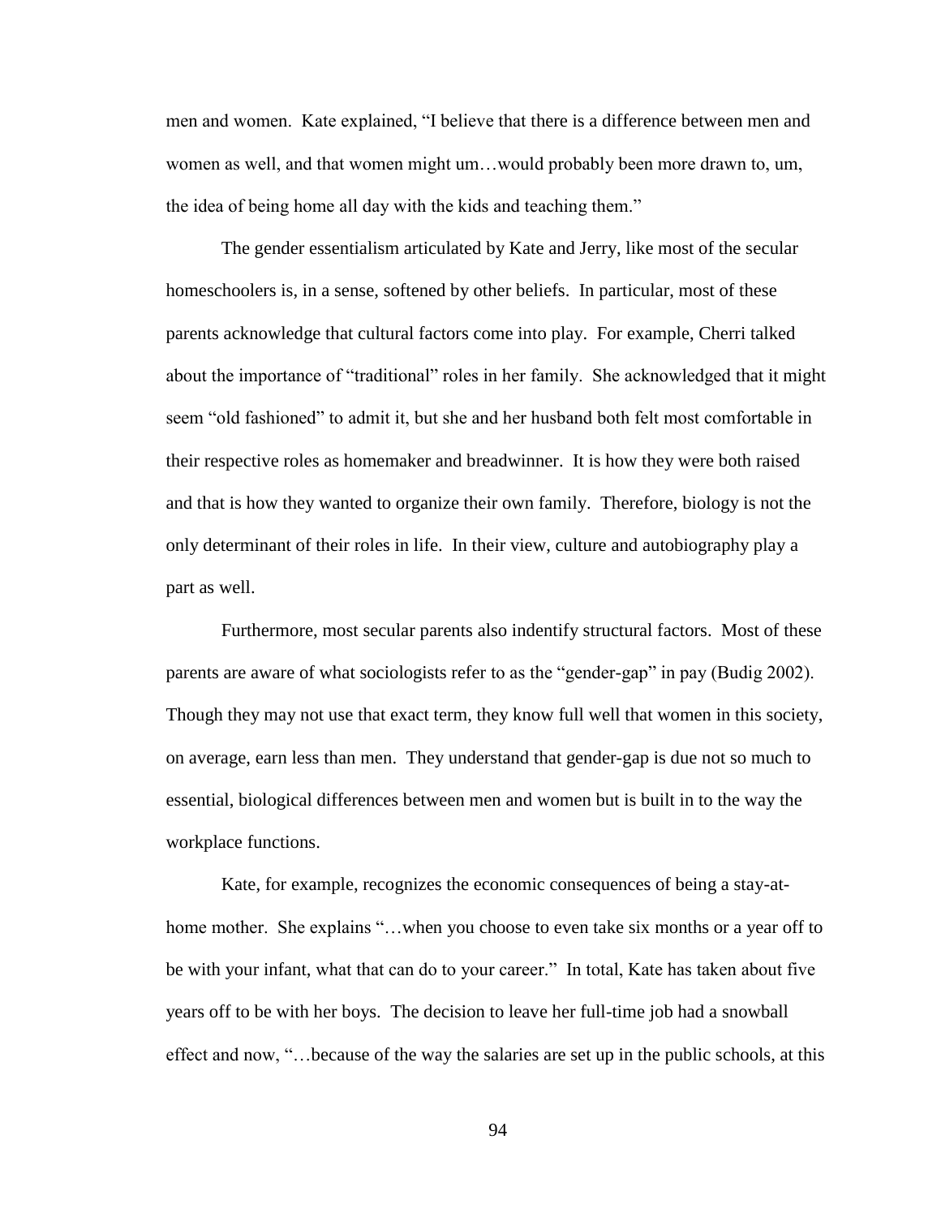men and women. Kate explained, "I believe that there is a difference between men and women as well, and that women might um…would probably been more drawn to, um, the idea of being home all day with the kids and teaching them."

The gender essentialism articulated by Kate and Jerry, like most of the secular homeschoolers is, in a sense, softened by other beliefs. In particular, most of these parents acknowledge that cultural factors come into play. For example, Cherri talked about the importance of "traditional" roles in her family. She acknowledged that it might seem "old fashioned" to admit it, but she and her husband both felt most comfortable in their respective roles as homemaker and breadwinner. It is how they were both raised and that is how they wanted to organize their own family. Therefore, biology is not the only determinant of their roles in life. In their view, culture and autobiography play a part as well.

Furthermore, most secular parents also indentify structural factors. Most of these parents are aware of what sociologists refer to as the "gender-gap" in pay (Budig 2002). Though they may not use that exact term, they know full well that women in this society, on average, earn less than men. They understand that gender-gap is due not so much to essential, biological differences between men and women but is built in to the way the workplace functions.

Kate, for example, recognizes the economic consequences of being a stay-at-home mother. She explains "…when you choose to even take six months or a year off to be with your infant, what that can do to your career." In total, Kate has taken about five years off to be with her boys. The decision to leave her full-time job had a snowball effect and now, "…because of the way the salaries are set up in the public schools, at this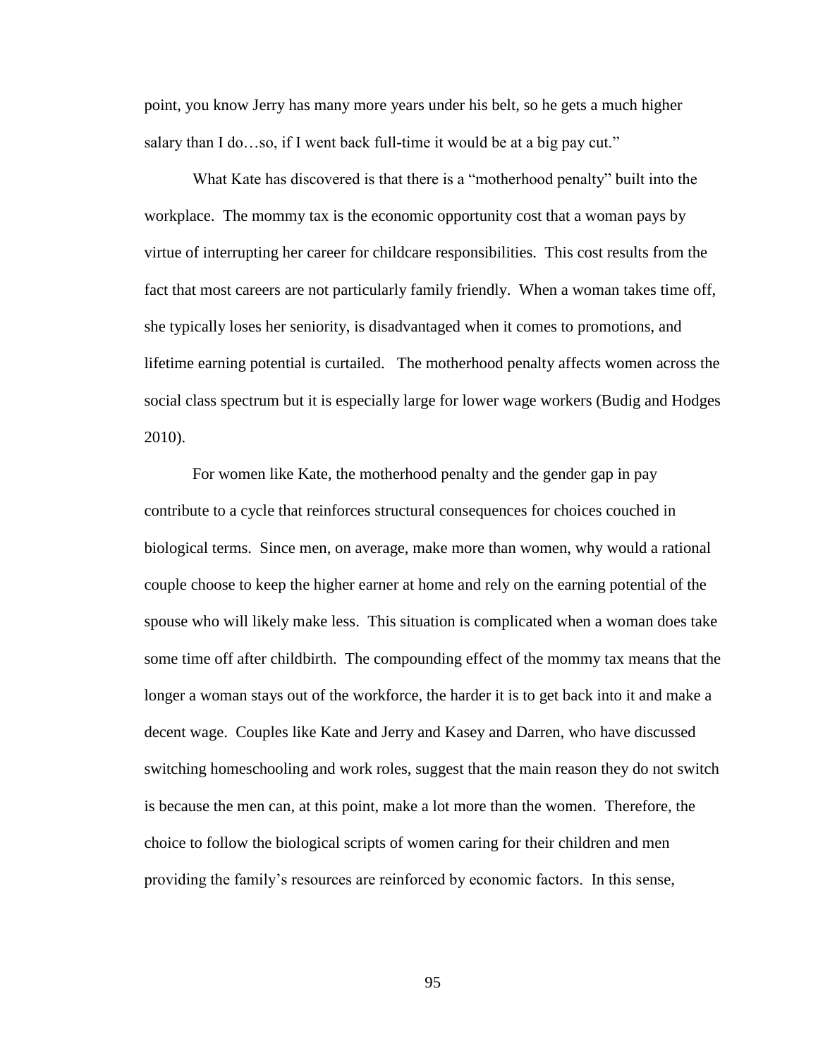point, you know Jerry has many more years under his belt, so he gets a much higher salary than I do…so, if I went back full-time it would be at a big pay cut."

What Kate has discovered is that there is a "motherhood penalty" built into the workplace. The mommy tax is the economic opportunity cost that a woman pays by virtue of interrupting her career for childcare responsibilities. This cost results from the fact that most careers are not particularly family friendly. When a woman takes time off, she typically loses her seniority, is disadvantaged when it comes to promotions, and lifetime earning potential is curtailed. The motherhood penalty affects women across the social class spectrum but it is especially large for lower wage workers (Budig and Hodges 2010).

For women like Kate, the motherhood penalty and the gender gap in pay contribute to a cycle that reinforces structural consequences for choices couched in biological terms. Since men, on average, make more than women, why would a rational couple choose to keep the higher earner at home and rely on the earning potential of the spouse who will likely make less. This situation is complicated when a woman does take some time off after childbirth. The compounding effect of the mommy tax means that the longer a woman stays out of the workforce, the harder it is to get back into it and make a decent wage. Couples like Kate and Jerry and Kasey and Darren, who have discussed switching homeschooling and work roles, suggest that the main reason they do not switch is because the men can, at this point, make a lot more than the women. Therefore, the choice to follow the biological scripts of women caring for their children and men providing the family's resources are reinforced by economic factors. In this sense,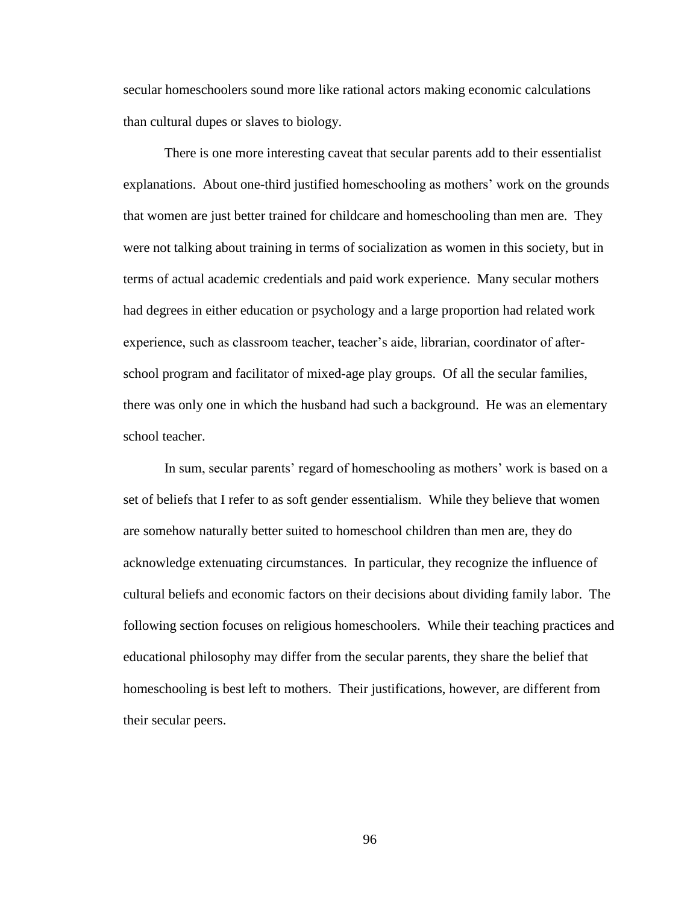secular homeschoolers sound more like rational actors making economic calculations than cultural dupes or slaves to biology.

There is one more interesting caveat that secular parents add to their essentialist explanations. About one-third justified homeschooling as mothers' work on the grounds that women are just better trained for childcare and homeschooling than men are. They were not talking about training in terms of socialization as women in this society, but in terms of actual academic credentials and paid work experience. Many secular mothers had degrees in either education or psychology and a large proportion had related work experience, such as classroom teacher, teacher's aide, librarian, coordinator of after-school program and facilitator of mixed-age play groups. Of all the secular families, there was only one in which the husband had such a background. He was an elementary school teacher.

In sum, secular parents' regard of homeschooling as mothers' work is based on a set of beliefs that I refer to as soft gender essentialism. While they believe that women are somehow naturally better suited to homeschool children than men are, they do acknowledge extenuating circumstances. In particular, they recognize the influence of cultural beliefs and economic factors on their decisions about dividing family labor. The following section focuses on religious homeschoolers. While their teaching practices and educational philosophy may differ from the secular parents, they share the belief that homeschooling is best left to mothers. Their justifications, however, are different from their secular peers.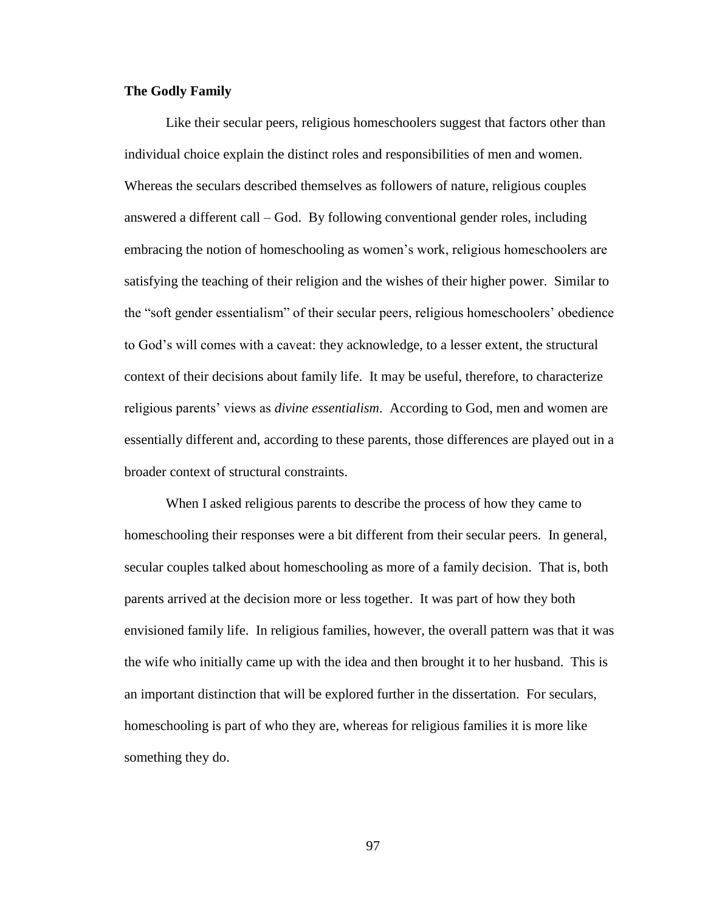**The Godly Family**

Like their secular peers, religious homeschoolers suggest that factors other than individual choice explain the distinct roles and responsibilities of men and women. Whereas the seculars described themselves as followers of nature, religious couples answered a different call – God. By following conventional gender roles, including embracing the notion of homeschooling as women's work, religious homeschoolers are satisfying the teaching of their religion and the wishes of their higher power. Similar to the "soft gender essentialism" of their secular peers, religious homeschoolers' obedience to God's will comes with a caveat: they acknowledge, to a lesser extent, the structural context of their decisions about family life. It may be useful, therefore, to characterize religious parents' views as *divine essentialism*. According to God, men and women are essentially different and, according to these parents, those differences are played out in a broader context of structural constraints.

When I asked religious parents to describe the process of how they came to homeschooling their responses were a bit different from their secular peers. In general, secular couples talked about homeschooling as more of a family decision. That is, both parents arrived at the decision more or less together. It was part of how they both envisioned family life. In religious families, however, the overall pattern was that it was the wife who initially came up with the idea and then brought it to her husband. This is an important distinction that will be explored further in the dissertation. For seculars, homeschooling is part of who they are, whereas for religious families it is more like something they do.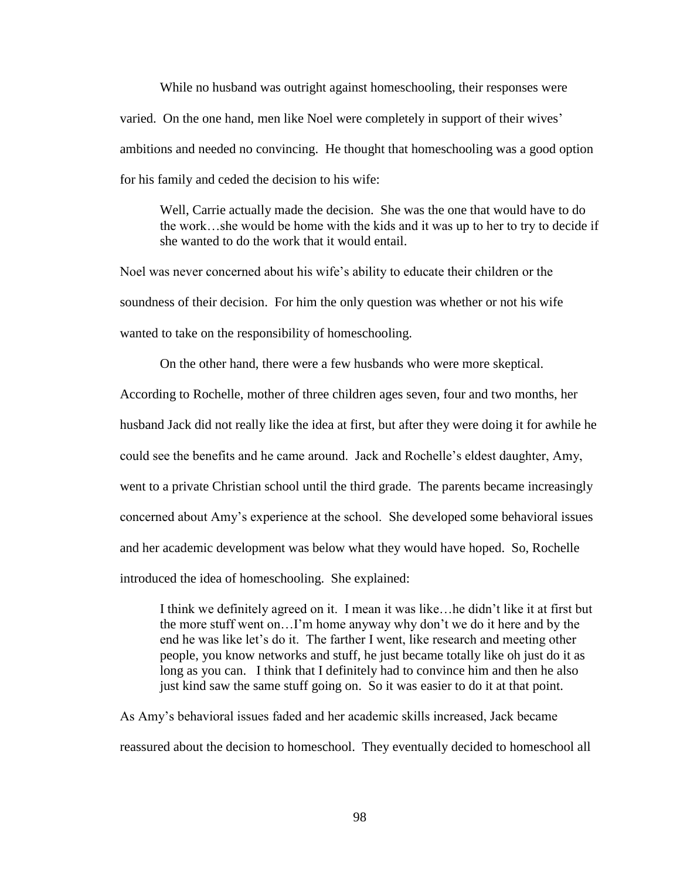While no husband was outright against homeschooling, their responses were varied. On the one hand, men like Noel were completely in support of their wives' ambitions and needed no convincing. He thought that homeschooling was a good option for his family and ceded the decision to his wife:

> Well, Carrie actually made the decision. She was the one that would have to do the work…she would be home with the kids and it was up to her to try to decide if she wanted to do the work that it would entail.

Noel was never concerned about his wife's ability to educate their children or the soundness of their decision. For him the only question was whether or not his wife wanted to take on the responsibility of homeschooling.

On the other hand, there were a few husbands who were more skeptical. According to Rochelle, mother of three children ages seven, four and two months, her husband Jack did not really like the idea at first, but after they were doing it for awhile he could see the benefits and he came around. Jack and Rochelle's eldest daughter, Amy, went to a private Christian school until the third grade. The parents became increasingly concerned about Amy's experience at the school. She developed some behavioral issues and her academic development was below what they would have hoped. So, Rochelle introduced the idea of homeschooling. She explained:

> I think we definitely agreed on it. I mean it was like…he didn't like it at first but the more stuff went on…I'm home anyway why don't we do it here and by the end he was like let's do it. The farther I went, like research and meeting other people, you know networks and stuff, he just became totally like oh just do it as long as you can. I think that I definitely had to convince him and then he also just kind saw the same stuff going on. So it was easier to do it at that point.

As Amy's behavioral issues faded and her academic skills increased, Jack became reassured about the decision to homeschool. They eventually decided to homeschool all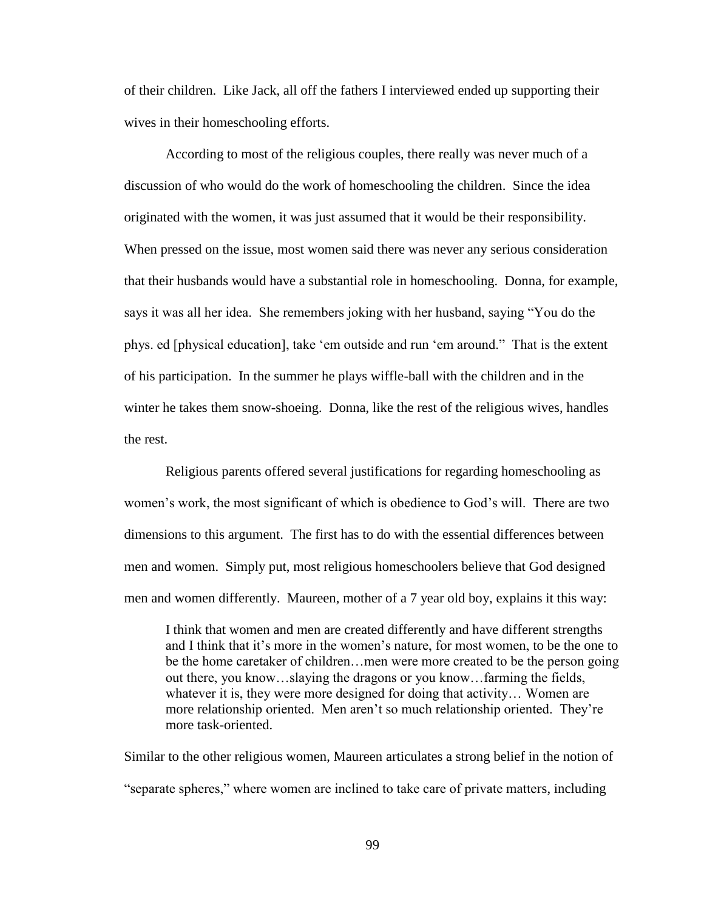of their children. Like Jack, all off the fathers I interviewed ended up supporting their wives in their homeschooling efforts.

According to most of the religious couples, there really was never much of a discussion of who would do the work of homeschooling the children. Since the idea originated with the women, it was just assumed that it would be their responsibility. When pressed on the issue, most women said there was never any serious consideration that their husbands would have a substantial role in homeschooling. Donna, for example, says it was all her idea. She remembers joking with her husband, saying "You do the phys. ed [physical education], take 'em outside and run 'em around." That is the extent of his participation. In the summer he plays wiffle-ball with the children and in the winter he takes them snow-shoeing. Donna, like the rest of the religious wives, handles the rest.

Religious parents offered several justifications for regarding homeschooling as women's work, the most significant of which is obedience to God's will. There are two dimensions to this argument. The first has to do with the essential differences between men and women. Simply put, most religious homeschoolers believe that God designed men and women differently. Maureen, mother of a 7 year old boy, explains it this way:

> I think that women and men are created differently and have different strengths and I think that it's more in the women's nature, for most women, to be the one to be the home caretaker of children…men were more created to be the person going out there, you know…slaying the dragons or you know…farming the fields, whatever it is, they were more designed for doing that activity… Women are more relationship oriented. Men aren't so much relationship oriented. They're more task-oriented.

Similar to the other religious women, Maureen articulates a strong belief in the notion of "separate spheres," where women are inclined to take care of private matters, including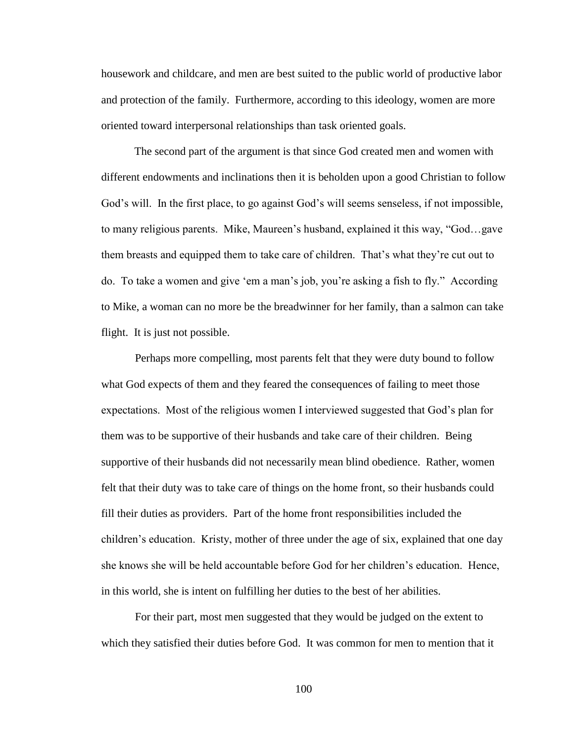housework and childcare, and men are best suited to the public world of productive labor and protection of the family. Furthermore, according to this ideology, women are more oriented toward interpersonal relationships than task oriented goals.

The second part of the argument is that since God created men and women with different endowments and inclinations then it is beholden upon a good Christian to follow God's will. In the first place, to go against God's will seems senseless, if not impossible, to many religious parents. Mike, Maureen's husband, explained it this way, "God…gave them breasts and equipped them to take care of children. That's what they're cut out to do. To take a women and give 'em a man's job, you're asking a fish to fly." According to Mike, a woman can no more be the breadwinner for her family, than a salmon can take flight. It is just not possible.

Perhaps more compelling, most parents felt that they were duty bound to follow what God expects of them and they feared the consequences of failing to meet those expectations. Most of the religious women I interviewed suggested that God's plan for them was to be supportive of their husbands and take care of their children. Being supportive of their husbands did not necessarily mean blind obedience. Rather, women felt that their duty was to take care of things on the home front, so their husbands could fill their duties as providers. Part of the home front responsibilities included the children's education. Kristy, mother of three under the age of six, explained that one day she knows she will be held accountable before God for her children's education. Hence, in this world, she is intent on fulfilling her duties to the best of her abilities.

For their part, most men suggested that they would be judged on the extent to which they satisfied their duties before God. It was common for men to mention that it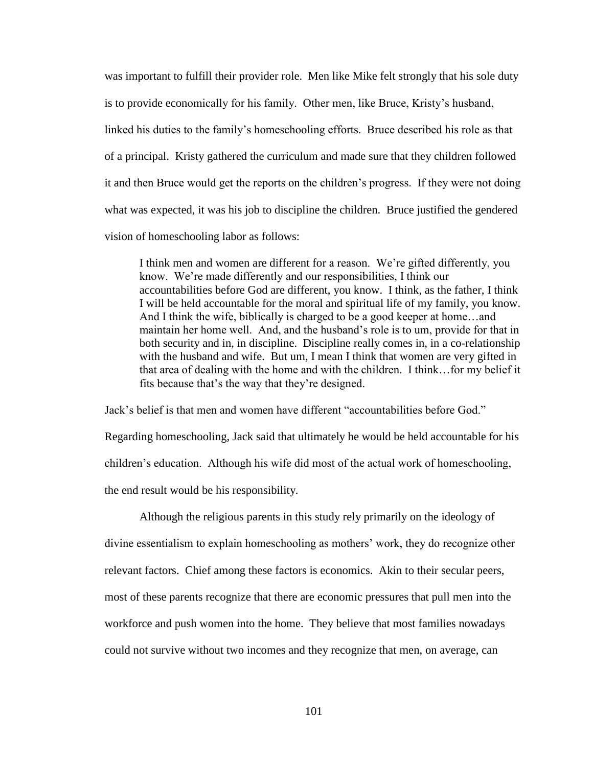was important to fulfill their provider role. Men like Mike felt strongly that his sole duty is to provide economically for his family. Other men, like Bruce, Kristy's husband, linked his duties to the family's homeschooling efforts. Bruce described his role as that of a principal. Kristy gathered the curriculum and made sure that they children followed it and then Bruce would get the reports on the children's progress. If they were not doing what was expected, it was his job to discipline the children. Bruce justified the gendered vision of homeschooling labor as follows:

> I think men and women are different for a reason. We're gifted differently, you know. We're made differently and our responsibilities, I think our accountabilities before God are different, you know. I think, as the father, I think I will be held accountable for the moral and spiritual life of my family, you know. And I think the wife, biblically is charged to be a good keeper at home…and maintain her home well. And, and the husband's role is to um, provide for that in both security and in, in discipline. Discipline really comes in, in a co-relationship with the husband and wife. But um, I mean I think that women are very gifted in that area of dealing with the home and with the children. I think…for my belief it fits because that's the way that they're designed.

Jack's belief is that men and women have different "accountabilities before God." Regarding homeschooling, Jack said that ultimately he would be held accountable for his children's education. Although his wife did most of the actual work of homeschooling, the end result would be his responsibility.

Although the religious parents in this study rely primarily on the ideology of divine essentialism to explain homeschooling as mothers' work, they do recognize other relevant factors. Chief among these factors is economics. Akin to their secular peers, most of these parents recognize that there are economic pressures that pull men into the workforce and push women into the home. They believe that most families nowadays could not survive without two incomes and they recognize that men, on average, can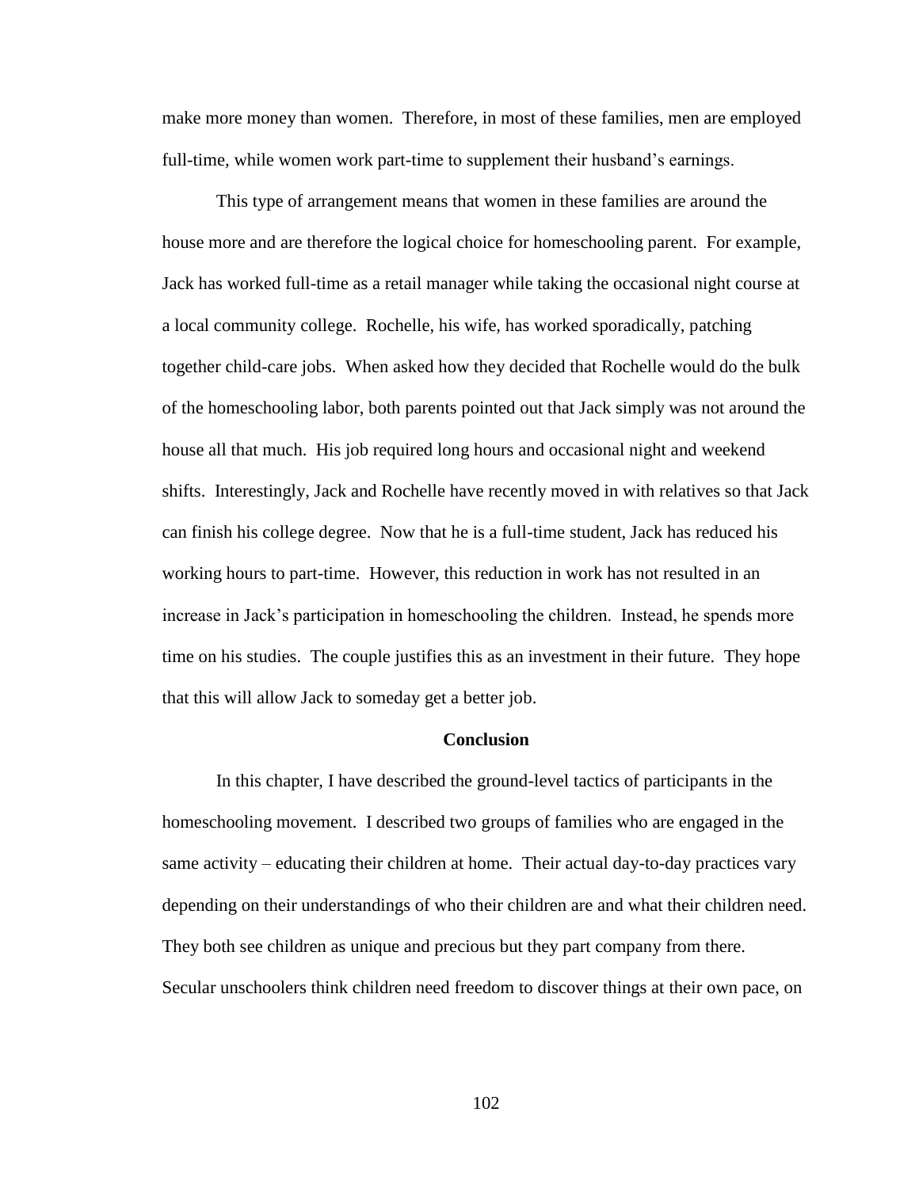make more money than women. Therefore, in most of these families, men are employed full-time, while women work part-time to supplement their husband's earnings.

This type of arrangement means that women in these families are around the house more and are therefore the logical choice for homeschooling parent. For example, Jack has worked full-time as a retail manager while taking the occasional night course at a local community college. Rochelle, his wife, has worked sporadically, patching together child-care jobs. When asked how they decided that Rochelle would do the bulk of the homeschooling labor, both parents pointed out that Jack simply was not around the house all that much. His job required long hours and occasional night and weekend shifts. Interestingly, Jack and Rochelle have recently moved in with relatives so that Jack can finish his college degree. Now that he is a full-time student, Jack has reduced his working hours to part-time. However, this reduction in work has not resulted in an increase in Jack's participation in homeschooling the children. Instead, he spends more time on his studies. The couple justifies this as an investment in their future. They hope that this will allow Jack to someday get a better job.

## Conclusion

In this chapter, I have described the ground-level tactics of participants in the homeschooling movement. I described two groups of families who are engaged in the same activity – educating their children at home. Their actual day-to-day practices vary depending on their understandings of who their children are and what their children need. They both see children as unique and precious but they part company from there. Secular unschoolers think children need freedom to discover things at their own pace, on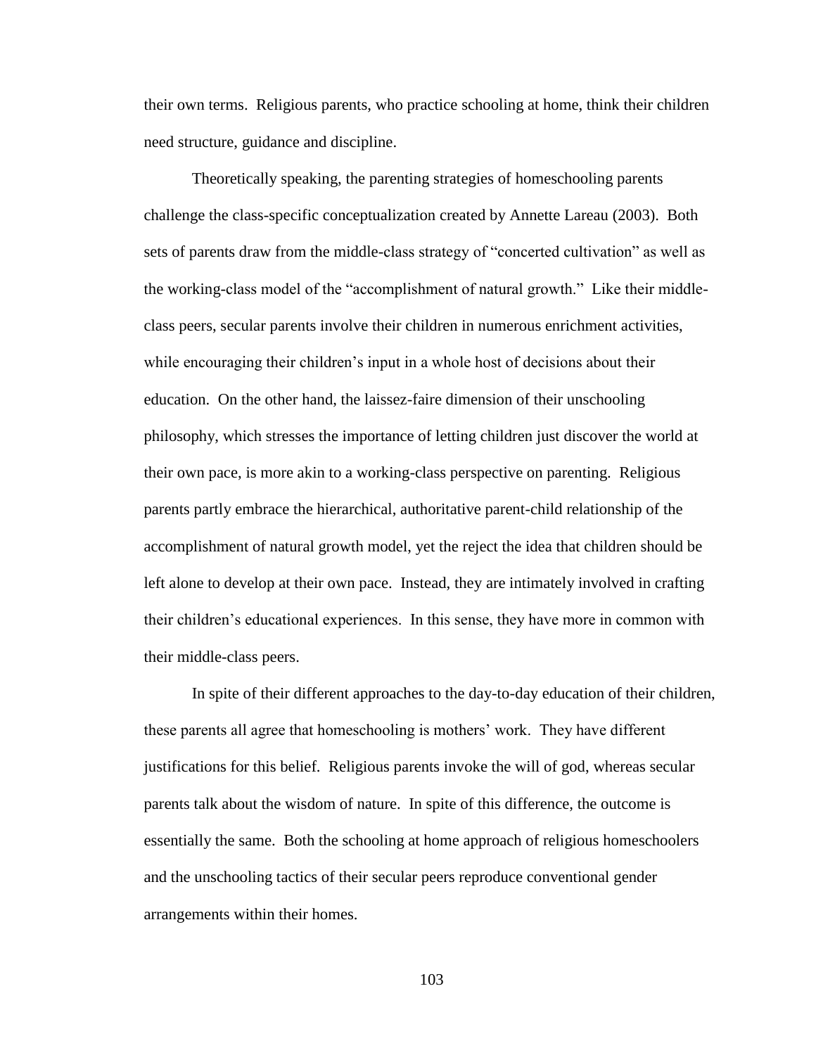their own terms. Religious parents, who practice schooling at home, think their children need structure, guidance and discipline.

Theoretically speaking, the parenting strategies of homeschooling parents challenge the class-specific conceptualization created by Annette Lareau (2003). Both sets of parents draw from the middle-class strategy of "concerted cultivation" as well as the working-class model of the "accomplishment of natural growth." Like their middle-class peers, secular parents involve their children in numerous enrichment activities, while encouraging their children's input in a whole host of decisions about their education. On the other hand, the laissez-faire dimension of their unschooling philosophy, which stresses the importance of letting children just discover the world at their own pace, is more akin to a working-class perspective on parenting. Religious parents partly embrace the hierarchical, authoritative parent-child relationship of the accomplishment of natural growth model, yet the reject the idea that children should be left alone to develop at their own pace. Instead, they are intimately involved in crafting their children's educational experiences. In this sense, they have more in common with their middle-class peers.

In spite of their different approaches to the day-to-day education of their children, these parents all agree that homeschooling is mothers' work. They have different justifications for this belief. Religious parents invoke the will of god, whereas secular parents talk about the wisdom of nature. In spite of this difference, the outcome is essentially the same. Both the schooling at home approach of religious homeschoolers and the unschooling tactics of their secular peers reproduce conventional gender arrangements within their homes.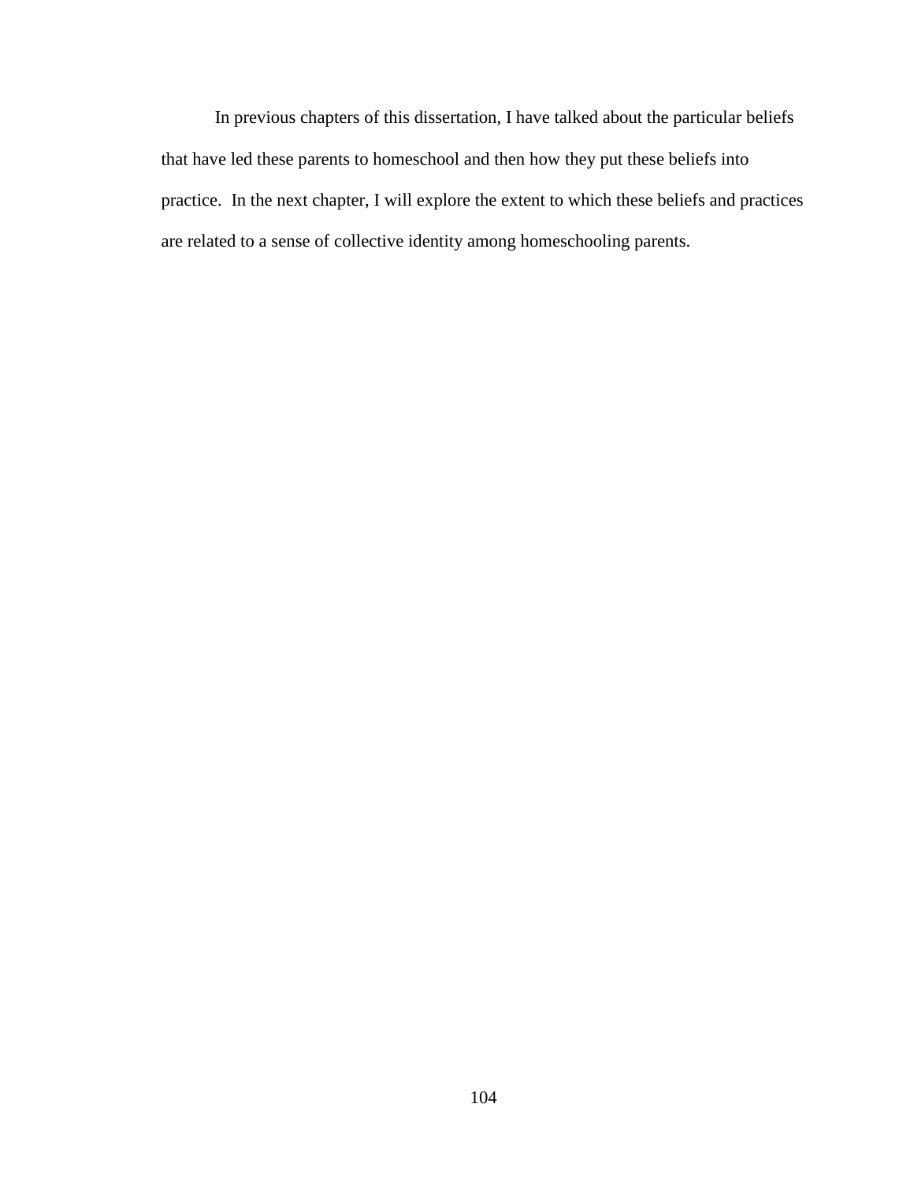In previous chapters of this dissertation, I have talked about the particular beliefs that have led these parents to homeschool and then how they put these beliefs into practice. In the next chapter, I will explore the extent to which these beliefs and practices are related to a sense of collective identity among homeschooling parents.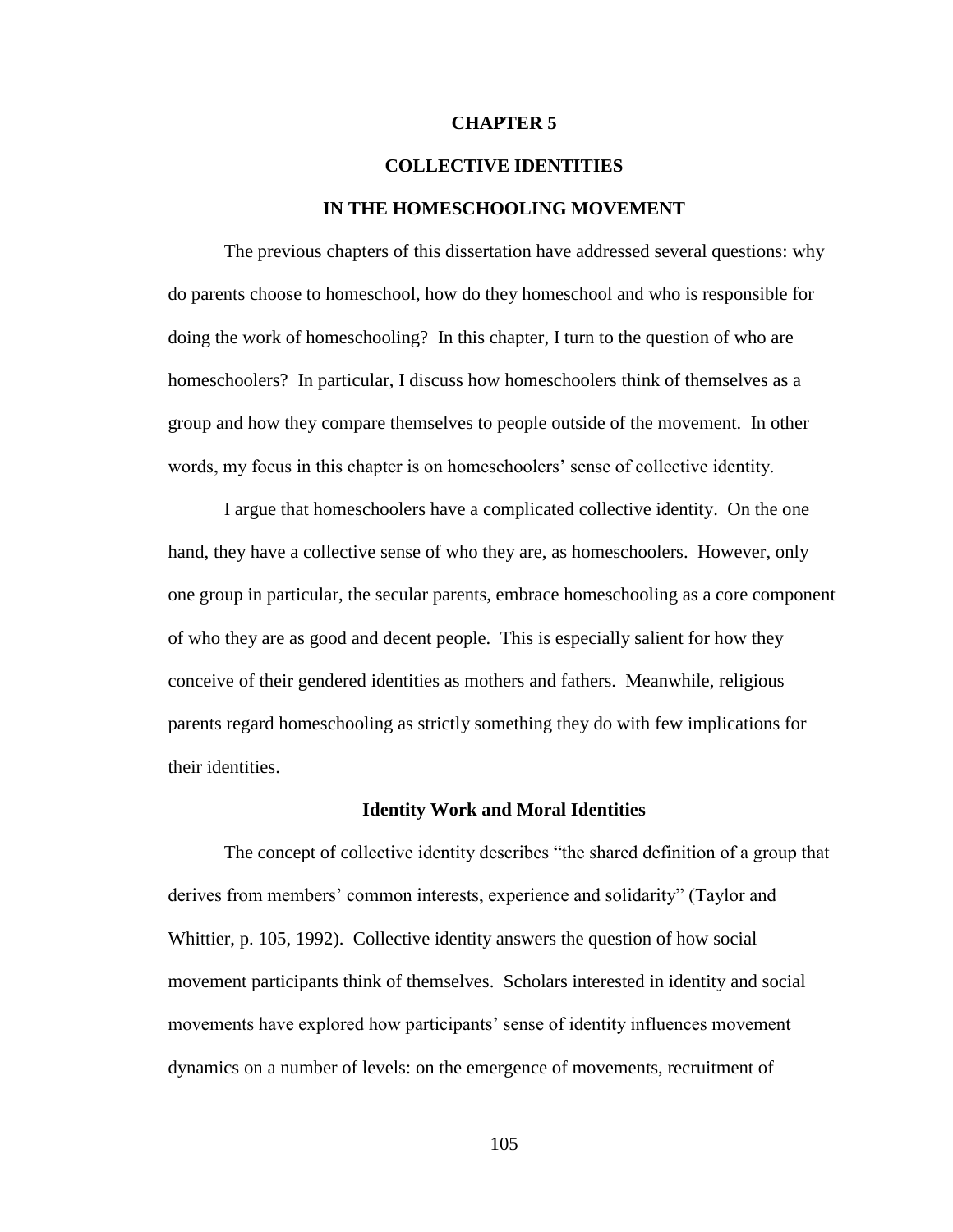# CHAPTER 5

# COLLECTIVE IDENTITIES IN THE HOMESCHOOLING MOVEMENT

The previous chapters of this dissertation have addressed several questions: why do parents choose to homeschool, how do they homeschool and who is responsible for doing the work of homeschooling? In this chapter, I turn to the question of who are homeschoolers? In particular, I discuss how homeschoolers think of themselves as a group and how they compare themselves to people outside of the movement. In other words, my focus in this chapter is on homeschoolers' sense of collective identity.

I argue that homeschoolers have a complicated collective identity. On the one hand, they have a collective sense of who they are, as homeschoolers. However, only one group in particular, the secular parents, embrace homeschooling as a core component of who they are as good and decent people. This is especially salient for how they conceive of their gendered identities as mothers and fathers. Meanwhile, religious parents regard homeschooling as strictly something they do with few implications for their identities.

## Identity Work and Moral Identities

The concept of collective identity describes "the shared definition of a group that derives from members' common interests, experience and solidarity" (Taylor and Whittier, p. 105, 1992). Collective identity answers the question of how social movement participants think of themselves. Scholars interested in identity and social movements have explored how participants' sense of identity influences movement dynamics on a number of levels: on the emergence of movements, recruitment of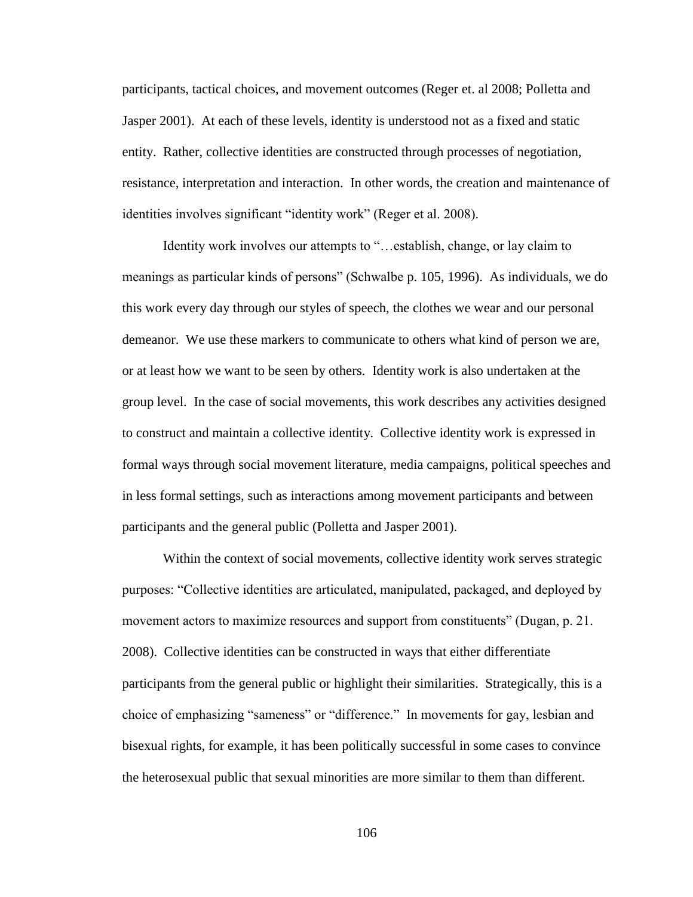participants, tactical choices, and movement outcomes (Reger et. al 2008; Polletta and Jasper 2001). At each of these levels, identity is understood not as a fixed and static entity. Rather, collective identities are constructed through processes of negotiation, resistance, interpretation and interaction. In other words, the creation and maintenance of identities involves significant "identity work" (Reger et al. 2008).

Identity work involves our attempts to "…establish, change, or lay claim to meanings as particular kinds of persons" (Schwalbe p. 105, 1996). As individuals, we do this work every day through our styles of speech, the clothes we wear and our personal demeanor. We use these markers to communicate to others what kind of person we are, or at least how we want to be seen by others. Identity work is also undertaken at the group level. In the case of social movements, this work describes any activities designed to construct and maintain a collective identity. Collective identity work is expressed in formal ways through social movement literature, media campaigns, political speeches and in less formal settings, such as interactions among movement participants and between participants and the general public (Polletta and Jasper 2001).

Within the context of social movements, collective identity work serves strategic purposes: "Collective identities are articulated, manipulated, packaged, and deployed by movement actors to maximize resources and support from constituents" (Dugan, p. 21. 2008). Collective identities can be constructed in ways that either differentiate participants from the general public or highlight their similarities. Strategically, this is a choice of emphasizing "sameness" or "difference." In movements for gay, lesbian and bisexual rights, for example, it has been politically successful in some cases to convince the heterosexual public that sexual minorities are more similar to them than different.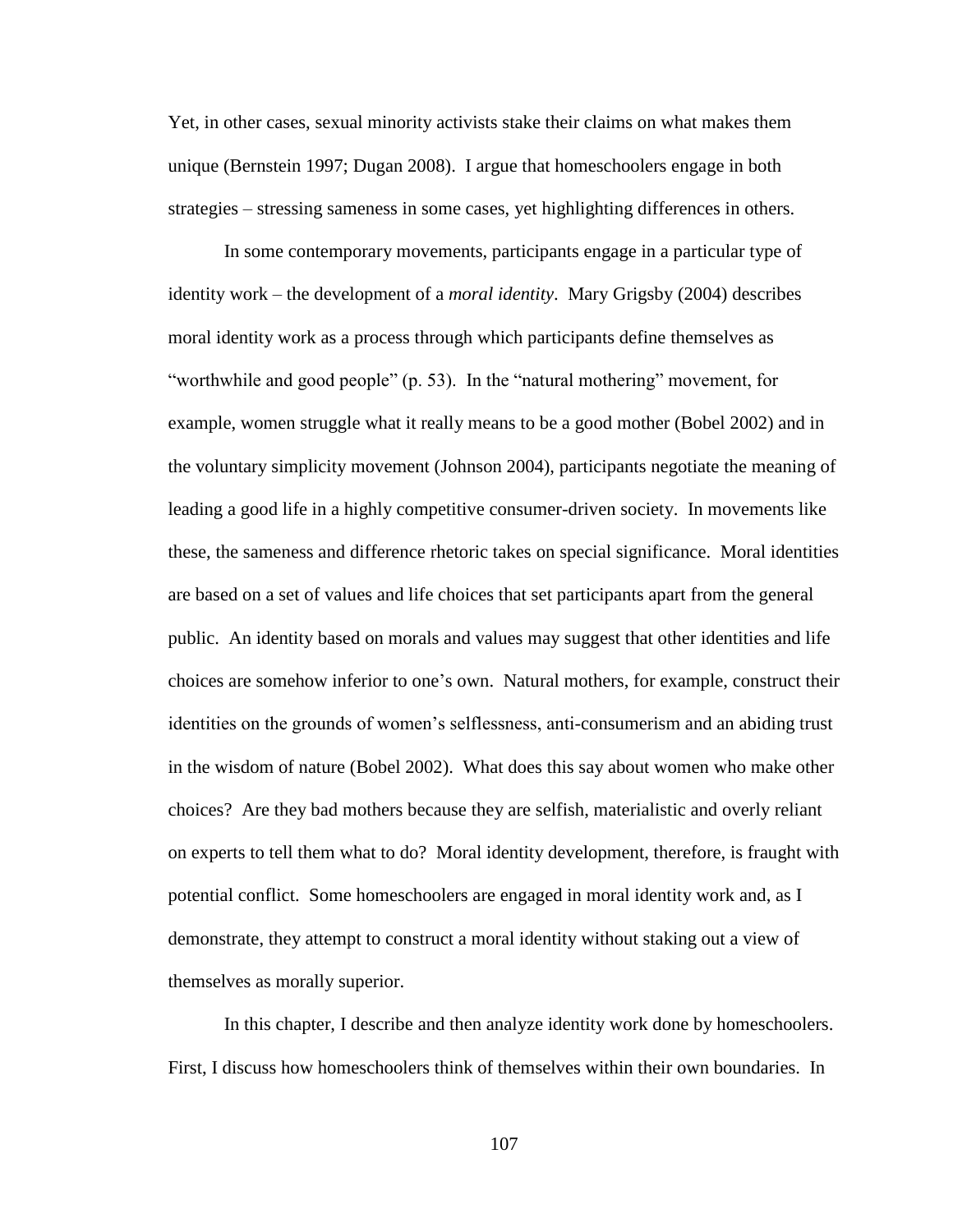Yet, in other cases, sexual minority activists stake their claims on what makes them unique (Bernstein 1997; Dugan 2008). I argue that homeschoolers engage in both strategies – stressing sameness in some cases, yet highlighting differences in others.

In some contemporary movements, participants engage in a particular type of identity work – the development of a *moral identity*. Mary Grigsby (2004) describes moral identity work as a process through which participants define themselves as "worthwhile and good people" (p. 53). In the "natural mothering" movement, for example, women struggle what it really means to be a good mother (Bobel 2002) and in the voluntary simplicity movement (Johnson 2004), participants negotiate the meaning of leading a good life in a highly competitive consumer-driven society. In movements like these, the sameness and difference rhetoric takes on special significance. Moral identities are based on a set of values and life choices that set participants apart from the general public. An identity based on morals and values may suggest that other identities and life choices are somehow inferior to one's own. Natural mothers, for example, construct their identities on the grounds of women's selflessness, anti-consumerism and an abiding trust in the wisdom of nature (Bobel 2002). What does this say about women who make other choices? Are they bad mothers because they are selfish, materialistic and overly reliant on experts to tell them what to do? Moral identity development, therefore, is fraught with potential conflict. Some homeschoolers are engaged in moral identity work and, as I demonstrate, they attempt to construct a moral identity without staking out a view of themselves as morally superior.

In this chapter, I describe and then analyze identity work done by homeschoolers. First, I discuss how homeschoolers think of themselves within their own boundaries. In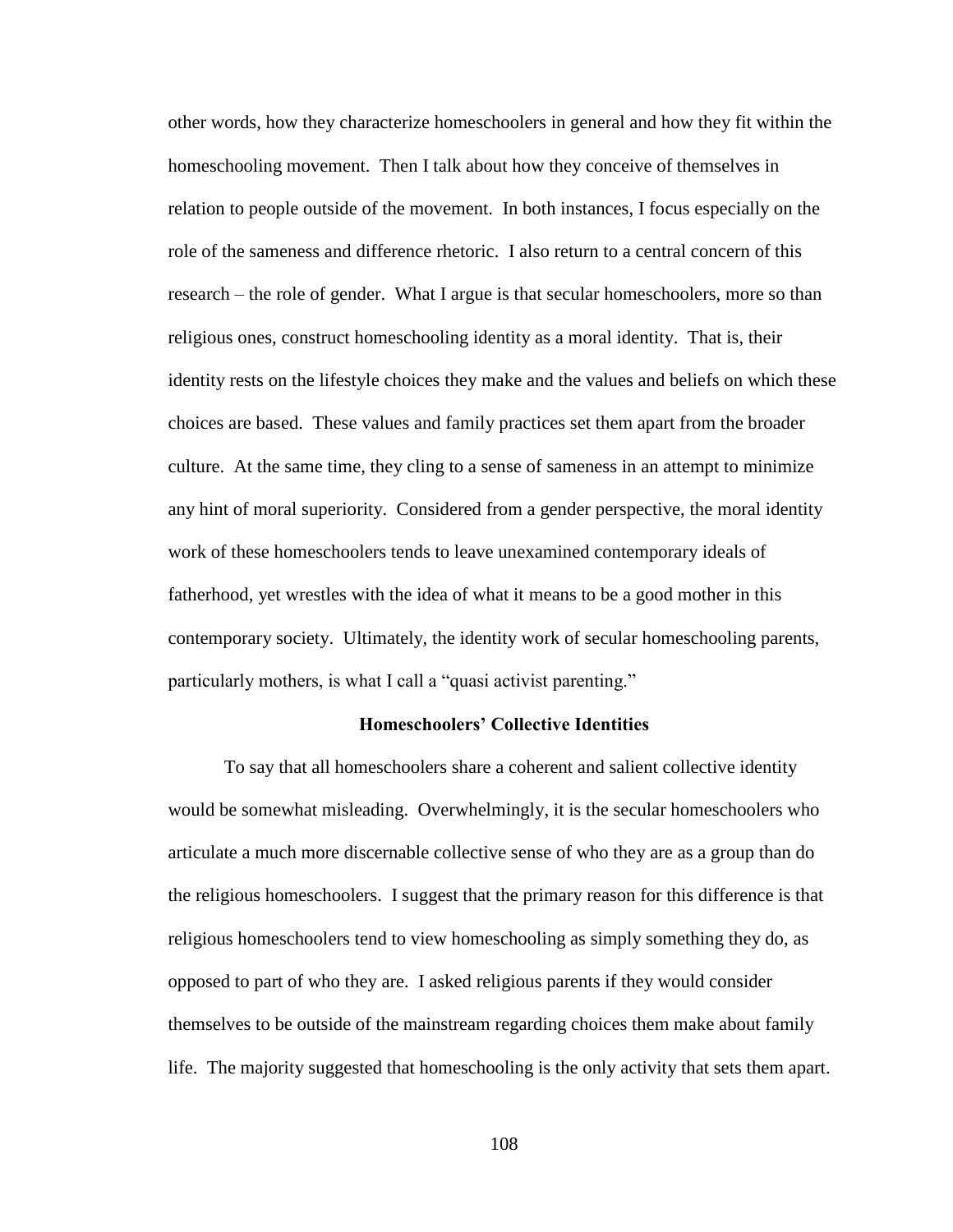other words, how they characterize homeschoolers in general and how they fit within the homeschooling movement. Then I talk about how they conceive of themselves in relation to people outside of the movement. In both instances, I focus especially on the role of the sameness and difference rhetoric. I also return to a central concern of this research – the role of gender. What I argue is that secular homeschoolers, more so than religious ones, construct homeschooling identity as a moral identity. That is, their identity rests on the lifestyle choices they make and the values and beliefs on which these choices are based. These values and family practices set them apart from the broader culture. At the same time, they cling to a sense of sameness in an attempt to minimize any hint of moral superiority. Considered from a gender perspective, the moral identity work of these homeschoolers tends to leave unexamined contemporary ideals of fatherhood, yet wrestles with the idea of what it means to be a good mother in this contemporary society. Ultimately, the identity work of secular homeschooling parents, particularly mothers, is what I call a "quasi activist parenting."

## Homeschoolers' Collective Identities

To say that all homeschoolers share a coherent and salient collective identity would be somewhat misleading. Overwhelmingly, it is the secular homeschoolers who articulate a much more discernable collective sense of who they are as a group than do the religious homeschoolers. I suggest that the primary reason for this difference is that religious homeschoolers tend to view homeschooling as simply something they do, as opposed to part of who they are. I asked religious parents if they would consider themselves to be outside of the mainstream regarding choices them make about family life. The majority suggested that homeschooling is the only activity that sets them apart.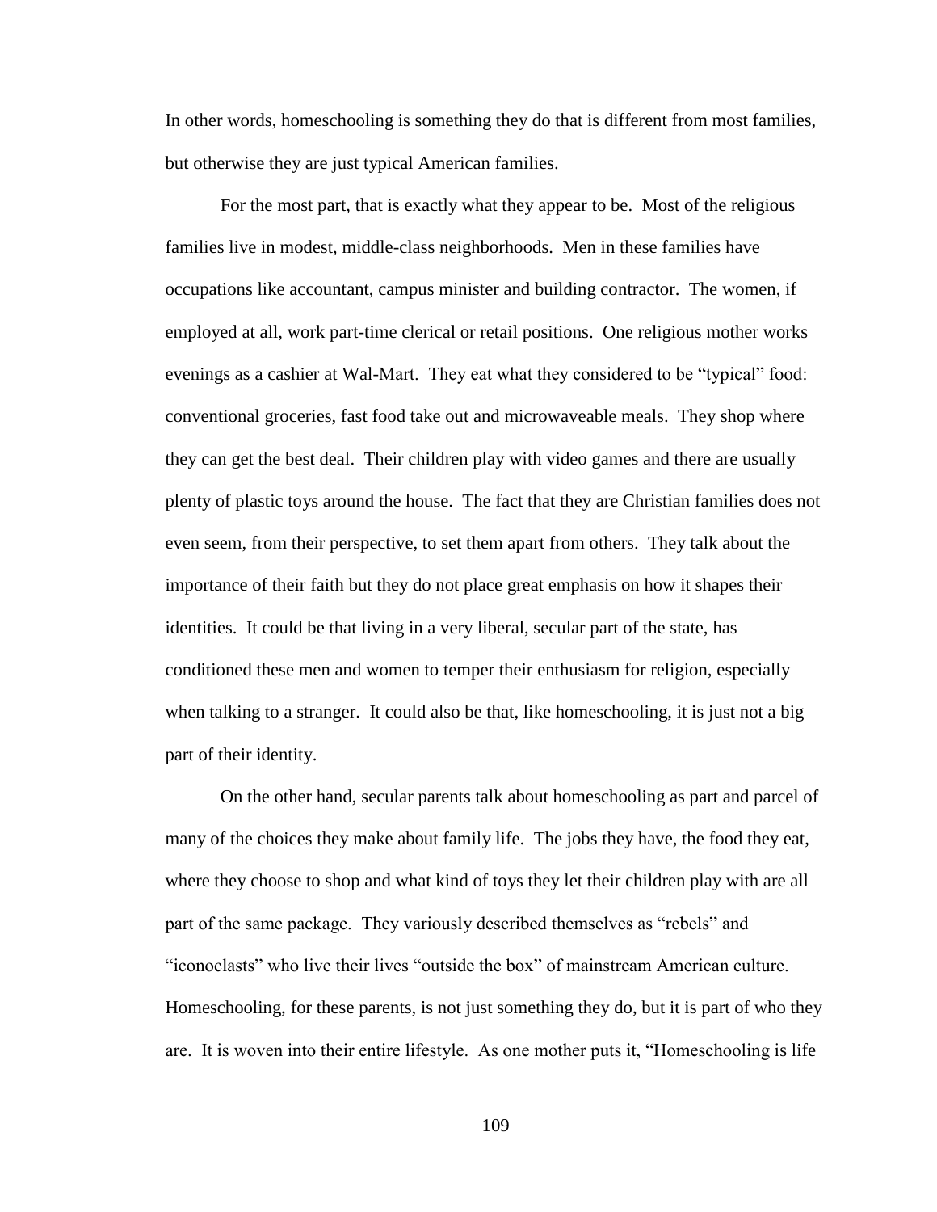In other words, homeschooling is something they do that is different from most families, but otherwise they are just typical American families.

For the most part, that is exactly what they appear to be. Most of the religious families live in modest, middle-class neighborhoods. Men in these families have occupations like accountant, campus minister and building contractor. The women, if employed at all, work part-time clerical or retail positions. One religious mother works evenings as a cashier at Wal-Mart. They eat what they considered to be "typical" food: conventional groceries, fast food take out and microwaveable meals. They shop where they can get the best deal. Their children play with video games and there are usually plenty of plastic toys around the house. The fact that they are Christian families does not even seem, from their perspective, to set them apart from others. They talk about the importance of their faith but they do not place great emphasis on how it shapes their identities. It could be that living in a very liberal, secular part of the state, has conditioned these men and women to temper their enthusiasm for religion, especially when talking to a stranger. It could also be that, like homeschooling, it is just not a big part of their identity.

On the other hand, secular parents talk about homeschooling as part and parcel of many of the choices they make about family life. The jobs they have, the food they eat, where they choose to shop and what kind of toys they let their children play with are all part of the same package. They variously described themselves as "rebels" and "iconoclasts" who live their lives "outside the box" of mainstream American culture. Homeschooling, for these parents, is not just something they do, but it is part of who they are. It is woven into their entire lifestyle. As one mother puts it, "Homeschooling is life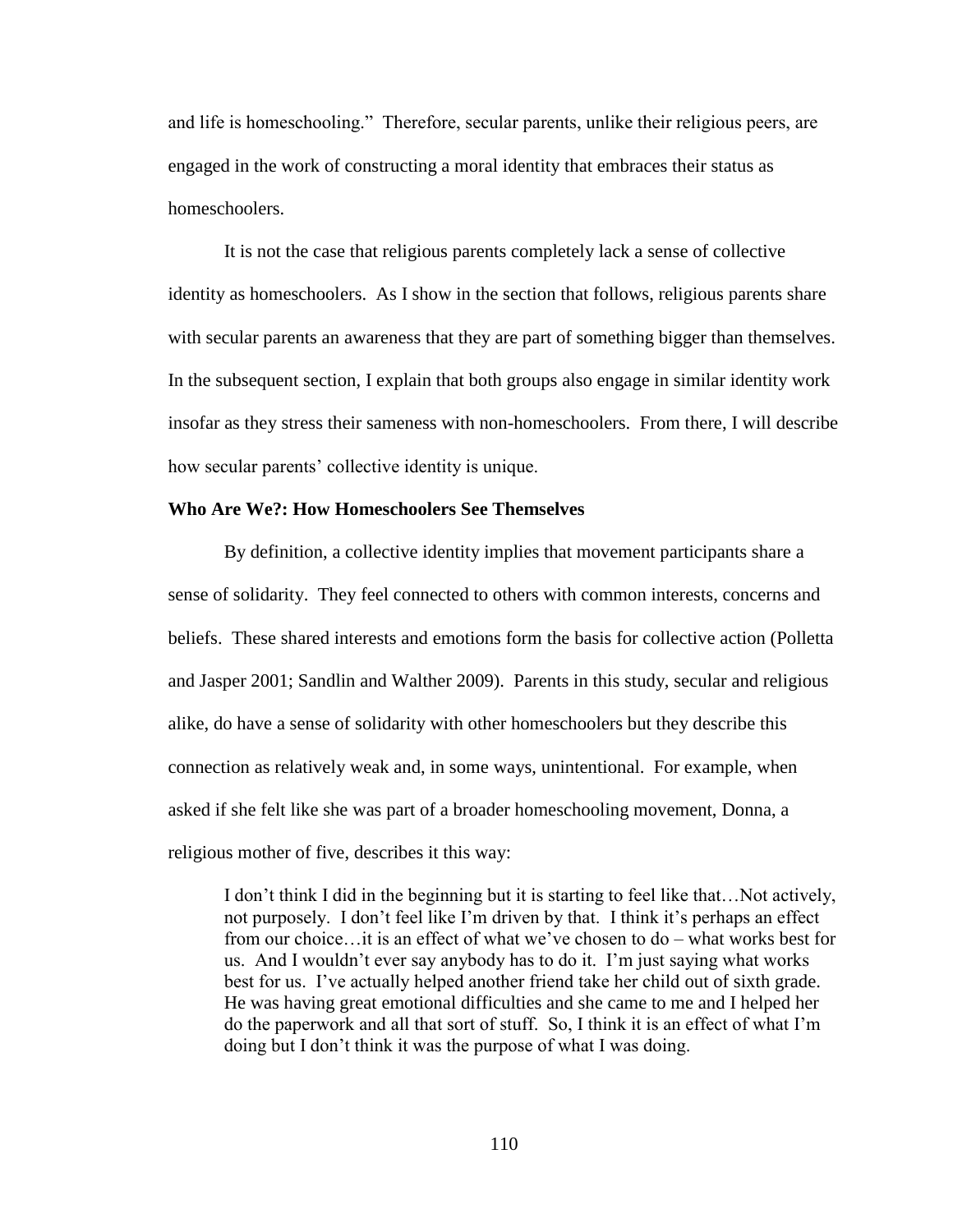and life is homeschooling." Therefore, secular parents, unlike their religious peers, are engaged in the work of constructing a moral identity that embraces their status as homeschoolers.

It is not the case that religious parents completely lack a sense of collective identity as homeschoolers. As I show in the section that follows, religious parents share with secular parents an awareness that they are part of something bigger than themselves. In the subsequent section, I explain that both groups also engage in similar identity work insofar as they stress their sameness with non-homeschoolers. From there, I will describe how secular parents' collective identity is unique.

**Who Are We?: How Homeschoolers See Themselves**

By definition, a collective identity implies that movement participants share a sense of solidarity. They feel connected to others with common interests, concerns and beliefs. These shared interests and emotions form the basis for collective action (Polletta and Jasper 2001; Sandlin and Walther 2009). Parents in this study, secular and religious alike, do have a sense of solidarity with other homeschoolers but they describe this connection as relatively weak and, in some ways, unintentional. For example, when asked if she felt like she was part of a broader homeschooling movement, Donna, a religious mother of five, describes it this way:

> I don't think I did in the beginning but it is starting to feel like that…Not actively, not purposely. I don't feel like I'm driven by that. I think it's perhaps an effect from our choice…it is an effect of what we've chosen to do – what works best for us. And I wouldn't ever say anybody has to do it. I'm just saying what works best for us. I've actually helped another friend take her child out of sixth grade. He was having great emotional difficulties and she came to me and I helped her do the paperwork and all that sort of stuff. So, I think it is an effect of what I'm doing but I don't think it was the purpose of what I was doing.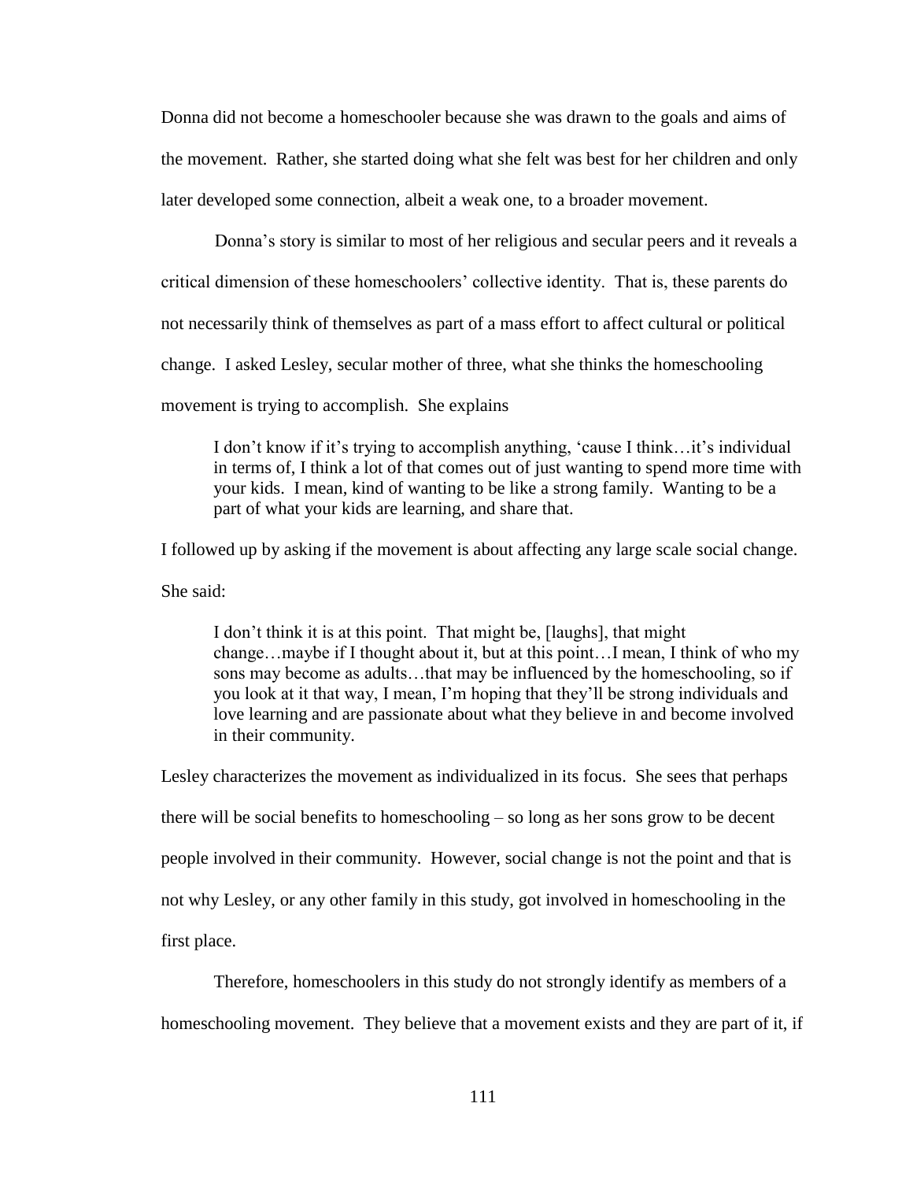Donna did not become a homeschooler because she was drawn to the goals and aims of the movement. Rather, she started doing what she felt was best for her children and only later developed some connection, albeit a weak one, to a broader movement.

Donna's story is similar to most of her religious and secular peers and it reveals a critical dimension of these homeschoolers' collective identity. That is, these parents do not necessarily think of themselves as part of a mass effort to affect cultural or political change. I asked Lesley, secular mother of three, what she thinks the homeschooling movement is trying to accomplish. She explains

> I don't know if it's trying to accomplish anything, 'cause I think…it's individual in terms of, I think a lot of that comes out of just wanting to spend more time with your kids. I mean, kind of wanting to be like a strong family. Wanting to be a part of what your kids are learning, and share that.

I followed up by asking if the movement is about affecting any large scale social change. She said:

> I don't think it is at this point. That might be, [laughs], that might change…maybe if I thought about it, but at this point…I mean, I think of who my sons may become as adults…that may be influenced by the homeschooling, so if you look at it that way, I mean, I'm hoping that they'll be strong individuals and love learning and are passionate about what they believe in and become involved in their community.

Lesley characterizes the movement as individualized in its focus. She sees that perhaps there will be social benefits to homeschooling – so long as her sons grow to be decent people involved in their community. However, social change is not the point and that is not why Lesley, or any other family in this study, got involved in homeschooling in the first place.

Therefore, homeschoolers in this study do not strongly identify as members of a homeschooling movement. They believe that a movement exists and they are part of it, if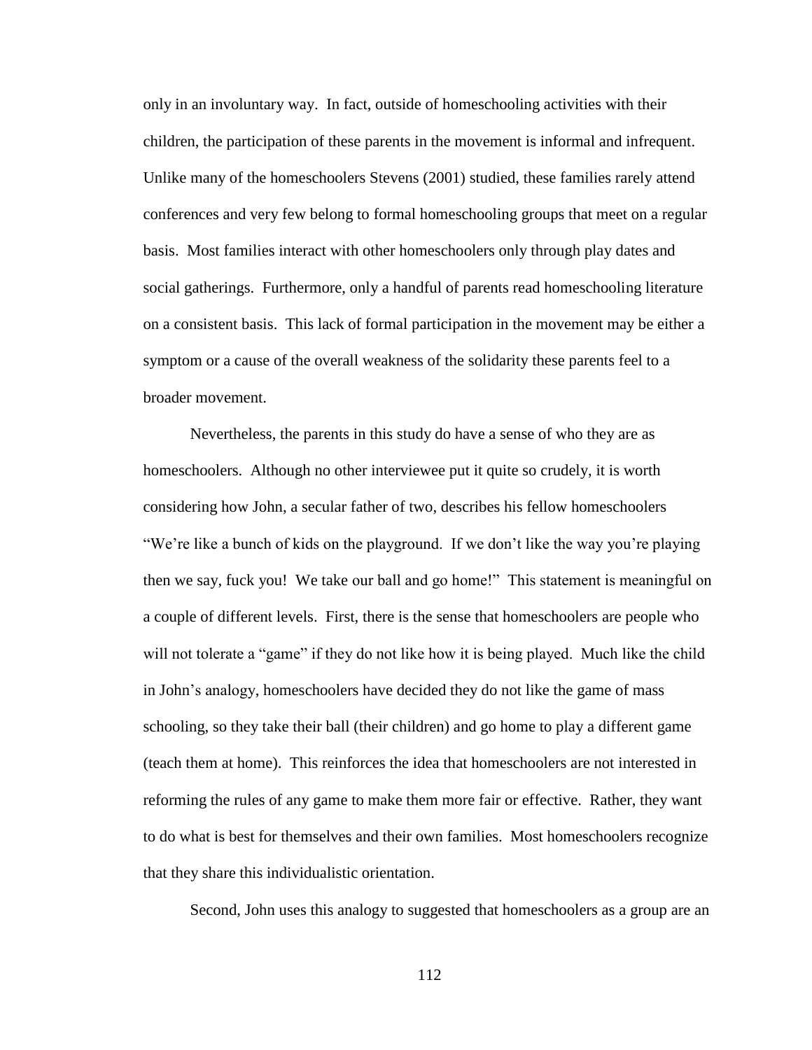only in an involuntary way. In fact, outside of homeschooling activities with their children, the participation of these parents in the movement is informal and infrequent. Unlike many of the homeschoolers Stevens (2001) studied, these families rarely attend conferences and very few belong to formal homeschooling groups that meet on a regular basis. Most families interact with other homeschoolers only through play dates and social gatherings. Furthermore, only a handful of parents read homeschooling literature on a consistent basis. This lack of formal participation in the movement may be either a symptom or a cause of the overall weakness of the solidarity these parents feel to a broader movement.

Nevertheless, the parents in this study do have a sense of who they are as homeschoolers. Although no other interviewee put it quite so crudely, it is worth considering how John, a secular father of two, describes his fellow homeschoolers "We're like a bunch of kids on the playground. If we don't like the way you're playing then we say, fuck you! We take our ball and go home!" This statement is meaningful on a couple of different levels. First, there is the sense that homeschoolers are people who will not tolerate a "game" if they do not like how it is being played. Much like the child in John's analogy, homeschoolers have decided they do not like the game of mass schooling, so they take their ball (their children) and go home to play a different game (teach them at home). This reinforces the idea that homeschoolers are not interested in reforming the rules of any game to make them more fair or effective. Rather, they want to do what is best for themselves and their own families. Most homeschoolers recognize that they share this individualistic orientation.

Second, John uses this analogy to suggested that homeschoolers as a group are an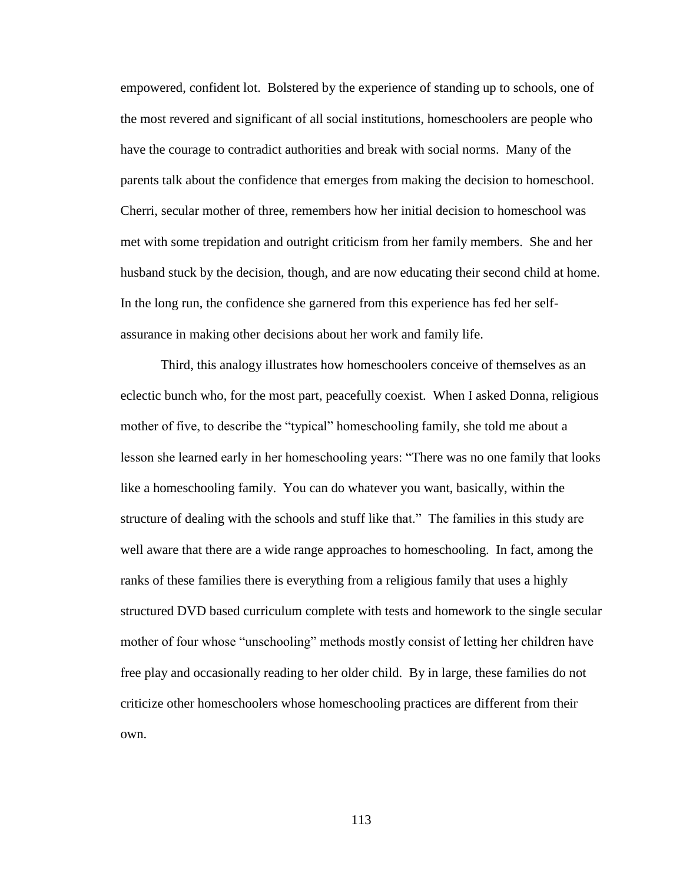empowered, confident lot. Bolstered by the experience of standing up to schools, one of the most revered and significant of all social institutions, homeschoolers are people who have the courage to contradict authorities and break with social norms. Many of the parents talk about the confidence that emerges from making the decision to homeschool. Cherri, secular mother of three, remembers how her initial decision to homeschool was met with some trepidation and outright criticism from her family members. She and her husband stuck by the decision, though, and are now educating their second child at home. In the long run, the confidence she garnered from this experience has fed her self-assurance in making other decisions about her work and family life.

Third, this analogy illustrates how homeschoolers conceive of themselves as an eclectic bunch who, for the most part, peacefully coexist. When I asked Donna, religious mother of five, to describe the "typical" homeschooling family, she told me about a lesson she learned early in her homeschooling years: "There was no one family that looks like a homeschooling family. You can do whatever you want, basically, within the structure of dealing with the schools and stuff like that." The families in this study are well aware that there are a wide range approaches to homeschooling. In fact, among the ranks of these families there is everything from a religious family that uses a highly structured DVD based curriculum complete with tests and homework to the single secular mother of four whose "unschooling" methods mostly consist of letting her children have free play and occasionally reading to her older child. By in large, these families do not criticize other homeschoolers whose homeschooling practices are different from their own.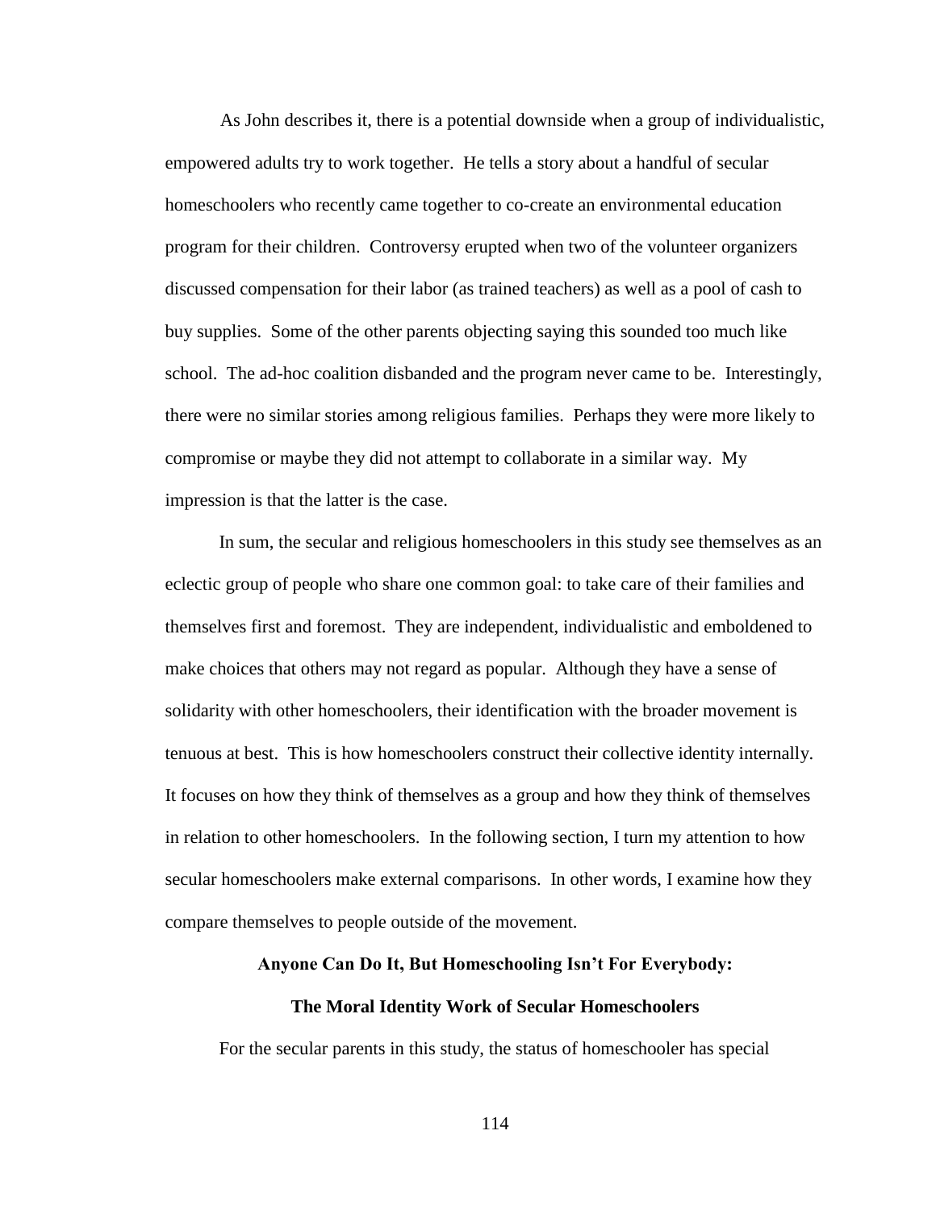As John describes it, there is a potential downside when a group of individualistic, empowered adults try to work together. He tells a story about a handful of secular homeschoolers who recently came together to co-create an environmental education program for their children. Controversy erupted when two of the volunteer organizers discussed compensation for their labor (as trained teachers) as well as a pool of cash to buy supplies. Some of the other parents objecting saying this sounded too much like school. The ad-hoc coalition disbanded and the program never came to be. Interestingly, there were no similar stories among religious families. Perhaps they were more likely to compromise or maybe they did not attempt to collaborate in a similar way. My impression is that the latter is the case.

In sum, the secular and religious homeschoolers in this study see themselves as an eclectic group of people who share one common goal: to take care of their families and themselves first and foremost. They are independent, individualistic and emboldened to make choices that others may not regard as popular. Although they have a sense of solidarity with other homeschoolers, their identification with the broader movement is tenuous at best. This is how homeschoolers construct their collective identity internally. It focuses on how they think of themselves as a group and how they think of themselves in relation to other homeschoolers. In the following section, I turn my attention to how secular homeschoolers make external comparisons. In other words, I examine how they compare themselves to people outside of the movement.

## Anyone Can Do It, But Homeschooling Isn't For Everybody:

## The Moral Identity Work of Secular Homeschoolers

For the secular parents in this study, the status of homeschooler has special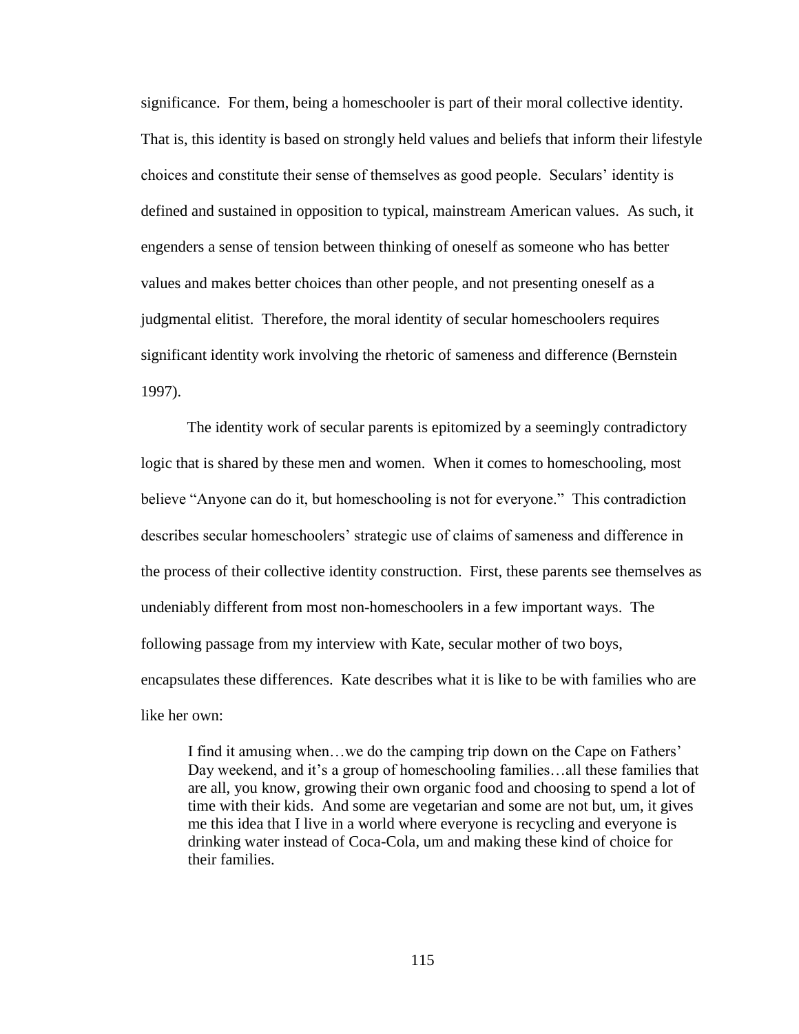significance. For them, being a homeschooler is part of their moral collective identity. That is, this identity is based on strongly held values and beliefs that inform their lifestyle choices and constitute their sense of themselves as good people. Seculars' identity is defined and sustained in opposition to typical, mainstream American values. As such, it engenders a sense of tension between thinking of oneself as someone who has better values and makes better choices than other people, and not presenting oneself as a judgmental elitist. Therefore, the moral identity of secular homeschoolers requires significant identity work involving the rhetoric of sameness and difference (Bernstein 1997).

The identity work of secular parents is epitomized by a seemingly contradictory logic that is shared by these men and women. When it comes to homeschooling, most believe "Anyone can do it, but homeschooling is not for everyone." This contradiction describes secular homeschoolers' strategic use of claims of sameness and difference in the process of their collective identity construction. First, these parents see themselves as undeniably different from most non-homeschoolers in a few important ways. The following passage from my interview with Kate, secular mother of two boys, encapsulates these differences. Kate describes what it is like to be with families who are like her own:

> I find it amusing when…we do the camping trip down on the Cape on Fathers' Day weekend, and it's a group of homeschooling families…all these families that are all, you know, growing their own organic food and choosing to spend a lot of time with their kids. And some are vegetarian and some are not but, um, it gives me this idea that I live in a world where everyone is recycling and everyone is drinking water instead of Coca-Cola, um and making these kind of choice for their families.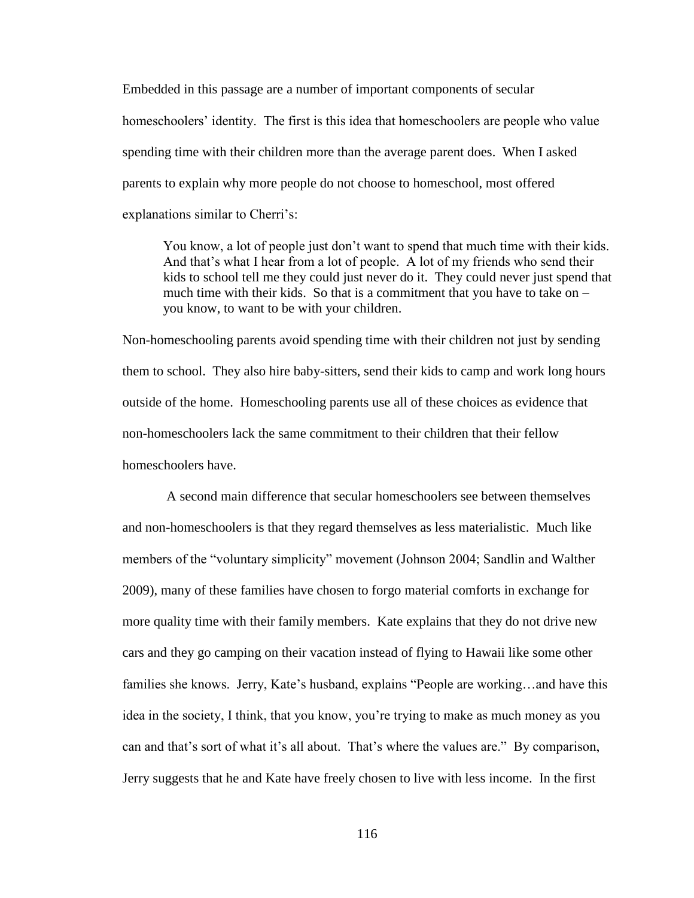Embedded in this passage are a number of important components of secular homeschoolers' identity. The first is this idea that homeschoolers are people who value spending time with their children more than the average parent does. When I asked parents to explain why more people do not choose to homeschool, most offered explanations similar to Cherri's:

> You know, a lot of people just don't want to spend that much time with their kids. And that's what I hear from a lot of people. A lot of my friends who send their kids to school tell me they could just never do it. They could never just spend that much time with their kids. So that is a commitment that you have to take on – you know, to want to be with your children.

Non-homeschooling parents avoid spending time with their children not just by sending them to school. They also hire baby-sitters, send their kids to camp and work long hours outside of the home. Homeschooling parents use all of these choices as evidence that non-homeschoolers lack the same commitment to their children that their fellow homeschoolers have.

A second main difference that secular homeschoolers see between themselves and non-homeschoolers is that they regard themselves as less materialistic. Much like members of the "voluntary simplicity" movement (Johnson 2004; Sandlin and Walther 2009), many of these families have chosen to forgo material comforts in exchange for more quality time with their family members. Kate explains that they do not drive new cars and they go camping on their vacation instead of flying to Hawaii like some other families she knows. Jerry, Kate's husband, explains "People are working…and have this idea in the society, I think, that you know, you're trying to make as much money as you can and that's sort of what it's all about. That's where the values are." By comparison, Jerry suggests that he and Kate have freely chosen to live with less income. In the first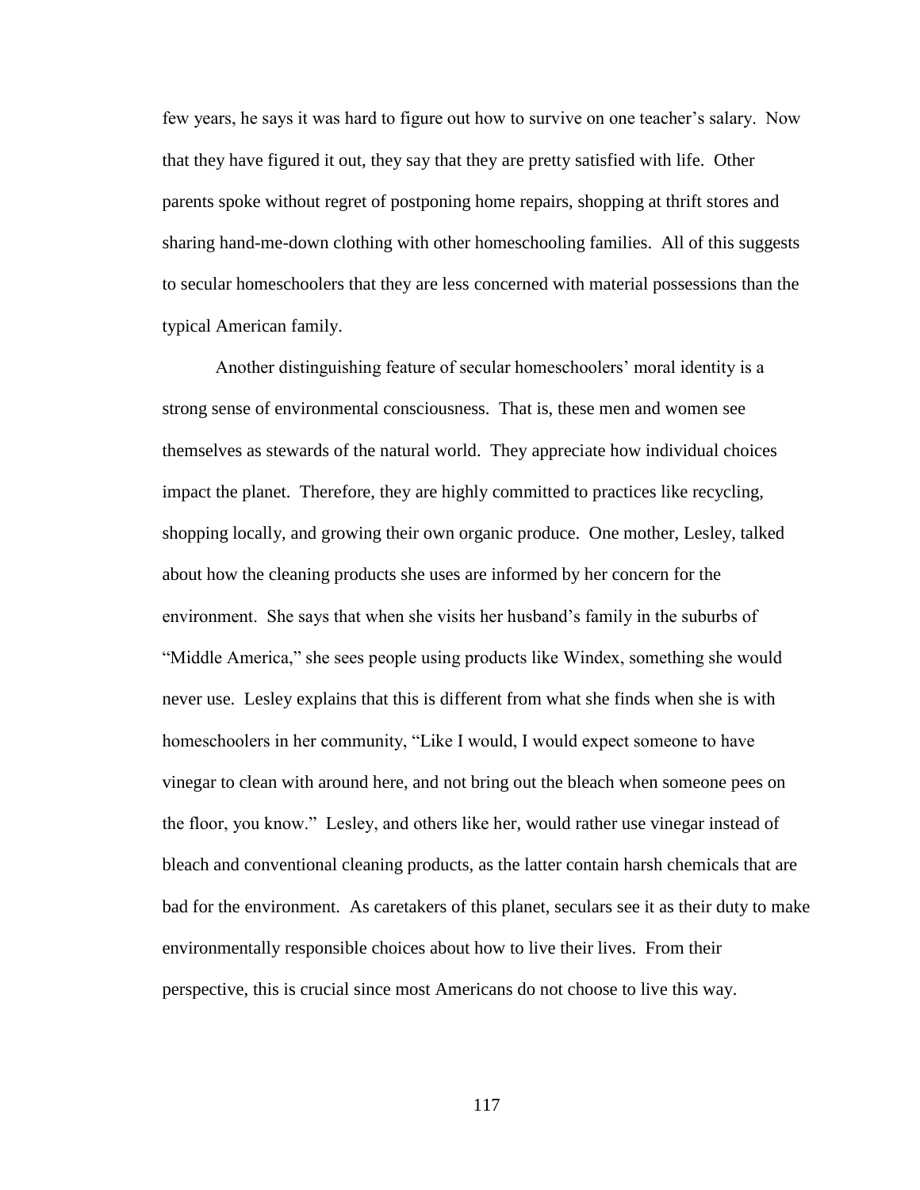few years, he says it was hard to figure out how to survive on one teacher's salary. Now that they have figured it out, they say that they are pretty satisfied with life. Other parents spoke without regret of postponing home repairs, shopping at thrift stores and sharing hand-me-down clothing with other homeschooling families. All of this suggests to secular homeschoolers that they are less concerned with material possessions than the typical American family.

Another distinguishing feature of secular homeschoolers' moral identity is a strong sense of environmental consciousness. That is, these men and women see themselves as stewards of the natural world. They appreciate how individual choices impact the planet. Therefore, they are highly committed to practices like recycling, shopping locally, and growing their own organic produce. One mother, Lesley, talked about how the cleaning products she uses are informed by her concern for the environment. She says that when she visits her husband's family in the suburbs of "Middle America," she sees people using products like Windex, something she would never use. Lesley explains that this is different from what she finds when she is with homeschoolers in her community, "Like I would, I would expect someone to have vinegar to clean with around here, and not bring out the bleach when someone pees on the floor, you know." Lesley, and others like her, would rather use vinegar instead of bleach and conventional cleaning products, as the latter contain harsh chemicals that are bad for the environment. As caretakers of this planet, seculars see it as their duty to make environmentally responsible choices about how to live their lives. From their perspective, this is crucial since most Americans do not choose to live this way.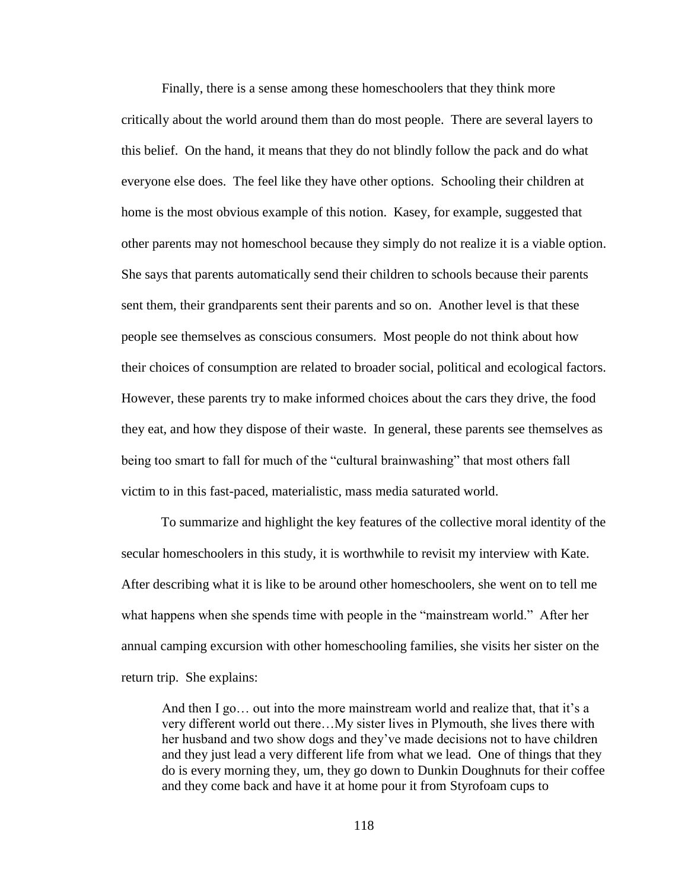Finally, there is a sense among these homeschoolers that they think more critically about the world around them than do most people. There are several layers to this belief. On the hand, it means that they do not blindly follow the pack and do what everyone else does. The feel like they have other options. Schooling their children at home is the most obvious example of this notion. Kasey, for example, suggested that other parents may not homeschool because they simply do not realize it is a viable option. She says that parents automatically send their children to schools because their parents sent them, their grandparents sent their parents and so on. Another level is that these people see themselves as conscious consumers. Most people do not think about how their choices of consumption are related to broader social, political and ecological factors. However, these parents try to make informed choices about the cars they drive, the food they eat, and how they dispose of their waste. In general, these parents see themselves as being too smart to fall for much of the "cultural brainwashing" that most others fall victim to in this fast-paced, materialistic, mass media saturated world.

To summarize and highlight the key features of the collective moral identity of the secular homeschoolers in this study, it is worthwhile to revisit my interview with Kate. After describing what it is like to be around other homeschoolers, she went on to tell me what happens when she spends time with people in the "mainstream world." After her annual camping excursion with other homeschooling families, she visits her sister on the return trip. She explains:

> And then I go… out into the more mainstream world and realize that, that it's a very different world out there…My sister lives in Plymouth, she lives there with her husband and two show dogs and they've made decisions not to have children and they just lead a very different life from what we lead. One of things that they do is every morning they, um, they go down to Dunkin Doughnuts for their coffee and they come back and have it at home pour it from Styrofoam cups to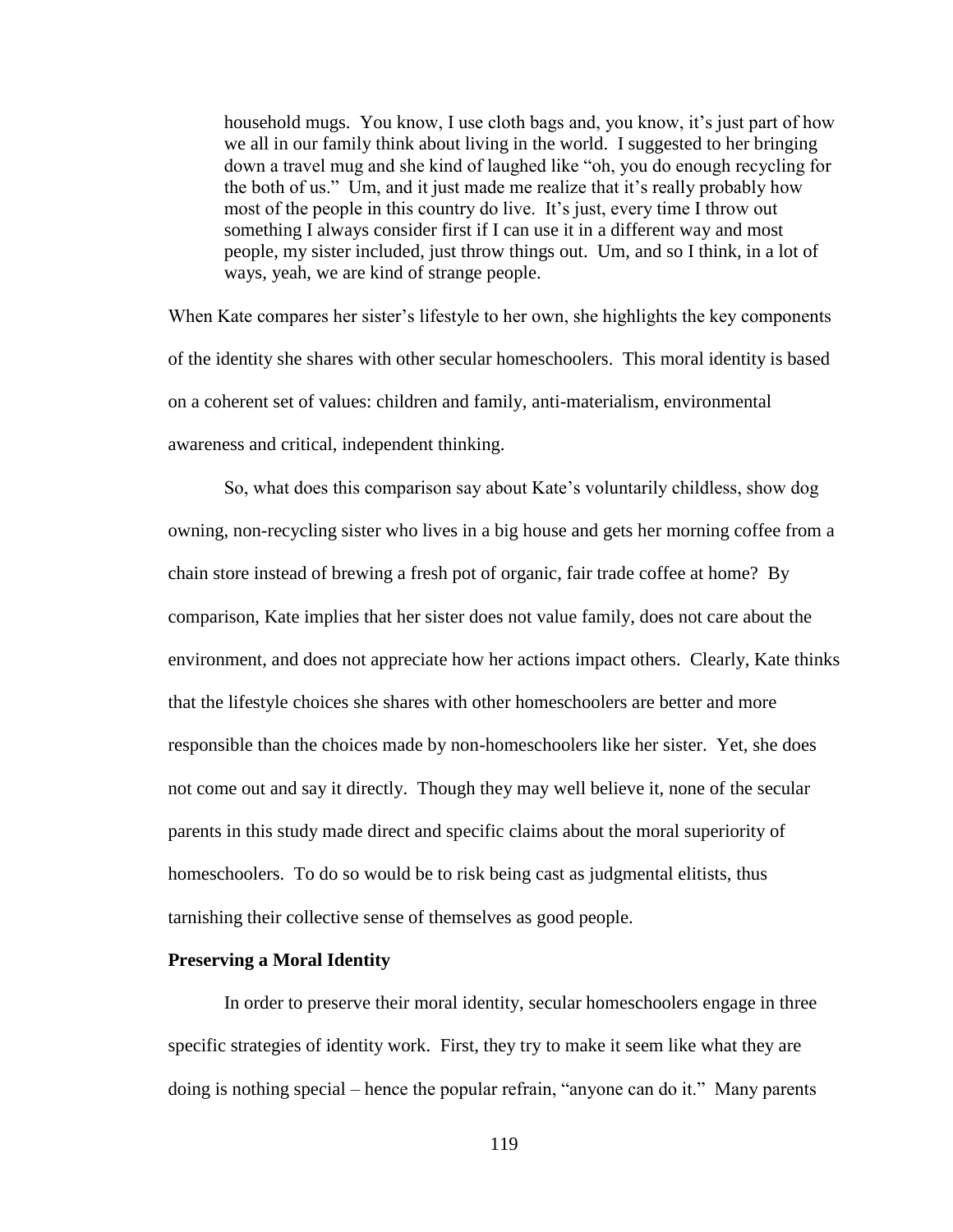> household mugs. You know, I use cloth bags and, you know, it's just part of how we all in our family think about living in the world. I suggested to her bringing down a travel mug and she kind of laughed like "oh, you do enough recycling for the both of us." Um, and it just made me realize that it's really probably how most of the people in this country do live. It's just, every time I throw out something I always consider first if I can use it in a different way and most people, my sister included, just throw things out. Um, and so I think, in a lot of ways, yeah, we are kind of strange people.

When Kate compares her sister's lifestyle to her own, she highlights the key components of the identity she shares with other secular homeschoolers. This moral identity is based on a coherent set of values: children and family, anti-materialism, environmental awareness and critical, independent thinking.

So, what does this comparison say about Kate's voluntarily childless, show dog owning, non-recycling sister who lives in a big house and gets her morning coffee from a chain store instead of brewing a fresh pot of organic, fair trade coffee at home? By comparison, Kate implies that her sister does not value family, does not care about the environment, and does not appreciate how her actions impact others. Clearly, Kate thinks that the lifestyle choices she shares with other homeschoolers are better and more responsible than the choices made by non-homeschoolers like her sister. Yet, she does not come out and say it directly. Though they may well believe it, none of the secular parents in this study made direct and specific claims about the moral superiority of homeschoolers. To do so would be to risk being cast as judgmental elitists, thus tarnishing their collective sense of themselves as good people.

**Preserving a Moral Identity**

In order to preserve their moral identity, secular homeschoolers engage in three specific strategies of identity work. First, they try to make it seem like what they are doing is nothing special – hence the popular refrain, "anyone can do it." Many parents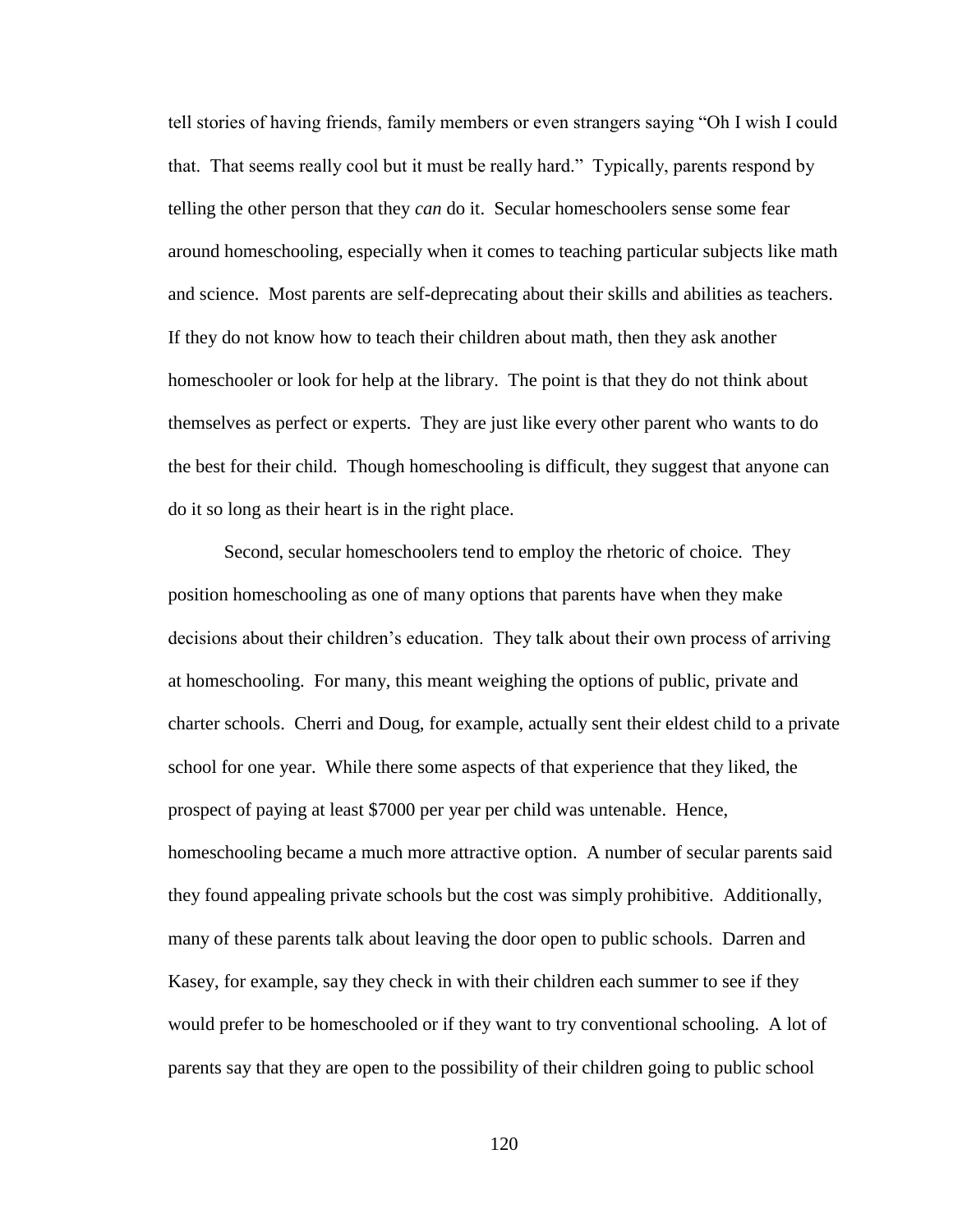tell stories of having friends, family members or even strangers saying "Oh I wish I could that. That seems really cool but it must be really hard." Typically, parents respond by telling the other person that they *can* do it. Secular homeschoolers sense some fear around homeschooling, especially when it comes to teaching particular subjects like math and science. Most parents are self-deprecating about their skills and abilities as teachers. If they do not know how to teach their children about math, then they ask another homeschooler or look for help at the library. The point is that they do not think about themselves as perfect or experts. They are just like every other parent who wants to do the best for their child. Though homeschooling is difficult, they suggest that anyone can do it so long as their heart is in the right place.

Second, secular homeschoolers tend to employ the rhetoric of choice. They position homeschooling as one of many options that parents have when they make decisions about their children's education. They talk about their own process of arriving at homeschooling. For many, this meant weighing the options of public, private and charter schools. Cherri and Doug, for example, actually sent their eldest child to a private school for one year. While there some aspects of that experience that they liked, the prospect of paying at least $7000 per year per child was untenable. Hence, homeschooling became a much more attractive option. A number of secular parents said they found appealing private schools but the cost was simply prohibitive. Additionally, many of these parents talk about leaving the door open to public schools. Darren and Kasey, for example, say they check in with their children each summer to see if they would prefer to be homeschooled or if they want to try conventional schooling. A lot of parents say that they are open to the possibility of their children going to public school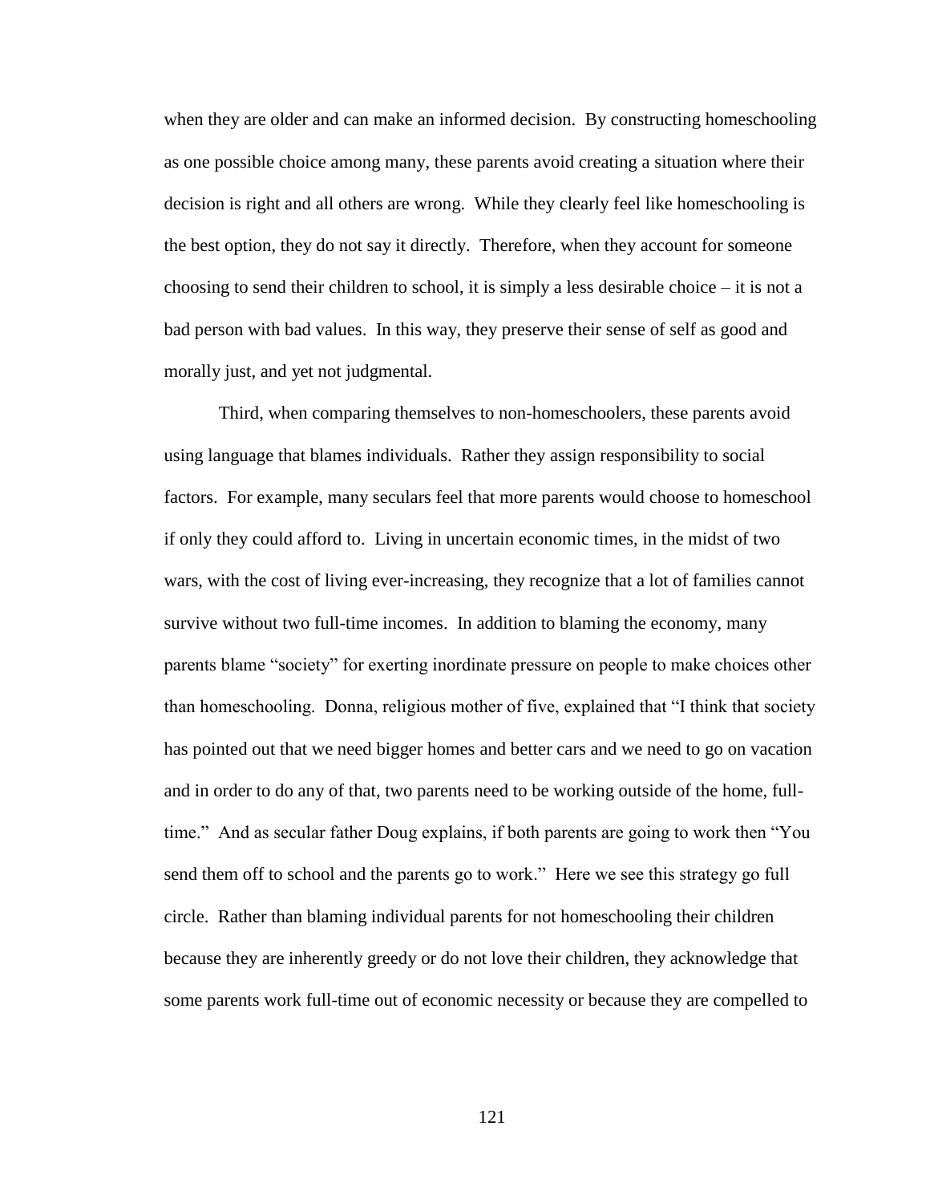when they are older and can make an informed decision. By constructing homeschooling as one possible choice among many, these parents avoid creating a situation where their decision is right and all others are wrong. While they clearly feel like homeschooling is the best option, they do not say it directly. Therefore, when they account for someone choosing to send their children to school, it is simply a less desirable choice – it is not a bad person with bad values. In this way, they preserve their sense of self as good and morally just, and yet not judgmental.

Third, when comparing themselves to non-homeschoolers, these parents avoid using language that blames individuals. Rather they assign responsibility to social factors. For example, many seculars feel that more parents would choose to homeschool if only they could afford to. Living in uncertain economic times, in the midst of two wars, with the cost of living ever-increasing, they recognize that a lot of families cannot survive without two full-time incomes. In addition to blaming the economy, many parents blame "society" for exerting inordinate pressure on people to make choices other than homeschooling. Donna, religious mother of five, explained that "I think that society has pointed out that we need bigger homes and better cars and we need to go on vacation and in order to do any of that, two parents need to be working outside of the home, full-time." And as secular father Doug explains, if both parents are going to work then "You send them off to school and the parents go to work." Here we see this strategy go full circle. Rather than blaming individual parents for not homeschooling their children because they are inherently greedy or do not love their children, they acknowledge that some parents work full-time out of economic necessity or because they are compelled to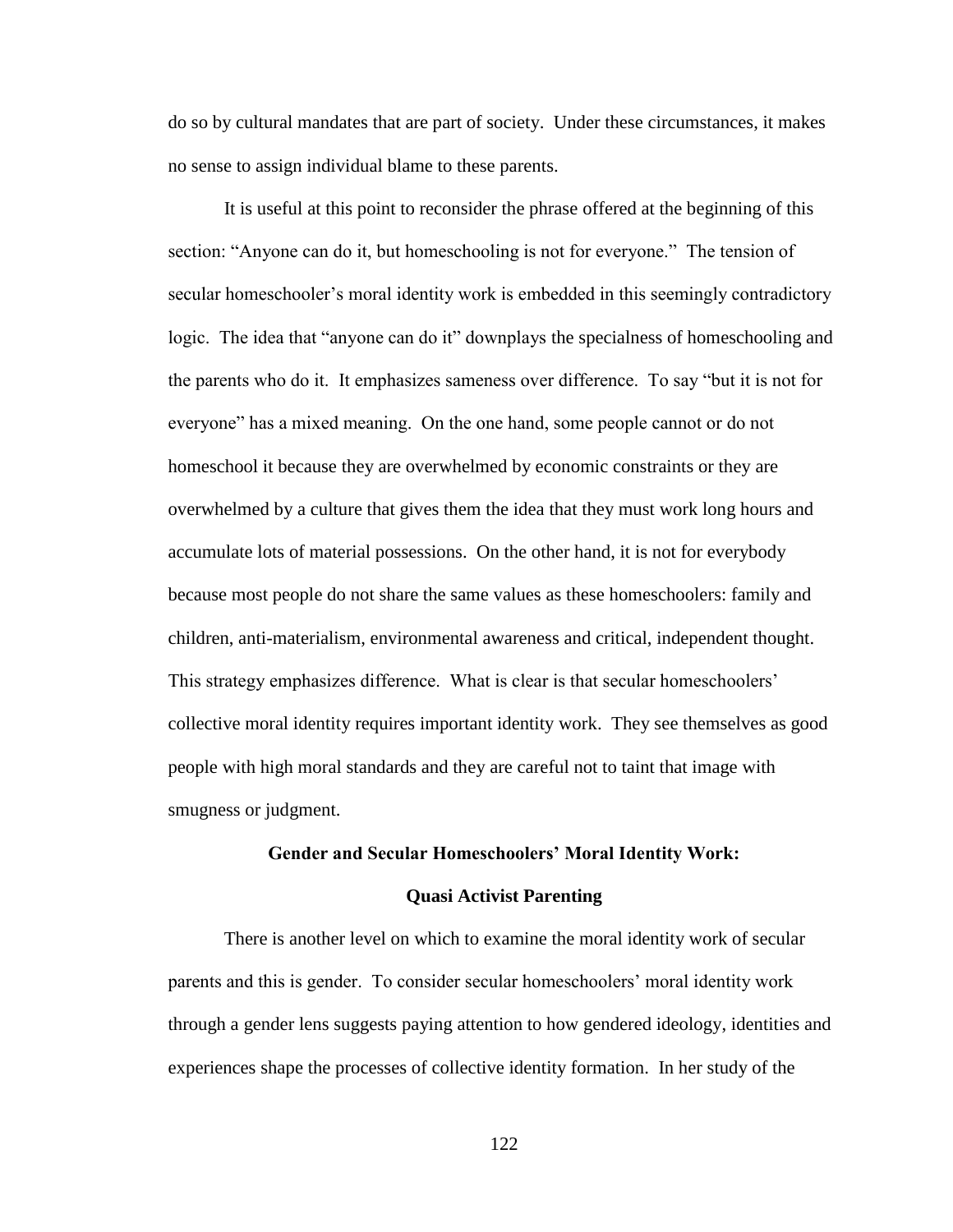do so by cultural mandates that are part of society. Under these circumstances, it makes no sense to assign individual blame to these parents.

It is useful at this point to reconsider the phrase offered at the beginning of this section: "Anyone can do it, but homeschooling is not for everyone." The tension of secular homeschooler's moral identity work is embedded in this seemingly contradictory logic. The idea that "anyone can do it" downplays the specialness of homeschooling and the parents who do it. It emphasizes sameness over difference. To say "but it is not for everyone" has a mixed meaning. On the one hand, some people cannot or do not homeschool it because they are overwhelmed by economic constraints or they are overwhelmed by a culture that gives them the idea that they must work long hours and accumulate lots of material possessions. On the other hand, it is not for everybody because most people do not share the same values as these homeschoolers: family and children, anti-materialism, environmental awareness and critical, independent thought. This strategy emphasizes difference. What is clear is that secular homeschoolers' collective moral identity requires important identity work. They see themselves as good people with high moral standards and they are careful not to taint that image with smugness or judgment.

## Gender and Secular Homeschoolers' Moral Identity Work: Quasi Activist Parenting

There is another level on which to examine the moral identity work of secular parents and this is gender. To consider secular homeschoolers' moral identity work through a gender lens suggests paying attention to how gendered ideology, identities and experiences shape the processes of collective identity formation. In her study of the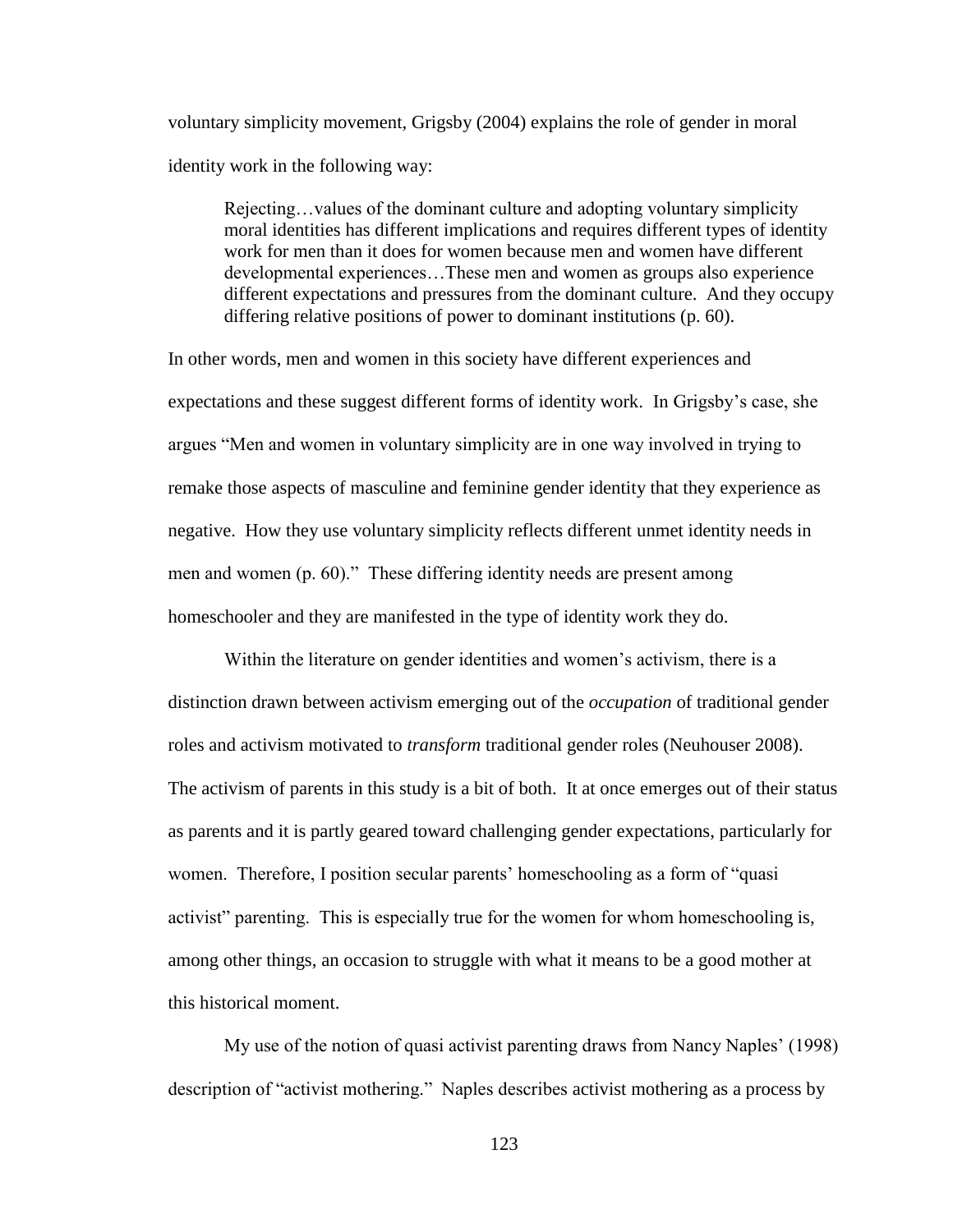voluntary simplicity movement, Grigsby (2004) explains the role of gender in moral identity work in the following way:

> Rejecting…values of the dominant culture and adopting voluntary simplicity moral identities has different implications and requires different types of identity work for men than it does for women because men and women have different developmental experiences…These men and women as groups also experience different expectations and pressures from the dominant culture. And they occupy differing relative positions of power to dominant institutions (p. 60).

In other words, men and women in this society have different experiences and expectations and these suggest different forms of identity work. In Grigsby's case, she argues "Men and women in voluntary simplicity are in one way involved in trying to remake those aspects of masculine and feminine gender identity that they experience as negative. How they use voluntary simplicity reflects different unmet identity needs in men and women (p. 60)." These differing identity needs are present among homeschooler and they are manifested in the type of identity work they do.

Within the literature on gender identities and women's activism, there is a distinction drawn between activism emerging out of the *occupation* of traditional gender roles and activism motivated to *transform* traditional gender roles (Neuhouser 2008). The activism of parents in this study is a bit of both. It at once emerges out of their status as parents and it is partly geared toward challenging gender expectations, particularly for women. Therefore, I position secular parents' homeschooling as a form of "quasi activist" parenting. This is especially true for the women for whom homeschooling is, among other things, an occasion to struggle with what it means to be a good mother at this historical moment.

My use of the notion of quasi activist parenting draws from Nancy Naples' (1998) description of "activist mothering." Naples describes activist mothering as a process by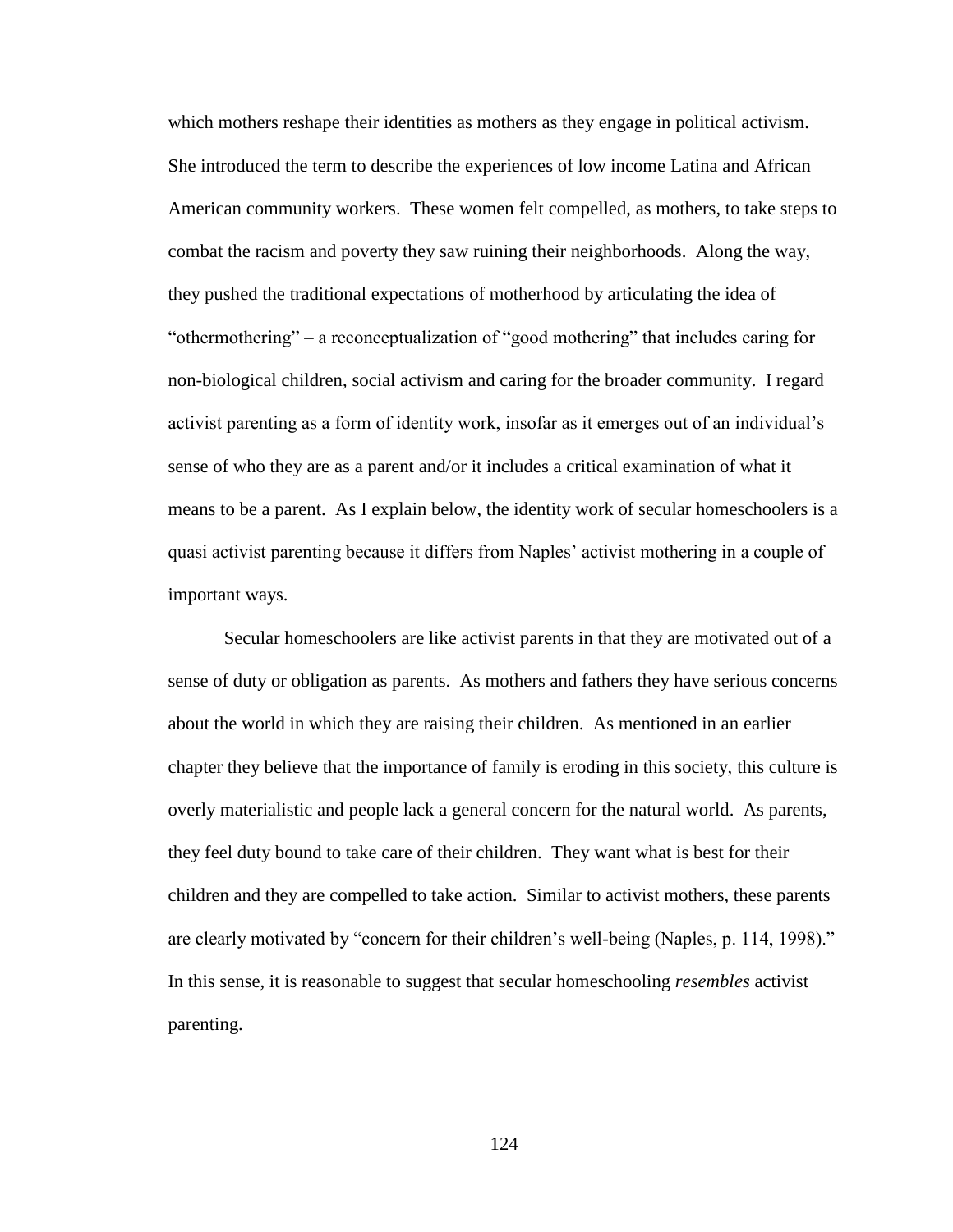which mothers reshape their identities as mothers as they engage in political activism. She introduced the term to describe the experiences of low income Latina and African American community workers. These women felt compelled, as mothers, to take steps to combat the racism and poverty they saw ruining their neighborhoods. Along the way, they pushed the traditional expectations of motherhood by articulating the idea of "othermothering" – a reconceptualization of "good mothering" that includes caring for non-biological children, social activism and caring for the broader community. I regard activist parenting as a form of identity work, insofar as it emerges out of an individual's sense of who they are as a parent and/or it includes a critical examination of what it means to be a parent. As I explain below, the identity work of secular homeschoolers is a quasi activist parenting because it differs from Naples' activist mothering in a couple of important ways.

Secular homeschoolers are like activist parents in that they are motivated out of a sense of duty or obligation as parents. As mothers and fathers they have serious concerns about the world in which they are raising their children. As mentioned in an earlier chapter they believe that the importance of family is eroding in this society, this culture is overly materialistic and people lack a general concern for the natural world. As parents, they feel duty bound to take care of their children. They want what is best for their children and they are compelled to take action. Similar to activist mothers, these parents are clearly motivated by "concern for their children's well-being (Naples, p. 114, 1998)." In this sense, it is reasonable to suggest that secular homeschooling *resembles* activist parenting.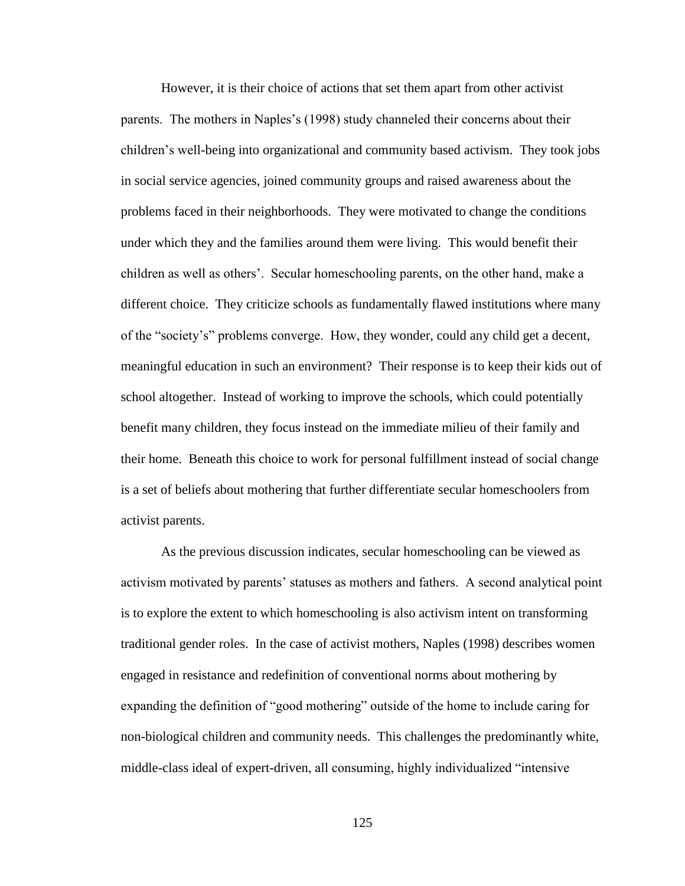However, it is their choice of actions that set them apart from other activist parents. The mothers in Naples's (1998) study channeled their concerns about their children's well-being into organizational and community based activism. They took jobs in social service agencies, joined community groups and raised awareness about the problems faced in their neighborhoods. They were motivated to change the conditions under which they and the families around them were living. This would benefit their children as well as others'. Secular homeschooling parents, on the other hand, make a different choice. They criticize schools as fundamentally flawed institutions where many of the "society's" problems converge. How, they wonder, could any child get a decent, meaningful education in such an environment? Their response is to keep their kids out of school altogether. Instead of working to improve the schools, which could potentially benefit many children, they focus instead on the immediate milieu of their family and their home. Beneath this choice to work for personal fulfillment instead of social change is a set of beliefs about mothering that further differentiate secular homeschoolers from activist parents.

As the previous discussion indicates, secular homeschooling can be viewed as activism motivated by parents' statuses as mothers and fathers. A second analytical point is to explore the extent to which homeschooling is also activism intent on transforming traditional gender roles. In the case of activist mothers, Naples (1998) describes women engaged in resistance and redefinition of conventional norms about mothering by expanding the definition of "good mothering" outside of the home to include caring for non-biological children and community needs. This challenges the predominantly white, middle-class ideal of expert-driven, all consuming, highly individualized "intensive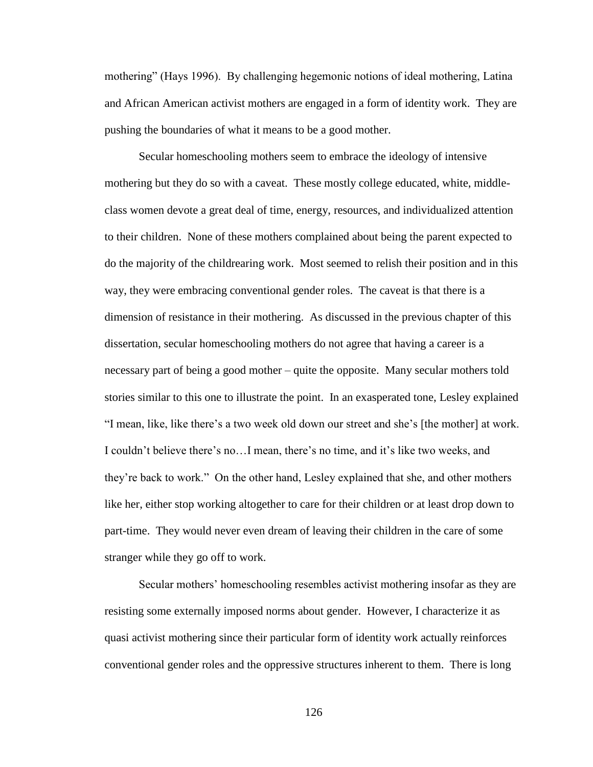mothering" (Hays 1996). By challenging hegemonic notions of ideal mothering, Latina and African American activist mothers are engaged in a form of identity work. They are pushing the boundaries of what it means to be a good mother.

Secular homeschooling mothers seem to embrace the ideology of intensive mothering but they do so with a caveat. These mostly college educated, white, middle-class women devote a great deal of time, energy, resources, and individualized attention to their children. None of these mothers complained about being the parent expected to do the majority of the childrearing work. Most seemed to relish their position and in this way, they were embracing conventional gender roles. The caveat is that there is a dimension of resistance in their mothering. As discussed in the previous chapter of this dissertation, secular homeschooling mothers do not agree that having a career is a necessary part of being a good mother – quite the opposite. Many secular mothers told stories similar to this one to illustrate the point. In an exasperated tone, Lesley explained "I mean, like, like there's a two week old down our street and she's [the mother] at work. I couldn't believe there's no…I mean, there's no time, and it's like two weeks, and they're back to work." On the other hand, Lesley explained that she, and other mothers like her, either stop working altogether to care for their children or at least drop down to part-time. They would never even dream of leaving their children in the care of some stranger while they go off to work.

Secular mothers' homeschooling resembles activist mothering insofar as they are resisting some externally imposed norms about gender. However, I characterize it as quasi activist mothering since their particular form of identity work actually reinforces conventional gender roles and the oppressive structures inherent to them. There is long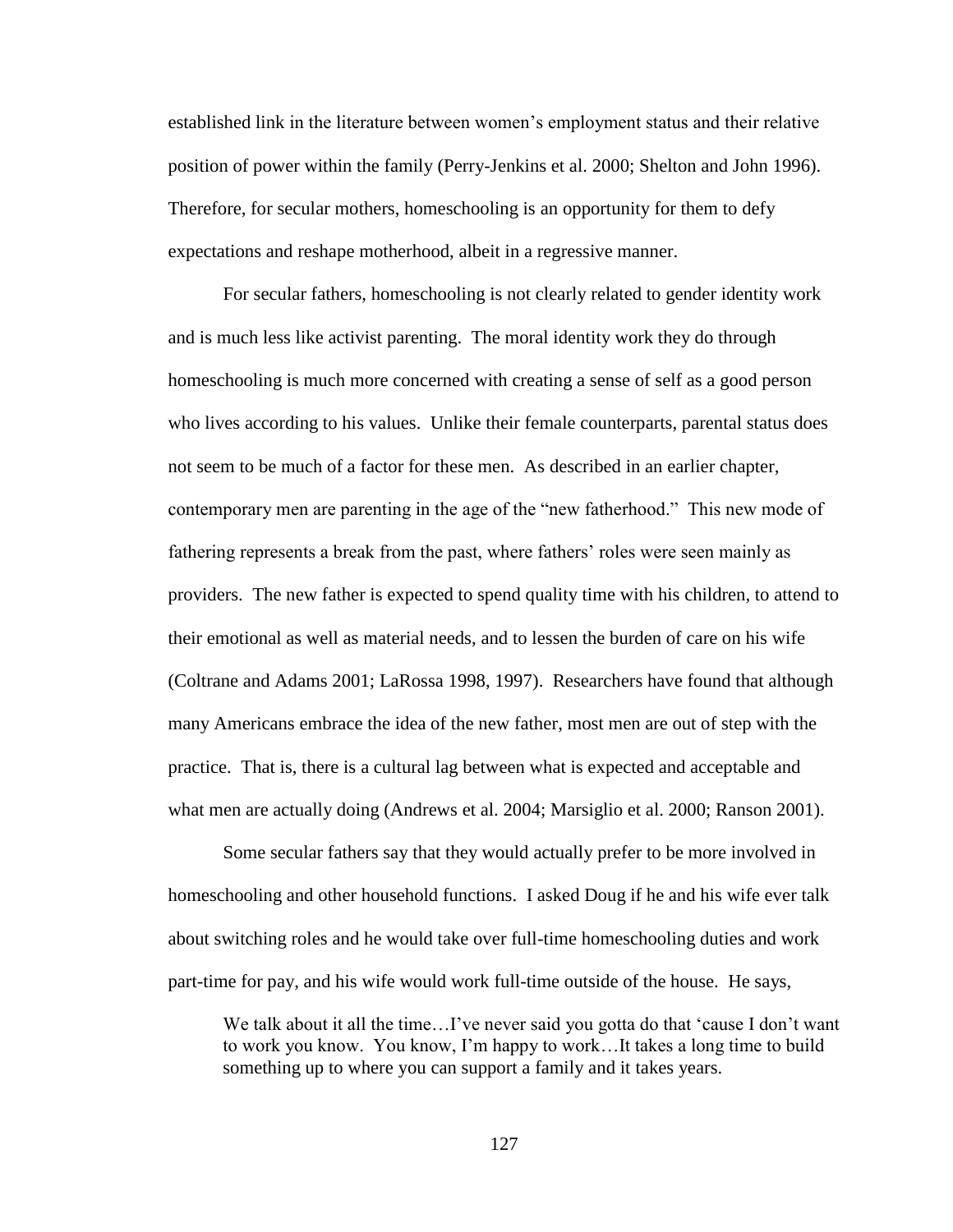established link in the literature between women's employment status and their relative position of power within the family (Perry-Jenkins et al. 2000; Shelton and John 1996). Therefore, for secular mothers, homeschooling is an opportunity for them to defy expectations and reshape motherhood, albeit in a regressive manner.

For secular fathers, homeschooling is not clearly related to gender identity work and is much less like activist parenting. The moral identity work they do through homeschooling is much more concerned with creating a sense of self as a good person who lives according to his values. Unlike their female counterparts, parental status does not seem to be much of a factor for these men. As described in an earlier chapter, contemporary men are parenting in the age of the "new fatherhood." This new mode of fathering represents a break from the past, where fathers' roles were seen mainly as providers. The new father is expected to spend quality time with his children, to attend to their emotional as well as material needs, and to lessen the burden of care on his wife (Coltrane and Adams 2001; LaRossa 1998, 1997). Researchers have found that although many Americans embrace the idea of the new father, most men are out of step with the practice. That is, there is a cultural lag between what is expected and acceptable and what men are actually doing (Andrews et al. 2004; Marsiglio et al. 2000; Ranson 2001).

Some secular fathers say that they would actually prefer to be more involved in homeschooling and other household functions. I asked Doug if he and his wife ever talk about switching roles and he would take over full-time homeschooling duties and work part-time for pay, and his wife would work full-time outside of the house. He says,

> We talk about it all the time…I've never said you gotta do that 'cause I don't want to work you know. You know, I'm happy to work…It takes a long time to build something up to where you can support a family and it takes years.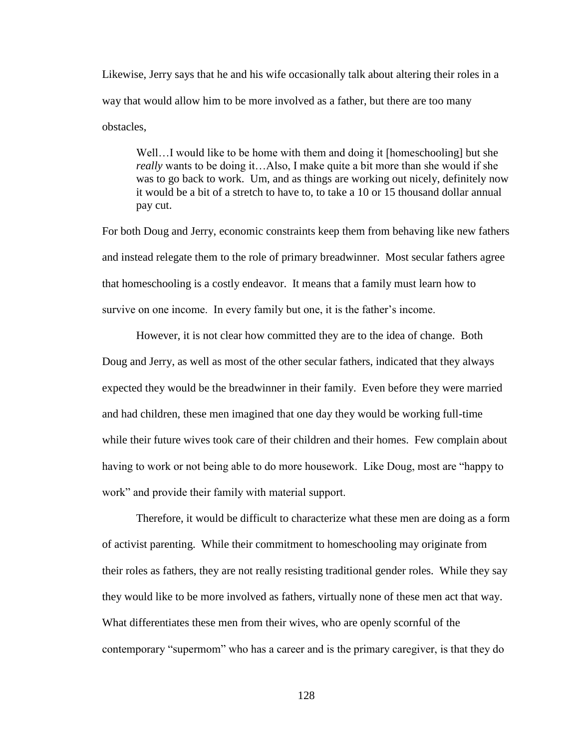Likewise, Jerry says that he and his wife occasionally talk about altering their roles in a way that would allow him to be more involved as a father, but there are too many obstacles,

> Well…I would like to be home with them and doing it [homeschooling] but she *really* wants to be doing it…Also, I make quite a bit more than she would if she was to go back to work. Um, and as things are working out nicely, definitely now it would be a bit of a stretch to have to, to take a 10 or 15 thousand dollar annual pay cut.

For both Doug and Jerry, economic constraints keep them from behaving like new fathers and instead relegate them to the role of primary breadwinner. Most secular fathers agree that homeschooling is a costly endeavor. It means that a family must learn how to survive on one income. In every family but one, it is the father's income.

However, it is not clear how committed they are to the idea of change. Both Doug and Jerry, as well as most of the other secular fathers, indicated that they always expected they would be the breadwinner in their family. Even before they were married and had children, these men imagined that one day they would be working full-time while their future wives took care of their children and their homes. Few complain about having to work or not being able to do more housework. Like Doug, most are "happy to work" and provide their family with material support.

Therefore, it would be difficult to characterize what these men are doing as a form of activist parenting. While their commitment to homeschooling may originate from their roles as fathers, they are not really resisting traditional gender roles. While they say they would like to be more involved as fathers, virtually none of these men act that way. What differentiates these men from their wives, who are openly scornful of the contemporary "supermom" who has a career and is the primary caregiver, is that they do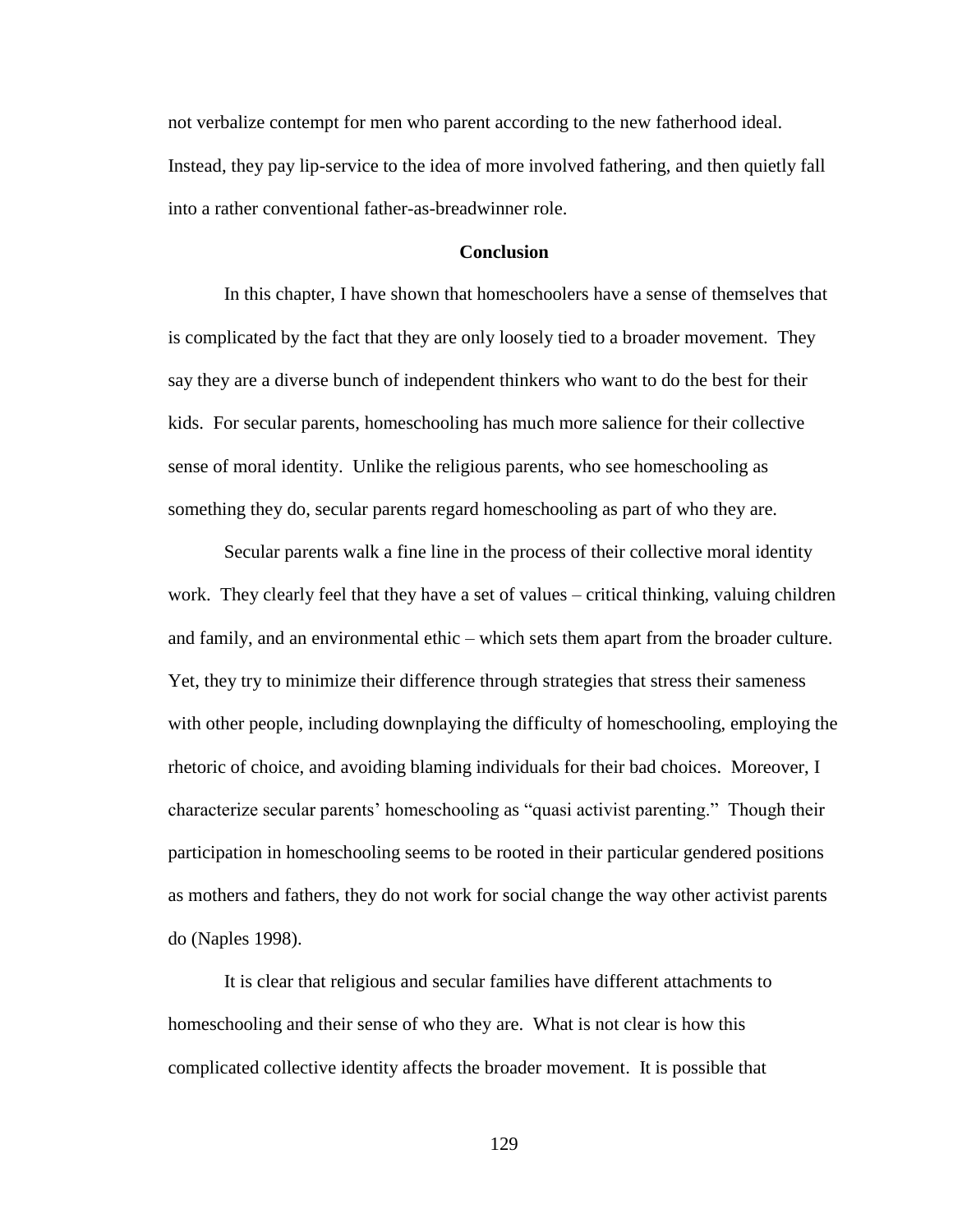not verbalize contempt for men who parent according to the new fatherhood ideal. Instead, they pay lip-service to the idea of more involved fathering, and then quietly fall into a rather conventional father-as-breadwinner role.

## Conclusion

In this chapter, I have shown that homeschoolers have a sense of themselves that is complicated by the fact that they are only loosely tied to a broader movement. They say they are a diverse bunch of independent thinkers who want to do the best for their kids. For secular parents, homeschooling has much more salience for their collective sense of moral identity. Unlike the religious parents, who see homeschooling as something they do, secular parents regard homeschooling as part of who they are.

Secular parents walk a fine line in the process of their collective moral identity work. They clearly feel that they have a set of values – critical thinking, valuing children and family, and an environmental ethic – which sets them apart from the broader culture. Yet, they try to minimize their difference through strategies that stress their sameness with other people, including downplaying the difficulty of homeschooling, employing the rhetoric of choice, and avoiding blaming individuals for their bad choices. Moreover, I characterize secular parents' homeschooling as "quasi activist parenting." Though their participation in homeschooling seems to be rooted in their particular gendered positions as mothers and fathers, they do not work for social change the way other activist parents do (Naples 1998).

It is clear that religious and secular families have different attachments to homeschooling and their sense of who they are. What is not clear is how this complicated collective identity affects the broader movement. It is possible that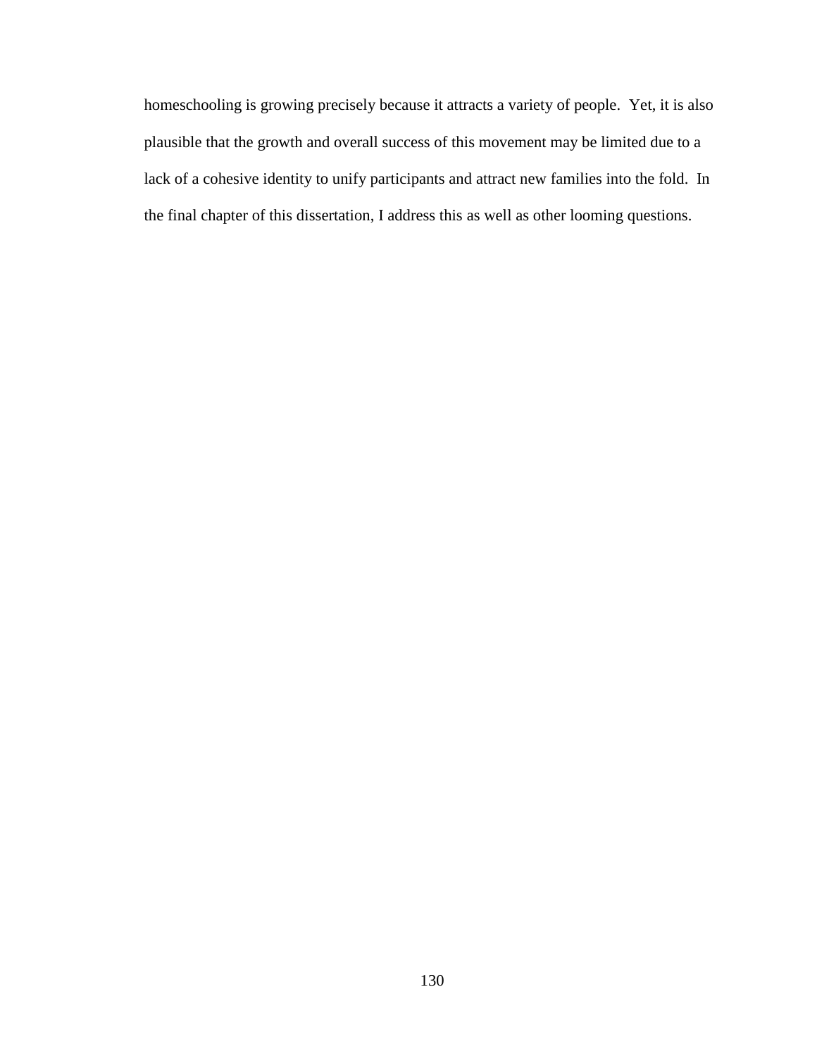homeschooling is growing precisely because it attracts a variety of people. Yet, it is also plausible that the growth and overall success of this movement may be limited due to a lack of a cohesive identity to unify participants and attract new families into the fold. In the final chapter of this dissertation, I address this as well as other looming questions.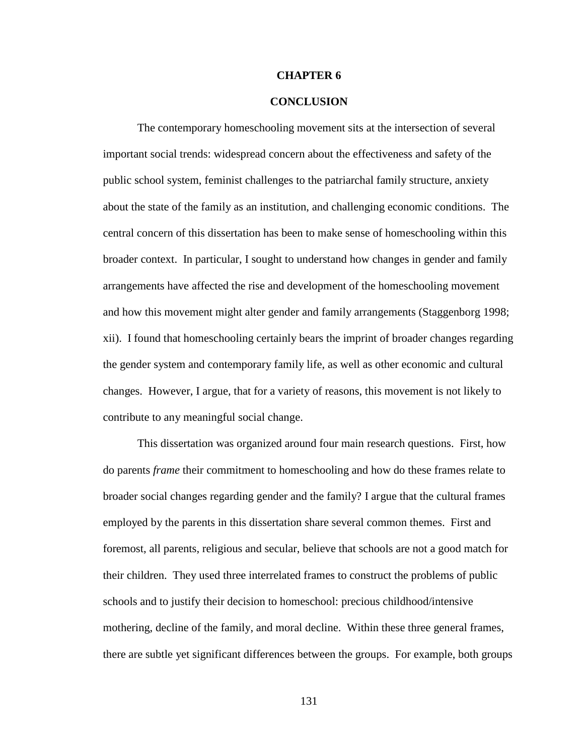# CHAPTER 6

# CONCLUSION

The contemporary homeschooling movement sits at the intersection of several important social trends: widespread concern about the effectiveness and safety of the public school system, feminist challenges to the patriarchal family structure, anxiety about the state of the family as an institution, and challenging economic conditions. The central concern of this dissertation has been to make sense of homeschooling within this broader context. In particular, I sought to understand how changes in gender and family arrangements have affected the rise and development of the homeschooling movement and how this movement might alter gender and family arrangements (Staggenborg 1998; xii). I found that homeschooling certainly bears the imprint of broader changes regarding the gender system and contemporary family life, as well as other economic and cultural changes. However, I argue, that for a variety of reasons, this movement is not likely to contribute to any meaningful social change.

This dissertation was organized around four main research questions. First, how do parents *frame* their commitment to homeschooling and how do these frames relate to broader social changes regarding gender and the family? I argue that the cultural frames employed by the parents in this dissertation share several common themes. First and foremost, all parents, religious and secular, believe that schools are not a good match for their children. They used three interrelated frames to construct the problems of public schools and to justify their decision to homeschool: precious childhood/intensive mothering, decline of the family, and moral decline. Within these three general frames, there are subtle yet significant differences between the groups. For example, both groups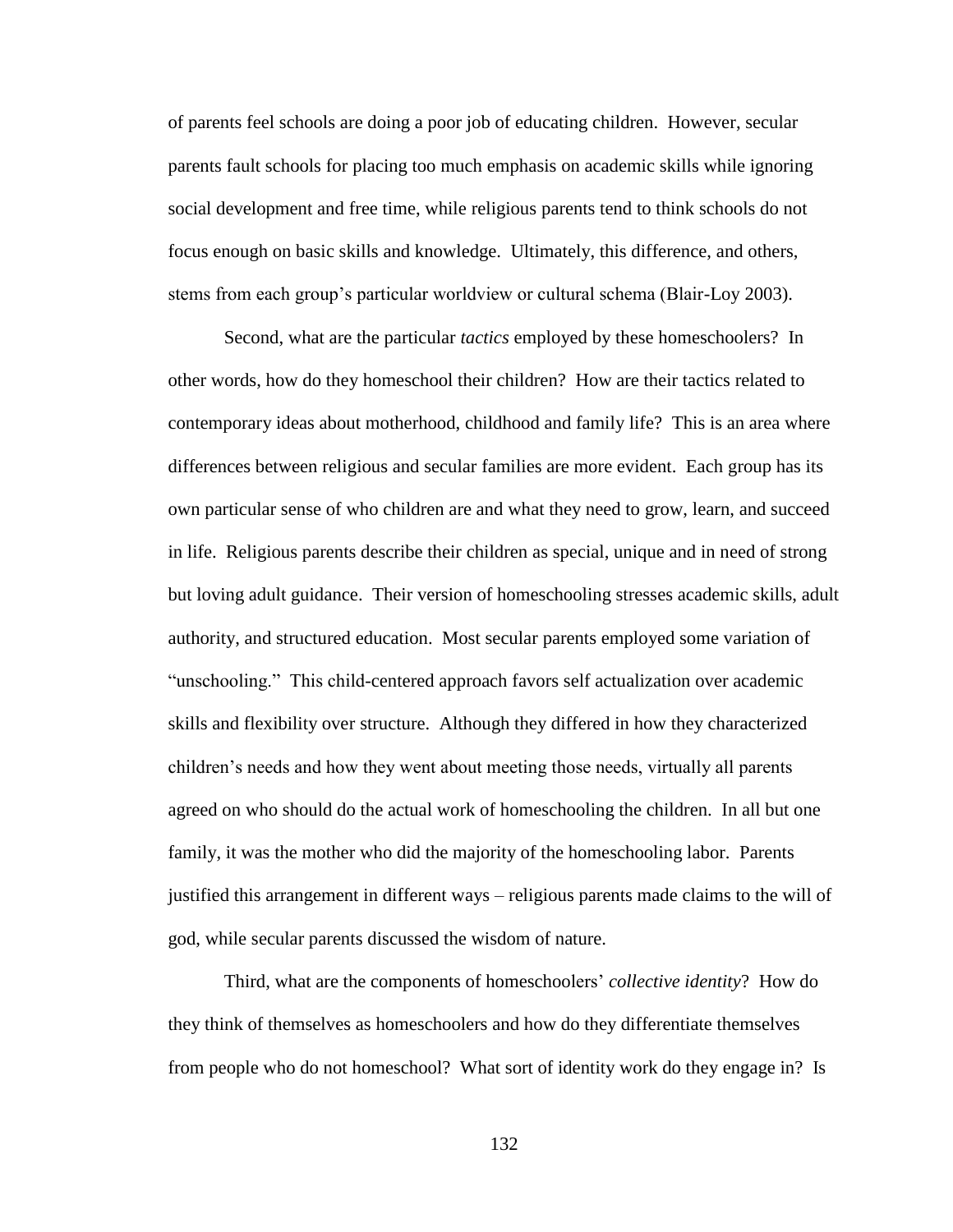of parents feel schools are doing a poor job of educating children. However, secular parents fault schools for placing too much emphasis on academic skills while ignoring social development and free time, while religious parents tend to think schools do not focus enough on basic skills and knowledge. Ultimately, this difference, and others, stems from each group's particular worldview or cultural schema (Blair-Loy 2003).

Second, what are the particular *tactics* employed by these homeschoolers? In other words, how do they homeschool their children? How are their tactics related to contemporary ideas about motherhood, childhood and family life? This is an area where differences between religious and secular families are more evident. Each group has its own particular sense of who children are and what they need to grow, learn, and succeed in life. Religious parents describe their children as special, unique and in need of strong but loving adult guidance. Their version of homeschooling stresses academic skills, adult authority, and structured education. Most secular parents employed some variation of "unschooling." This child-centered approach favors self actualization over academic skills and flexibility over structure. Although they differed in how they characterized children's needs and how they went about meeting those needs, virtually all parents agreed on who should do the actual work of homeschooling the children. In all but one family, it was the mother who did the majority of the homeschooling labor. Parents justified this arrangement in different ways – religious parents made claims to the will of god, while secular parents discussed the wisdom of nature.

Third, what are the components of homeschoolers' *collective identity*? How do they think of themselves as homeschoolers and how do they differentiate themselves from people who do not homeschool? What sort of identity work do they engage in? Is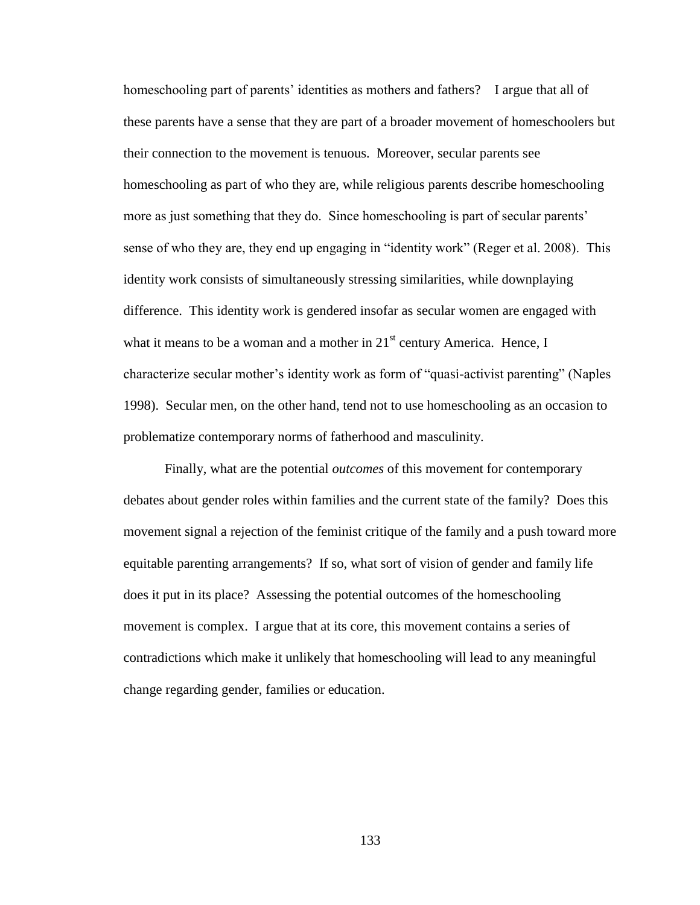homeschooling part of parents' identities as mothers and fathers? I argue that all of these parents have a sense that they are part of a broader movement of homeschoolers but their connection to the movement is tenuous. Moreover, secular parents see homeschooling as part of who they are, while religious parents describe homeschooling more as just something that they do. Since homeschooling is part of secular parents' sense of who they are, they end up engaging in "identity work" (Reger et al. 2008). This identity work consists of simultaneously stressing similarities, while downplaying difference. This identity work is gendered insofar as secular women are engaged with what it means to be a woman and a mother in 21st century America. Hence, I characterize secular mother's identity work as form of "quasi-activist parenting" (Naples 1998). Secular men, on the other hand, tend not to use homeschooling as an occasion to problematize contemporary norms of fatherhood and masculinity.

Finally, what are the potential *outcomes* of this movement for contemporary debates about gender roles within families and the current state of the family? Does this movement signal a rejection of the feminist critique of the family and a push toward more equitable parenting arrangements? If so, what sort of vision of gender and family life does it put in its place? Assessing the potential outcomes of the homeschooling movement is complex. I argue that at its core, this movement contains a series of contradictions which make it unlikely that homeschooling will lead to any meaningful change regarding gender, families or education.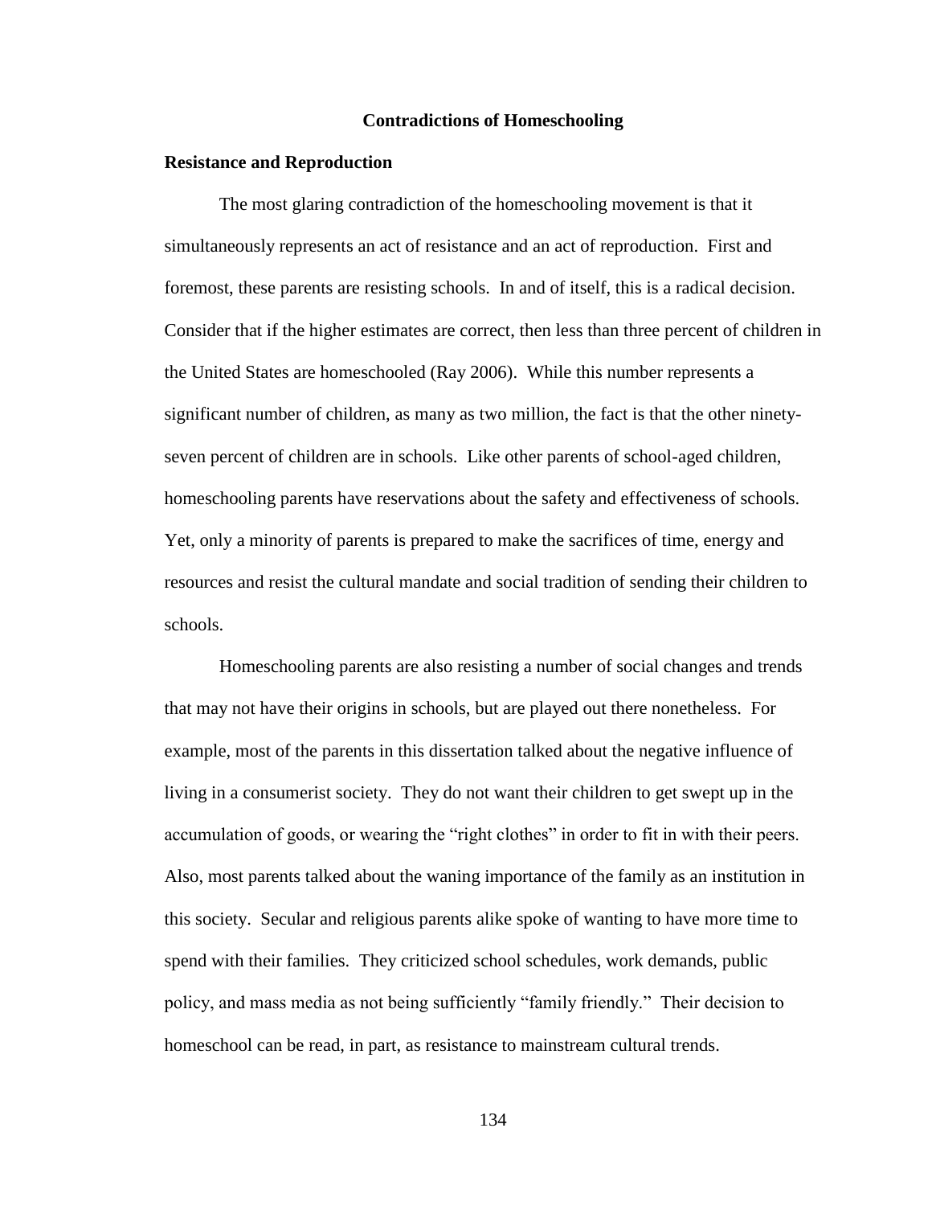## Contradictions of Homeschooling

### Resistance and Reproduction

The most glaring contradiction of the homeschooling movement is that it simultaneously represents an act of resistance and an act of reproduction. First and foremost, these parents are resisting schools. In and of itself, this is a radical decision. Consider that if the higher estimates are correct, then less than three percent of children in the United States are homeschooled (Ray 2006). While this number represents a significant number of children, as many as two million, the fact is that the other ninety-seven percent of children are in schools. Like other parents of school-aged children, homeschooling parents have reservations about the safety and effectiveness of schools. Yet, only a minority of parents is prepared to make the sacrifices of time, energy and resources and resist the cultural mandate and social tradition of sending their children to schools.

Homeschooling parents are also resisting a number of social changes and trends that may not have their origins in schools, but are played out there nonetheless. For example, most of the parents in this dissertation talked about the negative influence of living in a consumerist society. They do not want their children to get swept up in the accumulation of goods, or wearing the "right clothes" in order to fit in with their peers. Also, most parents talked about the waning importance of the family as an institution in this society. Secular and religious parents alike spoke of wanting to have more time to spend with their families. They criticized school schedules, work demands, public policy, and mass media as not being sufficiently "family friendly." Their decision to homeschool can be read, in part, as resistance to mainstream cultural trends.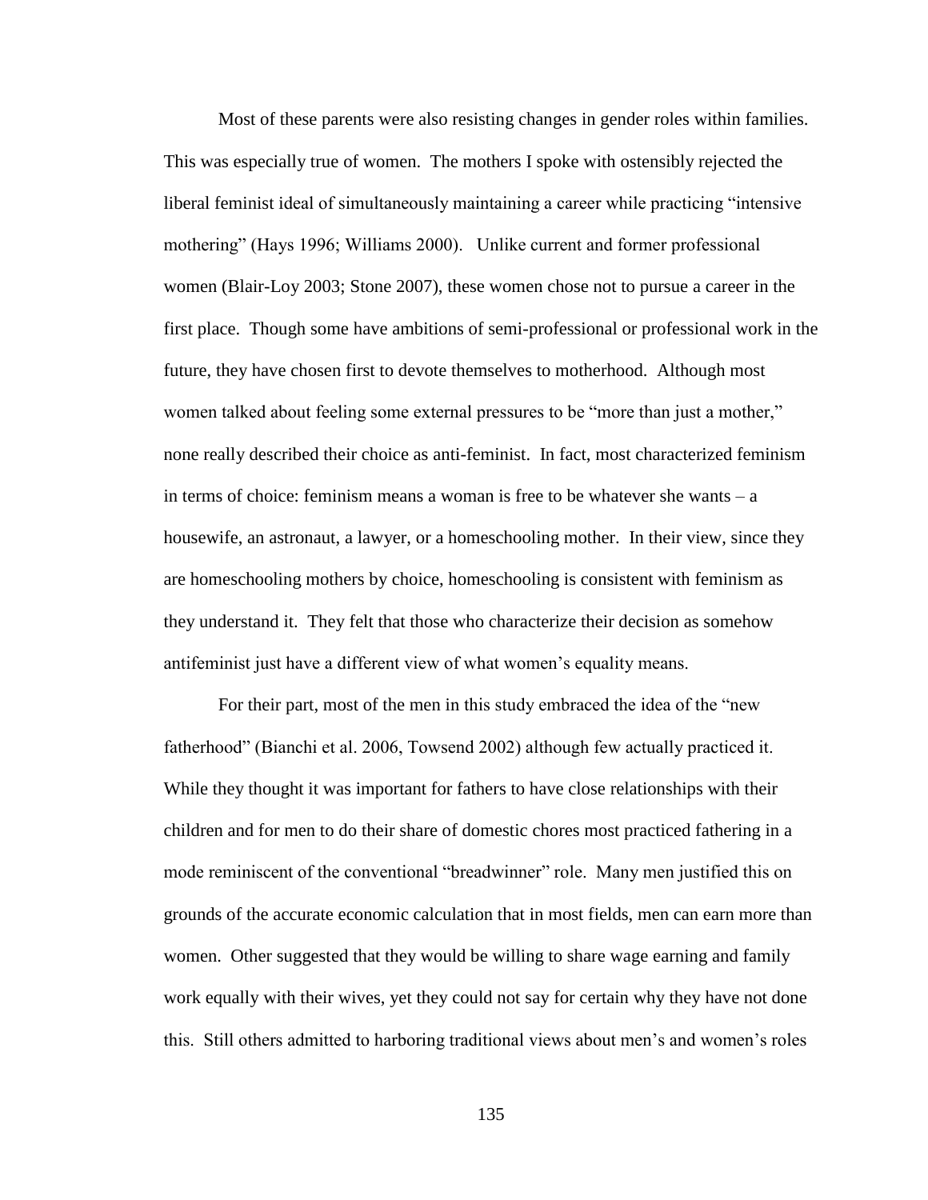Most of these parents were also resisting changes in gender roles within families. This was especially true of women. The mothers I spoke with ostensibly rejected the liberal feminist ideal of simultaneously maintaining a career while practicing "intensive mothering" (Hays 1996; Williams 2000). Unlike current and former professional women (Blair-Loy 2003; Stone 2007), these women chose not to pursue a career in the first place. Though some have ambitions of semi-professional or professional work in the future, they have chosen first to devote themselves to motherhood. Although most women talked about feeling some external pressures to be "more than just a mother," none really described their choice as anti-feminist. In fact, most characterized feminism in terms of choice: feminism means a woman is free to be whatever she wants – a housewife, an astronaut, a lawyer, or a homeschooling mother. In their view, since they are homeschooling mothers by choice, homeschooling is consistent with feminism as they understand it. They felt that those who characterize their decision as somehow antifeminist just have a different view of what women's equality means.

For their part, most of the men in this study embraced the idea of the "new fatherhood" (Bianchi et al. 2006, Towsend 2002) although few actually practiced it. While they thought it was important for fathers to have close relationships with their children and for men to do their share of domestic chores most practiced fathering in a mode reminiscent of the conventional "breadwinner" role. Many men justified this on grounds of the accurate economic calculation that in most fields, men can earn more than women. Other suggested that they would be willing to share wage earning and family work equally with their wives, yet they could not say for certain why they have not done this. Still others admitted to harboring traditional views about men's and women's roles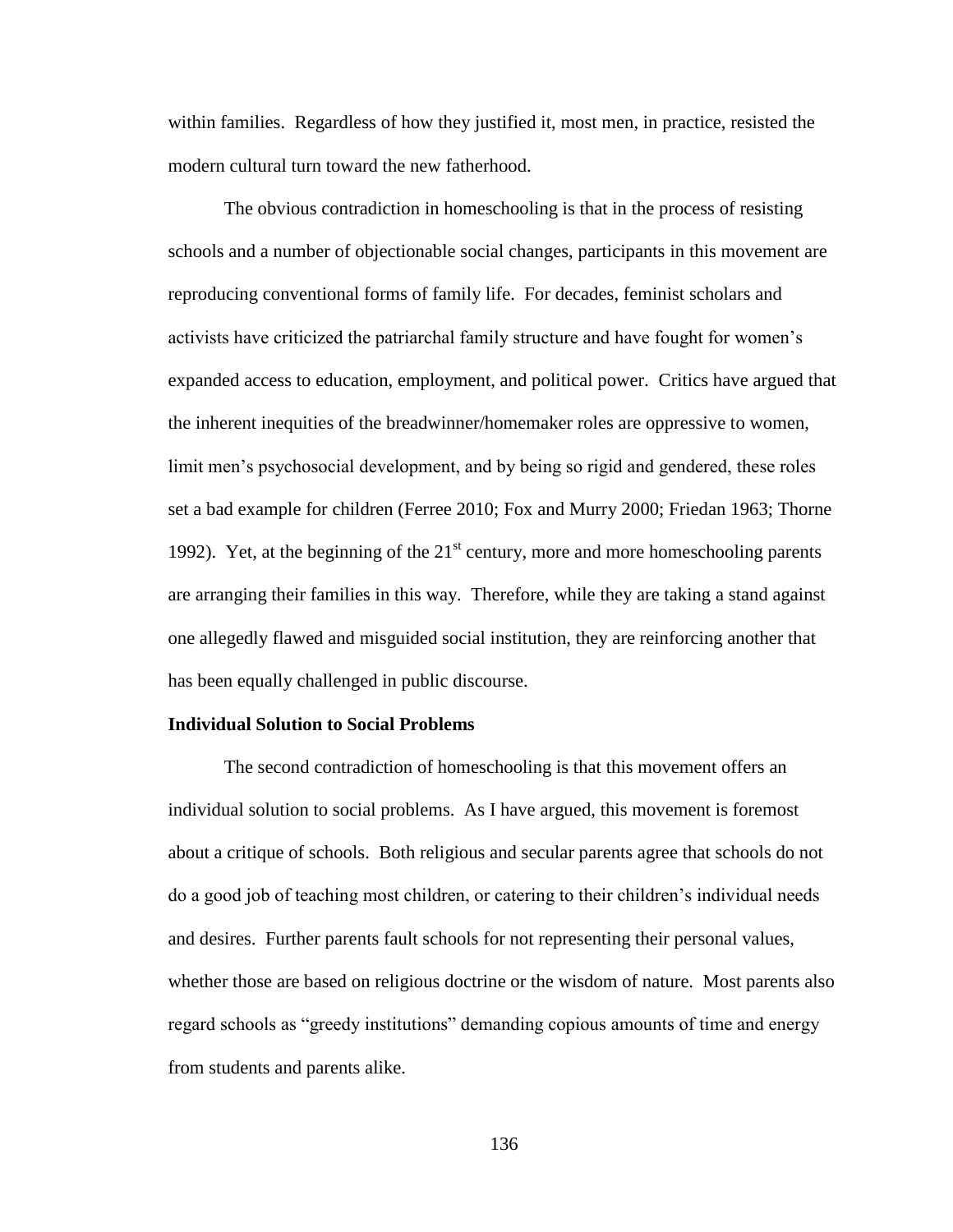within families. Regardless of how they justified it, most men, in practice, resisted the modern cultural turn toward the new fatherhood.

The obvious contradiction in homeschooling is that in the process of resisting schools and a number of objectionable social changes, participants in this movement are reproducing conventional forms of family life. For decades, feminist scholars and activists have criticized the patriarchal family structure and have fought for women's expanded access to education, employment, and political power. Critics have argued that the inherent inequities of the breadwinner/homemaker roles are oppressive to women, limit men's psychosocial development, and by being so rigid and gendered, these roles set a bad example for children (Ferree 2010; Fox and Murry 2000; Friedan 1963; Thorne 1992). Yet, at the beginning of the 21st century, more and more homeschooling parents are arranging their families in this way. Therefore, while they are taking a stand against one allegedly flawed and misguided social institution, they are reinforcing another that has been equally challenged in public discourse.

**Individual Solution to Social Problems**

The second contradiction of homeschooling is that this movement offers an individual solution to social problems. As I have argued, this movement is foremost about a critique of schools. Both religious and secular parents agree that schools do not do a good job of teaching most children, or catering to their children's individual needs and desires. Further parents fault schools for not representing their personal values, whether those are based on religious doctrine or the wisdom of nature. Most parents also regard schools as "greedy institutions" demanding copious amounts of time and energy from students and parents alike.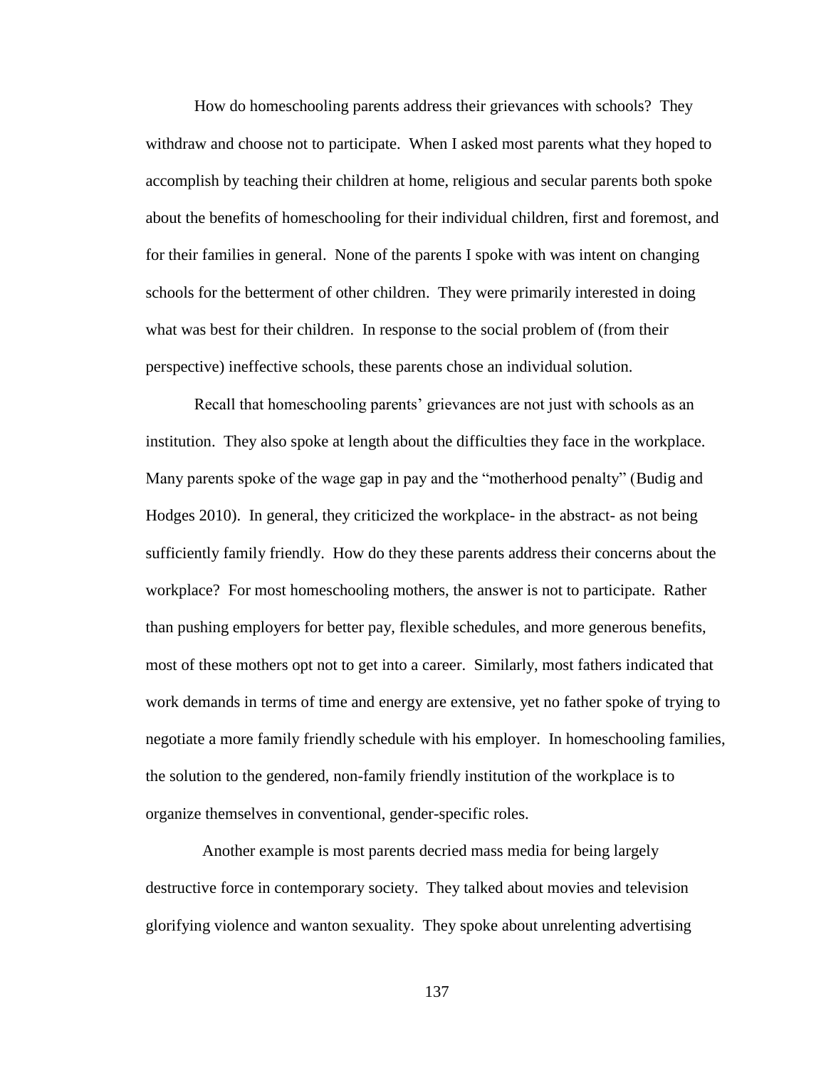How do homeschooling parents address their grievances with schools? They withdraw and choose not to participate. When I asked most parents what they hoped to accomplish by teaching their children at home, religious and secular parents both spoke about the benefits of homeschooling for their individual children, first and foremost, and for their families in general. None of the parents I spoke with was intent on changing schools for the betterment of other children. They were primarily interested in doing what was best for their children. In response to the social problem of (from their perspective) ineffective schools, these parents chose an individual solution.

Recall that homeschooling parents' grievances are not just with schools as an institution. They also spoke at length about the difficulties they face in the workplace. Many parents spoke of the wage gap in pay and the "motherhood penalty" (Budig and Hodges 2010). In general, they criticized the workplace- in the abstract- as not being sufficiently family friendly. How do they these parents address their concerns about the workplace? For most homeschooling mothers, the answer is not to participate. Rather than pushing employers for better pay, flexible schedules, and more generous benefits, most of these mothers opt not to get into a career. Similarly, most fathers indicated that work demands in terms of time and energy are extensive, yet no father spoke of trying to negotiate a more family friendly schedule with his employer. In homeschooling families, the solution to the gendered, non-family friendly institution of the workplace is to organize themselves in conventional, gender-specific roles.

Another example is most parents decried mass media for being largely destructive force in contemporary society. They talked about movies and television glorifying violence and wanton sexuality. They spoke about unrelenting advertising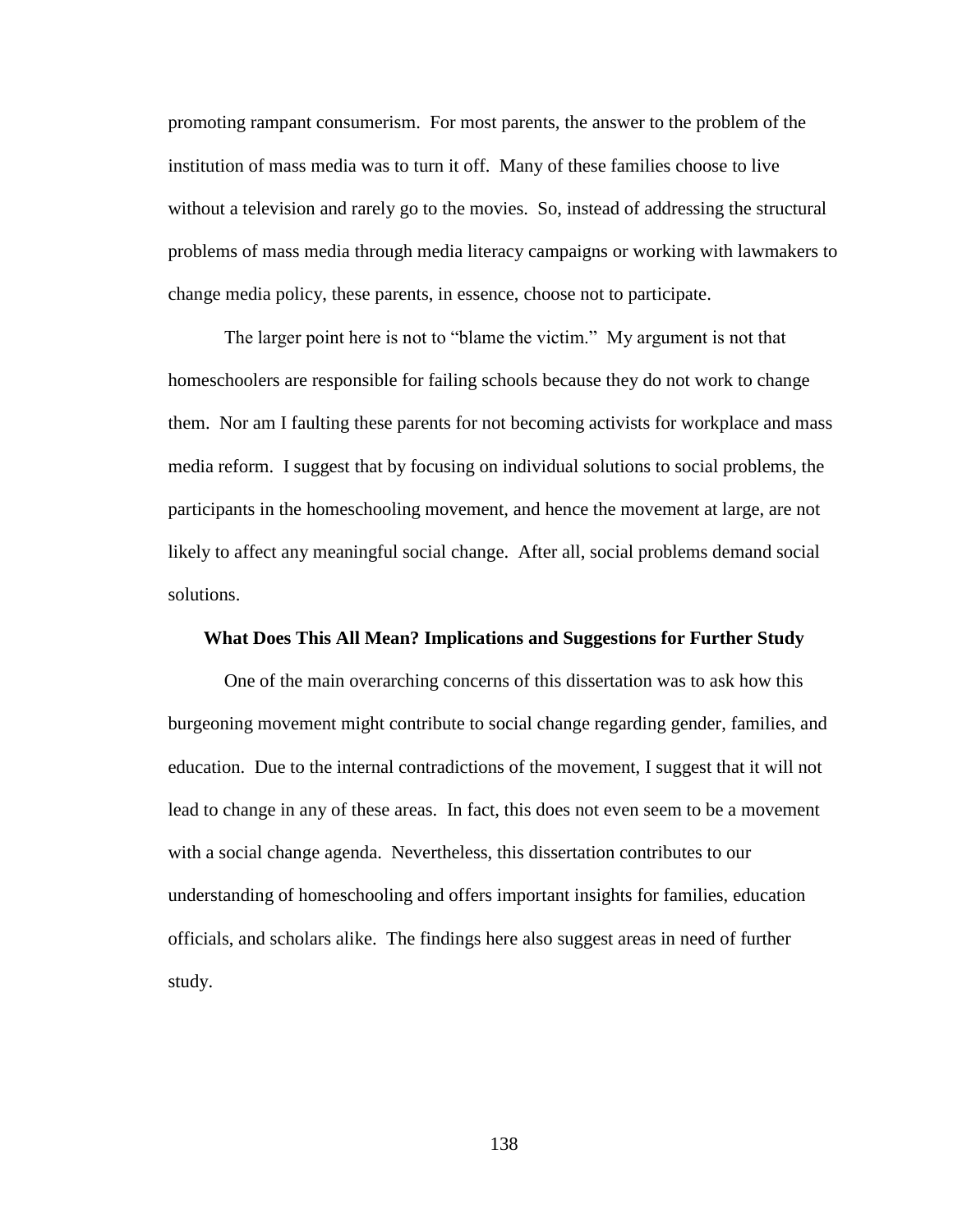promoting rampant consumerism. For most parents, the answer to the problem of the institution of mass media was to turn it off. Many of these families choose to live without a television and rarely go to the movies. So, instead of addressing the structural problems of mass media through media literacy campaigns or working with lawmakers to change media policy, these parents, in essence, choose not to participate.

The larger point here is not to "blame the victim." My argument is not that homeschoolers are responsible for failing schools because they do not work to change them. Nor am I faulting these parents for not becoming activists for workplace and mass media reform. I suggest that by focusing on individual solutions to social problems, the participants in the homeschooling movement, and hence the movement at large, are not likely to affect any meaningful social change. After all, social problems demand social solutions.

## What Does This All Mean? Implications and Suggestions for Further Study

One of the main overarching concerns of this dissertation was to ask how this burgeoning movement might contribute to social change regarding gender, families, and education. Due to the internal contradictions of the movement, I suggest that it will not lead to change in any of these areas. In fact, this does not even seem to be a movement with a social change agenda. Nevertheless, this dissertation contributes to our understanding of homeschooling and offers important insights for families, education officials, and scholars alike. The findings here also suggest areas in need of further study.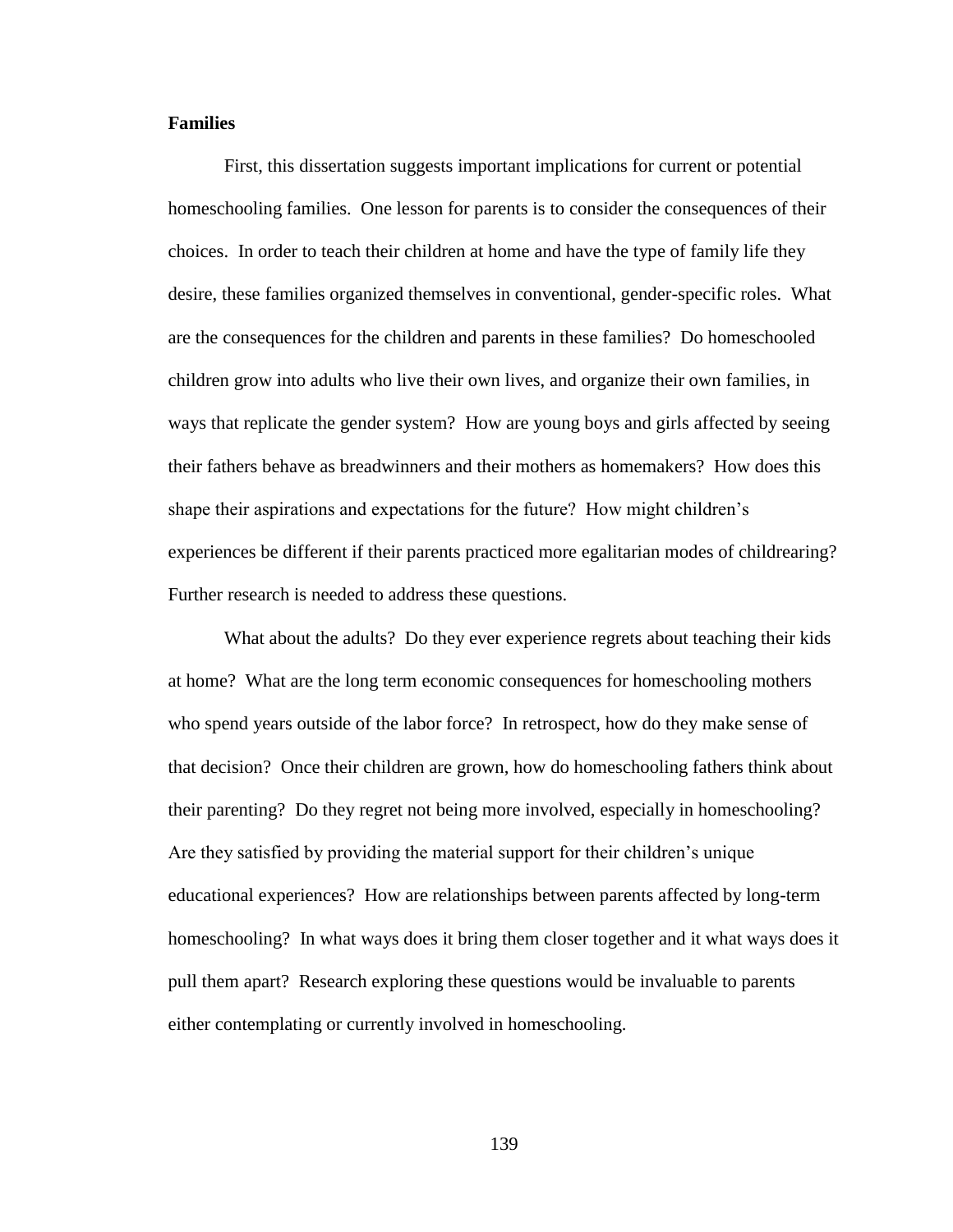### Families

First, this dissertation suggests important implications for current or potential homeschooling families. One lesson for parents is to consider the consequences of their choices. In order to teach their children at home and have the type of family life they desire, these families organized themselves in conventional, gender-specific roles. What are the consequences for the children and parents in these families? Do homeschooled children grow into adults who live their own lives, and organize their own families, in ways that replicate the gender system? How are young boys and girls affected by seeing their fathers behave as breadwinners and their mothers as homemakers? How does this shape their aspirations and expectations for the future? How might children's experiences be different if their parents practiced more egalitarian modes of childrearing? Further research is needed to address these questions.

What about the adults? Do they ever experience regrets about teaching their kids at home? What are the long term economic consequences for homeschooling mothers who spend years outside of the labor force? In retrospect, how do they make sense of that decision? Once their children are grown, how do homeschooling fathers think about their parenting? Do they regret not being more involved, especially in homeschooling? Are they satisfied by providing the material support for their children's unique educational experiences? How are relationships between parents affected by long-term homeschooling? In what ways does it bring them closer together and it what ways does it pull them apart? Research exploring these questions would be invaluable to parents either contemplating or currently involved in homeschooling.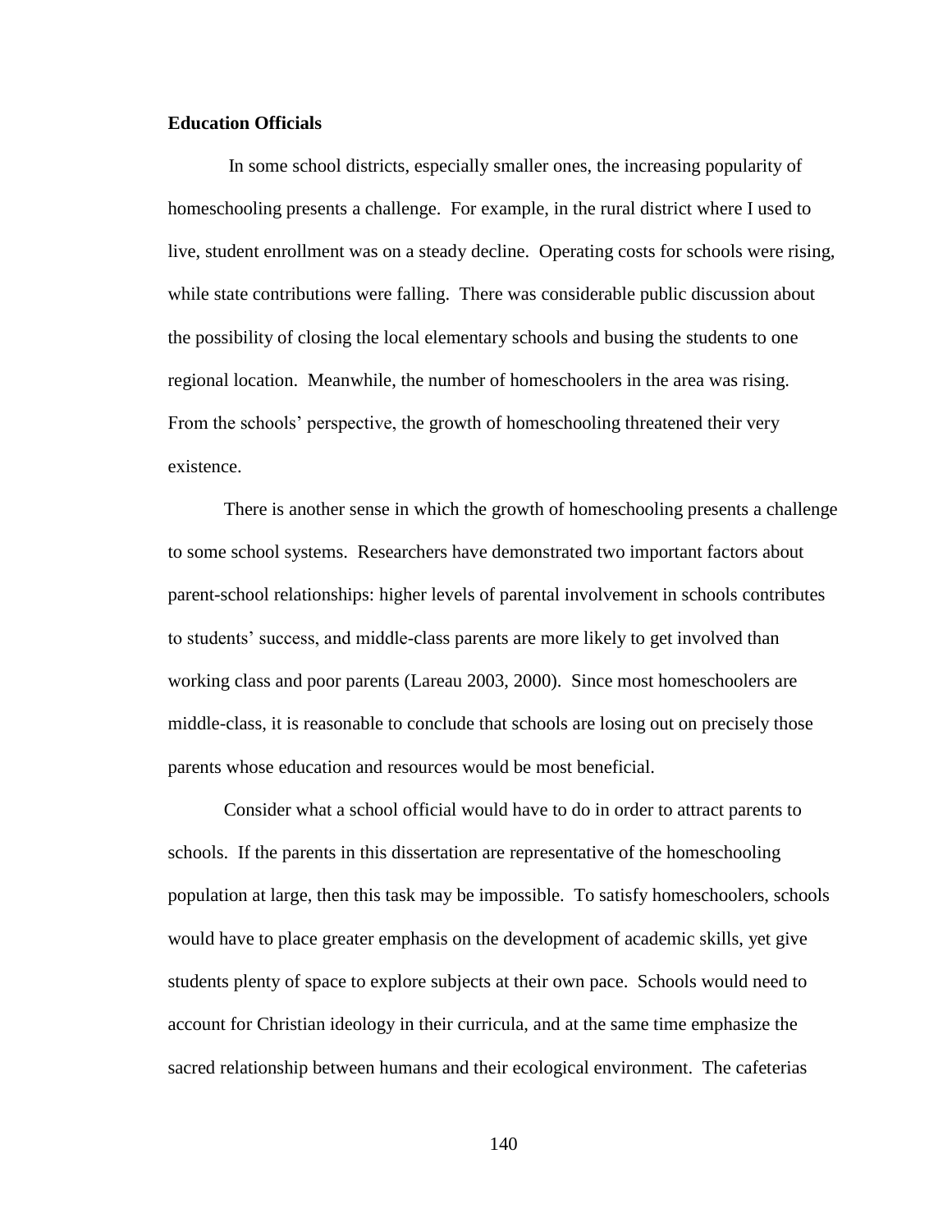### Education Officials

In some school districts, especially smaller ones, the increasing popularity of homeschooling presents a challenge. For example, in the rural district where I used to live, student enrollment was on a steady decline. Operating costs for schools were rising, while state contributions were falling. There was considerable public discussion about the possibility of closing the local elementary schools and busing the students to one regional location. Meanwhile, the number of homeschoolers in the area was rising. From the schools' perspective, the growth of homeschooling threatened their very existence.

There is another sense in which the growth of homeschooling presents a challenge to some school systems. Researchers have demonstrated two important factors about parent-school relationships: higher levels of parental involvement in schools contributes to students' success, and middle-class parents are more likely to get involved than working class and poor parents (Lareau 2003, 2000). Since most homeschoolers are middle-class, it is reasonable to conclude that schools are losing out on precisely those parents whose education and resources would be most beneficial.

Consider what a school official would have to do in order to attract parents to schools. If the parents in this dissertation are representative of the homeschooling population at large, then this task may be impossible. To satisfy homeschoolers, schools would have to place greater emphasis on the development of academic skills, yet give students plenty of space to explore subjects at their own pace. Schools would need to account for Christian ideology in their curricula, and at the same time emphasize the sacred relationship between humans and their ecological environment. The cafeterias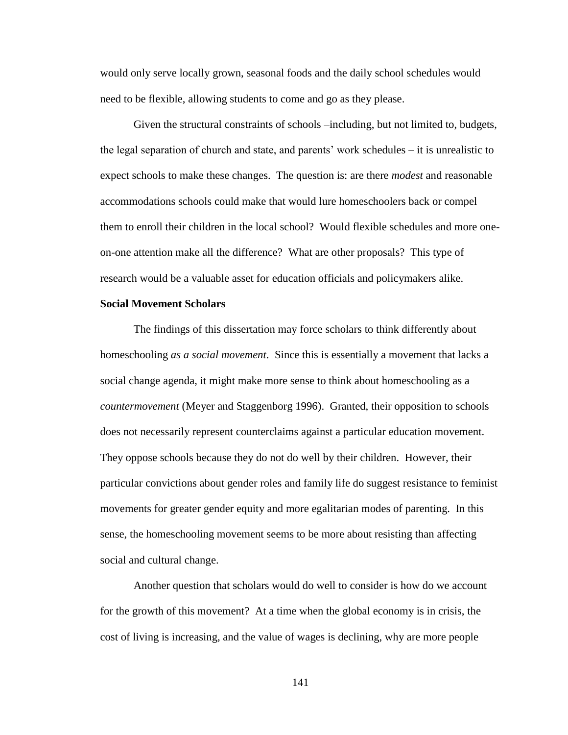would only serve locally grown, seasonal foods and the daily school schedules would need to be flexible, allowing students to come and go as they please.

Given the structural constraints of schools –including, but not limited to, budgets, the legal separation of church and state, and parents' work schedules – it is unrealistic to expect schools to make these changes. The question is: are there *modest* and reasonable accommodations schools could make that would lure homeschoolers back or compel them to enroll their children in the local school? Would flexible schedules and more one-on-one attention make all the difference? What are other proposals? This type of research would be a valuable asset for education officials and policymakers alike.

**Social Movement Scholars**

The findings of this dissertation may force scholars to think differently about homeschooling *as a social movement*. Since this is essentially a movement that lacks a social change agenda, it might make more sense to think about homeschooling as a *countermovement* (Meyer and Staggenborg 1996). Granted, their opposition to schools does not necessarily represent counterclaims against a particular education movement. They oppose schools because they do not do well by their children. However, their particular convictions about gender roles and family life do suggest resistance to feminist movements for greater gender equity and more egalitarian modes of parenting. In this sense, the homeschooling movement seems to be more about resisting than affecting social and cultural change.

Another question that scholars would do well to consider is how do we account for the growth of this movement? At a time when the global economy is in crisis, the cost of living is increasing, and the value of wages is declining, why are more people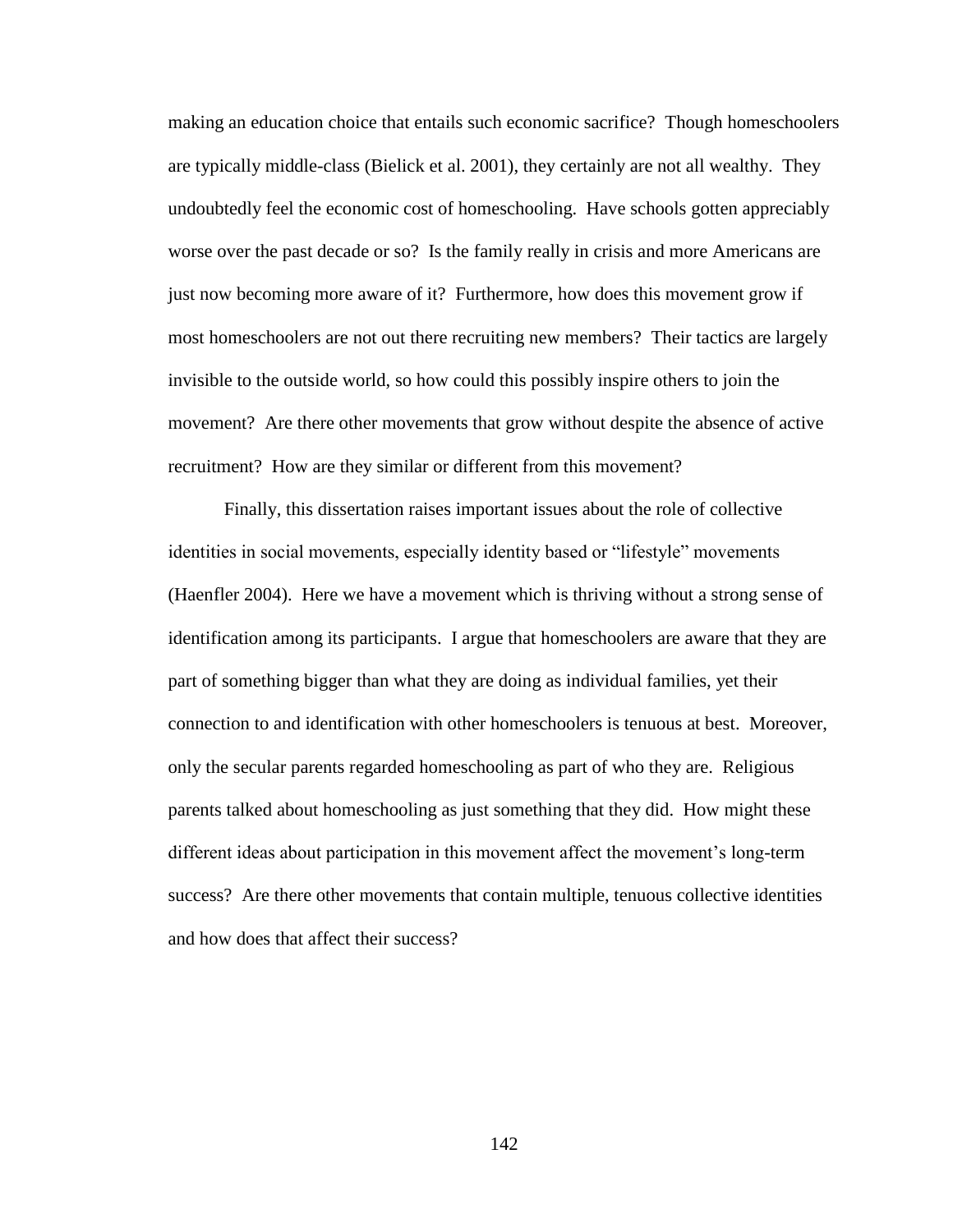making an education choice that entails such economic sacrifice? Though homeschoolers are typically middle-class (Bielick et al. 2001), they certainly are not all wealthy. They undoubtedly feel the economic cost of homeschooling. Have schools gotten appreciably worse over the past decade or so? Is the family really in crisis and more Americans are just now becoming more aware of it? Furthermore, how does this movement grow if most homeschoolers are not out there recruiting new members? Their tactics are largely invisible to the outside world, so how could this possibly inspire others to join the movement? Are there other movements that grow without despite the absence of active recruitment? How are they similar or different from this movement?

Finally, this dissertation raises important issues about the role of collective identities in social movements, especially identity based or "lifestyle" movements (Haenfler 2004). Here we have a movement which is thriving without a strong sense of identification among its participants. I argue that homeschoolers are aware that they are part of something bigger than what they are doing as individual families, yet their connection to and identification with other homeschoolers is tenuous at best. Moreover, only the secular parents regarded homeschooling as part of who they are. Religious parents talked about homeschooling as just something that they did. How might these different ideas about participation in this movement affect the movement's long-term success? Are there other movements that contain multiple, tenuous collective identities and how does that affect their success?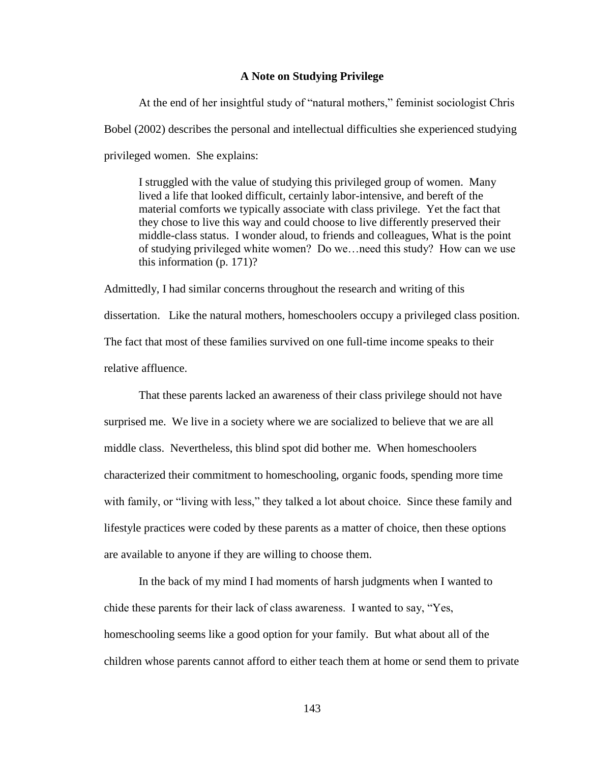## A Note on Studying Privilege

At the end of her insightful study of "natural mothers," feminist sociologist Chris Bobel (2002) describes the personal and intellectual difficulties she experienced studying privileged women. She explains:

> I struggled with the value of studying this privileged group of women. Many lived a life that looked difficult, certainly labor-intensive, and bereft of the material comforts we typically associate with class privilege. Yet the fact that they chose to live this way and could choose to live differently preserved their middle-class status. I wonder aloud, to friends and colleagues, What is the point of studying privileged white women? Do we…need this study? How can we use this information (p. 171)?

Admittedly, I had similar concerns throughout the research and writing of this dissertation. Like the natural mothers, homeschoolers occupy a privileged class position. The fact that most of these families survived on one full-time income speaks to their relative affluence.

That these parents lacked an awareness of their class privilege should not have surprised me. We live in a society where we are socialized to believe that we are all middle class. Nevertheless, this blind spot did bother me. When homeschoolers characterized their commitment to homeschooling, organic foods, spending more time with family, or "living with less," they talked a lot about choice. Since these family and lifestyle practices were coded by these parents as a matter of choice, then these options are available to anyone if they are willing to choose them.

In the back of my mind I had moments of harsh judgments when I wanted to chide these parents for their lack of class awareness. I wanted to say, "Yes, homeschooling seems like a good option for your family. But what about all of the children whose parents cannot afford to either teach them at home or send them to private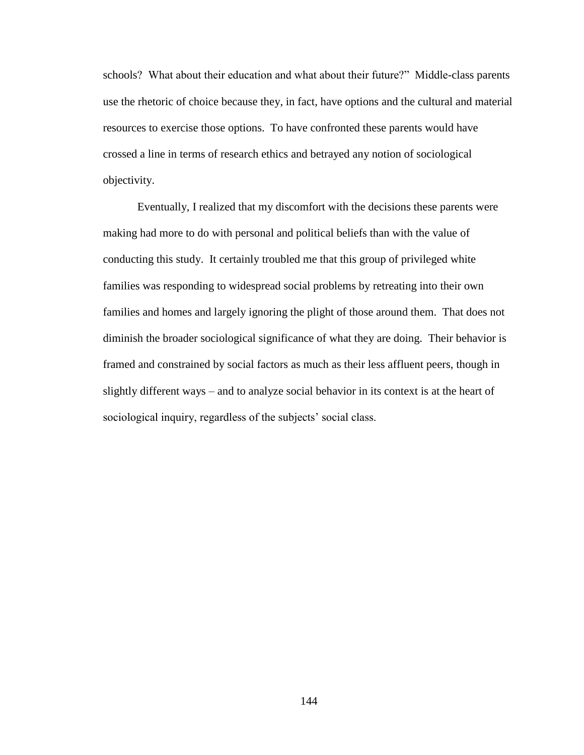schools? What about their education and what about their future?" Middle-class parents use the rhetoric of choice because they, in fact, have options and the cultural and material resources to exercise those options. To have confronted these parents would have crossed a line in terms of research ethics and betrayed any notion of sociological objectivity.

Eventually, I realized that my discomfort with the decisions these parents were making had more to do with personal and political beliefs than with the value of conducting this study. It certainly troubled me that this group of privileged white families was responding to widespread social problems by retreating into their own families and homes and largely ignoring the plight of those around them. That does not diminish the broader sociological significance of what they are doing. Their behavior is framed and constrained by social factors as much as their less affluent peers, though in slightly different ways – and to analyze social behavior in its context is at the heart of sociological inquiry, regardless of the subjects' social class.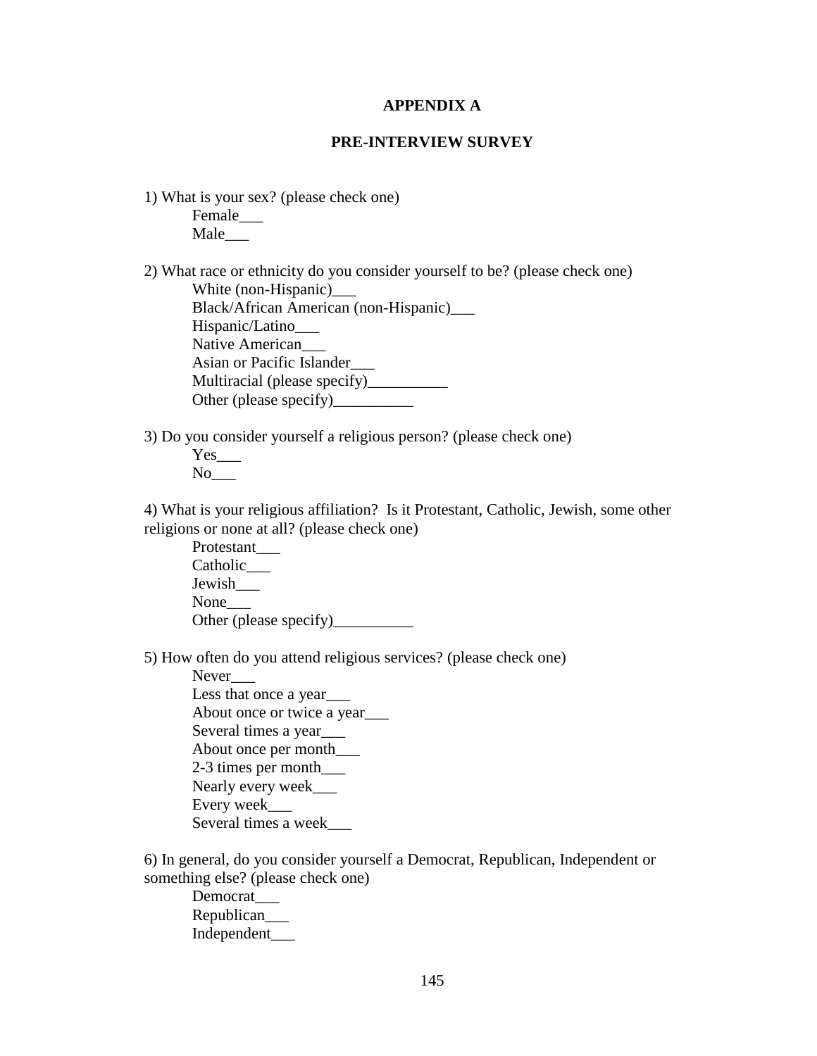# APPENDIX A

## PRE-INTERVIEW SURVEY

1) What is your sex? (please check one)

   Female___
   Male___

2) What race or ethnicity do you consider yourself to be? (please check one)

   White (non-Hispanic)___
   Black/African American (non-Hispanic)___
   Hispanic/Latino___
   Native American___
   Asian or Pacific Islander___
   Multiracial (please specify)__________
   Other (please specify)__________

3) Do you consider yourself a religious person? (please check one)

   Yes___
   No___

4) What is your religious affiliation? Is it Protestant, Catholic, Jewish, some other religions or none at all? (please check one)

   Protestant___
   Catholic___
   Jewish___
   None___
   Other (please specify)__________

5) How often do you attend religious services? (please check one)

   Never___
   Less that once a year___
   About once or twice a year___
   Several times a year___
   About once per month___
   2-3 times per month___
   Nearly every week___
   Every week___
   Several times a week___

6) In general, do you consider yourself a Democrat, Republican, Independent or something else? (please check one)

   Democrat___
   Republican___
   Independent___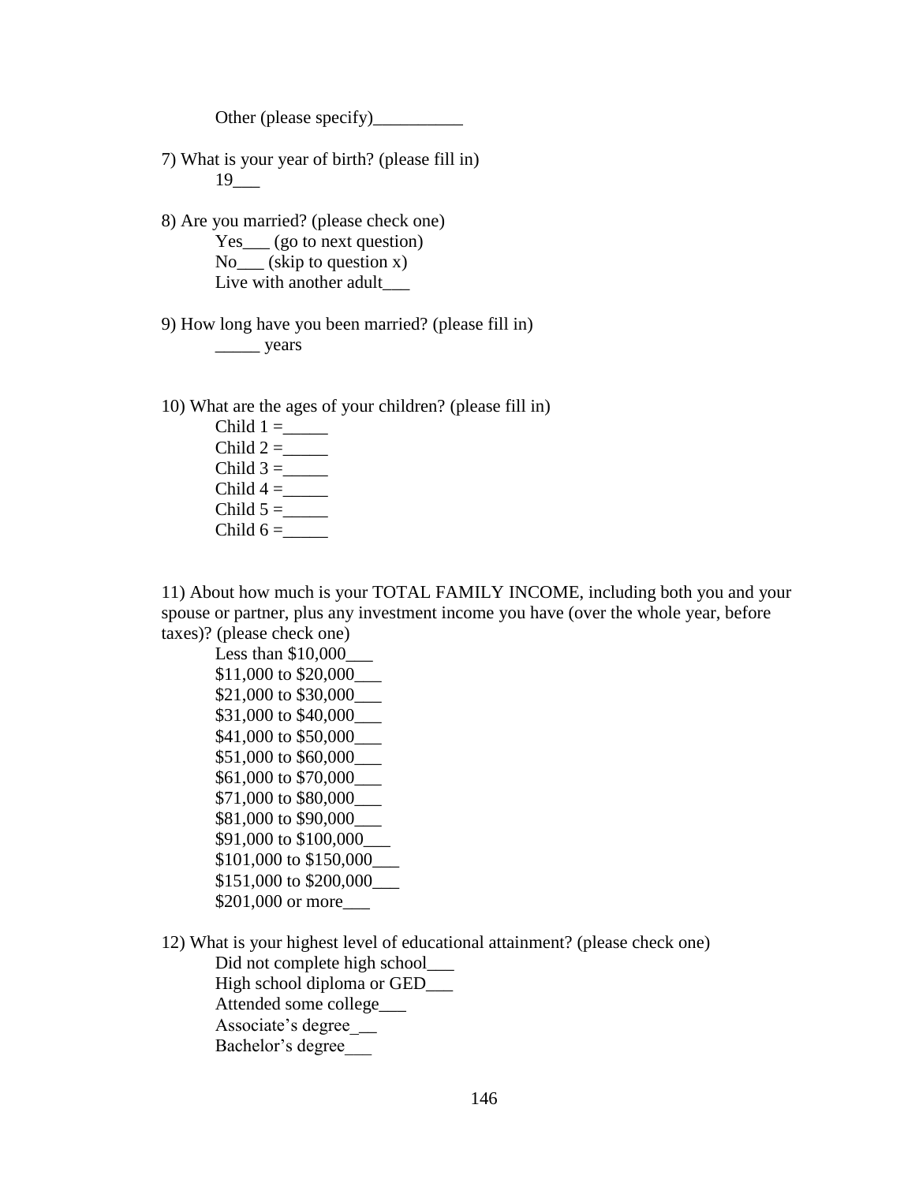Other (please specify)__________

7) What is your year of birth? (please fill in)
19___

8) Are you married? (please check one)
Yes___ (go to next question)
No___ (skip to question x)
Live with another adult___

9) How long have you been married? (please fill in)
_____ years

10) What are the ages of your children? (please fill in)
Child 1 =_____
Child 2 =_____
Child 3 =_____
Child 4 =_____
Child 5 =_____
Child 6 =_____

11) About how much is your TOTAL FAMILY INCOME, including both you and your spouse or partner, plus any investment income you have (over the whole year, before taxes)? (please check one)
Less than $10,000___
$11,000 to $20,000___
$21,000 to $30,000___
$31,000 to $40,000___
$41,000 to $50,000___
$51,000 to $60,000___
$61,000 to $70,000___
$71,000 to $80,000___
$81,000 to $90,000___
$91,000 to $100,000___
$101,000 to $150,000___
$151,000 to $200,000___
$201,000 or more___

12) What is your highest level of educational attainment? (please check one)
Did not complete high school___
High school diploma or GED___
Attended some college___
Associate's degree___
Bachelor's degree___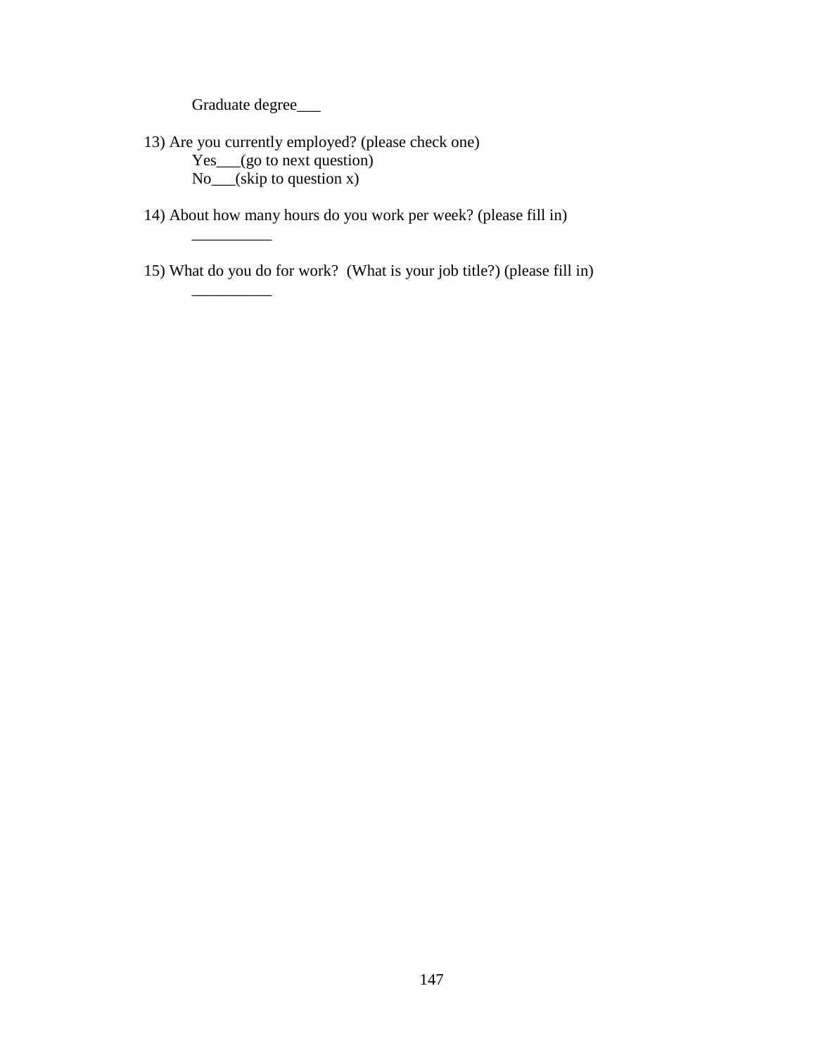Graduate degree___

13) Are you currently employed? (please check one)

Yes___(go to next question)

No___(skip to question x)

14) About how many hours do you work per week? (please fill in)

__________

15) What do you do for work? (What is your job title?) (please fill in)

__________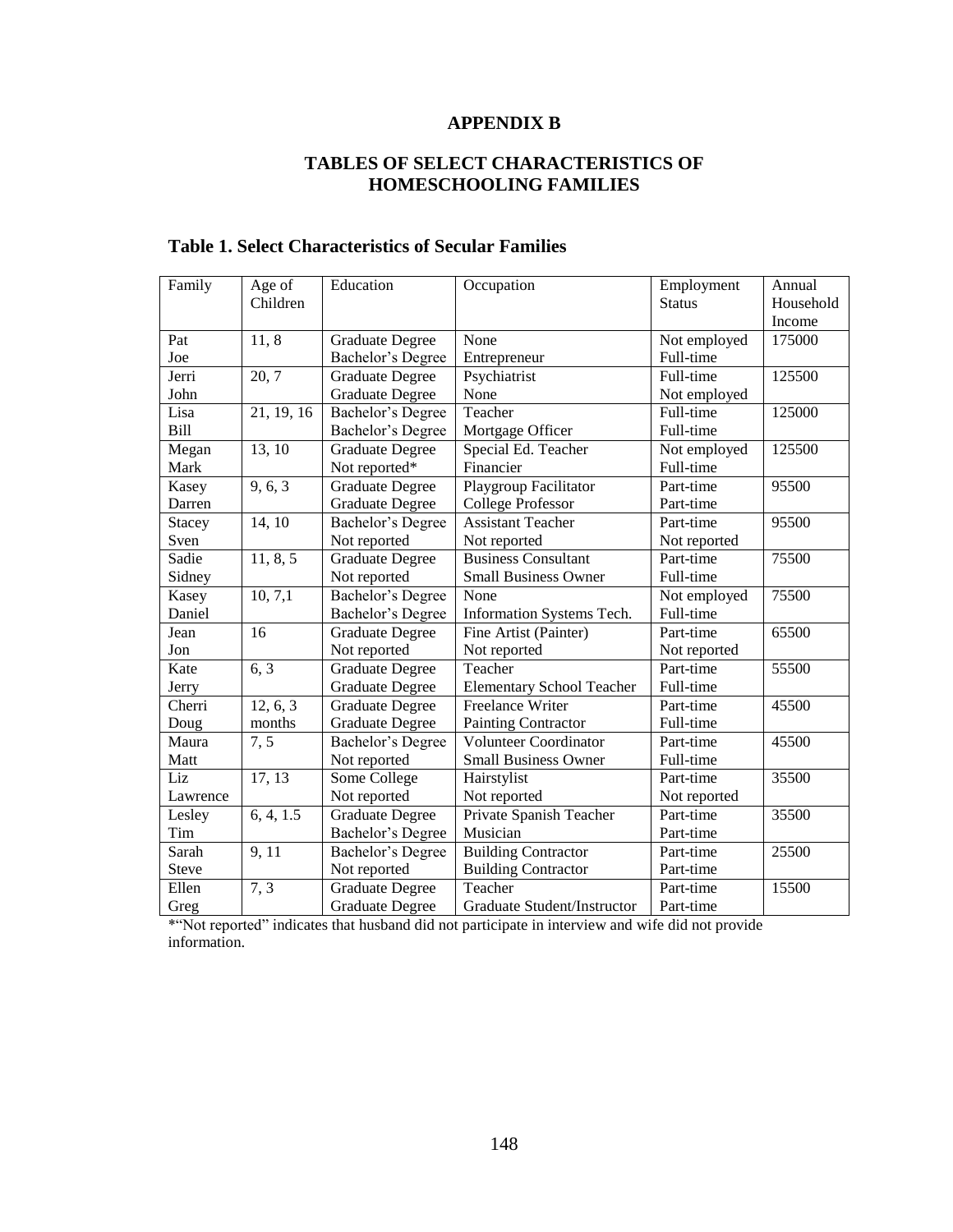# APPENDIX B

# TABLES OF SELECT CHARACTERISTICS OF HOMESCHOOLING FAMILIES

## Table 1. Select Characteristics of Secular Families

| Family | Age of Children | Education | Occupation | Employment Status | Annual Household Income |
|---|---|---|---|---|---|
| Pat<br>Joe | 11, 8 | Graduate Degree<br>Bachelor's Degree | None<br>Entrepreneur | Not employed<br>Full-time | 175000 |
| Jerri<br>John | 20, 7 | Graduate Degree<br>Graduate Degree | Psychiatrist<br>None | Full-time<br>Not employed | 125500 |
| Lisa<br>Bill | 21, 19, 16 | Bachelor's Degree<br>Bachelor's Degree | Teacher<br>Mortgage Officer | Full-time<br>Full-time | 125000 |
| Megan<br>Mark | 13, 10 | Graduate Degree<br>Not reported* | Special Ed. Teacher<br>Financier | Not employed<br>Full-time | 125500 |
| Kasey<br>Darren | 9, 6, 3 | Graduate Degree<br>Graduate Degree | Playgroup Facilitator<br>College Professor | Part-time<br>Part-time | 95500 |
| Stacey<br>Sven | 14, 10 | Bachelor's Degree<br>Not reported | Assistant Teacher<br>Not reported | Part-time<br>Not reported | 95500 |
| Sadie<br>Sidney | 11, 8, 5 | Graduate Degree<br>Not reported | Business Consultant<br>Small Business Owner | Part-time<br>Full-time | 75500 |
| Kasey<br>Daniel | 10, 7,1 | Bachelor's Degree<br>Bachelor's Degree | None<br>Information Systems Tech. | Not employed<br>Full-time | 75500 |
| Jean<br>Jon | 16 | Graduate Degree<br>Not reported | Fine Artist (Painter)<br>Not reported | Part-time<br>Not reported | 65500 |
| Kate<br>Jerry | 6, 3 | Graduate Degree<br>Graduate Degree | Teacher<br>Elementary School Teacher | Part-time<br>Full-time | 55500 |
| Cherri<br>Doug | 12, 6, 3 months | Graduate Degree<br>Graduate Degree | Freelance Writer<br>Painting Contractor | Part-time<br>Full-time | 45500 |
| Maura<br>Matt | 7, 5 | Bachelor's Degree<br>Not reported | Volunteer Coordinator<br>Small Business Owner | Part-time<br>Full-time | 45500 |
| Liz<br>Lawrence | 17, 13 | Some College<br>Not reported | Hairstylist<br>Not reported | Part-time<br>Not reported | 35500 |
| Lesley<br>Tim | 6, 4, 1.5 | Graduate Degree<br>Bachelor's Degree | Private Spanish Teacher<br>Musician | Part-time<br>Part-time | 35500 |
| Sarah<br>Steve | 9, 11 | Bachelor's Degree<br>Not reported | Building Contractor<br>Building Contractor | Part-time<br>Part-time | 25500 |
| Ellen<br>Greg | 7, 3 | Graduate Degree<br>Graduate Degree | Teacher<br>Graduate Student/Instructor | Part-time<br>Part-time | 15500 |

*"Not reported" indicates that husband did not participate in interview and wife did not provide information.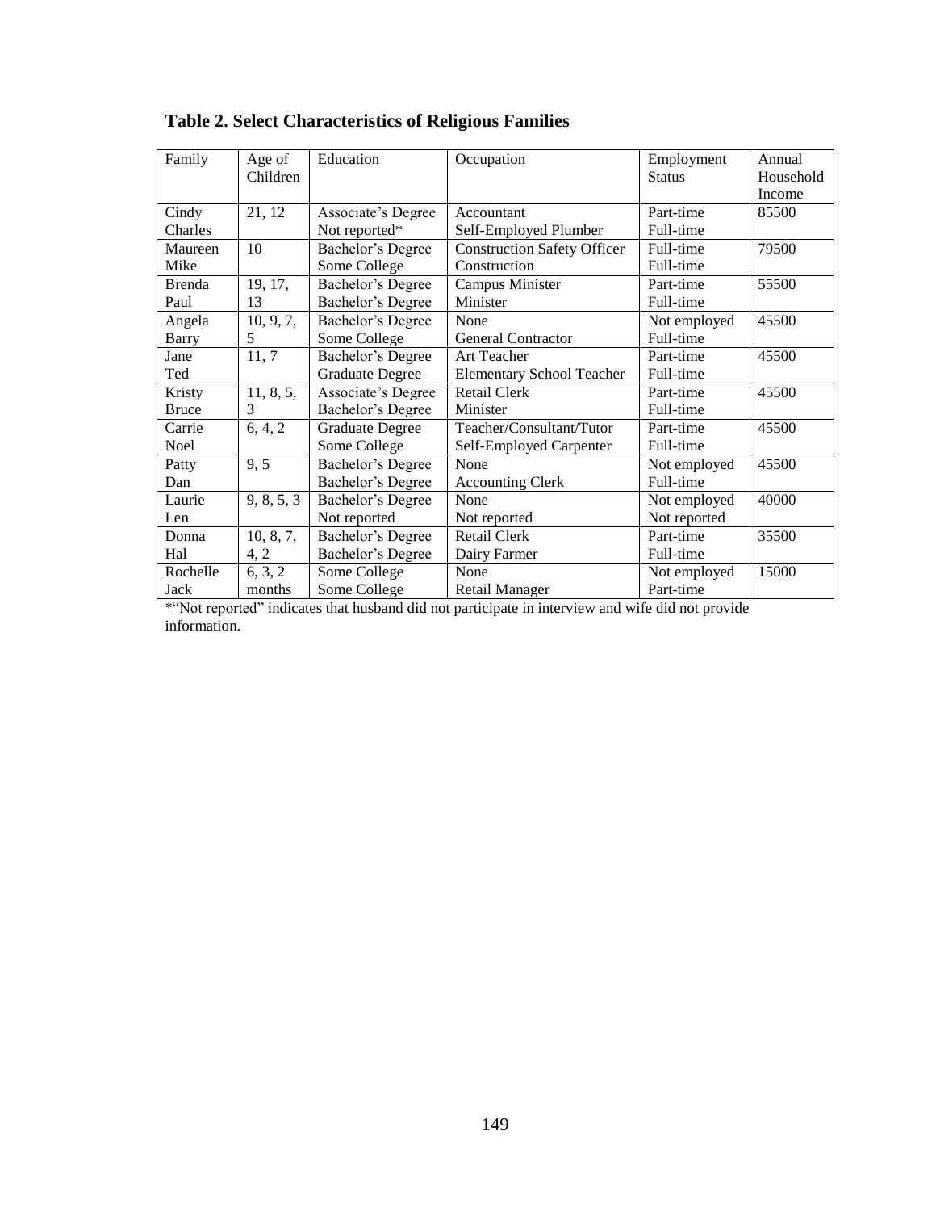**Table 2. Select Characteristics of Religious Families**

| Family | Age of Children | Education | Occupation | Employment Status | Annual Household Income |
|---|---|---|---|---|---|
| Cindy<br>Charles | 21, 12 | Associate's Degree<br>Not reported* | Accountant<br>Self-Employed Plumber | Part-time<br>Full-time | 85500 |
| Maureen<br>Mike | 10 | Bachelor's Degree<br>Some College | Construction Safety Officer<br>Construction | Full-time<br>Full-time | 79500 |
| Brenda<br>Paul | 19, 17, 13 | Bachelor's Degree<br>Bachelor's Degree | Campus Minister<br>Minister | Part-time<br>Full-time | 55500 |
| Angela<br>Barry | 10, 9, 7, 5 | Bachelor's Degree<br>Some College | None<br>General Contractor | Not employed<br>Full-time | 45500 |
| Jane<br>Ted | 11, 7 | Bachelor's Degree<br>Graduate Degree | Art Teacher<br>Elementary School Teacher | Part-time<br>Full-time | 45500 |
| Kristy<br>Bruce | 11, 8, 5, 3 | Associate's Degree<br>Bachelor's Degree | Retail Clerk<br>Minister | Part-time<br>Full-time | 45500 |
| Carrie<br>Noel | 6, 4, 2 | Graduate Degree<br>Some College | Teacher/Consultant/Tutor<br>Self-Employed Carpenter | Part-time<br>Full-time | 45500 |
| Patty<br>Dan | 9, 5 | Bachelor's Degree<br>Bachelor's Degree | None<br>Accounting Clerk | Not employed<br>Full-time | 45500 |
| Laurie<br>Len | 9, 8, 5, 3 | Bachelor's Degree<br>Not reported | None<br>Not reported | Not employed<br>Not reported | 40000 |
| Donna<br>Hal | 10, 8, 7, 4, 2 | Bachelor's Degree<br>Bachelor's Degree | Retail Clerk<br>Dairy Farmer | Part-time<br>Full-time | 35500 |
| Rochelle<br>Jack | 6, 3, 2 months | Some College<br>Some College | None<br>Retail Manager | Not employed<br>Part-time | 15000 |

*"Not reported" indicates that husband did not participate in interview and wife did not provide information.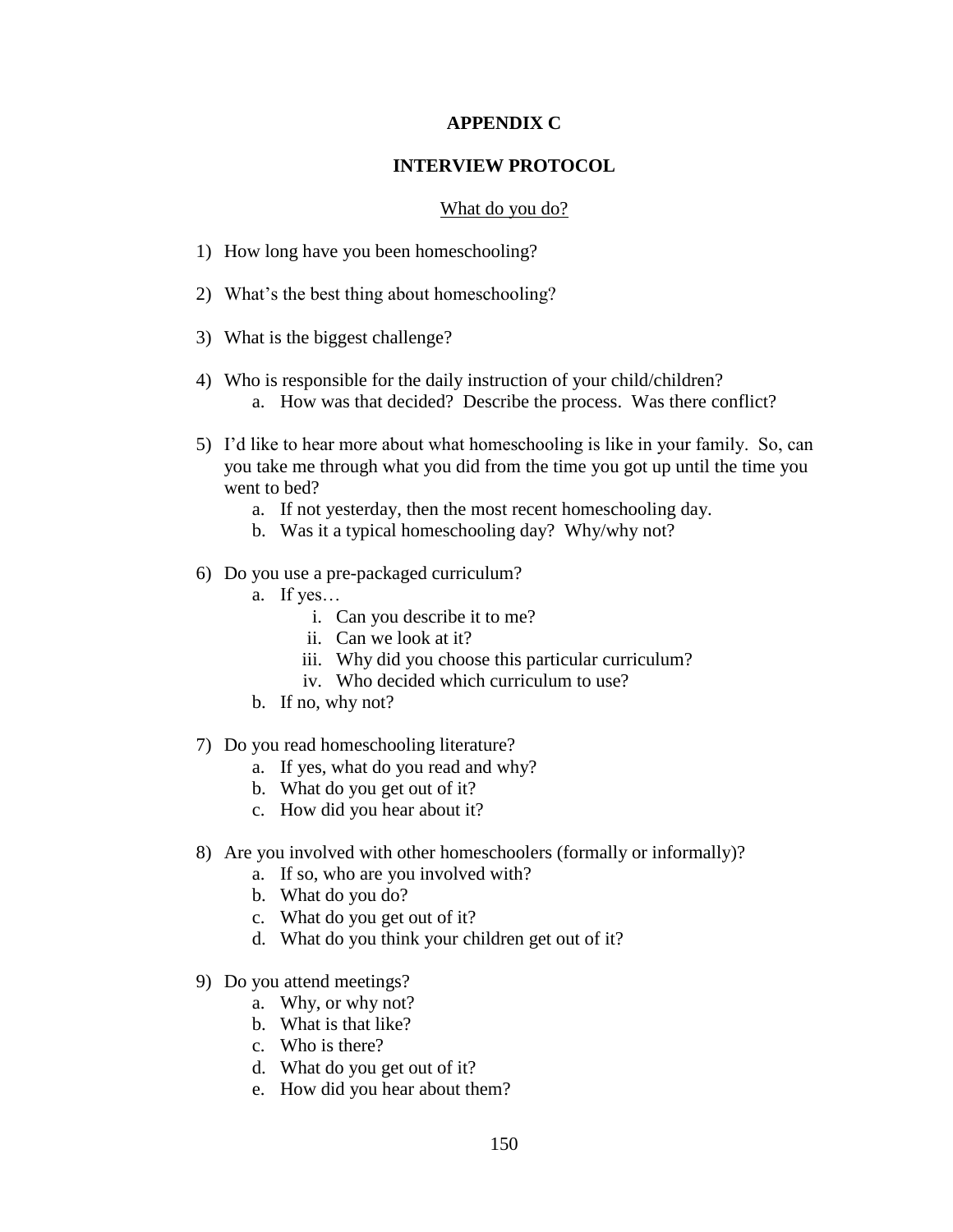# APPENDIX C

## INTERVIEW PROTOCOL

<u>What do you do?</u>

1) How long have you been homeschooling?

2) What's the best thing about homeschooling?

3) What is the biggest challenge?

4) Who is responsible for the daily instruction of your child/children?
    a. How was that decided? Describe the process. Was there conflict?

5) I'd like to hear more about what homeschooling is like in your family. So, can you take me through what you did from the time you got up until the time you went to bed?
    a. If not yesterday, then the most recent homeschooling day.
    b. Was it a typical homeschooling day? Why/why not?

6) Do you use a pre-packaged curriculum?
    a. If yes…
        i. Can you describe it to me?
        ii. Can we look at it?
        iii. Why did you choose this particular curriculum?
        iv. Who decided which curriculum to use?
    b. If no, why not?

7) Do you read homeschooling literature?
    a. If yes, what do you read and why?
    b. What do you get out of it?
    c. How did you hear about it?

8) Are you involved with other homeschoolers (formally or informally)?
    a. If so, who are you involved with?
    b. What do you do?
    c. What do you get out of it?
    d. What do you think your children get out of it?

9) Do you attend meetings?
    a. Why, or why not?
    b. What is that like?
    c. Who is there?
    d. What do you get out of it?
    e. How did you hear about them?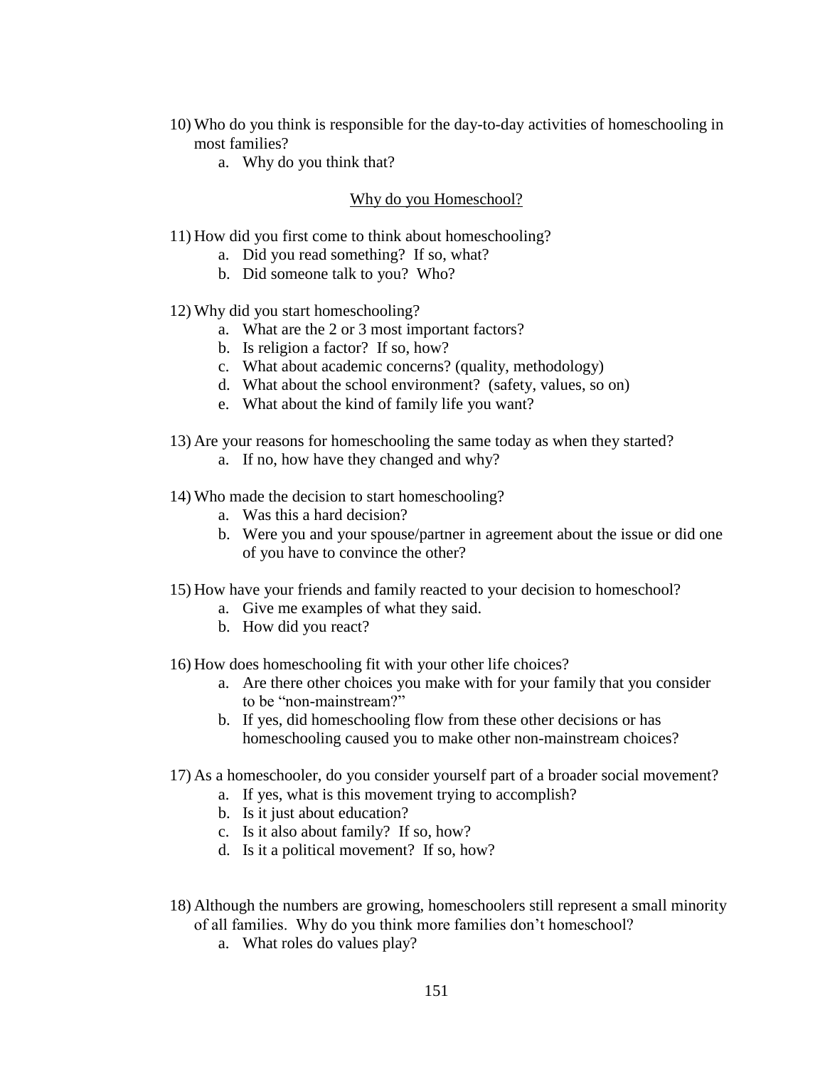10) Who do you think is responsible for the day-to-day activities of homeschooling in most families?
    a. Why do you think that?

<u>Why do you Homeschool?</u>

11) How did you first come to think about homeschooling?
    a. Did you read something? If so, what?
    b. Did someone talk to you? Who?

12) Why did you start homeschooling?
    a. What are the 2 or 3 most important factors?
    b. Is religion a factor? If so, how?
    c. What about academic concerns? (quality, methodology)
    d. What about the school environment? (safety, values, so on)
    e. What about the kind of family life you want?

13) Are your reasons for homeschooling the same today as when they started?
    a. If no, how have they changed and why?

14) Who made the decision to start homeschooling?
    a. Was this a hard decision?
    b. Were you and your spouse/partner in agreement about the issue or did one of you have to convince the other?

15) How have your friends and family reacted to your decision to homeschool?
    a. Give me examples of what they said.
    b. How did you react?

16) How does homeschooling fit with your other life choices?
    a. Are there other choices you make with for your family that you consider to be "non-mainstream?"
    b. If yes, did homeschooling flow from these other decisions or has homeschooling caused you to make other non-mainstream choices?

17) As a homeschooler, do you consider yourself part of a broader social movement?
    a. If yes, what is this movement trying to accomplish?
    b. Is it just about education?
    c. Is it also about family? If so, how?
    d. Is it a political movement? If so, how?

18) Although the numbers are growing, homeschoolers still represent a small minority of all families. Why do you think more families don't homeschool?
    a. What roles do values play?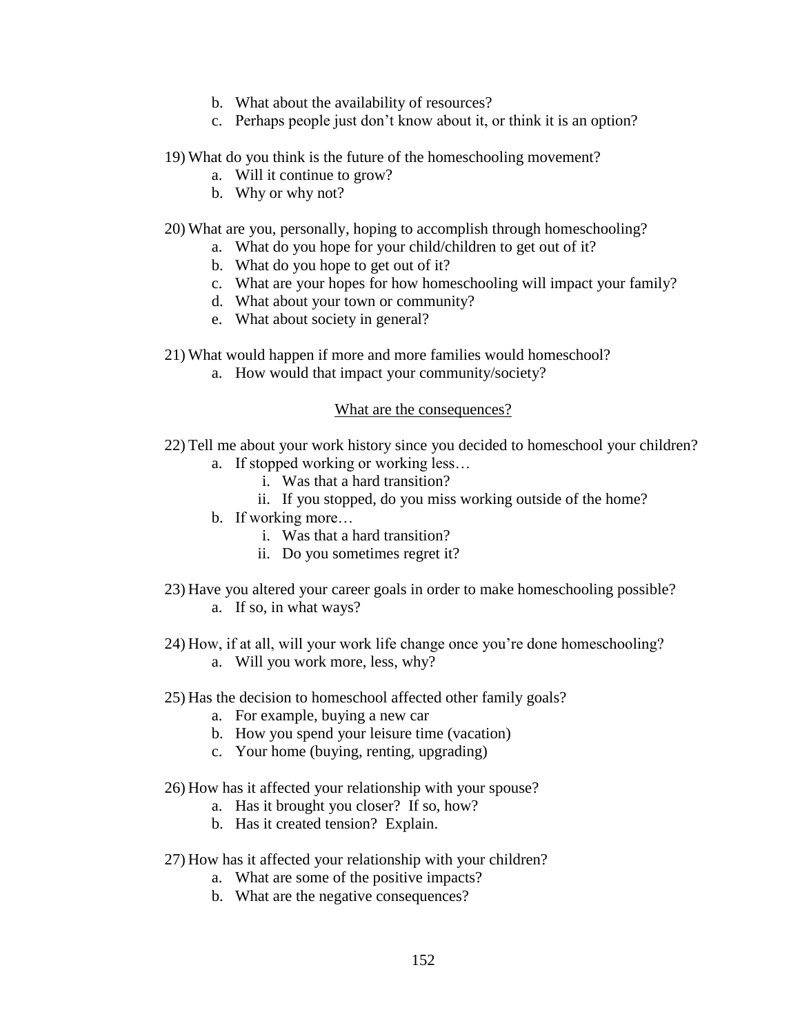b. What about the availability of resources?
   c. Perhaps people just don't know about it, or think it is an option?

19) What do you think is the future of the homeschooling movement?
   a. Will it continue to grow?
   b. Why or why not?

20) What are you, personally, hoping to accomplish through homeschooling?
   a. What do you hope for your child/children to get out of it?
   b. What do you hope to get out of it?
   c. What are your hopes for how homeschooling will impact your family?
   d. What about your town or community?
   e. What about society in general?

21) What would happen if more and more families would homeschool?
   a. How would that impact your community/society?

<u>What are the consequences?</u>

22) Tell me about your work history since you decided to homeschool your children?
   a. If stopped working or working less…
      i. Was that a hard transition?
      ii. If you stopped, do you miss working outside of the home?
   b. If working more…
      i. Was that a hard transition?
      ii. Do you sometimes regret it?

23) Have you altered your career goals in order to make homeschooling possible?
   a. If so, in what ways?

24) How, if at all, will your work life change once you're done homeschooling?
   a. Will you work more, less, why?

25) Has the decision to homeschool affected other family goals?
   a. For example, buying a new car
   b. How you spend your leisure time (vacation)
   c. Your home (buying, renting, upgrading)

26) How has it affected your relationship with your spouse?
   a. Has it brought you closer? If so, how?
   b. Has it created tension? Explain.

27) How has it affected your relationship with your children?
   a. What are some of the positive impacts?
   b. What are the negative consequences?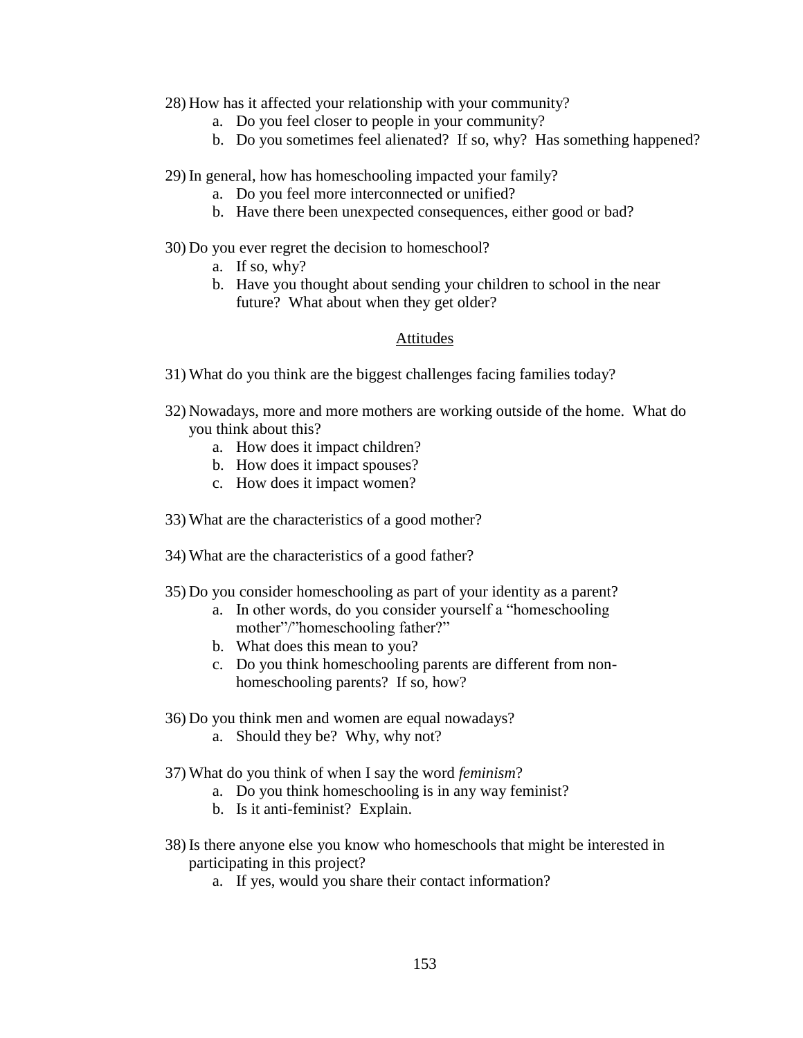28) How has it affected your relationship with your community?
    a. Do you feel closer to people in your community?
    b. Do you sometimes feel alienated? If so, why? Has something happened?

29) In general, how has homeschooling impacted your family?
    a. Do you feel more interconnected or unified?
    b. Have there been unexpected consequences, either good or bad?

30) Do you ever regret the decision to homeschool?
    a. If so, why?
    b. Have you thought about sending your children to school in the near future? What about when they get older?

## Attitudes

31) What do you think are the biggest challenges facing families today?

32) Nowadays, more and more mothers are working outside of the home. What do you think about this?
    a. How does it impact children?
    b. How does it impact spouses?
    c. How does it impact women?

33) What are the characteristics of a good mother?

34) What are the characteristics of a good father?

35) Do you consider homeschooling as part of your identity as a parent?
    a. In other words, do you consider yourself a "homeschooling mother"/"homeschooling father?"
    b. What does this mean to you?
    c. Do you think homeschooling parents are different from non-homeschooling parents? If so, how?

36) Do you think men and women are equal nowadays?
    a. Should they be? Why, why not?

37) What do you think of when I say the word *feminism*?
    a. Do you think homeschooling is in any way feminist?
    b. Is it anti-feminist? Explain.

38) Is there anyone else you know who homeschools that might be interested in participating in this project?
    a. If yes, would you share their contact information?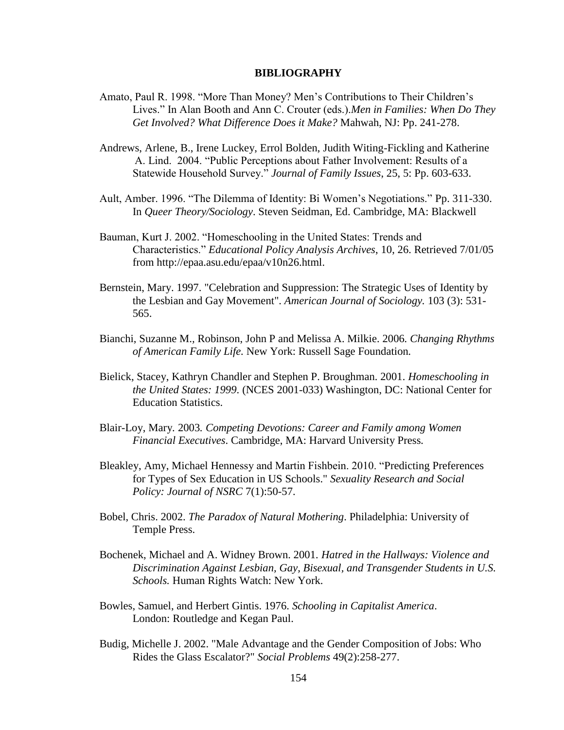# BIBLIOGRAPHY

Amato, Paul R. 1998. “More Than Money? Men’s Contributions to Their Children’s Lives.” In Alan Booth and Ann C. Crouter (eds.).*Men in Families: When Do They Get Involved? What Difference Does it Make?* Mahwah, NJ: Pp. 241-278.

Andrews, Arlene, B., Irene Luckey, Errol Bolden, Judith Witing-Fickling and Katherine A. Lind. 2004. “Public Perceptions about Father Involvement: Results of a Statewide Household Survey.” *Journal of Family Issues*, 25, 5: Pp. 603-633.

Ault, Amber. 1996. “The Dilemma of Identity: Bi Women’s Negotiations.” Pp. 311-330. In *Queer Theory/Sociology*. Steven Seidman, Ed. Cambridge, MA: Blackwell

Bauman, Kurt J. 2002. “Homeschooling in the United States: Trends and Characteristics.” *Educational Policy Analysis Archives*, 10, 26. Retrieved 7/01/05 from http://epaa.asu.edu/epaa/v10n26.html.

Bernstein, Mary. 1997. "Celebration and Suppression: The Strategic Uses of Identity by the Lesbian and Gay Movement". *American Journal of Sociology.* 103 (3): 531-565.

Bianchi, Suzanne M., Robinson, John P and Melissa A. Milkie. 2006. *Changing Rhythms of American Family Life.* New York: Russell Sage Foundation.

Bielick, Stacey, Kathryn Chandler and Stephen P. Broughman. 2001. *Homeschooling in the United States: 1999*. (NCES 2001-033) Washington, DC: National Center for Education Statistics.

Blair-Loy, Mary. 2003*. Competing Devotions: Career and Family among Women Financial Executives*. Cambridge, MA: Harvard University Press.

Bleakley, Amy, Michael Hennessy and Martin Fishbein. 2010. “Predicting Preferences for Types of Sex Education in US Schools." *Sexuality Research and Social Policy: Journal of NSRC* 7(1):50-57.

Bobel, Chris. 2002. *The Paradox of Natural Mothering*. Philadelphia: University of Temple Press.

Bochenek, Michael and A. Widney Brown. 2001. *Hatred in the Hallways: Violence and Discrimination Against Lesbian, Gay, Bisexual, and Transgender Students in U.S. Schools.* Human Rights Watch: New York.

Bowles, Samuel, and Herbert Gintis. 1976. *Schooling in Capitalist America*. London: Routledge and Kegan Paul.

Budig, Michelle J. 2002. "Male Advantage and the Gender Composition of Jobs: Who Rides the Glass Escalator?" *Social Problems* 49(2):258-277.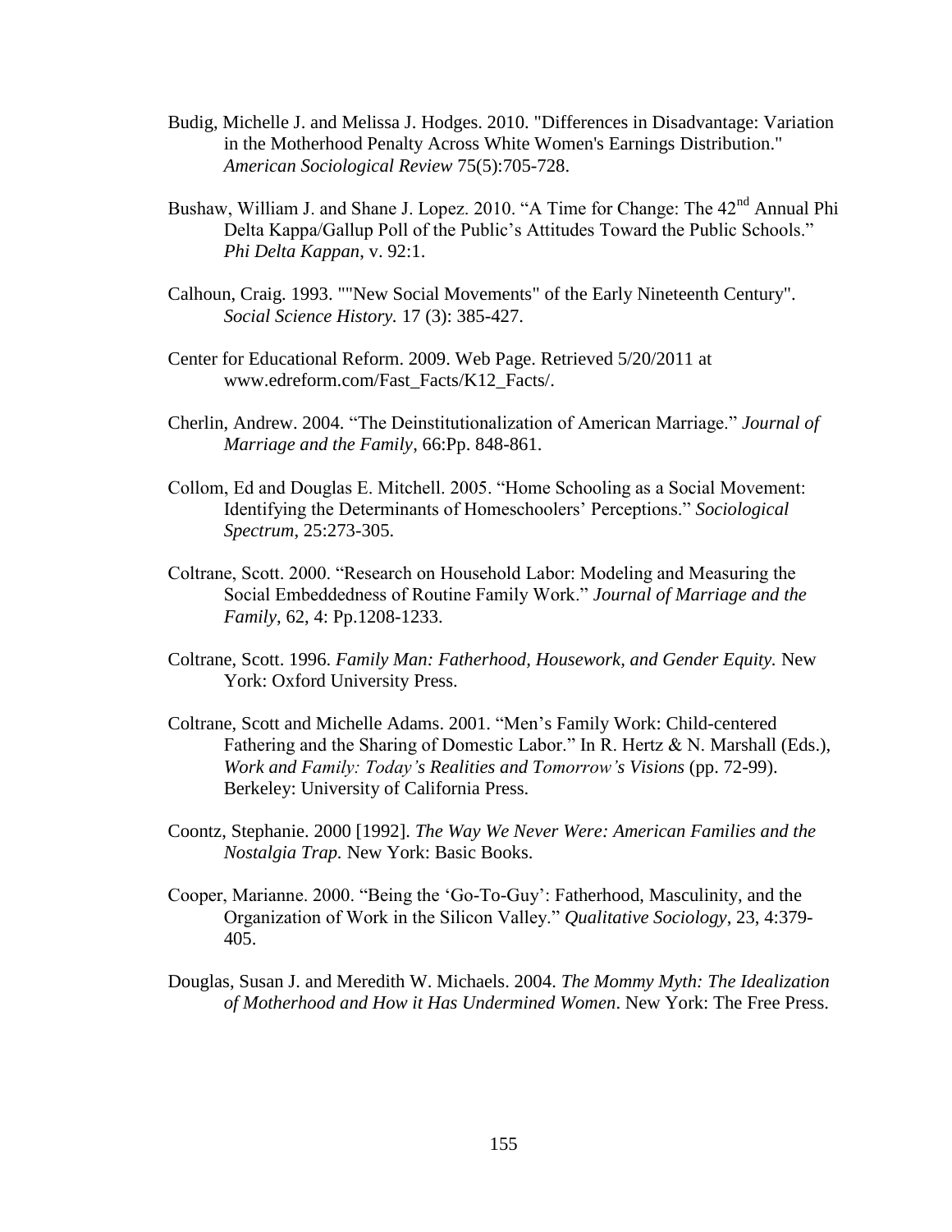Budig, Michelle J. and Melissa J. Hodges. 2010. "Differences in Disadvantage: Variation in the Motherhood Penalty Across White Women's Earnings Distribution." *American Sociological Review* 75(5):705-728.

Bushaw, William J. and Shane J. Lopez. 2010. "A Time for Change: The 42nd Annual Phi Delta Kappa/Gallup Poll of the Public's Attitudes Toward the Public Schools." *Phi Delta Kappan*, v. 92:1.

Calhoun, Craig. 1993. ""New Social Movements" of the Early Nineteenth Century". *Social Science History.* 17 (3): 385-427.

Center for Educational Reform. 2009. Web Page. Retrieved 5/20/2011 at www.edreform.com/Fast_Facts/K12_Facts/.

Cherlin, Andrew. 2004. "The Deinstitutionalization of American Marriage." *Journal of Marriage and the Family*, 66:Pp. 848-861.

Collom, Ed and Douglas E. Mitchell. 2005. "Home Schooling as a Social Movement: Identifying the Determinants of Homeschoolers' Perceptions." *Sociological Spectrum*, 25:273-305.

Coltrane, Scott. 2000. "Research on Household Labor: Modeling and Measuring the Social Embeddedness of Routine Family Work." *Journal of Marriage and the Family*, 62, 4: Pp.1208-1233.

Coltrane, Scott. 1996. *Family Man: Fatherhood, Housework, and Gender Equity.* New York: Oxford University Press.

Coltrane, Scott and Michelle Adams. 2001. "Men's Family Work: Child-centered Fathering and the Sharing of Domestic Labor." In R. Hertz & N. Marshall (Eds.), *Work and Family: Today's Realities and Tomorrow's Visions* (pp. 72-99). Berkeley: University of California Press.

Coontz, Stephanie. 2000 [1992]. *The Way We Never Were: American Families and the Nostalgia Trap.* New York: Basic Books.

Cooper, Marianne. 2000. "Being the 'Go-To-Guy': Fatherhood, Masculinity, and the Organization of Work in the Silicon Valley." *Qualitative Sociology*, 23, 4:379-405.

Douglas, Susan J. and Meredith W. Michaels. 2004. *The Mommy Myth: The Idealization of Motherhood and How it Has Undermined Women*. New York: The Free Press.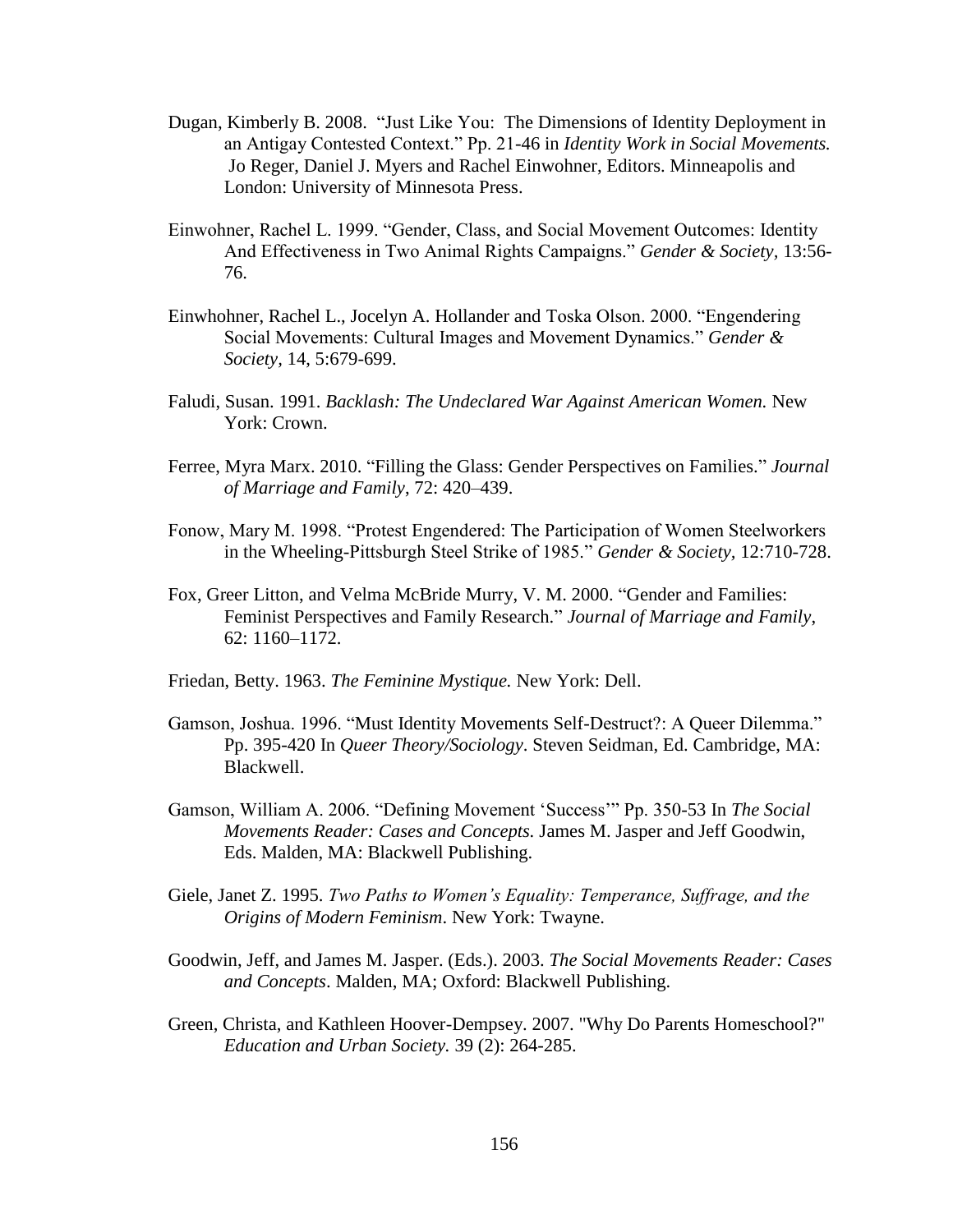Dugan, Kimberly B. 2008. "Just Like You: The Dimensions of Identity Deployment in an Antigay Contested Context." Pp. 21-46 in *Identity Work in Social Movements.* Jo Reger, Daniel J. Myers and Rachel Einwohner, Editors. Minneapolis and London: University of Minnesota Press.

Einwohner, Rachel L. 1999. "Gender, Class, and Social Movement Outcomes: Identity And Effectiveness in Two Animal Rights Campaigns." *Gender & Society,* 13:56-76.

Einwhohner, Rachel L., Jocelyn A. Hollander and Toska Olson. 2000. "Engendering Social Movements: Cultural Images and Movement Dynamics." *Gender & Society,* 14, 5:679-699.

Faludi, Susan. 1991. *Backlash: The Undeclared War Against American Women.* New York: Crown.

Ferree, Myra Marx. 2010. "Filling the Glass: Gender Perspectives on Families." *Journal of Marriage and Family*, 72: 420–439.

Fonow, Mary M. 1998. "Protest Engendered: The Participation of Women Steelworkers in the Wheeling-Pittsburgh Steel Strike of 1985." *Gender & Society,* 12:710-728.

Fox, Greer Litton, and Velma McBride Murry, V. M. 2000. "Gender and Families: Feminist Perspectives and Family Research." *Journal of Marriage and Family*, 62: 1160–1172.

Friedan, Betty. 1963. *The Feminine Mystique.* New York: Dell.

Gamson, Joshua. 1996. "Must Identity Movements Self-Destruct?: A Queer Dilemma." Pp. 395-420 In *Queer Theory/Sociology*. Steven Seidman, Ed. Cambridge, MA: Blackwell.

Gamson, William A. 2006. "Defining Movement 'Success'" Pp. 350-53 In *The Social Movements Reader: Cases and Concepts.* James M. Jasper and Jeff Goodwin, Eds. Malden, MA: Blackwell Publishing.

Giele, Janet Z. 1995. *Two Paths to Women's Equality: Temperance, Suffrage, and the Origins of Modern Feminism*. New York: Twayne.

Goodwin, Jeff, and James M. Jasper. (Eds.). 2003. *The Social Movements Reader: Cases and Concepts*. Malden, MA; Oxford: Blackwell Publishing.

Green, Christa, and Kathleen Hoover-Dempsey. 2007. "Why Do Parents Homeschool?" *Education and Urban Society.* 39 (2): 264-285.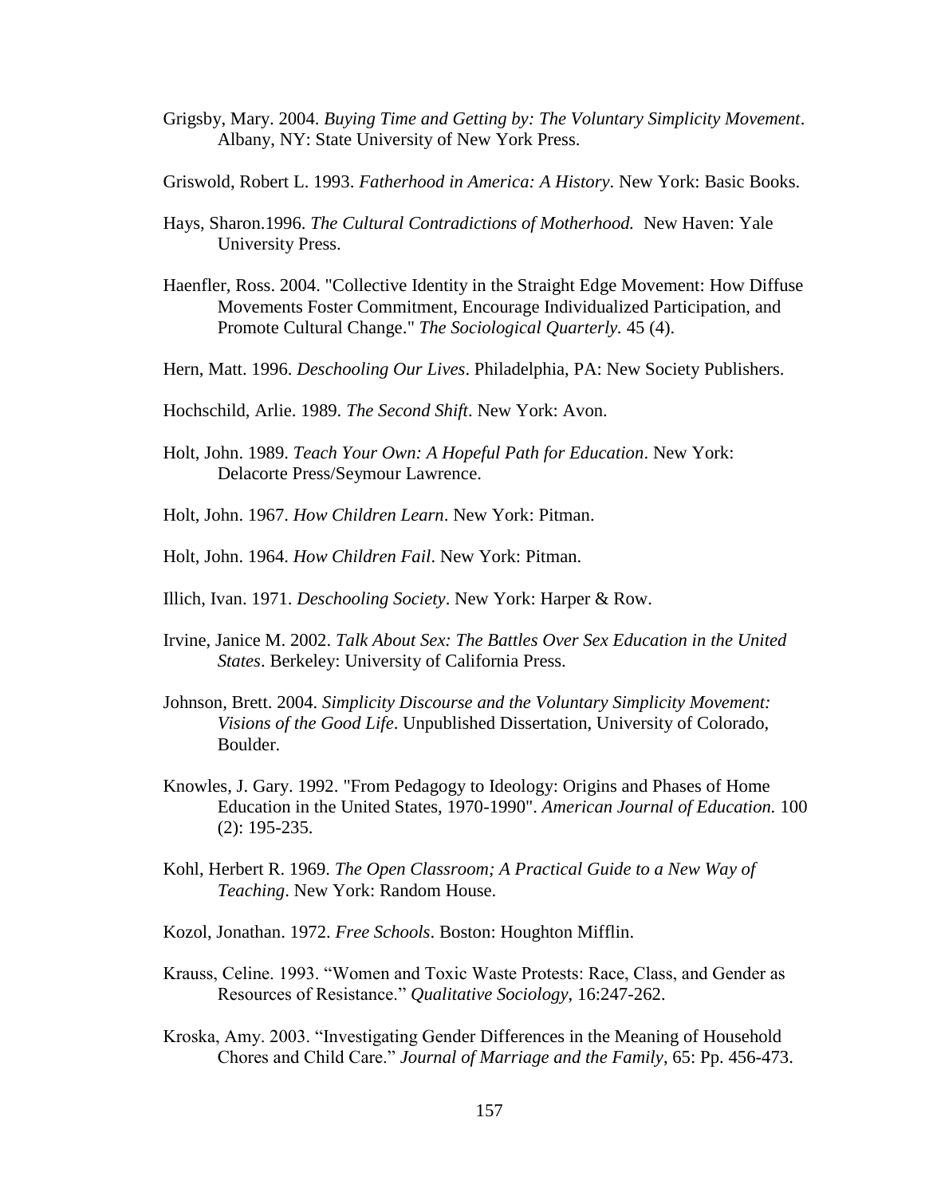Grigsby, Mary. 2004. *Buying Time and Getting by: The Voluntary Simplicity Movement*. Albany, NY: State University of New York Press.

Griswold, Robert L. 1993. *Fatherhood in America: A History*. New York: Basic Books.

Hays, Sharon.1996. *The Cultural Contradictions of Motherhood.* New Haven: Yale University Press.

Haenfler, Ross. 2004. "Collective Identity in the Straight Edge Movement: How Diffuse Movements Foster Commitment, Encourage Individualized Participation, and Promote Cultural Change." *The Sociological Quarterly.* 45 (4).

Hern, Matt. 1996. *Deschooling Our Lives*. Philadelphia, PA: New Society Publishers.

Hochschild, Arlie. 1989. *The Second Shift*. New York: Avon.

Holt, John. 1989. *Teach Your Own: A Hopeful Path for Education*. New York: Delacorte Press/Seymour Lawrence.

Holt, John. 1967. *How Children Learn*. New York: Pitman.

Holt, John. 1964. *How Children Fail*. New York: Pitman.

Illich, Ivan. 1971. *Deschooling Society*. New York: Harper & Row.

Irvine, Janice M. 2002. *Talk About Sex: The Battles Over Sex Education in the United States*. Berkeley: University of California Press.

Johnson, Brett. 2004. *Simplicity Discourse and the Voluntary Simplicity Movement: Visions of the Good Life*. Unpublished Dissertation, University of Colorado, Boulder.

Knowles, J. Gary. 1992. "From Pedagogy to Ideology: Origins and Phases of Home Education in the United States, 1970-1990". *American Journal of Education.* 100 (2): 195-235.

Kohl, Herbert R. 1969. *The Open Classroom; A Practical Guide to a New Way of Teaching*. New York: Random House.

Kozol, Jonathan. 1972. *Free Schools*. Boston: Houghton Mifflin.

Krauss, Celine. 1993. "Women and Toxic Waste Protests: Race, Class, and Gender as Resources of Resistance." *Qualitative Sociology*, 16:247-262.

Kroska, Amy. 2003. "Investigating Gender Differences in the Meaning of Household Chores and Child Care." *Journal of Marriage and the Family*, 65: Pp. 456-473.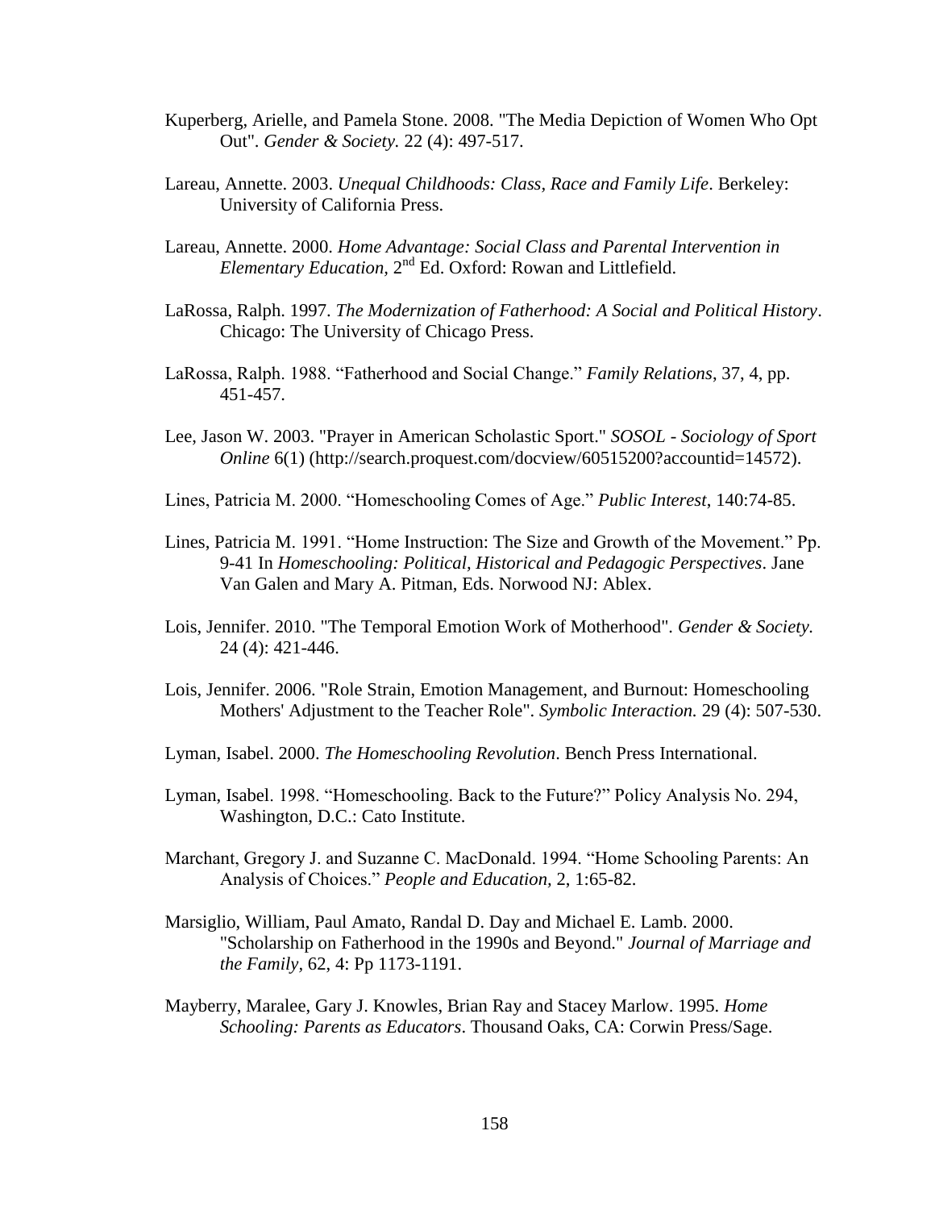Kuperberg, Arielle, and Pamela Stone. 2008. "The Media Depiction of Women Who Opt Out". *Gender & Society.* 22 (4): 497-517.

Lareau, Annette. 2003. *Unequal Childhoods: Class, Race and Family Life*. Berkeley: University of California Press.

Lareau, Annette. 2000. *Home Advantage: Social Class and Parental Intervention in Elementary Education,* 2nd Ed. Oxford: Rowan and Littlefield.

LaRossa, Ralph. 1997. *The Modernization of Fatherhood: A Social and Political History*. Chicago: The University of Chicago Press.

LaRossa, Ralph. 1988. "Fatherhood and Social Change." *Family Relations*, 37, 4, pp. 451-457.

Lee, Jason W. 2003. "Prayer in American Scholastic Sport." *SOSOL - Sociology of Sport Online* 6(1) (http://search.proquest.com/docview/60515200?accountid=14572).

Lines, Patricia M. 2000. "Homeschooling Comes of Age." *Public Interest*, 140:74-85.

Lines, Patricia M. 1991. "Home Instruction: The Size and Growth of the Movement." Pp. 9-41 In *Homeschooling: Political, Historical and Pedagogic Perspectives*. Jane Van Galen and Mary A. Pitman, Eds. Norwood NJ: Ablex.

Lois, Jennifer. 2010. "The Temporal Emotion Work of Motherhood". *Gender & Society.* 24 (4): 421-446.

Lois, Jennifer. 2006. "Role Strain, Emotion Management, and Burnout: Homeschooling Mothers' Adjustment to the Teacher Role". *Symbolic Interaction.* 29 (4): 507-530.

Lyman, Isabel. 2000. *The Homeschooling Revolution*. Bench Press International.

Lyman, Isabel. 1998. "Homeschooling. Back to the Future?" Policy Analysis No. 294, Washington, D.C.: Cato Institute.

Marchant, Gregory J. and Suzanne C. MacDonald. 1994. "Home Schooling Parents: An Analysis of Choices." *People and Education,* 2, 1:65-82.

Marsiglio, William, Paul Amato, Randal D. Day and Michael E. Lamb. 2000. "Scholarship on Fatherhood in the 1990s and Beyond." *Journal of Marriage and the Family*, 62, 4: Pp 1173-1191.

Mayberry, Maralee, Gary J. Knowles, Brian Ray and Stacey Marlow. 1995. *Home Schooling: Parents as Educators*. Thousand Oaks, CA: Corwin Press/Sage.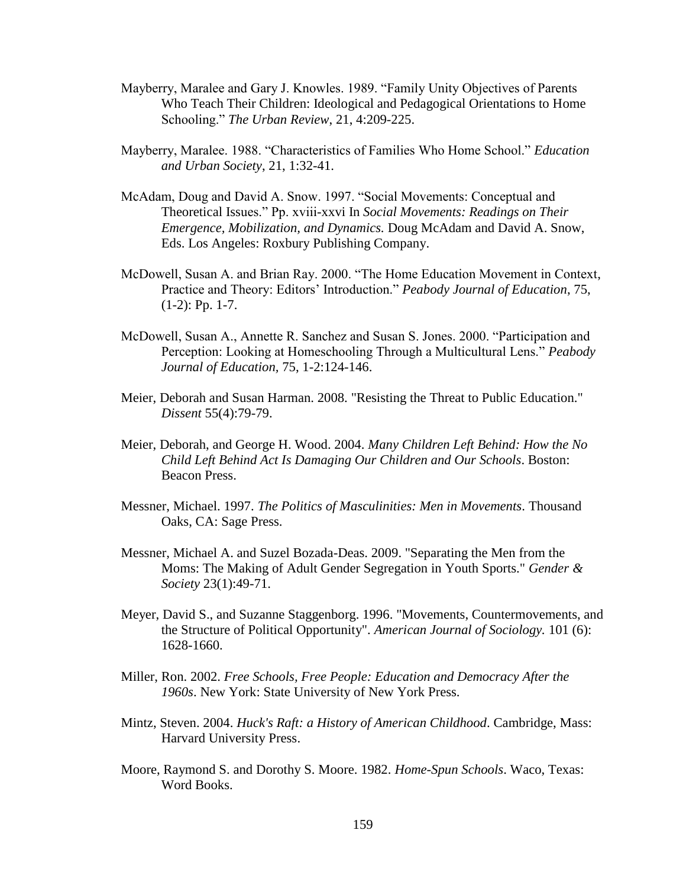Mayberry, Maralee and Gary J. Knowles. 1989. "Family Unity Objectives of Parents Who Teach Their Children: Ideological and Pedagogical Orientations to Home Schooling." *The Urban Review*, 21, 4:209-225.

Mayberry, Maralee. 1988. "Characteristics of Families Who Home School." *Education and Urban Society*, 21, 1:32-41.

McAdam, Doug and David A. Snow. 1997. "Social Movements: Conceptual and Theoretical Issues." Pp. xviii-xxvi In *Social Movements: Readings on Their Emergence, Mobilization, and Dynamics.* Doug McAdam and David A. Snow, Eds. Los Angeles: Roxbury Publishing Company.

McDowell, Susan A. and Brian Ray. 2000. "The Home Education Movement in Context, Practice and Theory: Editors' Introduction." *Peabody Journal of Education*, 75, (1-2): Pp. 1-7.

McDowell, Susan A., Annette R. Sanchez and Susan S. Jones. 2000. "Participation and Perception: Looking at Homeschooling Through a Multicultural Lens." *Peabody Journal of Education,* 75, 1-2:124-146.

Meier, Deborah and Susan Harman. 2008. "Resisting the Threat to Public Education." *Dissent* 55(4):79-79.

Meier, Deborah, and George H. Wood. 2004. *Many Children Left Behind: How the No Child Left Behind Act Is Damaging Our Children and Our Schools*. Boston: Beacon Press.

Messner, Michael. 1997. *The Politics of Masculinities: Men in Movements*. Thousand Oaks, CA: Sage Press.

Messner, Michael A. and Suzel Bozada-Deas. 2009. "Separating the Men from the Moms: The Making of Adult Gender Segregation in Youth Sports." *Gender & Society* 23(1):49-71.

Meyer, David S., and Suzanne Staggenborg. 1996. "Movements, Countermovements, and the Structure of Political Opportunity". *American Journal of Sociology.* 101 (6): 1628-1660.

Miller, Ron. 2002. *Free Schools, Free People: Education and Democracy After the 1960s*. New York: State University of New York Press.

Mintz, Steven. 2004. *Huck's Raft: a History of American Childhood*. Cambridge, Mass: Harvard University Press.

Moore, Raymond S. and Dorothy S. Moore. 1982. *Home-Spun Schools*. Waco, Texas: Word Books.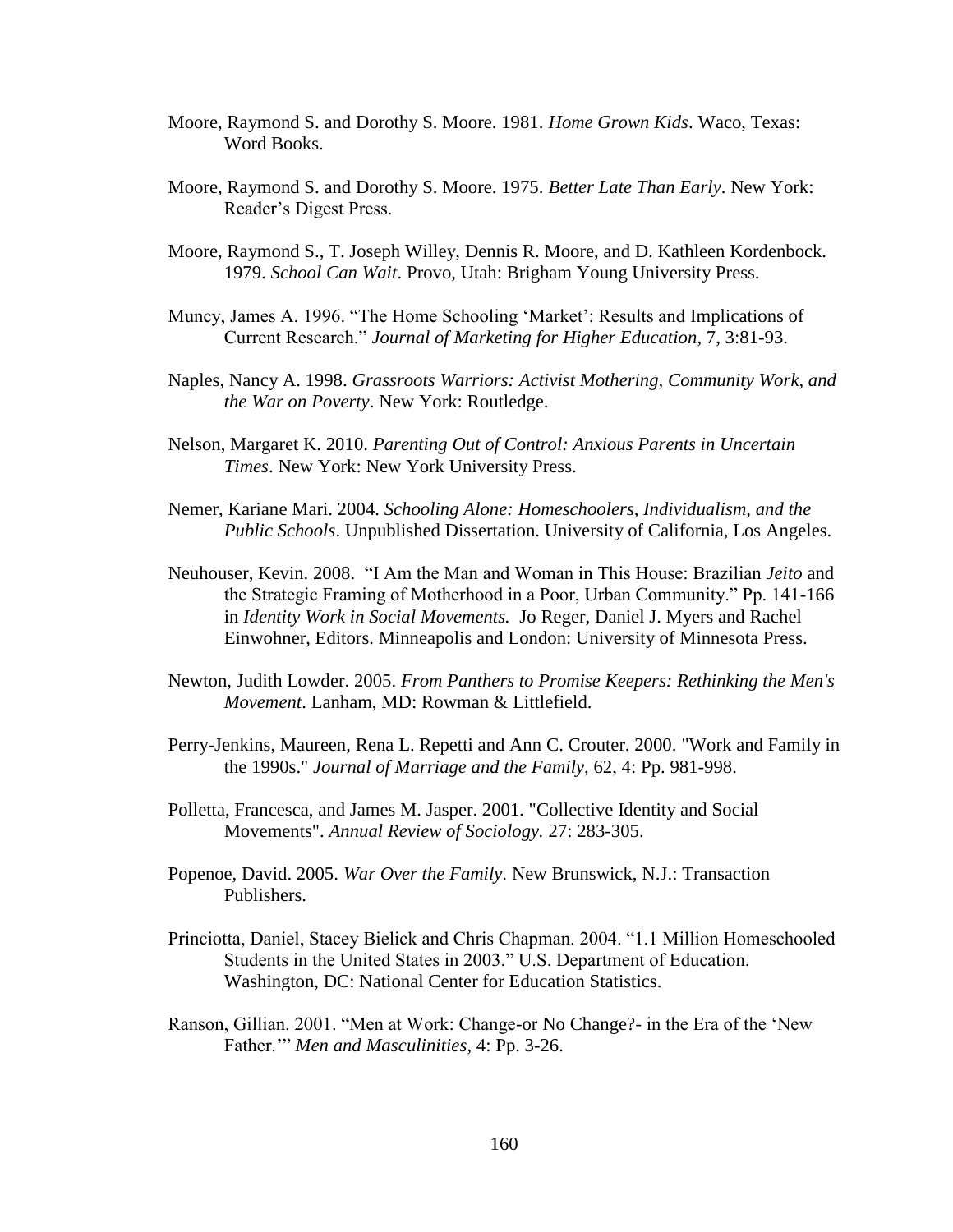Moore, Raymond S. and Dorothy S. Moore. 1981. *Home Grown Kids*. Waco, Texas: Word Books.

Moore, Raymond S. and Dorothy S. Moore. 1975. *Better Late Than Early*. New York: Reader's Digest Press.

Moore, Raymond S., T. Joseph Willey, Dennis R. Moore, and D. Kathleen Kordenbock. 1979. *School Can Wait*. Provo, Utah: Brigham Young University Press.

Muncy, James A. 1996. "The Home Schooling 'Market': Results and Implications of Current Research." *Journal of Marketing for Higher Education*, 7, 3:81-93.

Naples, Nancy A. 1998. *Grassroots Warriors: Activist Mothering, Community Work, and the War on Poverty*. New York: Routledge.

Nelson, Margaret K. 2010. *Parenting Out of Control: Anxious Parents in Uncertain Times*. New York: New York University Press.

Nemer, Kariane Mari. 2004. *Schooling Alone: Homeschoolers, Individualism, and the Public Schools*. Unpublished Dissertation. University of California, Los Angeles.

Neuhouser, Kevin. 2008. "I Am the Man and Woman in This House: Brazilian *Jeito* and the Strategic Framing of Motherhood in a Poor, Urban Community." Pp. 141-166 in *Identity Work in Social Movements.* Jo Reger, Daniel J. Myers and Rachel Einwohner, Editors. Minneapolis and London: University of Minnesota Press.

Newton, Judith Lowder. 2005. *From Panthers to Promise Keepers: Rethinking the Men's Movement*. Lanham, MD: Rowman & Littlefield.

Perry-Jenkins, Maureen, Rena L. Repetti and Ann C. Crouter. 2000. "Work and Family in the 1990s." *Journal of Marriage and the Family*, 62, 4: Pp. 981-998.

Polletta, Francesca, and James M. Jasper. 2001. "Collective Identity and Social Movements". *Annual Review of Sociology.* 27: 283-305.

Popenoe, David. 2005. *War Over the Family*. New Brunswick, N.J.: Transaction Publishers.

Princiotta, Daniel, Stacey Bielick and Chris Chapman. 2004. "1.1 Million Homeschooled Students in the United States in 2003." U.S. Department of Education. Washington, DC: National Center for Education Statistics.

Ranson, Gillian. 2001. "Men at Work: Change-or No Change?- in the Era of the 'New Father.'" *Men and Masculinities*, 4: Pp. 3-26.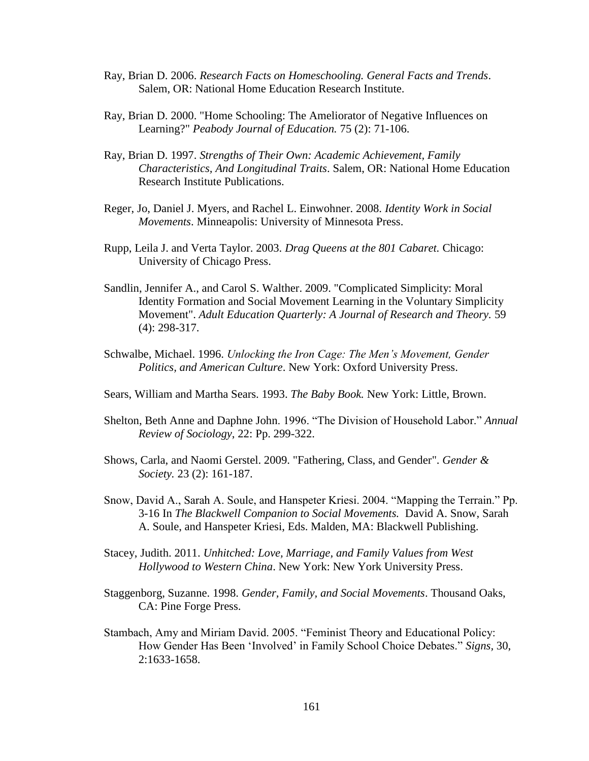Ray, Brian D. 2006. *Research Facts on Homeschooling. General Facts and Trends*. Salem, OR: National Home Education Research Institute.

Ray, Brian D. 2000. "Home Schooling: The Ameliorator of Negative Influences on Learning?" *Peabody Journal of Education.* 75 (2): 71-106.

Ray, Brian D. 1997. *Strengths of Their Own: Academic Achievement, Family Characteristics, And Longitudinal Traits*. Salem, OR: National Home Education Research Institute Publications.

Reger, Jo, Daniel J. Myers, and Rachel L. Einwohner. 2008. *Identity Work in Social Movements*. Minneapolis: University of Minnesota Press.

Rupp, Leila J. and Verta Taylor. 2003. *Drag Queens at the 801 Cabaret.* Chicago: University of Chicago Press.

Sandlin, Jennifer A., and Carol S. Walther. 2009. "Complicated Simplicity: Moral Identity Formation and Social Movement Learning in the Voluntary Simplicity Movement". *Adult Education Quarterly: A Journal of Research and Theory.* 59 (4): 298-317.

Schwalbe, Michael. 1996. *Unlocking the Iron Cage: The Men's Movement, Gender Politics, and American Culture*. New York: Oxford University Press.

Sears, William and Martha Sears. 1993. *The Baby Book.* New York: Little, Brown.

Shelton, Beth Anne and Daphne John. 1996. "The Division of Household Labor." *Annual Review of Sociology*, 22: Pp. 299-322.

Shows, Carla, and Naomi Gerstel. 2009. "Fathering, Class, and Gender". *Gender & Society.* 23 (2): 161-187.

Snow, David A., Sarah A. Soule, and Hanspeter Kriesi. 2004. "Mapping the Terrain." Pp. 3-16 In *The Blackwell Companion to Social Movements.* David A. Snow, Sarah A. Soule, and Hanspeter Kriesi, Eds. Malden, MA: Blackwell Publishing.

Stacey, Judith. 2011. *Unhitched: Love, Marriage, and Family Values from West Hollywood to Western China*. New York: New York University Press.

Staggenborg, Suzanne. 1998. *Gender, Family, and Social Movements*. Thousand Oaks, CA: Pine Forge Press.

Stambach, Amy and Miriam David. 2005. "Feminist Theory and Educational Policy: How Gender Has Been 'Involved' in Family School Choice Debates." *Signs*, 30, 2:1633-1658.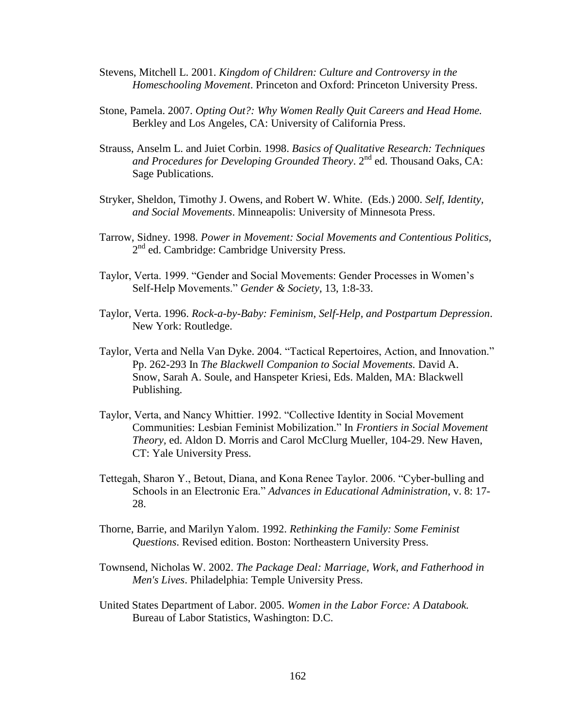Stevens, Mitchell L. 2001. *Kingdom of Children: Culture and Controversy in the Homeschooling Movement*. Princeton and Oxford: Princeton University Press.

Stone, Pamela. 2007. *Opting Out?: Why Women Really Quit Careers and Head Home.* Berkley and Los Angeles, CA: University of California Press.

Strauss, Anselm L. and Juiet Corbin. 1998. *Basics of Qualitative Research: Techniques and Procedures for Developing Grounded Theory*. 2nd ed. Thousand Oaks, CA: Sage Publications.

Stryker, Sheldon, Timothy J. Owens, and Robert W. White. (Eds.) 2000. *Self, Identity, and Social Movements*. Minneapolis: University of Minnesota Press.

Tarrow, Sidney. 1998. *Power in Movement: Social Movements and Contentious Politics*, 2nd ed. Cambridge: Cambridge University Press.

Taylor, Verta. 1999. "Gender and Social Movements: Gender Processes in Women's Self-Help Movements." *Gender & Society*, 13, 1:8-33.

Taylor, Verta. 1996. *Rock-a-by-Baby: Feminism, Self-Help, and Postpartum Depression*. New York: Routledge.

Taylor, Verta and Nella Van Dyke. 2004. "Tactical Repertoires, Action, and Innovation." Pp. 262-293 In *The Blackwell Companion to Social Movements.* David A. Snow, Sarah A. Soule, and Hanspeter Kriesi, Eds. Malden, MA: Blackwell Publishing.

Taylor, Verta, and Nancy Whittier. 1992. "Collective Identity in Social Movement Communities: Lesbian Feminist Mobilization." In *Frontiers in Social Movement Theory*, ed. Aldon D. Morris and Carol McClurg Mueller, 104-29. New Haven, CT: Yale University Press.

Tettegah, Sharon Y., Betout, Diana, and Kona Renee Taylor. 2006. "Cyber-bulling and Schools in an Electronic Era." *Advances in Educational Administration*, v. 8: 17-28.

Thorne, Barrie, and Marilyn Yalom. 1992. *Rethinking the Family: Some Feminist Questions*. Revised edition. Boston: Northeastern University Press.

Townsend, Nicholas W. 2002. *The Package Deal: Marriage, Work, and Fatherhood in Men's Lives*. Philadelphia: Temple University Press.

United States Department of Labor. 2005. *Women in the Labor Force: A Databook.* Bureau of Labor Statistics, Washington: D.C.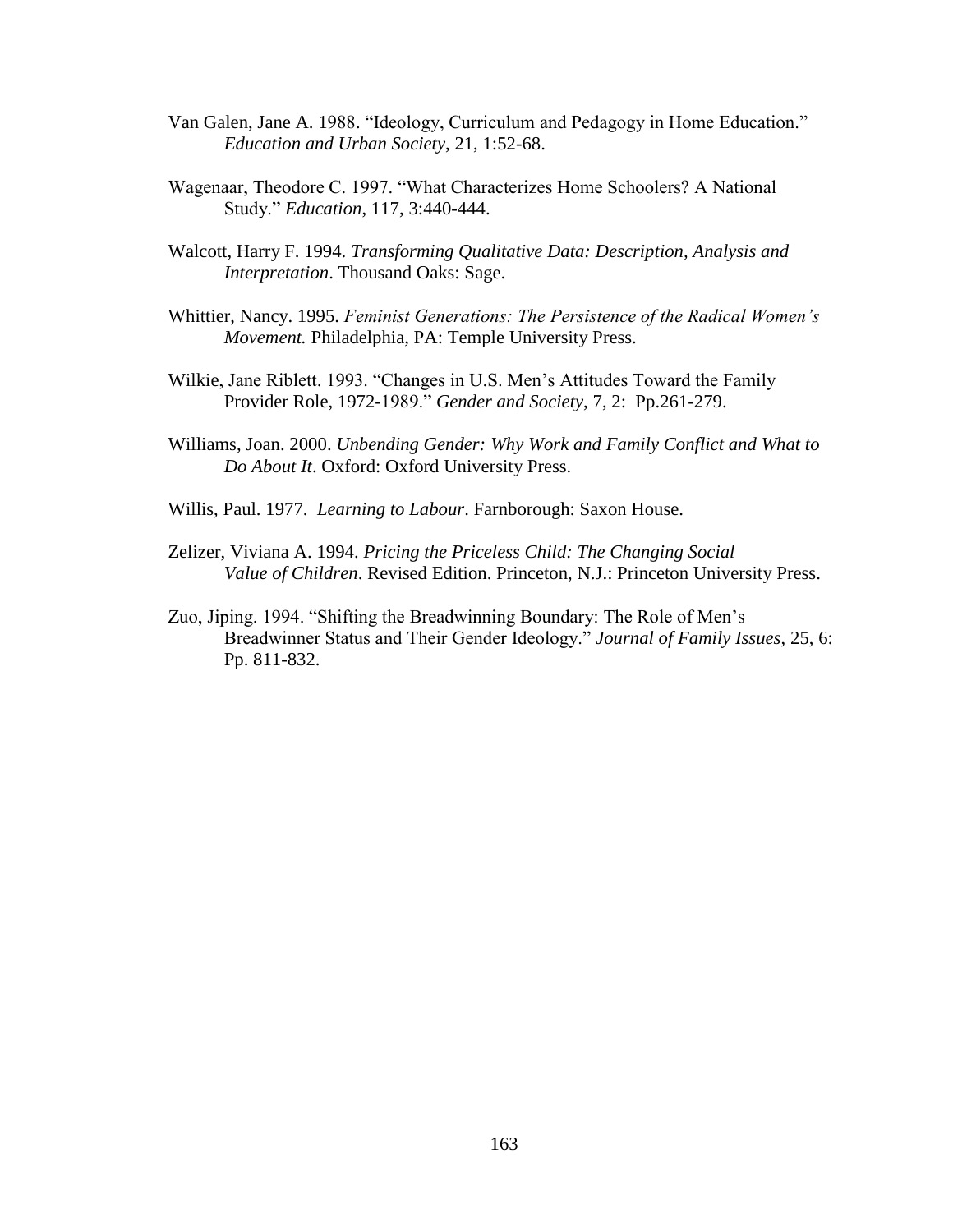Van Galen, Jane A. 1988. "Ideology, Curriculum and Pedagogy in Home Education." *Education and Urban Society*, 21, 1:52-68.

Wagenaar, Theodore C. 1997. "What Characterizes Home Schoolers? A National Study." *Education*, 117, 3:440-444.

Walcott, Harry F. 1994. *Transforming Qualitative Data: Description, Analysis and Interpretation*. Thousand Oaks: Sage.

Whittier, Nancy. 1995. *Feminist Generations: The Persistence of the Radical Women's Movement.* Philadelphia, PA: Temple University Press.

Wilkie, Jane Riblett. 1993. "Changes in U.S. Men's Attitudes Toward the Family Provider Role, 1972-1989." *Gender and Society*, 7, 2: Pp.261-279.

Williams, Joan. 2000. *Unbending Gender: Why Work and Family Conflict and What to Do About It*. Oxford: Oxford University Press.

Willis, Paul. 1977. *Learning to Labour*. Farnborough: Saxon House.

Zelizer, Viviana A. 1994. *Pricing the Priceless Child: The Changing Social Value of Children*. Revised Edition. Princeton, N.J.: Princeton University Press.

Zuo, Jiping. 1994. "Shifting the Breadwinning Boundary: The Role of Men's Breadwinner Status and Their Gender Ideology." *Journal of Family Issues*, 25, 6: Pp. 811-832.